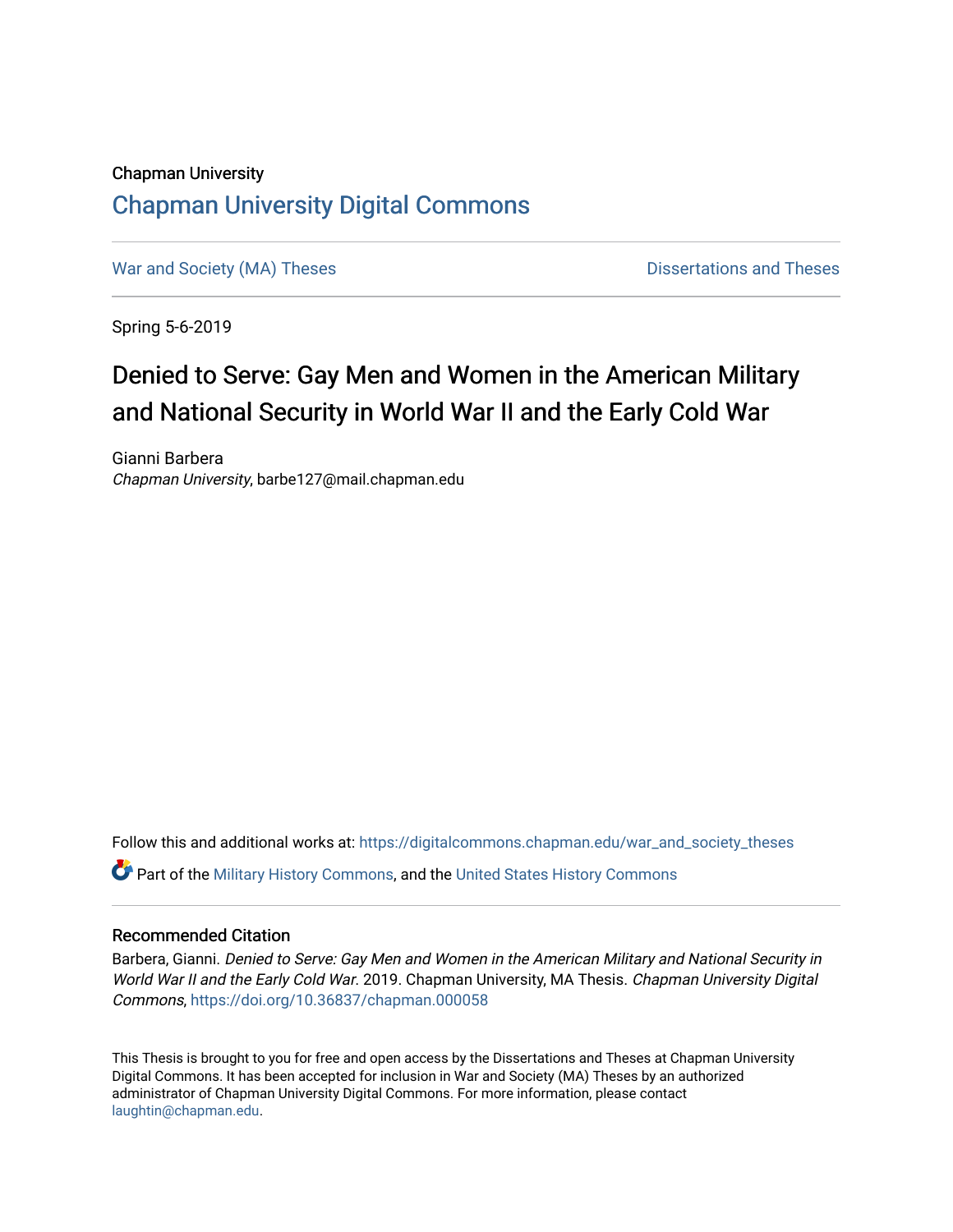Chapman University

## Chapman University Digital Commons

War and Society (MA) Theses | Dissertations and Theses

Spring 5-6-2019

# Denied to Serve: Gay Men and Women in the American Military and National Security in World War II and the Early Cold War

Gianni Barbera
*Chapman University*, barbe127@mail.chapman.edu

Follow this and additional works at: https://digitalcommons.chapman.edu/war_and_society_theses

Part of the Military History Commons, and the United States History Commons

### Recommended Citation

Barbera, Gianni. *Denied to Serve: Gay Men and Women in the American Military and National Security in World War II and the Early Cold War*. 2019. Chapman University, MA Thesis. *Chapman University Digital Commons*, https://doi.org/10.36837/chapman.000058

This Thesis is brought to you for free and open access by the Dissertations and Theses at Chapman University Digital Commons. It has been accepted for inclusion in War and Society (MA) Theses by an authorized administrator of Chapman University Digital Commons. For more information, please contact laughtin@chapman.edu.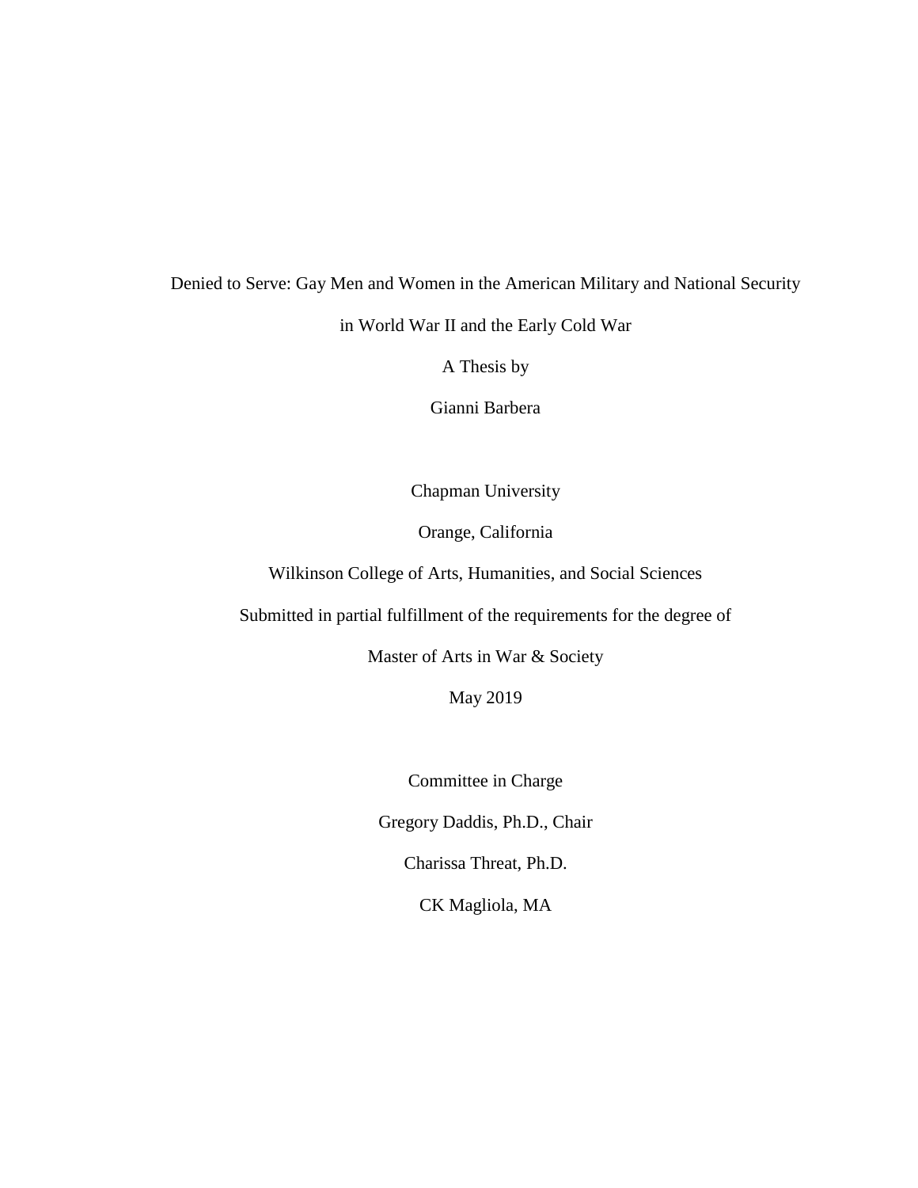Denied to Serve: Gay Men and Women in the American Military and National Security

in World War II and the Early Cold War

A Thesis by

Gianni Barbera

Chapman University

Orange, California

Wilkinson College of Arts, Humanities, and Social Sciences

Submitted in partial fulfillment of the requirements for the degree of

Master of Arts in War & Society

May 2019

Committee in Charge

Gregory Daddis, Ph.D., Chair

Charissa Threat, Ph.D.

CK Magliola, MA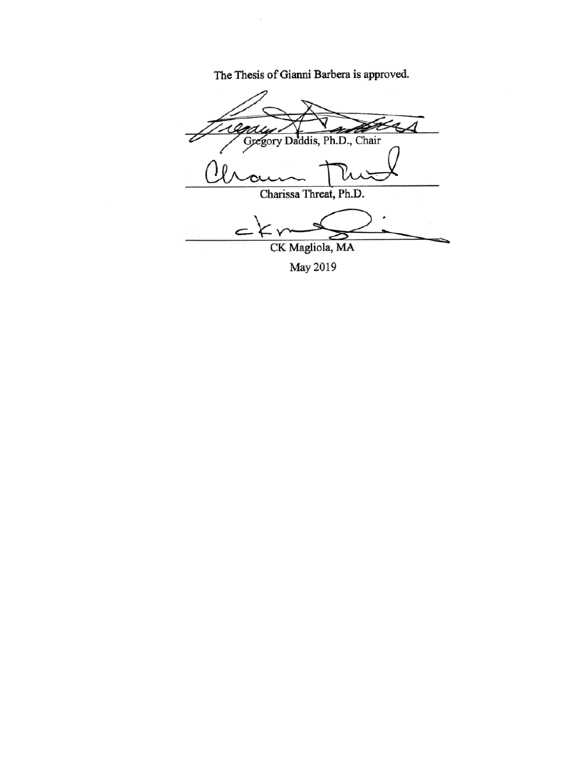The Thesis of Gianni Barbera is approved.

Gregory Daddis, Ph.D., Chair

Charissa Threat, Ph.D.

CK Magliola, MA

May 2019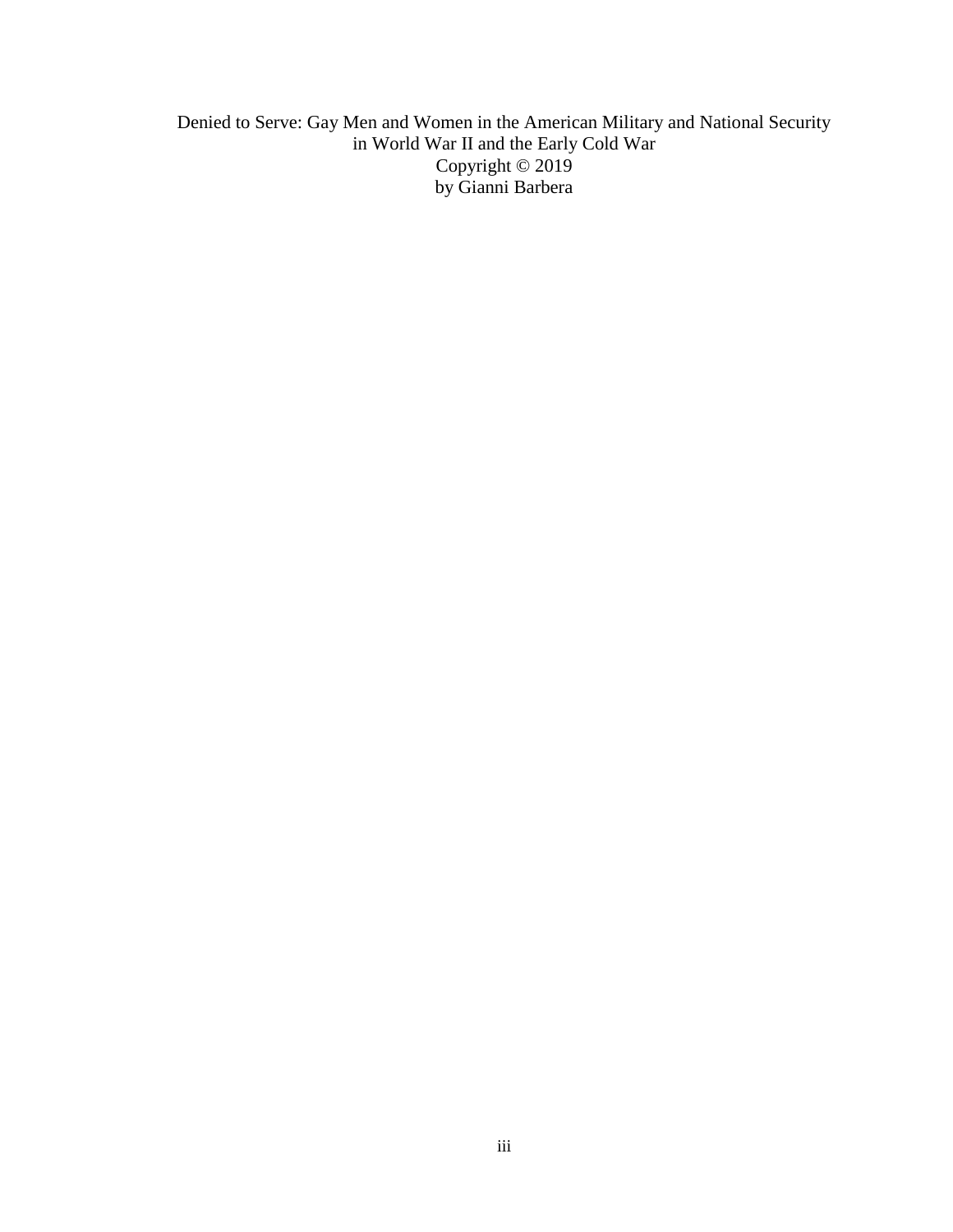Denied to Serve: Gay Men and Women in the American Military and National Security in World War II and the Early Cold War

Copyright © 2019

by Gianni Barbera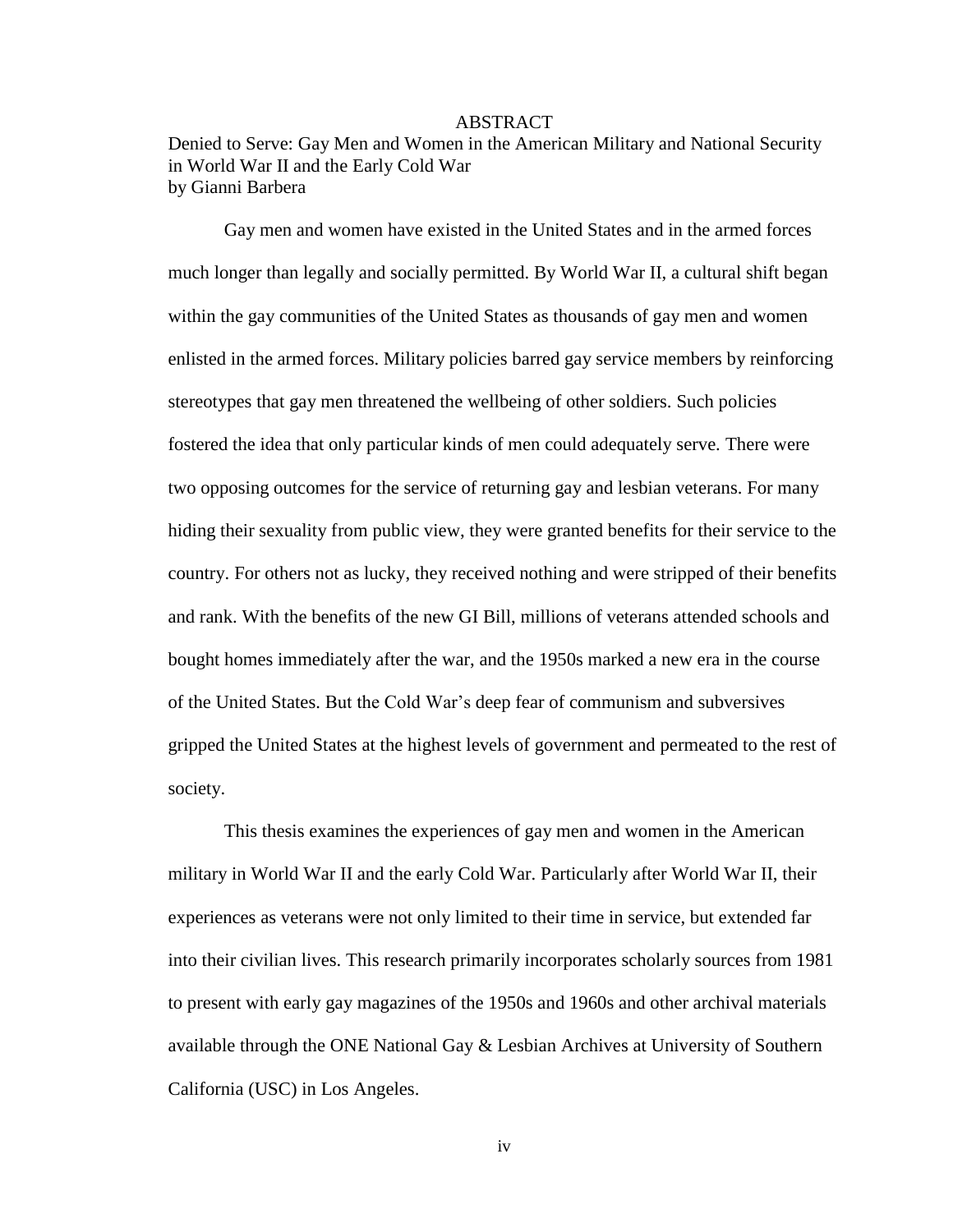# ABSTRACT

Denied to Serve: Gay Men and Women in the American Military and National Security in World War II and the Early Cold War
by Gianni Barbera

Gay men and women have existed in the United States and in the armed forces much longer than legally and socially permitted. By World War II, a cultural shift began within the gay communities of the United States as thousands of gay men and women enlisted in the armed forces. Military policies barred gay service members by reinforcing stereotypes that gay men threatened the wellbeing of other soldiers. Such policies fostered the idea that only particular kinds of men could adequately serve. There were two opposing outcomes for the service of returning gay and lesbian veterans. For many hiding their sexuality from public view, they were granted benefits for their service to the country. For others not as lucky, they received nothing and were stripped of their benefits and rank. With the benefits of the new GI Bill, millions of veterans attended schools and bought homes immediately after the war, and the 1950s marked a new era in the course of the United States. But the Cold War's deep fear of communism and subversives gripped the United States at the highest levels of government and permeated to the rest of society.

This thesis examines the experiences of gay men and women in the American military in World War II and the early Cold War. Particularly after World War II, their experiences as veterans were not only limited to their time in service, but extended far into their civilian lives. This research primarily incorporates scholarly sources from 1981 to present with early gay magazines of the 1950s and 1960s and other archival materials available through the ONE National Gay & Lesbian Archives at University of Southern California (USC) in Los Angeles.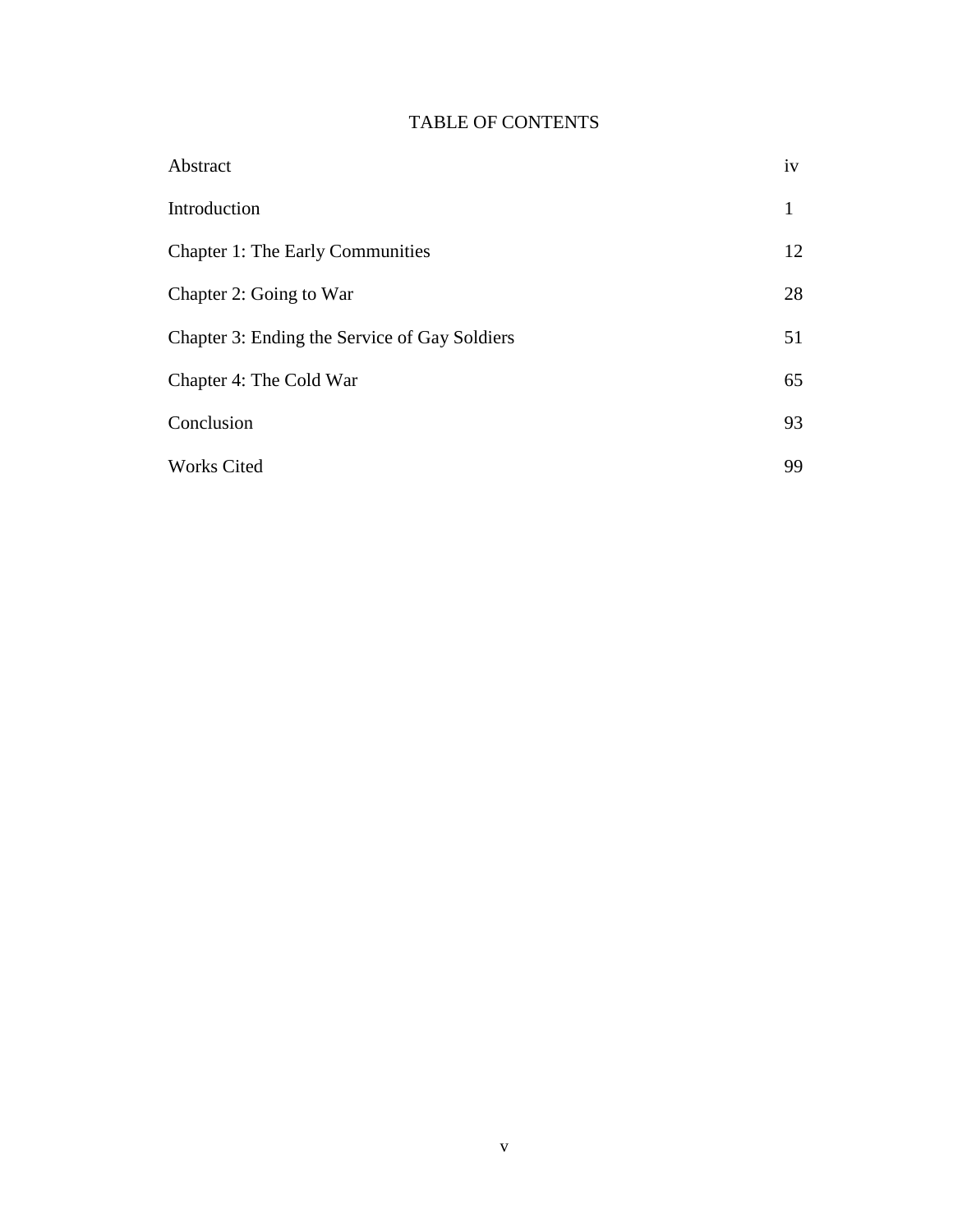# TABLE OF CONTENTS

| | |
|---|---|
| Abstract | iv |
| Introduction | 1 |
| Chapter 1: The Early Communities | 12 |
| Chapter 2: Going to War | 28 |
| Chapter 3: Ending the Service of Gay Soldiers | 51 |
| Chapter 4: The Cold War | 65 |
| Conclusion | 93 |
| Works Cited | 99 |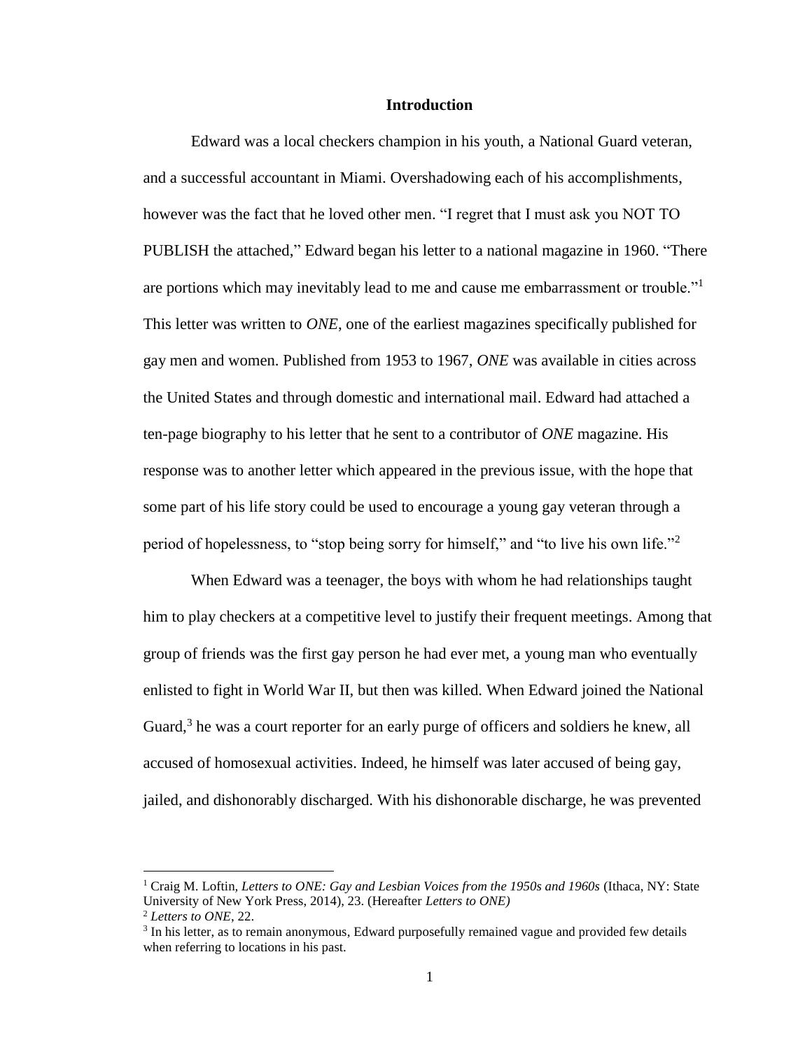## Introduction

Edward was a local checkers champion in his youth, a National Guard veteran, and a successful accountant in Miami. Overshadowing each of his accomplishments, however was the fact that he loved other men. "I regret that I must ask you NOT TO PUBLISH the attached," Edward began his letter to a national magazine in 1960. "There are portions which may inevitably lead to me and cause me embarrassment or trouble."[1] This letter was written to *ONE*, one of the earliest magazines specifically published for gay men and women. Published from 1953 to 1967, *ONE* was available in cities across the United States and through domestic and international mail. Edward had attached a ten-page biography to his letter that he sent to a contributor of *ONE* magazine. His response was to another letter which appeared in the previous issue, with the hope that some part of his life story could be used to encourage a young gay veteran through a period of hopelessness, to "stop being sorry for himself," and "to live his own life."[2]

When Edward was a teenager, the boys with whom he had relationships taught him to play checkers at a competitive level to justify their frequent meetings. Among that group of friends was the first gay person he had ever met, a young man who eventually enlisted to fight in World War II, but then was killed. When Edward joined the National Guard,[3] he was a court reporter for an early purge of officers and soldiers he knew, all accused of homosexual activities. Indeed, he himself was later accused of being gay, jailed, and dishonorably discharged. With his dishonorable discharge, he was prevented

---

[1] Craig M. Loftin, *Letters to ONE: Gay and Lesbian Voices from the 1950s and 1960s* (Ithaca, NY: State University of New York Press, 2014), 23. (Hereafter *Letters to ONE)*

[2] *Letters to ONE*, 22.

[3] In his letter, as to remain anonymous, Edward purposefully remained vague and provided few details when referring to locations in his past.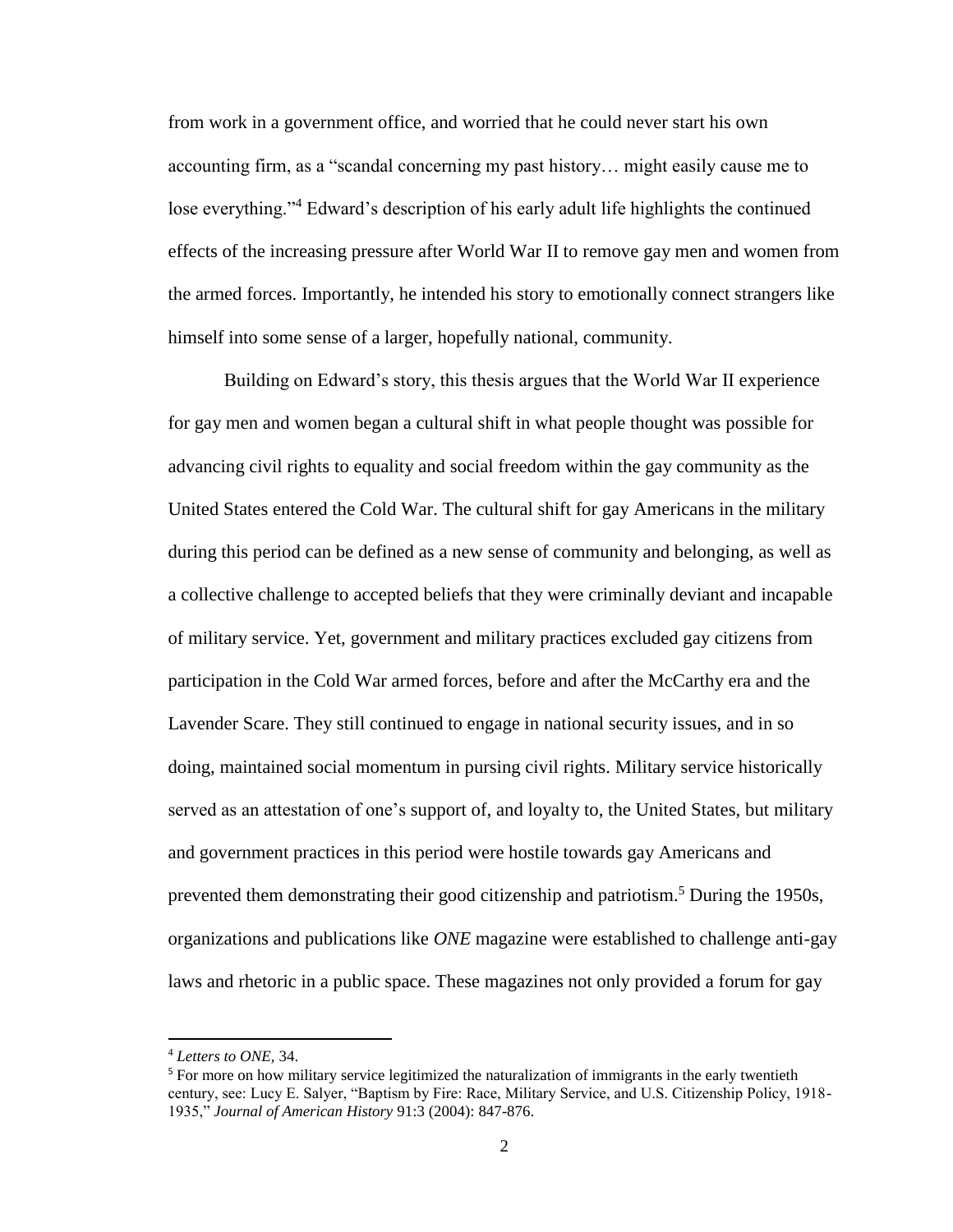from work in a government office, and worried that he could never start his own accounting firm, as a "scandal concerning my past history… might easily cause me to lose everything."[4] Edward's description of his early adult life highlights the continued effects of the increasing pressure after World War II to remove gay men and women from the armed forces. Importantly, he intended his story to emotionally connect strangers like himself into some sense of a larger, hopefully national, community.

Building on Edward's story, this thesis argues that the World War II experience for gay men and women began a cultural shift in what people thought was possible for advancing civil rights to equality and social freedom within the gay community as the United States entered the Cold War. The cultural shift for gay Americans in the military during this period can be defined as a new sense of community and belonging, as well as a collective challenge to accepted beliefs that they were criminally deviant and incapable of military service. Yet, government and military practices excluded gay citizens from participation in the Cold War armed forces, before and after the McCarthy era and the Lavender Scare. They still continued to engage in national security issues, and in so doing, maintained social momentum in pursing civil rights. Military service historically served as an attestation of one's support of, and loyalty to, the United States, but military and government practices in this period were hostile towards gay Americans and prevented them demonstrating their good citizenship and patriotism.[5] During the 1950s, organizations and publications like *ONE* magazine were established to challenge anti-gay laws and rhetoric in a public space. These magazines not only provided a forum for gay

---

[4] *Letters to ONE,* 34.

[5] For more on how military service legitimized the naturalization of immigrants in the early twentieth century, see: Lucy E. Salyer, "Baptism by Fire: Race, Military Service, and U.S. Citizenship Policy, 1918-1935," *Journal of American History* 91:3 (2004): 847-876.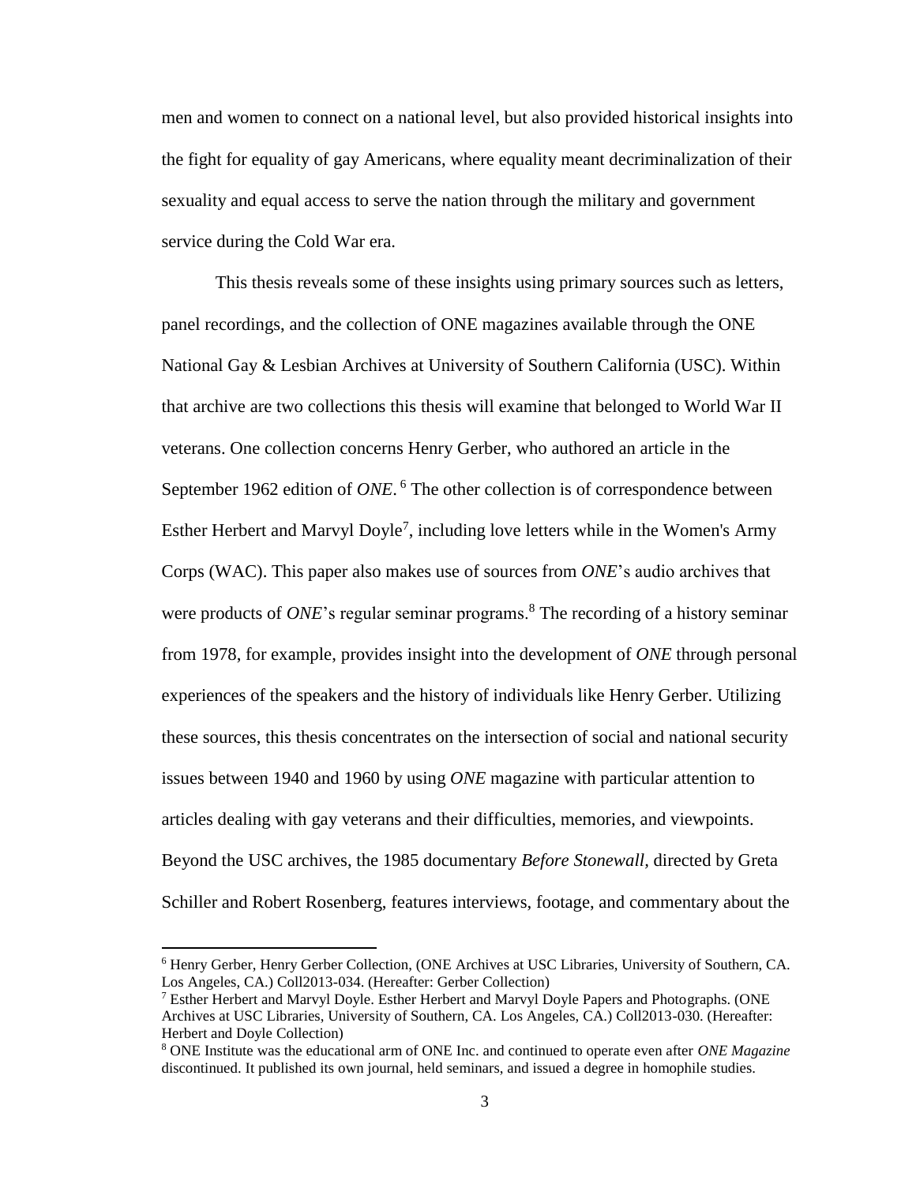men and women to connect on a national level, but also provided historical insights into the fight for equality of gay Americans, where equality meant decriminalization of their sexuality and equal access to serve the nation through the military and government service during the Cold War era.

This thesis reveals some of these insights using primary sources such as letters, panel recordings, and the collection of ONE magazines available through the ONE National Gay & Lesbian Archives at University of Southern California (USC). Within that archive are two collections this thesis will examine that belonged to World War II veterans. One collection concerns Henry Gerber, who authored an article in the September 1962 edition of *ONE*.[6] The other collection is of correspondence between Esther Herbert and Marvyl Doyle[7], including love letters while in the Women's Army Corps (WAC). This paper also makes use of sources from *ONE*'s audio archives that were products of *ONE*'s regular seminar programs.[8] The recording of a history seminar from 1978, for example, provides insight into the development of *ONE* through personal experiences of the speakers and the history of individuals like Henry Gerber. Utilizing these sources, this thesis concentrates on the intersection of social and national security issues between 1940 and 1960 by using *ONE* magazine with particular attention to articles dealing with gay veterans and their difficulties, memories, and viewpoints. Beyond the USC archives, the 1985 documentary *Before Stonewall,* directed by Greta Schiller and Robert Rosenberg, features interviews, footage, and commentary about the

---

[6] Henry Gerber, Henry Gerber Collection, (ONE Archives at USC Libraries, University of Southern, CA. Los Angeles, CA.) Coll2013-034. (Hereafter: Gerber Collection)

[7] Esther Herbert and Marvyl Doyle. Esther Herbert and Marvyl Doyle Papers and Photographs. (ONE Archives at USC Libraries, University of Southern, CA. Los Angeles, CA.) Coll2013-030. (Hereafter: Herbert and Doyle Collection)

[8] ONE Institute was the educational arm of ONE Inc. and continued to operate even after *ONE Magazine* discontinued. It published its own journal, held seminars, and issued a degree in homophile studies.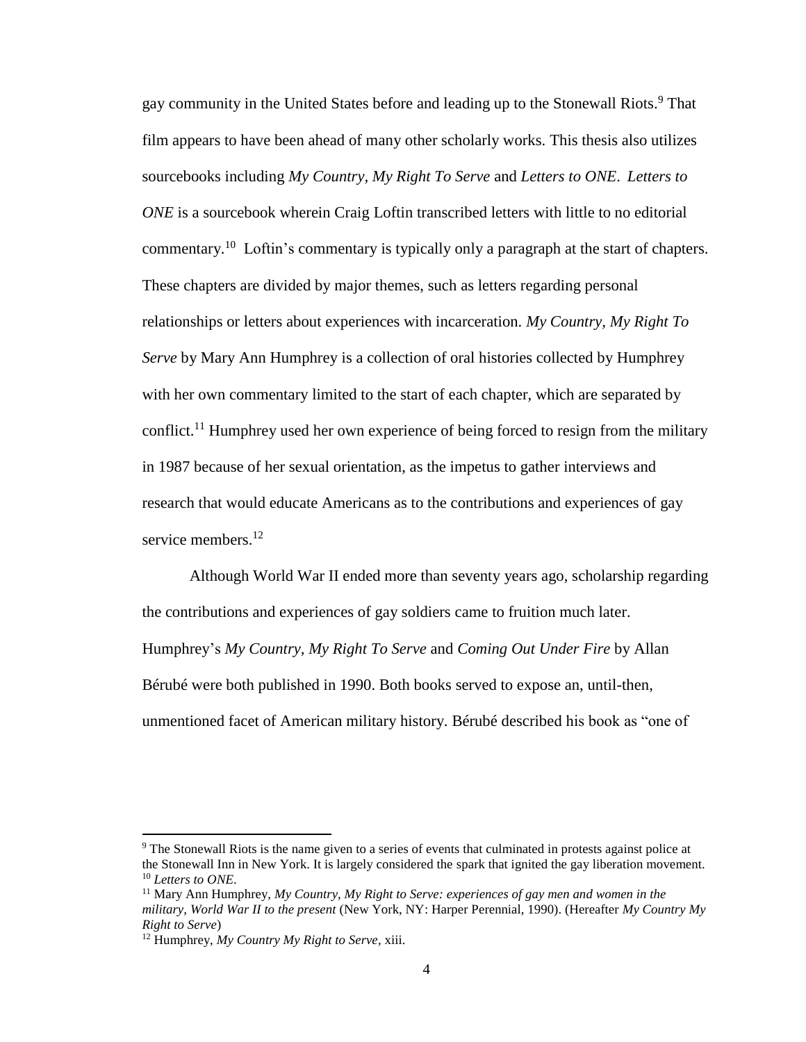gay community in the United States before and leading up to the Stonewall Riots.[9] That film appears to have been ahead of many other scholarly works. This thesis also utilizes sourcebooks including *My Country, My Right To Serve* and *Letters to ONE*. *Letters to ONE* is a sourcebook wherein Craig Loftin transcribed letters with little to no editorial commentary.[10] Loftin's commentary is typically only a paragraph at the start of chapters. These chapters are divided by major themes, such as letters regarding personal relationships or letters about experiences with incarceration. *My Country, My Right To Serve* by Mary Ann Humphrey is a collection of oral histories collected by Humphrey with her own commentary limited to the start of each chapter, which are separated by conflict.[11] Humphrey used her own experience of being forced to resign from the military in 1987 because of her sexual orientation, as the impetus to gather interviews and research that would educate Americans as to the contributions and experiences of gay service members.[12]

Although World War II ended more than seventy years ago, scholarship regarding the contributions and experiences of gay soldiers came to fruition much later. Humphrey's *My Country, My Right To Serve* and *Coming Out Under Fire* by Allan Bérubé were both published in 1990. Both books served to expose an, until-then, unmentioned facet of American military history. Bérubé described his book as "one of

---

[9] The Stonewall Riots is the name given to a series of events that culminated in protests against police at the Stonewall Inn in New York. It is largely considered the spark that ignited the gay liberation movement.

[10] *Letters to ONE*.

[11] Mary Ann Humphrey, *My Country, My Right to Serve: experiences of gay men and women in the military, World War II to the present* (New York, NY: Harper Perennial, 1990). (Hereafter *My Country My Right to Serve*)

[12] Humphrey, *My Country My Right to Serve*, xiii.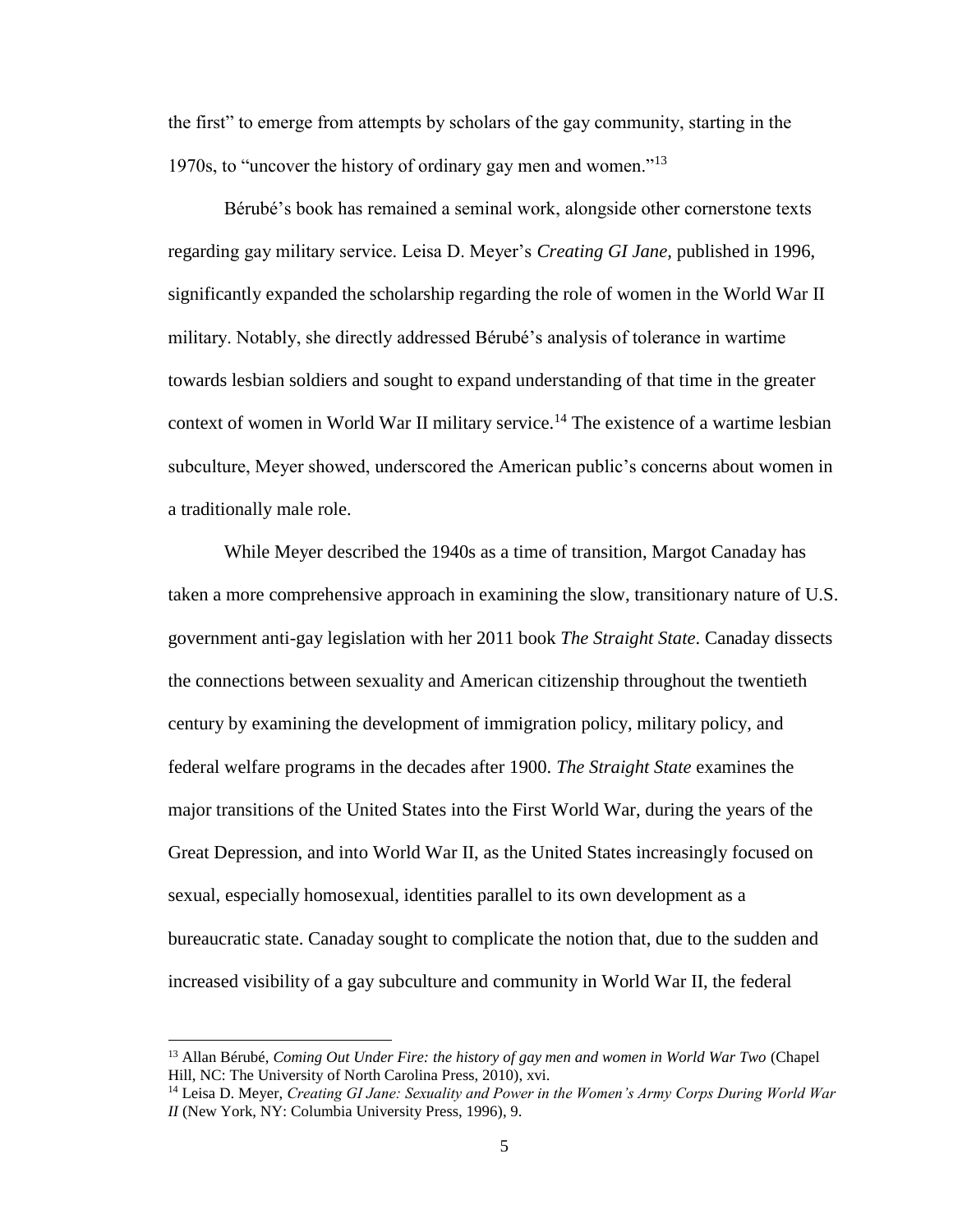the first" to emerge from attempts by scholars of the gay community, starting in the 1970s, to "uncover the history of ordinary gay men and women."[13]

Bérubé's book has remained a seminal work, alongside other cornerstone texts regarding gay military service. Leisa D. Meyer's *Creating GI Jane,* published in 1996, significantly expanded the scholarship regarding the role of women in the World War II military. Notably, she directly addressed Bérubé's analysis of tolerance in wartime towards lesbian soldiers and sought to expand understanding of that time in the greater context of women in World War II military service.[14] The existence of a wartime lesbian subculture, Meyer showed, underscored the American public's concerns about women in a traditionally male role.

While Meyer described the 1940s as a time of transition, Margot Canaday has taken a more comprehensive approach in examining the slow, transitionary nature of U.S. government anti-gay legislation with her 2011 book *The Straight State*. Canaday dissects the connections between sexuality and American citizenship throughout the twentieth century by examining the development of immigration policy, military policy, and federal welfare programs in the decades after 1900. *The Straight State* examines the major transitions of the United States into the First World War, during the years of the Great Depression, and into World War II, as the United States increasingly focused on sexual, especially homosexual, identities parallel to its own development as a bureaucratic state. Canaday sought to complicate the notion that, due to the sudden and increased visibility of a gay subculture and community in World War II, the federal

---

[13] Allan Bérubé, *Coming Out Under Fire: the history of gay men and women in World War Two* (Chapel Hill, NC: The University of North Carolina Press, 2010), xvi.

[14] Leisa D. Meyer, *Creating GI Jane: Sexuality and Power in the Women's Army Corps During World War II* (New York, NY: Columbia University Press, 1996), 9.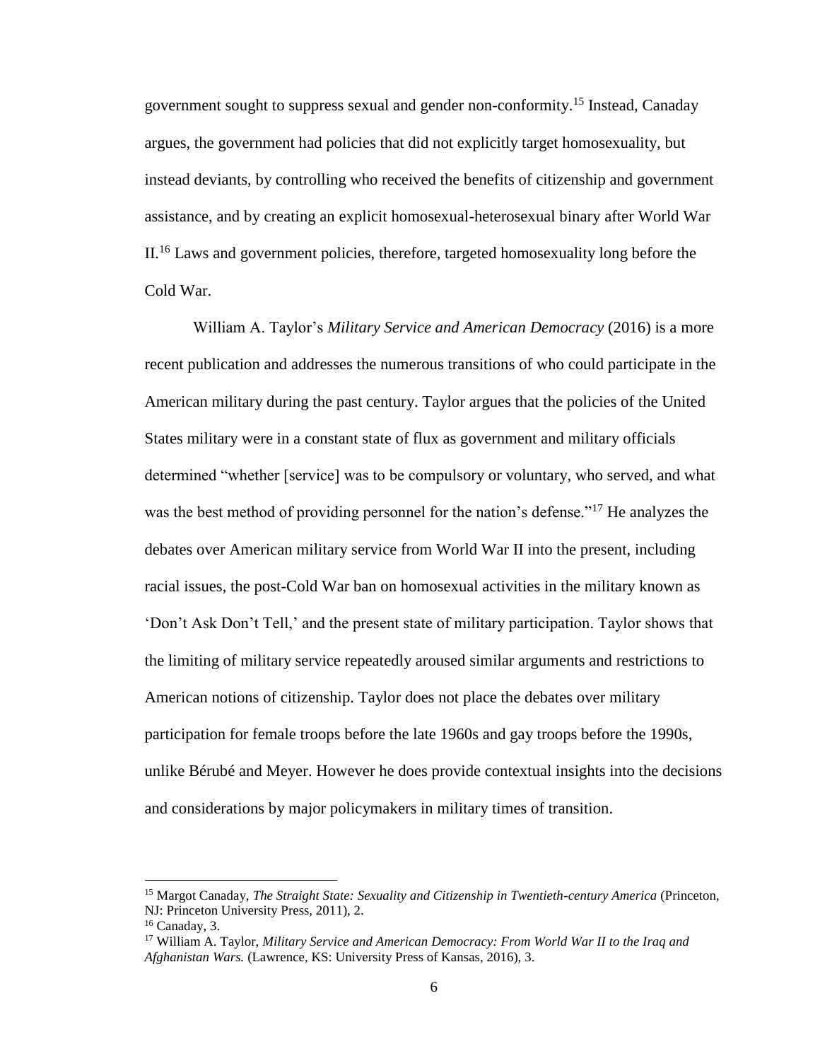government sought to suppress sexual and gender non-conformity.[15] Instead, Canaday argues, the government had policies that did not explicitly target homosexuality, but instead deviants, by controlling who received the benefits of citizenship and government assistance, and by creating an explicit homosexual-heterosexual binary after World War II.[16] Laws and government policies, therefore, targeted homosexuality long before the Cold War.

William A. Taylor's *Military Service and American Democracy* (2016) is a more recent publication and addresses the numerous transitions of who could participate in the American military during the past century. Taylor argues that the policies of the United States military were in a constant state of flux as government and military officials determined "whether [service] was to be compulsory or voluntary, who served, and what was the best method of providing personnel for the nation's defense."[17] He analyzes the debates over American military service from World War II into the present, including racial issues, the post-Cold War ban on homosexual activities in the military known as 'Don't Ask Don't Tell,' and the present state of military participation. Taylor shows that the limiting of military service repeatedly aroused similar arguments and restrictions to American notions of citizenship. Taylor does not place the debates over military participation for female troops before the late 1960s and gay troops before the 1990s, unlike Bérubé and Meyer. However he does provide contextual insights into the decisions and considerations by major policymakers in military times of transition.

---

[15] Margot Canaday, *The Straight State: Sexuality and Citizenship in Twentieth-century America* (Princeton, NJ: Princeton University Press, 2011), 2.

[16] Canaday, 3.

[17] William A. Taylor, *Military Service and American Democracy: From World War II to the Iraq and Afghanistan Wars.* (Lawrence, KS: University Press of Kansas, 2016), 3.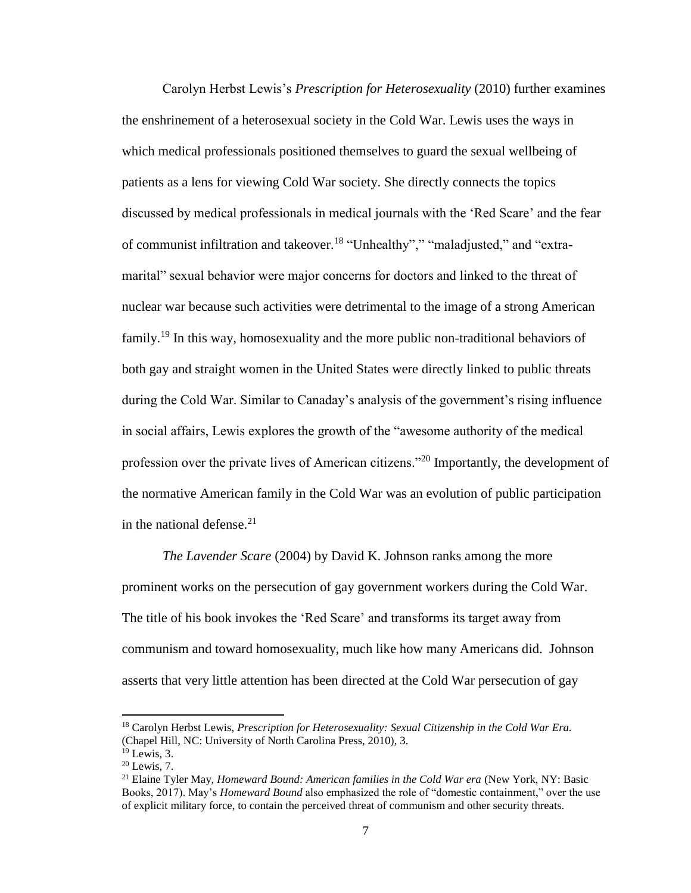Carolyn Herbst Lewis's *Prescription for Heterosexuality* (2010) further examines the enshrinement of a heterosexual society in the Cold War. Lewis uses the ways in which medical professionals positioned themselves to guard the sexual wellbeing of patients as a lens for viewing Cold War society. She directly connects the topics discussed by medical professionals in medical journals with the 'Red Scare' and the fear of communist infiltration and takeover.[18] "Unhealthy"," "maladjusted," and "extra-marital" sexual behavior were major concerns for doctors and linked to the threat of nuclear war because such activities were detrimental to the image of a strong American family.[19] In this way, homosexuality and the more public non-traditional behaviors of both gay and straight women in the United States were directly linked to public threats during the Cold War. Similar to Canaday's analysis of the government's rising influence in social affairs, Lewis explores the growth of the "awesome authority of the medical profession over the private lives of American citizens."[20] Importantly, the development of the normative American family in the Cold War was an evolution of public participation in the national defense.[21]

*The Lavender Scare* (2004) by David K. Johnson ranks among the more prominent works on the persecution of gay government workers during the Cold War. The title of his book invokes the 'Red Scare' and transforms its target away from communism and toward homosexuality, much like how many Americans did. Johnson asserts that very little attention has been directed at the Cold War persecution of gay

---

[18] Carolyn Herbst Lewis, *Prescription for Heterosexuality: Sexual Citizenship in the Cold War Era.* (Chapel Hill, NC: University of North Carolina Press, 2010), 3.

[19] Lewis, 3.

[20] Lewis, 7.

[21] Elaine Tyler May, *Homeward Bound: American families in the Cold War era* (New York, NY: Basic Books, 2017). May's *Homeward Bound* also emphasized the role of "domestic containment," over the use of explicit military force, to contain the perceived threat of communism and other security threats.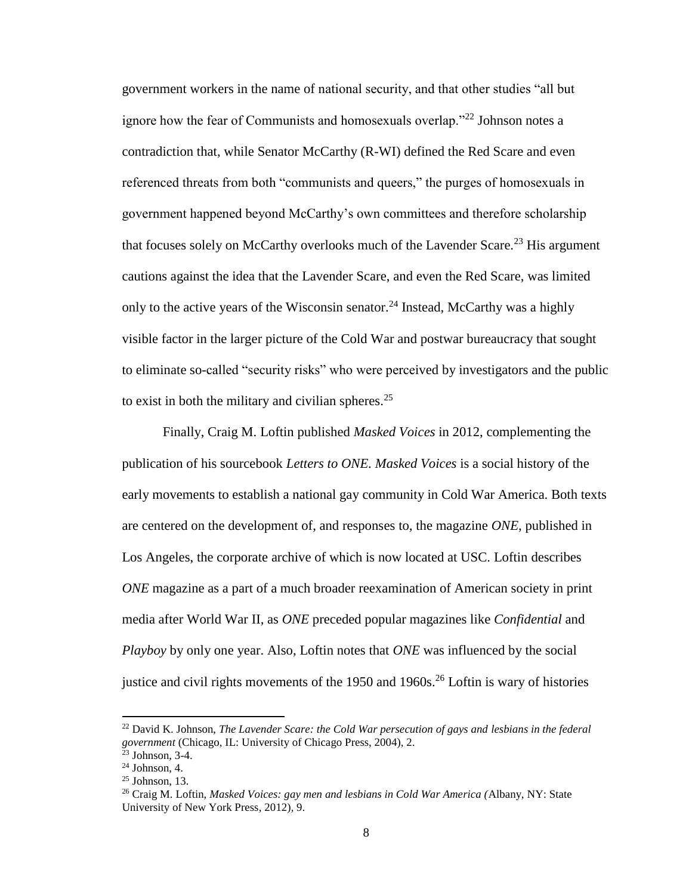government workers in the name of national security, and that other studies "all but ignore how the fear of Communists and homosexuals overlap."[22] Johnson notes a contradiction that, while Senator McCarthy (R-WI) defined the Red Scare and even referenced threats from both "communists and queers," the purges of homosexuals in government happened beyond McCarthy's own committees and therefore scholarship that focuses solely on McCarthy overlooks much of the Lavender Scare.[23] His argument cautions against the idea that the Lavender Scare, and even the Red Scare, was limited only to the active years of the Wisconsin senator.[24] Instead, McCarthy was a highly visible factor in the larger picture of the Cold War and postwar bureaucracy that sought to eliminate so-called "security risks" who were perceived by investigators and the public to exist in both the military and civilian spheres.[25]

Finally, Craig M. Loftin published *Masked Voices* in 2012, complementing the publication of his sourcebook *Letters to ONE*. *Masked Voices* is a social history of the early movements to establish a national gay community in Cold War America. Both texts are centered on the development of, and responses to, the magazine *ONE*, published in Los Angeles, the corporate archive of which is now located at USC. Loftin describes *ONE* magazine as a part of a much broader reexamination of American society in print media after World War II, as *ONE* preceded popular magazines like *Confidential* and *Playboy* by only one year. Also, Loftin notes that *ONE* was influenced by the social justice and civil rights movements of the 1950 and 1960s.[26] Loftin is wary of histories

---

[22] David K. Johnson, *The Lavender Scare: the Cold War persecution of gays and lesbians in the federal government* (Chicago, IL: University of Chicago Press, 2004), 2.

[23] Johnson, 3-4.

[24] Johnson, 4.

[25] Johnson, 13.

[26] Craig M. Loftin, *Masked Voices: gay men and lesbians in Cold War America (*Albany, NY: State University of New York Press, 2012), 9.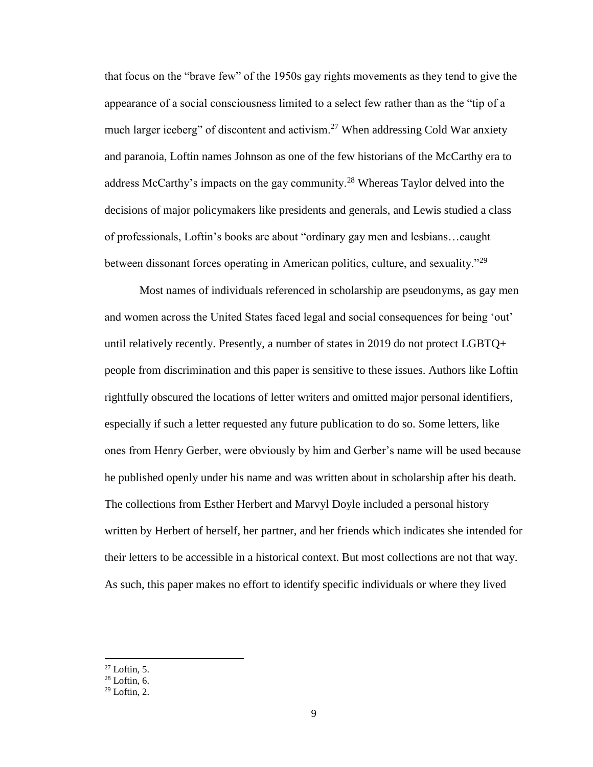that focus on the "brave few" of the 1950s gay rights movements as they tend to give the appearance of a social consciousness limited to a select few rather than as the "tip of a much larger iceberg" of discontent and activism.[27] When addressing Cold War anxiety and paranoia, Loftin names Johnson as one of the few historians of the McCarthy era to address McCarthy's impacts on the gay community.[28] Whereas Taylor delved into the decisions of major policymakers like presidents and generals, and Lewis studied a class of professionals, Loftin's books are about "ordinary gay men and lesbians…caught between dissonant forces operating in American politics, culture, and sexuality."[29]

Most names of individuals referenced in scholarship are pseudonyms, as gay men and women across the United States faced legal and social consequences for being 'out' until relatively recently. Presently, a number of states in 2019 do not protect LGBTQ+ people from discrimination and this paper is sensitive to these issues. Authors like Loftin rightfully obscured the locations of letter writers and omitted major personal identifiers, especially if such a letter requested any future publication to do so. Some letters, like ones from Henry Gerber, were obviously by him and Gerber's name will be used because he published openly under his name and was written about in scholarship after his death. The collections from Esther Herbert and Marvyl Doyle included a personal history written by Herbert of herself, her partner, and her friends which indicates she intended for their letters to be accessible in a historical context. But most collections are not that way. As such, this paper makes no effort to identify specific individuals or where they lived

---

[27] Loftin, 5.

[28] Loftin, 6.

[29] Loftin, 2.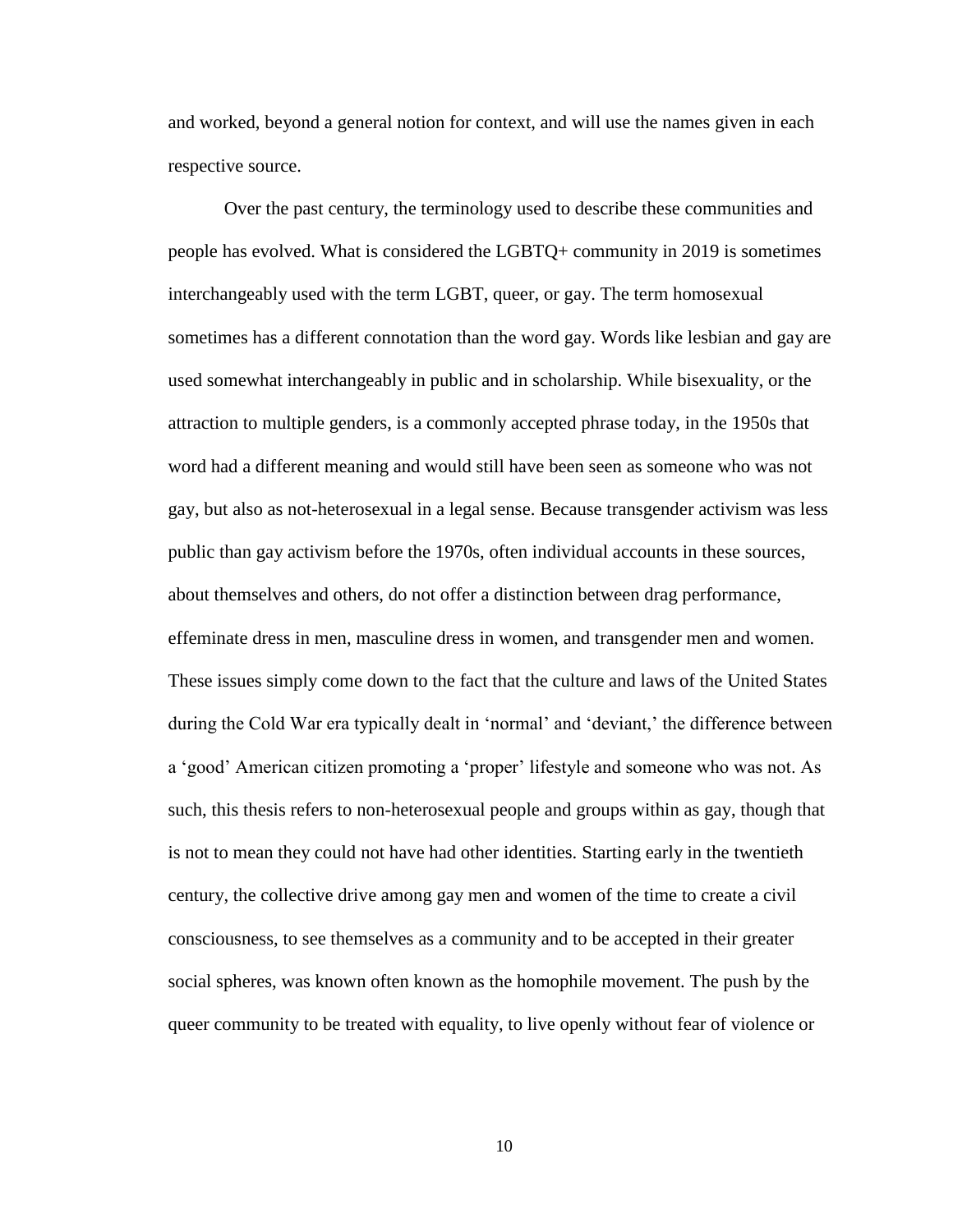and worked, beyond a general notion for context, and will use the names given in each respective source.

Over the past century, the terminology used to describe these communities and people has evolved. What is considered the LGBTQ+ community in 2019 is sometimes interchangeably used with the term LGBT, queer, or gay. The term homosexual sometimes has a different connotation than the word gay. Words like lesbian and gay are used somewhat interchangeably in public and in scholarship. While bisexuality, or the attraction to multiple genders, is a commonly accepted phrase today, in the 1950s that word had a different meaning and would still have been seen as someone who was not gay, but also as not-heterosexual in a legal sense. Because transgender activism was less public than gay activism before the 1970s, often individual accounts in these sources, about themselves and others, do not offer a distinction between drag performance, effeminate dress in men, masculine dress in women, and transgender men and women. These issues simply come down to the fact that the culture and laws of the United States during the Cold War era typically dealt in 'normal' and 'deviant,' the difference between a 'good' American citizen promoting a 'proper' lifestyle and someone who was not. As such, this thesis refers to non-heterosexual people and groups within as gay, though that is not to mean they could not have had other identities. Starting early in the twentieth century, the collective drive among gay men and women of the time to create a civil consciousness, to see themselves as a community and to be accepted in their greater social spheres, was known often known as the homophile movement. The push by the queer community to be treated with equality, to live openly without fear of violence or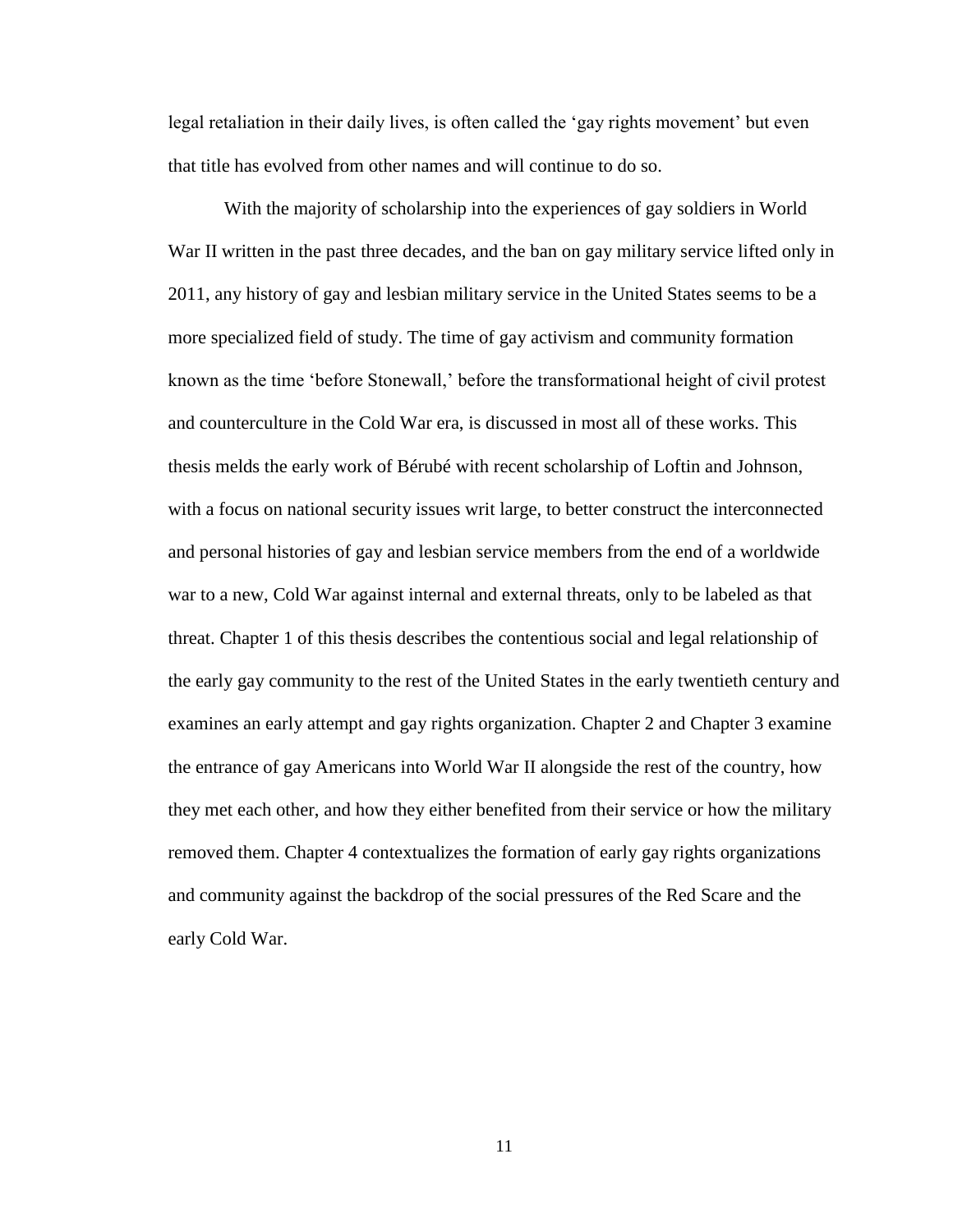legal retaliation in their daily lives, is often called the 'gay rights movement' but even that title has evolved from other names and will continue to do so.

With the majority of scholarship into the experiences of gay soldiers in World War II written in the past three decades, and the ban on gay military service lifted only in 2011, any history of gay and lesbian military service in the United States seems to be a more specialized field of study. The time of gay activism and community formation known as the time 'before Stonewall,' before the transformational height of civil protest and counterculture in the Cold War era, is discussed in most all of these works. This thesis melds the early work of Bérubé with recent scholarship of Loftin and Johnson, with a focus on national security issues writ large, to better construct the interconnected and personal histories of gay and lesbian service members from the end of a worldwide war to a new, Cold War against internal and external threats, only to be labeled as that threat. Chapter 1 of this thesis describes the contentious social and legal relationship of the early gay community to the rest of the United States in the early twentieth century and examines an early attempt and gay rights organization. Chapter 2 and Chapter 3 examine the entrance of gay Americans into World War II alongside the rest of the country, how they met each other, and how they either benefited from their service or how the military removed them. Chapter 4 contextualizes the formation of early gay rights organizations and community against the backdrop of the social pressures of the Red Scare and the early Cold War.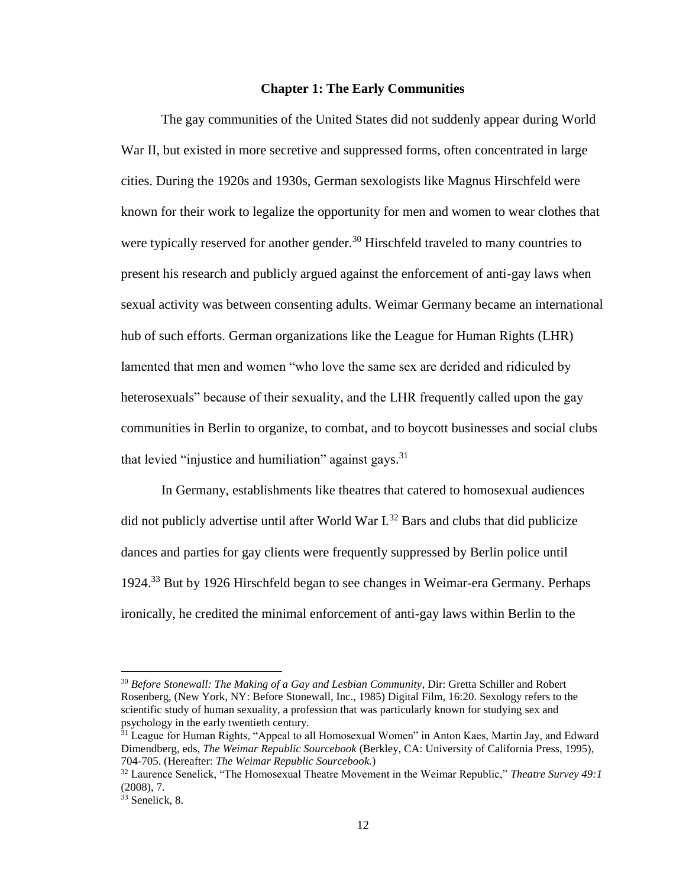## Chapter 1: The Early Communities

The gay communities of the United States did not suddenly appear during World War II, but existed in more secretive and suppressed forms, often concentrated in large cities. During the 1920s and 1930s, German sexologists like Magnus Hirschfeld were known for their work to legalize the opportunity for men and women to wear clothes that were typically reserved for another gender.[30] Hirschfeld traveled to many countries to present his research and publicly argued against the enforcement of anti-gay laws when sexual activity was between consenting adults. Weimar Germany became an international hub of such efforts. German organizations like the League for Human Rights (LHR) lamented that men and women "who love the same sex are derided and ridiculed by heterosexuals" because of their sexuality, and the LHR frequently called upon the gay communities in Berlin to organize, to combat, and to boycott businesses and social clubs that levied "injustice and humiliation" against gays.[31]

In Germany, establishments like theatres that catered to homosexual audiences did not publicly advertise until after World War I.[32] Bars and clubs that did publicize dances and parties for gay clients were frequently suppressed by Berlin police until 1924.[33] But by 1926 Hirschfeld began to see changes in Weimar-era Germany. Perhaps ironically, he credited the minimal enforcement of anti-gay laws within Berlin to the

---

[30] *Before Stonewall: The Making of a Gay and Lesbian Community*, Dir: Gretta Schiller and Robert Rosenberg, (New York, NY: Before Stonewall, Inc., 1985) Digital Film, 16:20. Sexology refers to the scientific study of human sexuality, a profession that was particularly known for studying sex and psychology in the early twentieth century.

[31] League for Human Rights, "Appeal to all Homosexual Women" in Anton Kaes, Martin Jay, and Edward Dimendberg, eds, *The Weimar Republic Sourcebook* (Berkley, CA: University of California Press, 1995), 704-705. (Hereafter: *The Weimar Republic Sourcebook.*)

[32] Laurence Senelick, "The Homosexual Theatre Movement in the Weimar Republic," *Theatre Survey 49:1* (2008), 7.

[33] Senelick, 8.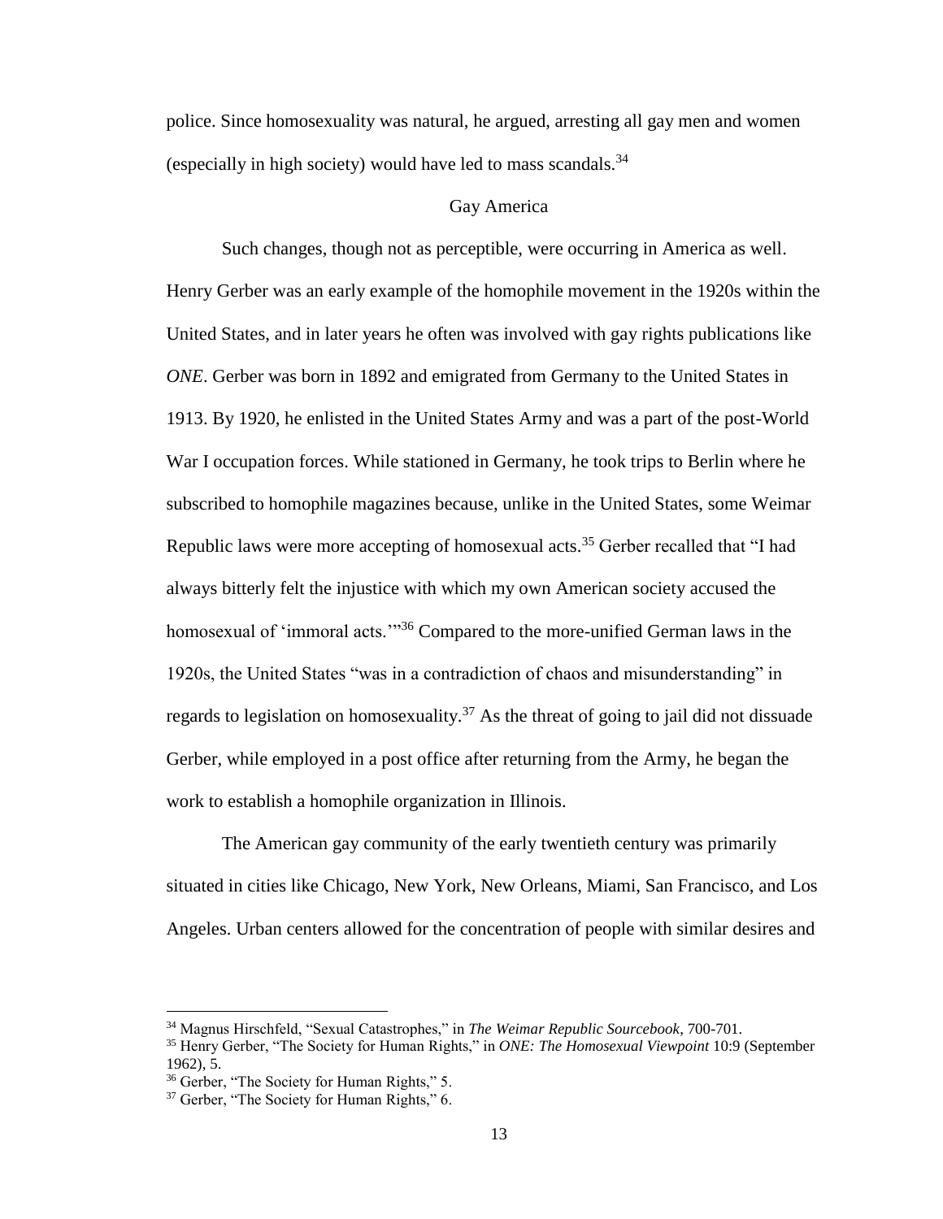police. Since homosexuality was natural, he argued, arresting all gay men and women (especially in high society) would have led to mass scandals.[34]

## Gay America

Such changes, though not as perceptible, were occurring in America as well. Henry Gerber was an early example of the homophile movement in the 1920s within the United States, and in later years he often was involved with gay rights publications like *ONE*. Gerber was born in 1892 and emigrated from Germany to the United States in 1913. By 1920, he enlisted in the United States Army and was a part of the post-World War I occupation forces. While stationed in Germany, he took trips to Berlin where he subscribed to homophile magazines because, unlike in the United States, some Weimar Republic laws were more accepting of homosexual acts.[35] Gerber recalled that "I had always bitterly felt the injustice with which my own American society accused the homosexual of 'immoral acts.'"[36] Compared to the more-unified German laws in the 1920s, the United States "was in a contradiction of chaos and misunderstanding" in regards to legislation on homosexuality.[37] As the threat of going to jail did not dissuade Gerber, while employed in a post office after returning from the Army, he began the work to establish a homophile organization in Illinois.

The American gay community of the early twentieth century was primarily situated in cities like Chicago, New York, New Orleans, Miami, San Francisco, and Los Angeles. Urban centers allowed for the concentration of people with similar desires and

---

[34] Magnus Hirschfeld, "Sexual Catastrophes," in *The Weimar Republic Sourcebook*, 700-701.

[35] Henry Gerber, "The Society for Human Rights," in *ONE: The Homosexual Viewpoint* 10:9 (September 1962), 5.

[36] Gerber, "The Society for Human Rights," 5.

[37] Gerber, "The Society for Human Rights," 6.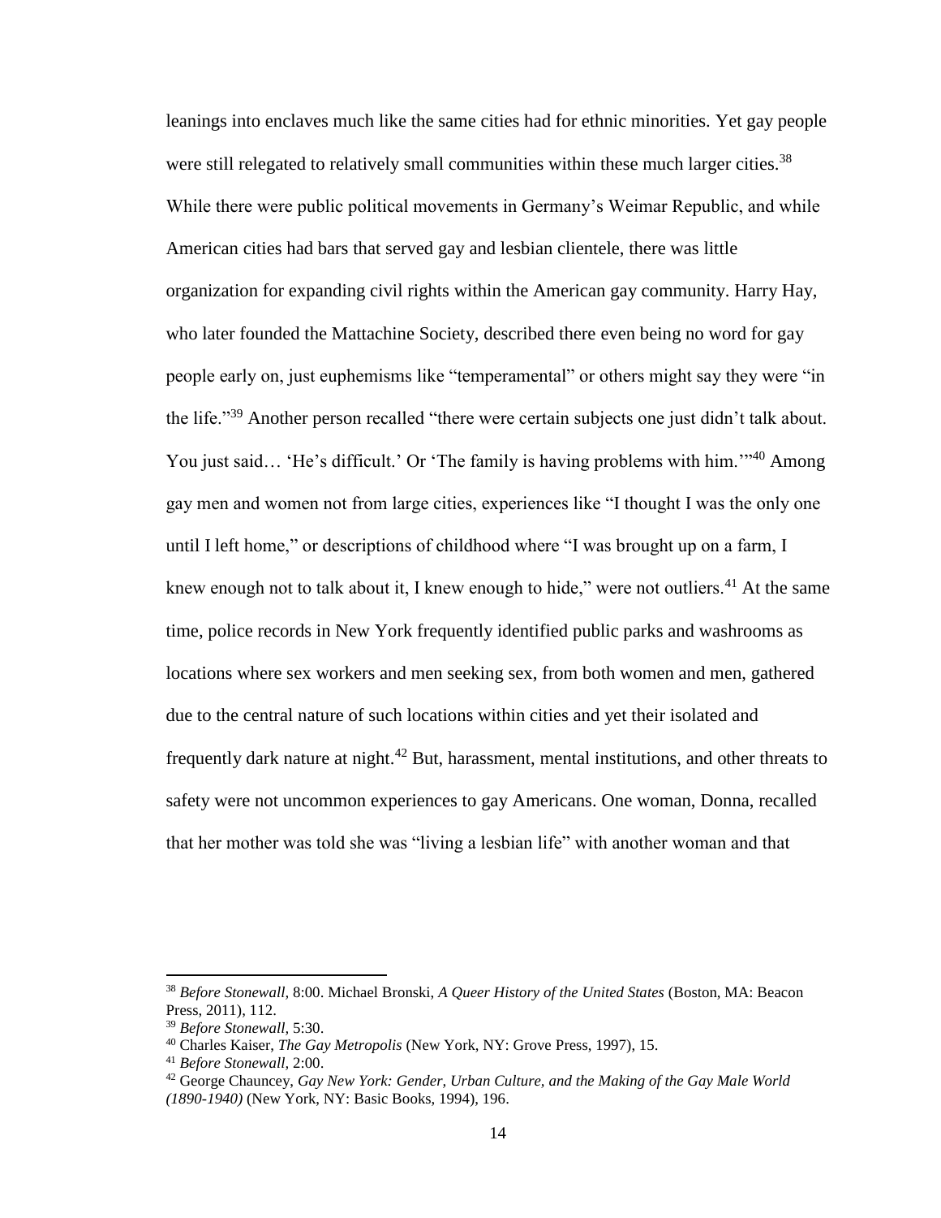leanings into enclaves much like the same cities had for ethnic minorities. Yet gay people were still relegated to relatively small communities within these much larger cities.[38] While there were public political movements in Germany's Weimar Republic, and while American cities had bars that served gay and lesbian clientele, there was little organization for expanding civil rights within the American gay community. Harry Hay, who later founded the Mattachine Society, described there even being no word for gay people early on, just euphemisms like "temperamental" or others might say they were "in the life."[39] Another person recalled "there were certain subjects one just didn't talk about. You just said… 'He's difficult.' Or 'The family is having problems with him.'"[40] Among gay men and women not from large cities, experiences like "I thought I was the only one until I left home," or descriptions of childhood where "I was brought up on a farm, I knew enough not to talk about it, I knew enough to hide," were not outliers.[41] At the same time, police records in New York frequently identified public parks and washrooms as locations where sex workers and men seeking sex, from both women and men, gathered due to the central nature of such locations within cities and yet their isolated and frequently dark nature at night.[42] But, harassment, mental institutions, and other threats to safety were not uncommon experiences to gay Americans. One woman, Donna, recalled that her mother was told she was "living a lesbian life" with another woman and that

---

[38] *Before Stonewall,* 8:00. Michael Bronski, *A Queer History of the United States* (Boston, MA: Beacon Press, 2011), 112.

[39] *Before Stonewall,* 5:30.

[40] Charles Kaiser, *The Gay Metropolis* (New York, NY: Grove Press, 1997), 15.

[41] *Before Stonewall,* 2:00.

[42] George Chauncey, *Gay New York: Gender, Urban Culture, and the Making of the Gay Male World (1890-1940)* (New York, NY: Basic Books, 1994), 196.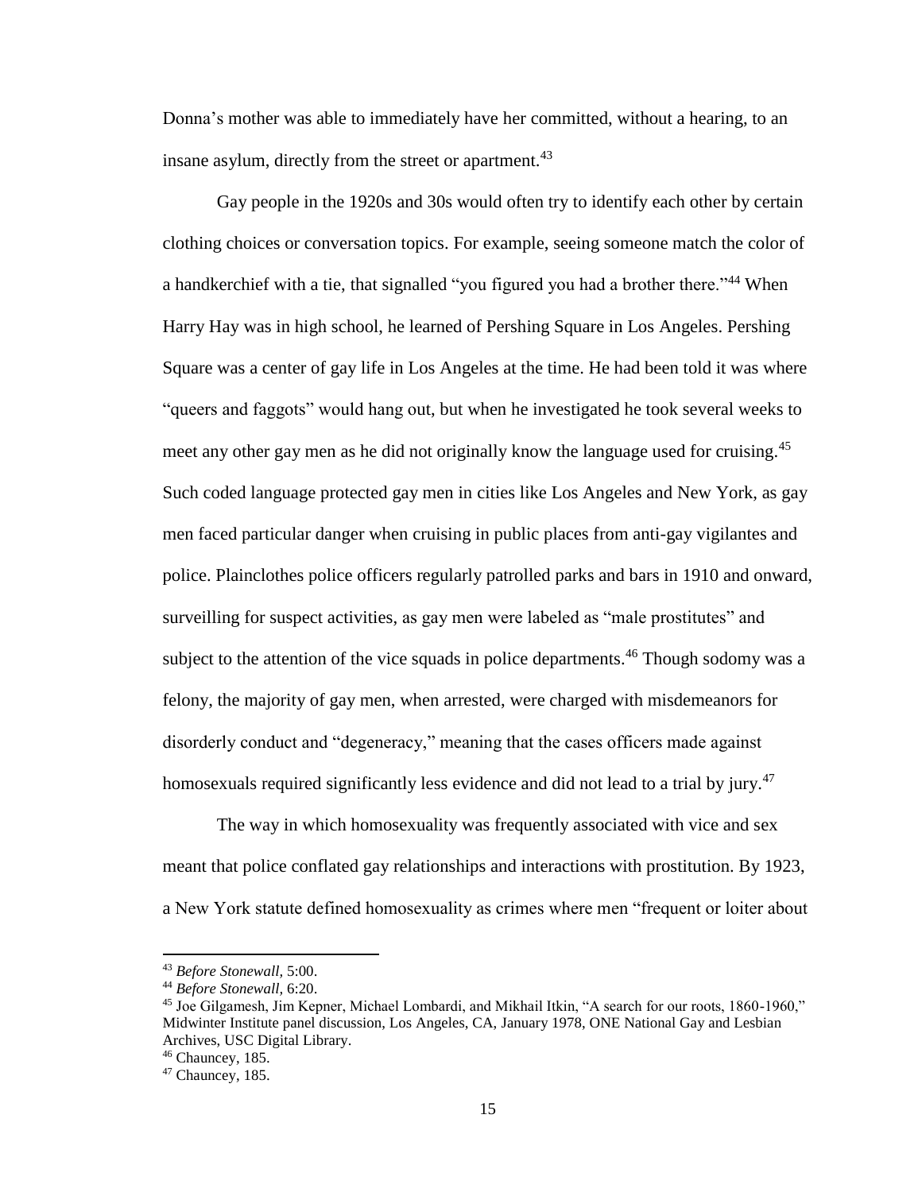Donna's mother was able to immediately have her committed, without a hearing, to an insane asylum, directly from the street or apartment.[43]

Gay people in the 1920s and 30s would often try to identify each other by certain clothing choices or conversation topics. For example, seeing someone match the color of a handkerchief with a tie, that signalled "you figured you had a brother there."[44] When Harry Hay was in high school, he learned of Pershing Square in Los Angeles. Pershing Square was a center of gay life in Los Angeles at the time. He had been told it was where "queers and faggots" would hang out, but when he investigated he took several weeks to meet any other gay men as he did not originally know the language used for cruising.[45] Such coded language protected gay men in cities like Los Angeles and New York, as gay men faced particular danger when cruising in public places from anti-gay vigilantes and police. Plainclothes police officers regularly patrolled parks and bars in 1910 and onward, surveilling for suspect activities, as gay men were labeled as "male prostitutes" and subject to the attention of the vice squads in police departments.[46] Though sodomy was a felony, the majority of gay men, when arrested, were charged with misdemeanors for disorderly conduct and "degeneracy," meaning that the cases officers made against homosexuals required significantly less evidence and did not lead to a trial by jury.[47]

The way in which homosexuality was frequently associated with vice and sex meant that police conflated gay relationships and interactions with prostitution. By 1923, a New York statute defined homosexuality as crimes where men "frequent or loiter about

---

[43] *Before Stonewall,* 5:00.

[44] *Before Stonewall,* 6:20.

[45] Joe Gilgamesh, Jim Kepner, Michael Lombardi, and Mikhail Itkin, "A search for our roots, 1860-1960," Midwinter Institute panel discussion, Los Angeles, CA, January 1978, ONE National Gay and Lesbian Archives, USC Digital Library.

[46] Chauncey, 185.

[47] Chauncey, 185.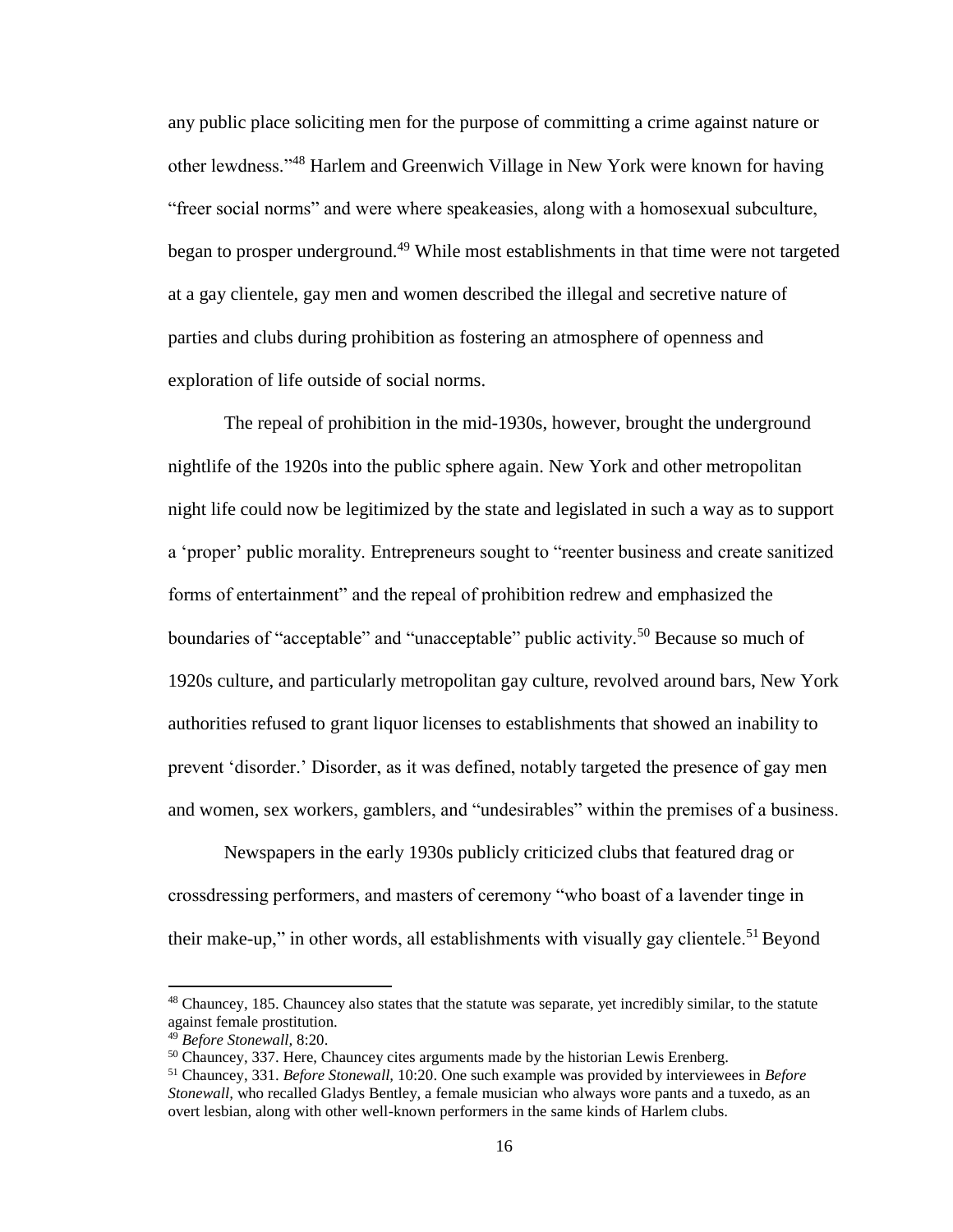any public place soliciting men for the purpose of committing a crime against nature or other lewdness."[48] Harlem and Greenwich Village in New York were known for having "freer social norms" and were where speakeasies, along with a homosexual subculture, began to prosper underground.[49] While most establishments in that time were not targeted at a gay clientele, gay men and women described the illegal and secretive nature of parties and clubs during prohibition as fostering an atmosphere of openness and exploration of life outside of social norms.

The repeal of prohibition in the mid-1930s, however, brought the underground nightlife of the 1920s into the public sphere again. New York and other metropolitan night life could now be legitimized by the state and legislated in such a way as to support a 'proper' public morality. Entrepreneurs sought to "reenter business and create sanitized forms of entertainment" and the repeal of prohibition redrew and emphasized the boundaries of "acceptable" and "unacceptable" public activity.[50] Because so much of 1920s culture, and particularly metropolitan gay culture, revolved around bars, New York authorities refused to grant liquor licenses to establishments that showed an inability to prevent 'disorder.' Disorder, as it was defined, notably targeted the presence of gay men and women, sex workers, gamblers, and "undesirables" within the premises of a business.

Newspapers in the early 1930s publicly criticized clubs that featured drag or crossdressing performers, and masters of ceremony "who boast of a lavender tinge in their make-up," in other words, all establishments with visually gay clientele.[51] Beyond

---

[48] Chauncey, 185. Chauncey also states that the statute was separate, yet incredibly similar, to the statute against female prostitution.

[49] *Before Stonewall,* 8:20.

[50] Chauncey, 337. Here, Chauncey cites arguments made by the historian Lewis Erenberg.

[51] Chauncey, 331. *Before Stonewall,* 10:20. One such example was provided by interviewees in *Before Stonewall,* who recalled Gladys Bentley, a female musician who always wore pants and a tuxedo, as an overt lesbian, along with other well-known performers in the same kinds of Harlem clubs.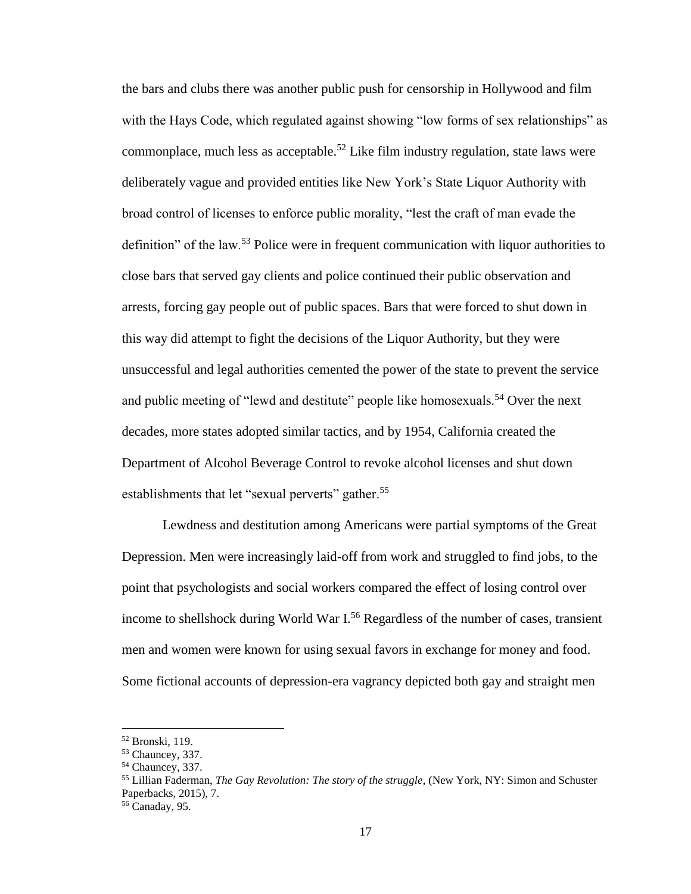the bars and clubs there was another public push for censorship in Hollywood and film with the Hays Code, which regulated against showing "low forms of sex relationships" as commonplace, much less as acceptable.[52] Like film industry regulation, state laws were deliberately vague and provided entities like New York's State Liquor Authority with broad control of licenses to enforce public morality, "lest the craft of man evade the definition" of the law.[53] Police were in frequent communication with liquor authorities to close bars that served gay clients and police continued their public observation and arrests, forcing gay people out of public spaces. Bars that were forced to shut down in this way did attempt to fight the decisions of the Liquor Authority, but they were unsuccessful and legal authorities cemented the power of the state to prevent the service and public meeting of "lewd and destitute" people like homosexuals.[54] Over the next decades, more states adopted similar tactics, and by 1954, California created the Department of Alcohol Beverage Control to revoke alcohol licenses and shut down establishments that let "sexual perverts" gather.[55]

Lewdness and destitution among Americans were partial symptoms of the Great Depression. Men were increasingly laid-off from work and struggled to find jobs, to the point that psychologists and social workers compared the effect of losing control over income to shellshock during World War I.[56] Regardless of the number of cases, transient men and women were known for using sexual favors in exchange for money and food. Some fictional accounts of depression-era vagrancy depicted both gay and straight men

---

[52] Bronski, 119.

[53] Chauncey, 337.

[54] Chauncey, 337.

[55] Lillian Faderman, *The Gay Revolution: The story of the struggle*, (New York, NY: Simon and Schuster Paperbacks, 2015), 7.

[56] Canaday, 95.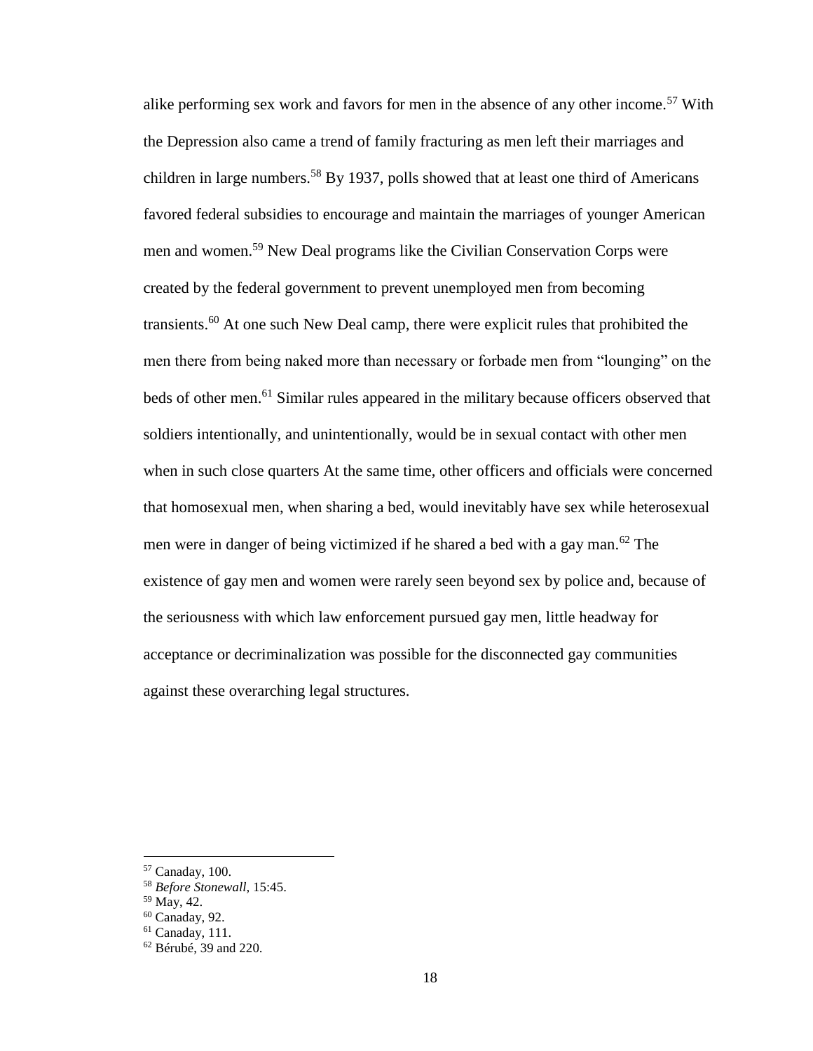alike performing sex work and favors for men in the absence of any other income.[57] With the Depression also came a trend of family fracturing as men left their marriages and children in large numbers.[58] By 1937, polls showed that at least one third of Americans favored federal subsidies to encourage and maintain the marriages of younger American men and women.[59] New Deal programs like the Civilian Conservation Corps were created by the federal government to prevent unemployed men from becoming transients.[60] At one such New Deal camp, there were explicit rules that prohibited the men there from being naked more than necessary or forbade men from "lounging" on the beds of other men.[61] Similar rules appeared in the military because officers observed that soldiers intentionally, and unintentionally, would be in sexual contact with other men when in such close quarters At the same time, other officers and officials were concerned that homosexual men, when sharing a bed, would inevitably have sex while heterosexual men were in danger of being victimized if he shared a bed with a gay man.[62] The existence of gay men and women were rarely seen beyond sex by police and, because of the seriousness with which law enforcement pursued gay men, little headway for acceptance or decriminalization was possible for the disconnected gay communities against these overarching legal structures.

---

[57] Canaday, 100.
[58] *Before Stonewall,* 15:45.
[59] May, 42.
[60] Canaday, 92.
[61] Canaday, 111.
[62] Bérubé, 39 and 220.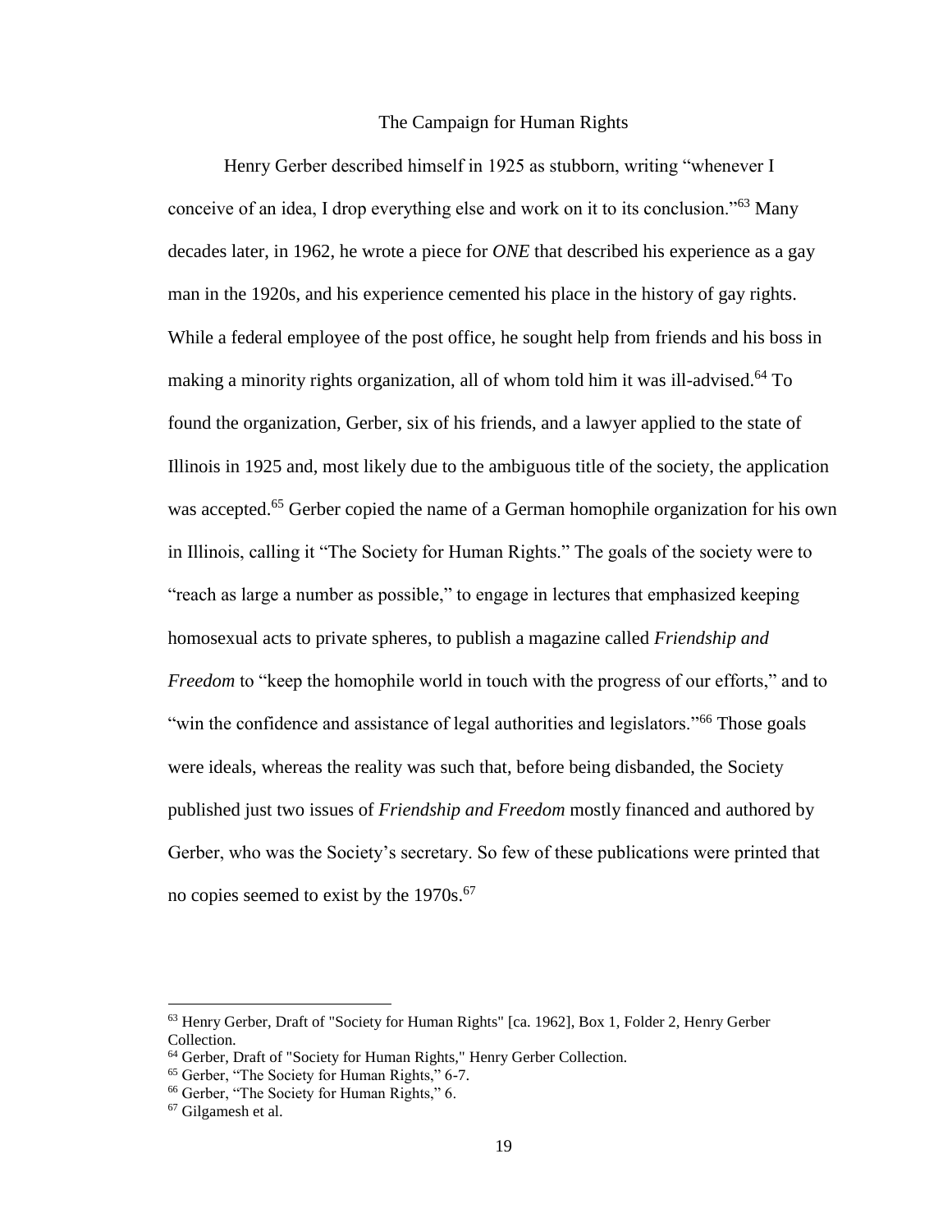## The Campaign for Human Rights

Henry Gerber described himself in 1925 as stubborn, writing "whenever I conceive of an idea, I drop everything else and work on it to its conclusion."[63] Many decades later, in 1962, he wrote a piece for *ONE* that described his experience as a gay man in the 1920s, and his experience cemented his place in the history of gay rights. While a federal employee of the post office, he sought help from friends and his boss in making a minority rights organization, all of whom told him it was ill-advised.[64] To found the organization, Gerber, six of his friends, and a lawyer applied to the state of Illinois in 1925 and, most likely due to the ambiguous title of the society, the application was accepted.[65] Gerber copied the name of a German homophile organization for his own in Illinois, calling it "The Society for Human Rights." The goals of the society were to "reach as large a number as possible," to engage in lectures that emphasized keeping homosexual acts to private spheres, to publish a magazine called *Friendship and Freedom* to "keep the homophile world in touch with the progress of our efforts," and to "win the confidence and assistance of legal authorities and legislators."[66] Those goals were ideals, whereas the reality was such that, before being disbanded, the Society published just two issues of *Friendship and Freedom* mostly financed and authored by Gerber, who was the Society's secretary. So few of these publications were printed that no copies seemed to exist by the 1970s.[67]

---

[63] Henry Gerber, Draft of "Society for Human Rights" [ca. 1962], Box 1, Folder 2, Henry Gerber Collection.

[64] Gerber, Draft of "Society for Human Rights," Henry Gerber Collection.

[65] Gerber, "The Society for Human Rights," 6-7.

[66] Gerber, "The Society for Human Rights," 6.

[67] Gilgamesh et al.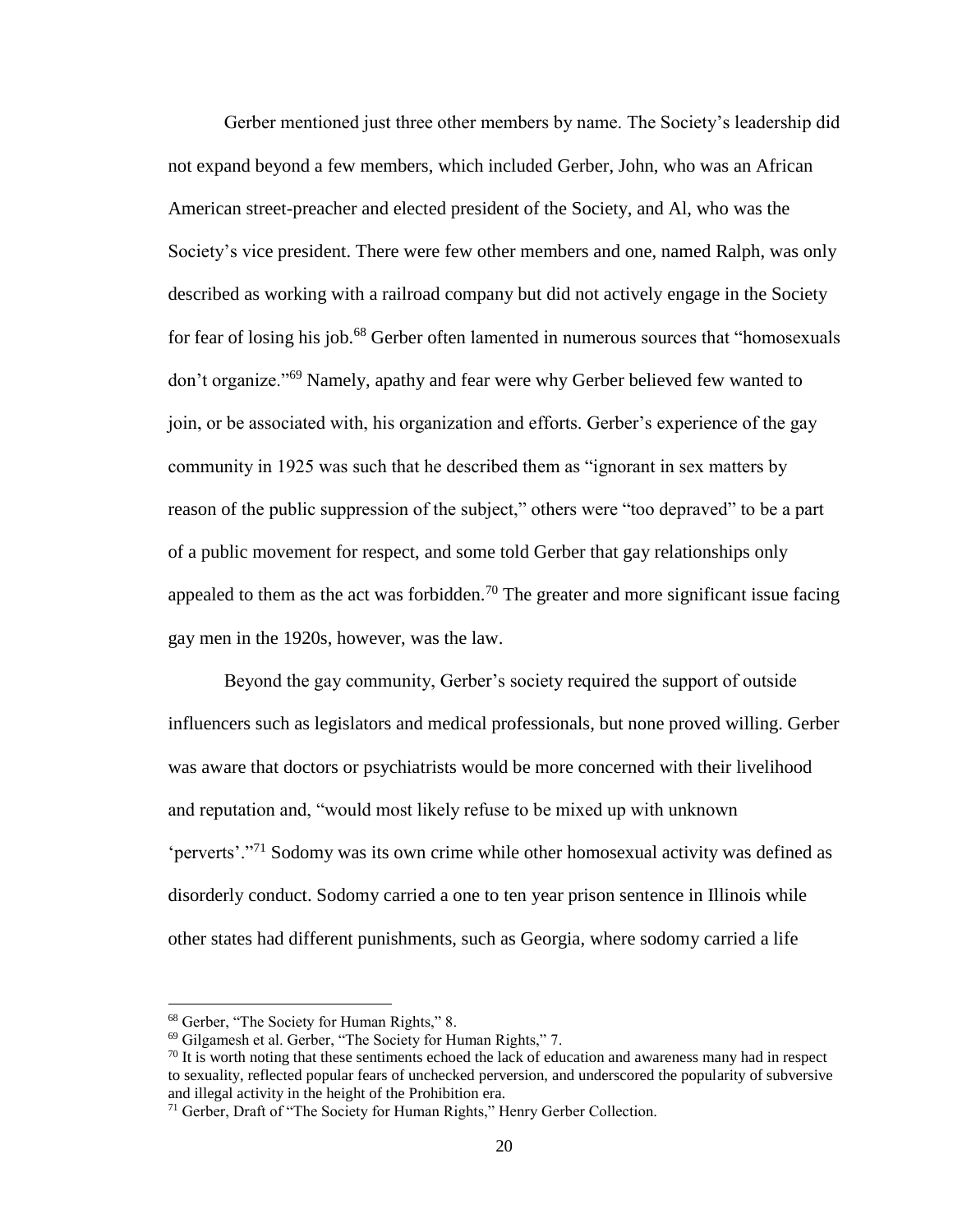Gerber mentioned just three other members by name. The Society's leadership did not expand beyond a few members, which included Gerber, John, who was an African American street-preacher and elected president of the Society, and Al, who was the Society's vice president. There were few other members and one, named Ralph, was only described as working with a railroad company but did not actively engage in the Society for fear of losing his job.[68] Gerber often lamented in numerous sources that "homosexuals don't organize."[69] Namely, apathy and fear were why Gerber believed few wanted to join, or be associated with, his organization and efforts. Gerber's experience of the gay community in 1925 was such that he described them as "ignorant in sex matters by reason of the public suppression of the subject," others were "too depraved" to be a part of a public movement for respect, and some told Gerber that gay relationships only appealed to them as the act was forbidden.[70] The greater and more significant issue facing gay men in the 1920s, however, was the law.

Beyond the gay community, Gerber's society required the support of outside influencers such as legislators and medical professionals, but none proved willing. Gerber was aware that doctors or psychiatrists would be more concerned with their livelihood and reputation and, "would most likely refuse to be mixed up with unknown 'perverts'."[71] Sodomy was its own crime while other homosexual activity was defined as disorderly conduct. Sodomy carried a one to ten year prison sentence in Illinois while other states had different punishments, such as Georgia, where sodomy carried a life

---

[68] Gerber, "The Society for Human Rights," 8.

[69] Gilgamesh et al. Gerber, "The Society for Human Rights," 7.

[70] It is worth noting that these sentiments echoed the lack of education and awareness many had in respect to sexuality, reflected popular fears of unchecked perversion, and underscored the popularity of subversive and illegal activity in the height of the Prohibition era.

[71] Gerber, Draft of "The Society for Human Rights," Henry Gerber Collection.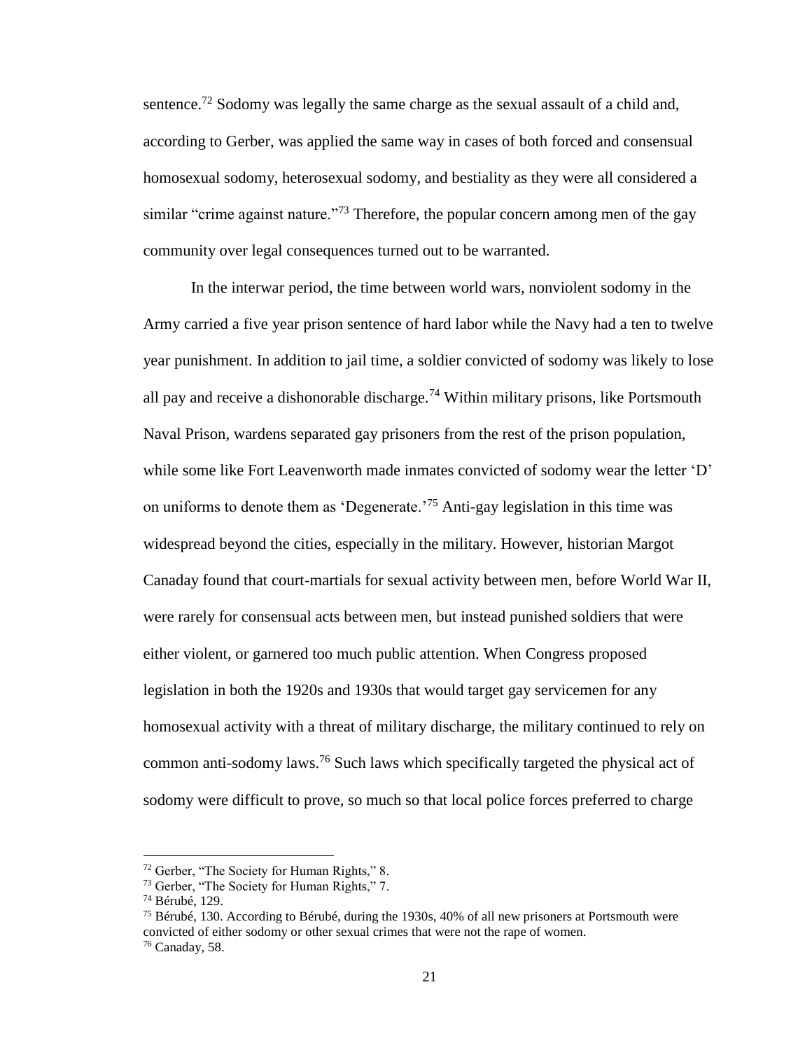sentence.[72] Sodomy was legally the same charge as the sexual assault of a child and, according to Gerber, was applied the same way in cases of both forced and consensual homosexual sodomy, heterosexual sodomy, and bestiality as they were all considered a similar "crime against nature."[73] Therefore, the popular concern among men of the gay community over legal consequences turned out to be warranted.

In the interwar period, the time between world wars, nonviolent sodomy in the Army carried a five year prison sentence of hard labor while the Navy had a ten to twelve year punishment. In addition to jail time, a soldier convicted of sodomy was likely to lose all pay and receive a dishonorable discharge.[74] Within military prisons, like Portsmouth Naval Prison, wardens separated gay prisoners from the rest of the prison population, while some like Fort Leavenworth made inmates convicted of sodomy wear the letter 'D' on uniforms to denote them as 'Degenerate.'[75] Anti-gay legislation in this time was widespread beyond the cities, especially in the military. However, historian Margot Canaday found that court-martials for sexual activity between men, before World War II, were rarely for consensual acts between men, but instead punished soldiers that were either violent, or garnered too much public attention. When Congress proposed legislation in both the 1920s and 1930s that would target gay servicemen for any homosexual activity with a threat of military discharge, the military continued to rely on common anti-sodomy laws.[76] Such laws which specifically targeted the physical act of sodomy were difficult to prove, so much so that local police forces preferred to charge

---

[72] Gerber, "The Society for Human Rights," 8.

[73] Gerber, "The Society for Human Rights," 7.

[74] Bérubé, 129.

[75] Bérubé, 130. According to Bérubé, during the 1930s, 40% of all new prisoners at Portsmouth were convicted of either sodomy or other sexual crimes that were not the rape of women.

[76] Canaday, 58.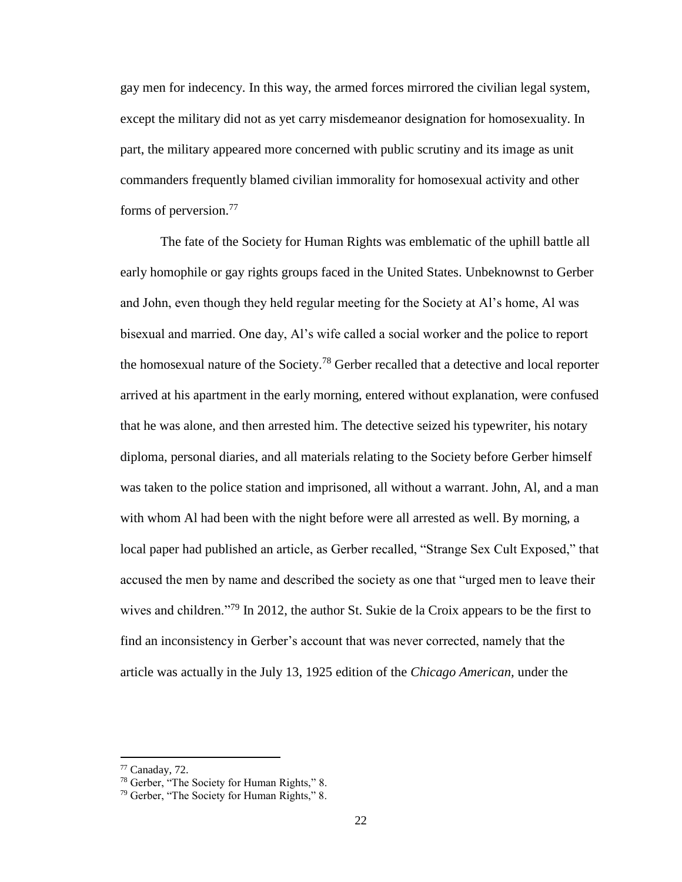gay men for indecency. In this way, the armed forces mirrored the civilian legal system, except the military did not as yet carry misdemeanor designation for homosexuality. In part, the military appeared more concerned with public scrutiny and its image as unit commanders frequently blamed civilian immorality for homosexual activity and other forms of perversion.[77]

The fate of the Society for Human Rights was emblematic of the uphill battle all early homophile or gay rights groups faced in the United States. Unbeknownst to Gerber and John, even though they held regular meeting for the Society at Al's home, Al was bisexual and married. One day, Al's wife called a social worker and the police to report the homosexual nature of the Society.[78] Gerber recalled that a detective and local reporter arrived at his apartment in the early morning, entered without explanation, were confused that he was alone, and then arrested him. The detective seized his typewriter, his notary diploma, personal diaries, and all materials relating to the Society before Gerber himself was taken to the police station and imprisoned, all without a warrant. John, Al, and a man with whom Al had been with the night before were all arrested as well. By morning, a local paper had published an article, as Gerber recalled, "Strange Sex Cult Exposed," that accused the men by name and described the society as one that "urged men to leave their wives and children."[79] In 2012, the author St. Sukie de la Croix appears to be the first to find an inconsistency in Gerber's account that was never corrected, namely that the article was actually in the July 13, 1925 edition of the *Chicago American,* under the

---

[77] Canaday, 72.

[78] Gerber, "The Society for Human Rights," 8.

[79] Gerber, "The Society for Human Rights," 8.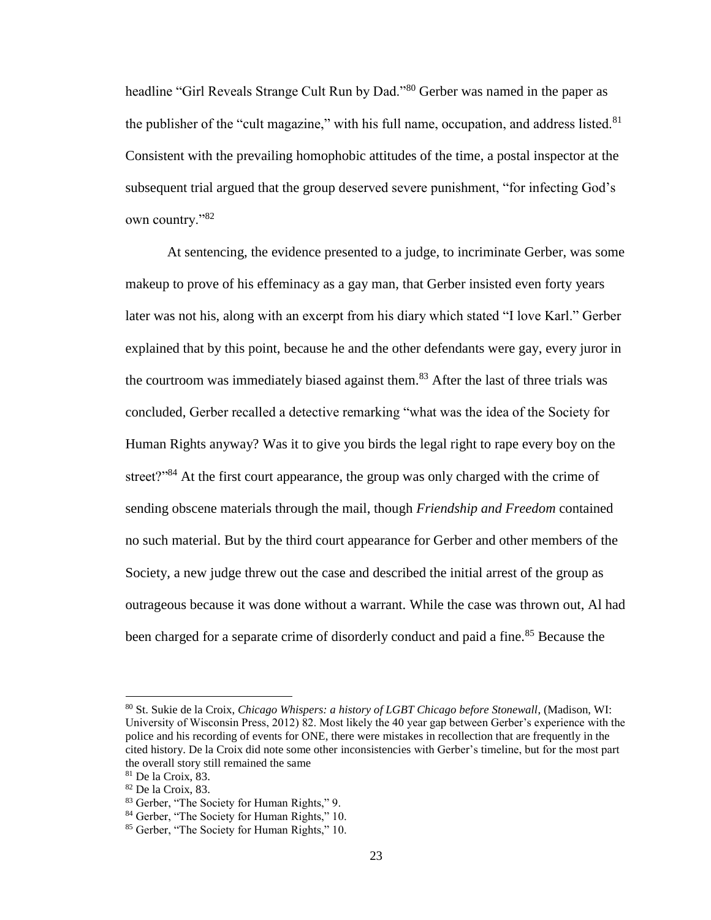headline "Girl Reveals Strange Cult Run by Dad."[80] Gerber was named in the paper as the publisher of the "cult magazine," with his full name, occupation, and address listed.[81] Consistent with the prevailing homophobic attitudes of the time, a postal inspector at the subsequent trial argued that the group deserved severe punishment, "for infecting God's own country."[82]

At sentencing, the evidence presented to a judge, to incriminate Gerber, was some makeup to prove of his effeminacy as a gay man, that Gerber insisted even forty years later was not his, along with an excerpt from his diary which stated "I love Karl." Gerber explained that by this point, because he and the other defendants were gay, every juror in the courtroom was immediately biased against them.[83] After the last of three trials was concluded, Gerber recalled a detective remarking "what was the idea of the Society for Human Rights anyway? Was it to give you birds the legal right to rape every boy on the street?"[84] At the first court appearance, the group was only charged with the crime of sending obscene materials through the mail, though *Friendship and Freedom* contained no such material. But by the third court appearance for Gerber and other members of the Society, a new judge threw out the case and described the initial arrest of the group as outrageous because it was done without a warrant. While the case was thrown out, Al had been charged for a separate crime of disorderly conduct and paid a fine.[85] Because the

---

[80] St. Sukie de la Croix, *Chicago Whispers: a history of LGBT Chicago before Stonewall*, (Madison, WI: University of Wisconsin Press, 2012) 82. Most likely the 40 year gap between Gerber's experience with the police and his recording of events for ONE, there were mistakes in recollection that are frequently in the cited history. De la Croix did note some other inconsistencies with Gerber's timeline, but for the most part the overall story still remained the same

[81] De la Croix, 83.

[82] De la Croix, 83.

[83] Gerber, "The Society for Human Rights," 9.

[84] Gerber, "The Society for Human Rights," 10.

[85] Gerber, "The Society for Human Rights," 10.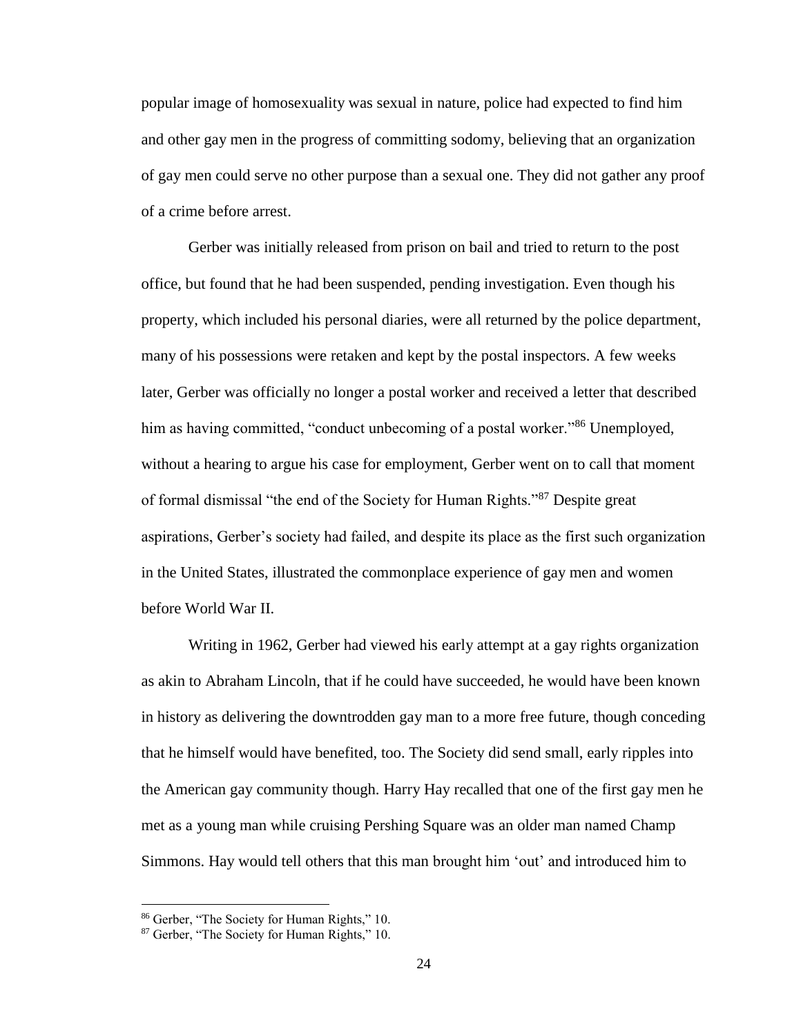popular image of homosexuality was sexual in nature, police had expected to find him and other gay men in the progress of committing sodomy, believing that an organization of gay men could serve no other purpose than a sexual one. They did not gather any proof of a crime before arrest.

Gerber was initially released from prison on bail and tried to return to the post office, but found that he had been suspended, pending investigation. Even though his property, which included his personal diaries, were all returned by the police department, many of his possessions were retaken and kept by the postal inspectors. A few weeks later, Gerber was officially no longer a postal worker and received a letter that described him as having committed, "conduct unbecoming of a postal worker."[86] Unemployed, without a hearing to argue his case for employment, Gerber went on to call that moment of formal dismissal "the end of the Society for Human Rights."[87] Despite great aspirations, Gerber's society had failed, and despite its place as the first such organization in the United States, illustrated the commonplace experience of gay men and women before World War II.

Writing in 1962, Gerber had viewed his early attempt at a gay rights organization as akin to Abraham Lincoln, that if he could have succeeded, he would have been known in history as delivering the downtrodden gay man to a more free future, though conceding that he himself would have benefited, too. The Society did send small, early ripples into the American gay community though. Harry Hay recalled that one of the first gay men he met as a young man while cruising Pershing Square was an older man named Champ Simmons. Hay would tell others that this man brought him 'out' and introduced him to

---

[86] Gerber, "The Society for Human Rights," 10.

[87] Gerber, "The Society for Human Rights," 10.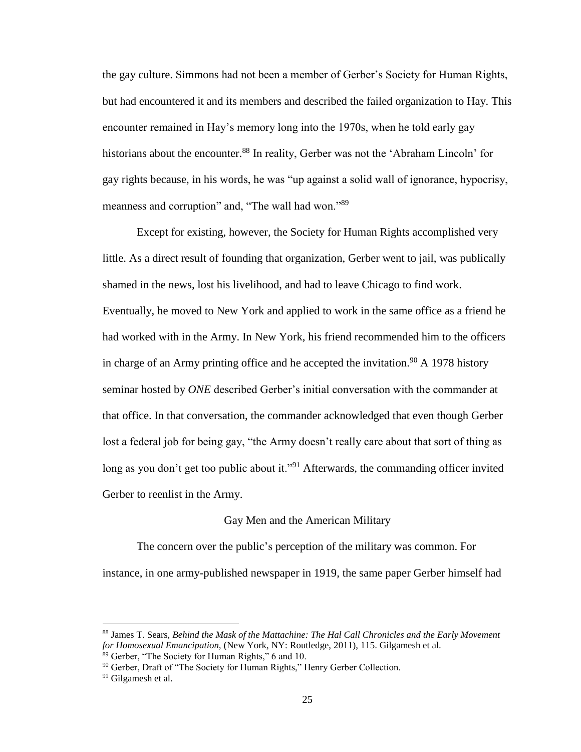the gay culture. Simmons had not been a member of Gerber's Society for Human Rights, but had encountered it and its members and described the failed organization to Hay. This encounter remained in Hay's memory long into the 1970s, when he told early gay historians about the encounter.[88] In reality, Gerber was not the 'Abraham Lincoln' for gay rights because, in his words, he was "up against a solid wall of ignorance, hypocrisy, meanness and corruption" and, "The wall had won."[89]

Except for existing, however, the Society for Human Rights accomplished very little. As a direct result of founding that organization, Gerber went to jail, was publically shamed in the news, lost his livelihood, and had to leave Chicago to find work. Eventually, he moved to New York and applied to work in the same office as a friend he had worked with in the Army. In New York, his friend recommended him to the officers in charge of an Army printing office and he accepted the invitation.[90] A 1978 history seminar hosted by *ONE* described Gerber's initial conversation with the commander at that office. In that conversation, the commander acknowledged that even though Gerber lost a federal job for being gay, "the Army doesn't really care about that sort of thing as long as you don't get too public about it."[91] Afterwards, the commanding officer invited Gerber to reenlist in the Army.

## Gay Men and the American Military

The concern over the public's perception of the military was common. For instance, in one army-published newspaper in 1919, the same paper Gerber himself had

---

[88] James T. Sears, *Behind the Mask of the Mattachine: The Hal Call Chronicles and the Early Movement for Homosexual Emancipation,* (New York, NY: Routledge, 2011), 115. Gilgamesh et al.

[89] Gerber, "The Society for Human Rights," 6 and 10.

[90] Gerber, Draft of "The Society for Human Rights," Henry Gerber Collection.

[91] Gilgamesh et al.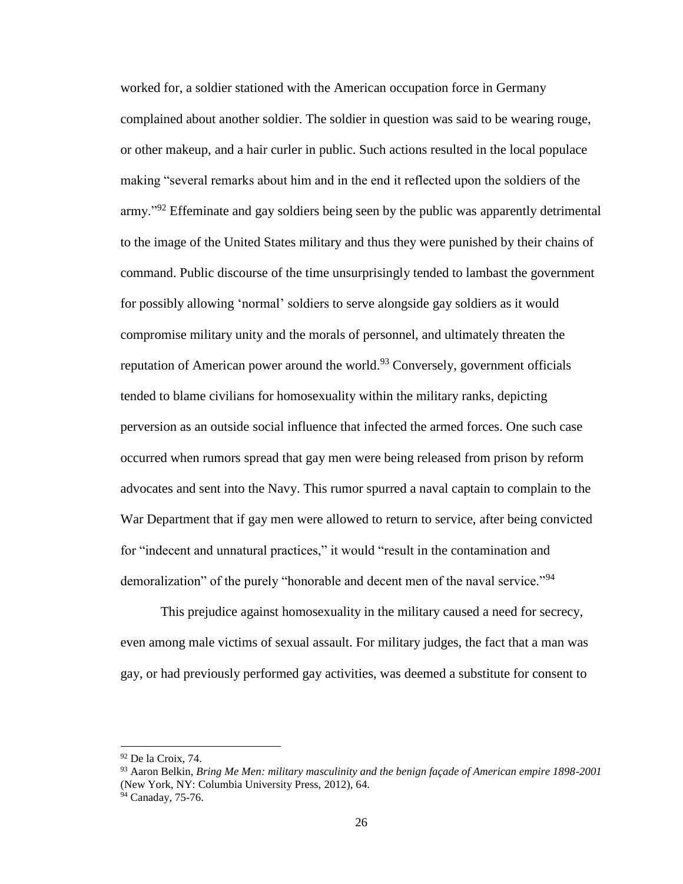worked for, a soldier stationed with the American occupation force in Germany complained about another soldier. The soldier in question was said to be wearing rouge, or other makeup, and a hair curler in public. Such actions resulted in the local populace making "several remarks about him and in the end it reflected upon the soldiers of the army."[92] Effeminate and gay soldiers being seen by the public was apparently detrimental to the image of the United States military and thus they were punished by their chains of command. Public discourse of the time unsurprisingly tended to lambast the government for possibly allowing 'normal' soldiers to serve alongside gay soldiers as it would compromise military unity and the morals of personnel, and ultimately threaten the reputation of American power around the world.[93] Conversely, government officials tended to blame civilians for homosexuality within the military ranks, depicting perversion as an outside social influence that infected the armed forces. One such case occurred when rumors spread that gay men were being released from prison by reform advocates and sent into the Navy. This rumor spurred a naval captain to complain to the War Department that if gay men were allowed to return to service, after being convicted for "indecent and unnatural practices," it would "result in the contamination and demoralization" of the purely "honorable and decent men of the naval service."[94]

This prejudice against homosexuality in the military caused a need for secrecy, even among male victims of sexual assault. For military judges, the fact that a man was gay, or had previously performed gay activities, was deemed a substitute for consent to

---

[92] De la Croix, 74.

[93] Aaron Belkin, *Bring Me Men: military masculinity and the benign façade of American empire 1898-2001* (New York, NY: Columbia University Press, 2012), 64.

[94] Canaday, 75-76.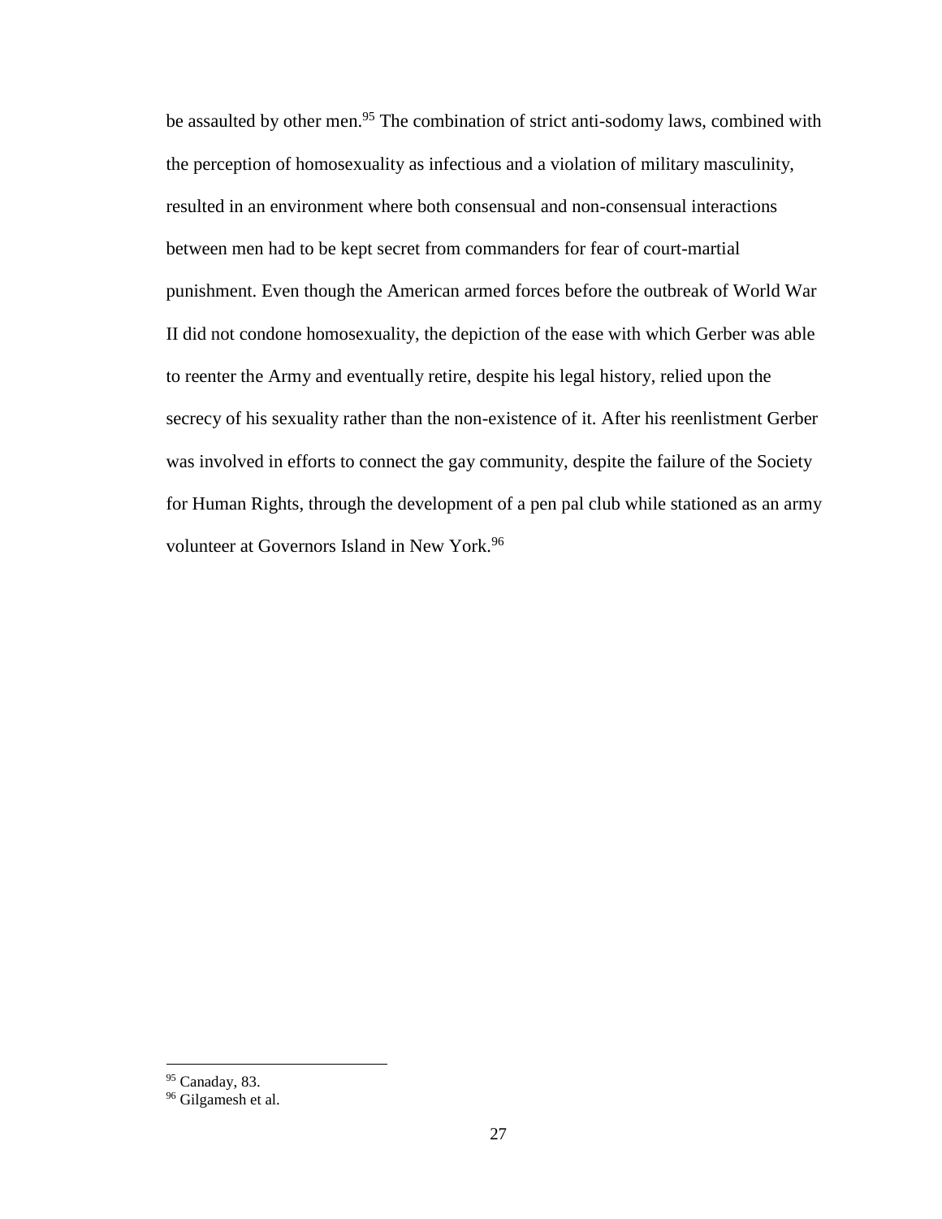be assaulted by other men.[95] The combination of strict anti-sodomy laws, combined with the perception of homosexuality as infectious and a violation of military masculinity, resulted in an environment where both consensual and non-consensual interactions between men had to be kept secret from commanders for fear of court-martial punishment. Even though the American armed forces before the outbreak of World War II did not condone homosexuality, the depiction of the ease with which Gerber was able to reenter the Army and eventually retire, despite his legal history, relied upon the secrecy of his sexuality rather than the non-existence of it. After his reenlistment Gerber was involved in efforts to connect the gay community, despite the failure of the Society for Human Rights, through the development of a pen pal club while stationed as an army volunteer at Governors Island in New York.[96]

---

[95] Canaday, 83.

[96] Gilgamesh et al.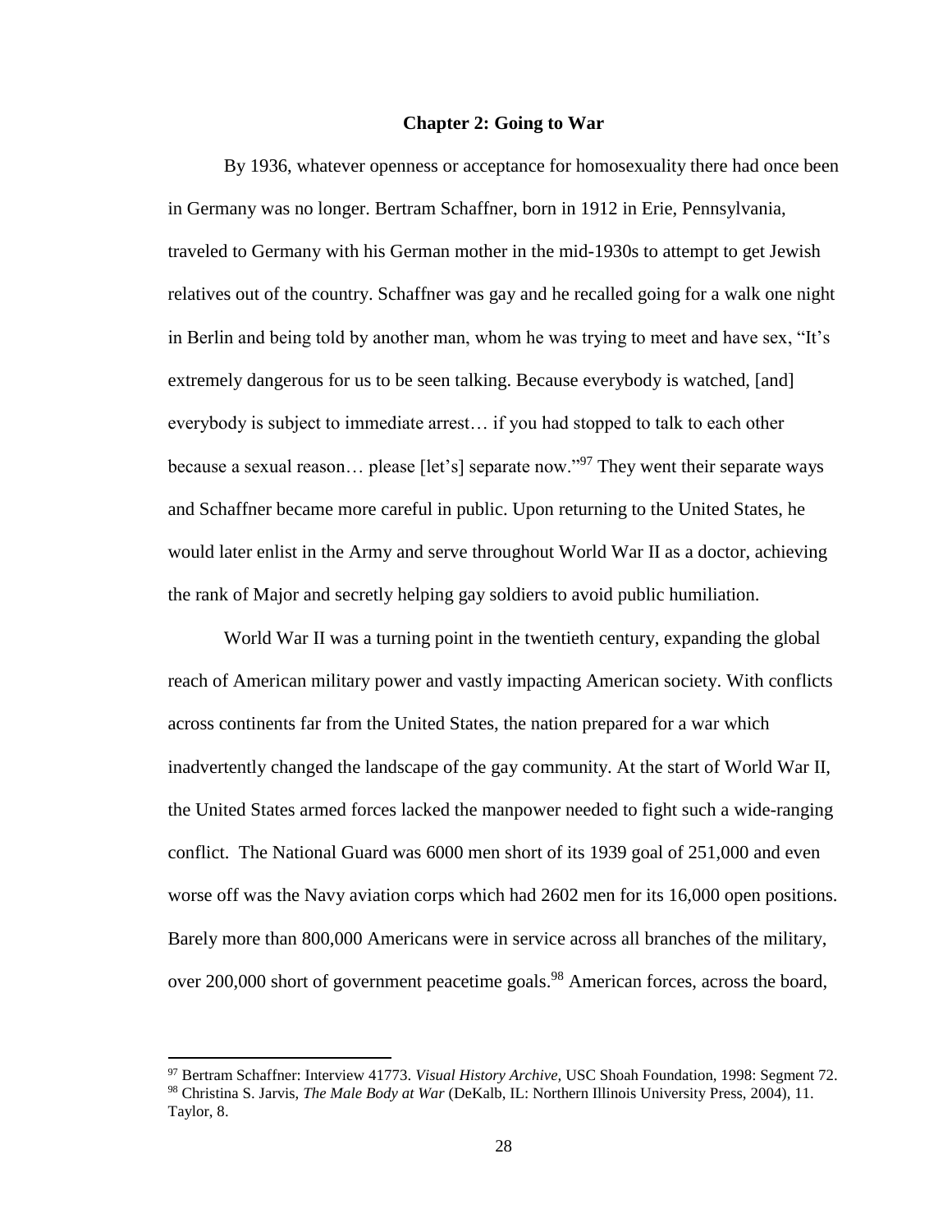## Chapter 2: Going to War

By 1936, whatever openness or acceptance for homosexuality there had once been in Germany was no longer. Bertram Schaffner, born in 1912 in Erie, Pennsylvania, traveled to Germany with his German mother in the mid-1930s to attempt to get Jewish relatives out of the country. Schaffner was gay and he recalled going for a walk one night in Berlin and being told by another man, whom he was trying to meet and have sex, "It's extremely dangerous for us to be seen talking. Because everybody is watched, [and] everybody is subject to immediate arrest… if you had stopped to talk to each other because a sexual reason… please [let's] separate now."[97] They went their separate ways and Schaffner became more careful in public. Upon returning to the United States, he would later enlist in the Army and serve throughout World War II as a doctor, achieving the rank of Major and secretly helping gay soldiers to avoid public humiliation.

World War II was a turning point in the twentieth century, expanding the global reach of American military power and vastly impacting American society. With conflicts across continents far from the United States, the nation prepared for a war which inadvertently changed the landscape of the gay community. At the start of World War II, the United States armed forces lacked the manpower needed to fight such a wide-ranging conflict. The National Guard was 6000 men short of its 1939 goal of 251,000 and even worse off was the Navy aviation corps which had 2602 men for its 16,000 open positions. Barely more than 800,000 Americans were in service across all branches of the military, over 200,000 short of government peacetime goals.[98] American forces, across the board,

---

[97] Bertram Schaffner: Interview 41773. *Visual History Archive,* USC Shoah Foundation, 1998: Segment 72.

[98] Christina S. Jarvis, *The Male Body at War* (DeKalb, IL: Northern Illinois University Press, 2004), 11. Taylor, 8.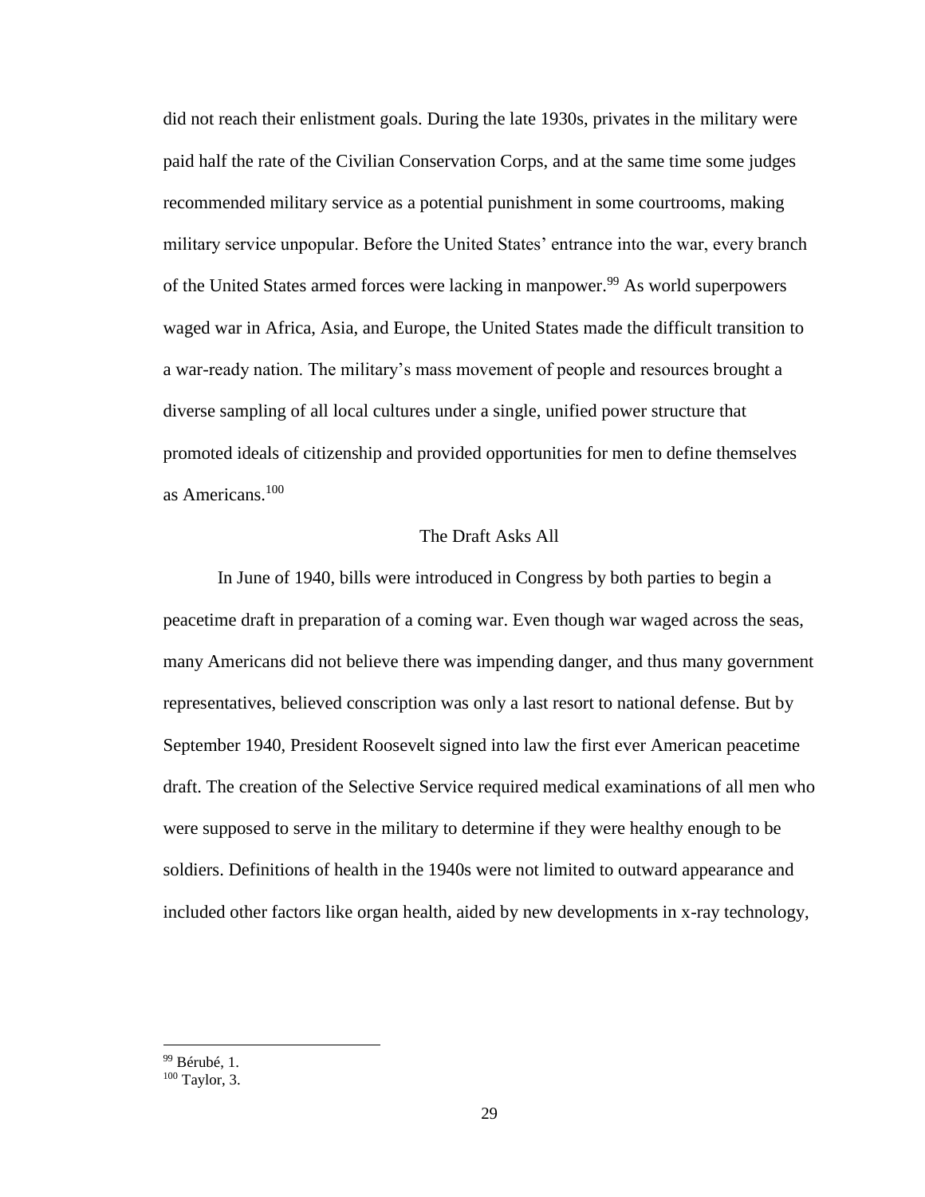did not reach their enlistment goals. During the late 1930s, privates in the military were paid half the rate of the Civilian Conservation Corps, and at the same time some judges recommended military service as a potential punishment in some courtrooms, making military service unpopular. Before the United States' entrance into the war, every branch of the United States armed forces were lacking in manpower.[99] As world superpowers waged war in Africa, Asia, and Europe, the United States made the difficult transition to a war-ready nation. The military's mass movement of people and resources brought a diverse sampling of all local cultures under a single, unified power structure that promoted ideals of citizenship and provided opportunities for men to define themselves as Americans.[100]

## The Draft Asks All

In June of 1940, bills were introduced in Congress by both parties to begin a peacetime draft in preparation of a coming war. Even though war waged across the seas, many Americans did not believe there was impending danger, and thus many government representatives, believed conscription was only a last resort to national defense. But by September 1940, President Roosevelt signed into law the first ever American peacetime draft. The creation of the Selective Service required medical examinations of all men who were supposed to serve in the military to determine if they were healthy enough to be soldiers. Definitions of health in the 1940s were not limited to outward appearance and included other factors like organ health, aided by new developments in x-ray technology,

[99] Bérubé, 1.

[100] Taylor, 3.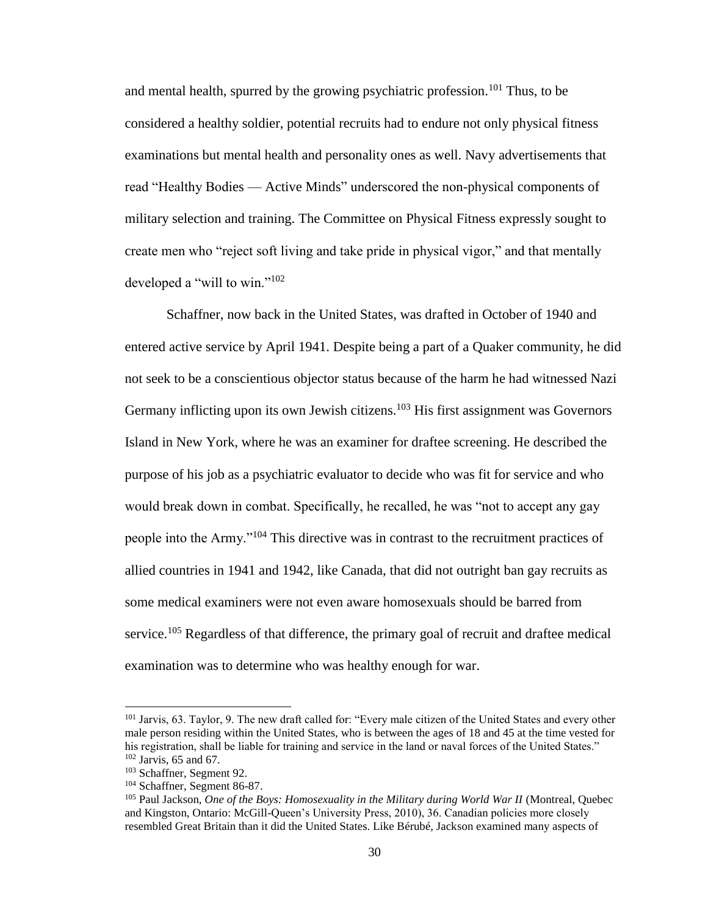and mental health, spurred by the growing psychiatric profession.[101] Thus, to be considered a healthy soldier, potential recruits had to endure not only physical fitness examinations but mental health and personality ones as well. Navy advertisements that read "Healthy Bodies — Active Minds" underscored the non-physical components of military selection and training. The Committee on Physical Fitness expressly sought to create men who "reject soft living and take pride in physical vigor," and that mentally developed a "will to win."[102]

Schaffner, now back in the United States, was drafted in October of 1940 and entered active service by April 1941. Despite being a part of a Quaker community, he did not seek to be a conscientious objector status because of the harm he had witnessed Nazi Germany inflicting upon its own Jewish citizens.[103] His first assignment was Governors Island in New York, where he was an examiner for draftee screening. He described the purpose of his job as a psychiatric evaluator to decide who was fit for service and who would break down in combat. Specifically, he recalled, he was "not to accept any gay people into the Army."[104] This directive was in contrast to the recruitment practices of allied countries in 1941 and 1942, like Canada, that did not outright ban gay recruits as some medical examiners were not even aware homosexuals should be barred from service.[105] Regardless of that difference, the primary goal of recruit and draftee medical examination was to determine who was healthy enough for war.

---

[101] Jarvis, 63. Taylor, 9. The new draft called for: "Every male citizen of the United States and every other male person residing within the United States, who is between the ages of 18 and 45 at the time vested for his registration, shall be liable for training and service in the land or naval forces of the United States."

[102] Jarvis, 65 and 67.

[103] Schaffner, Segment 92.

[104] Schaffner, Segment 86-87.

[105] Paul Jackson, *One of the Boys: Homosexuality in the Military during World War II* (Montreal, Quebec and Kingston, Ontario: McGill-Queen's University Press, 2010), 36. Canadian policies more closely resembled Great Britain than it did the United States. Like Bérubé, Jackson examined many aspects of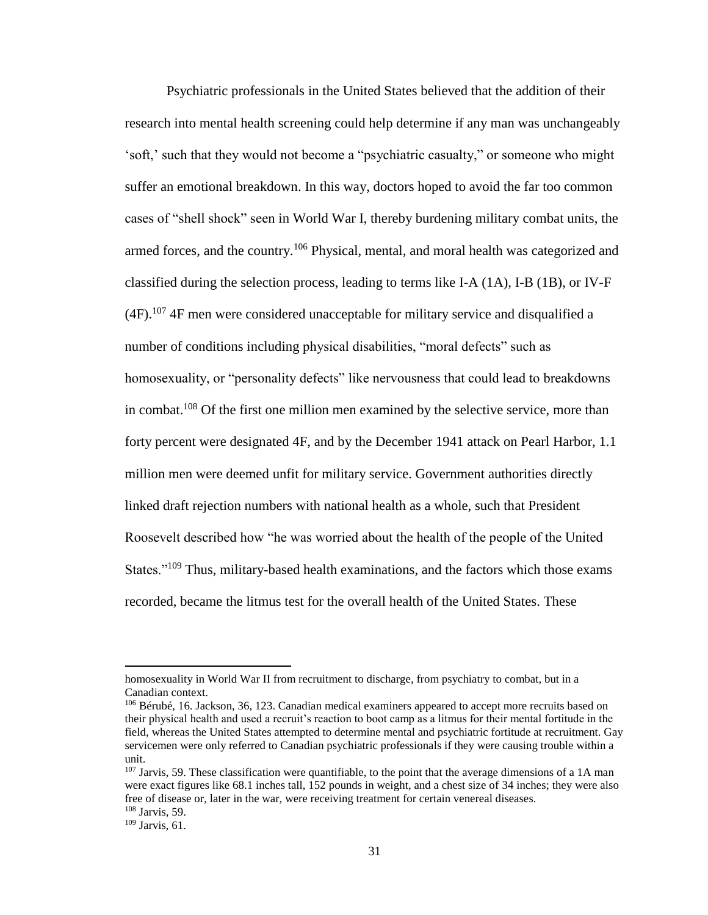Psychiatric professionals in the United States believed that the addition of their research into mental health screening could help determine if any man was unchangeably 'soft,' such that they would not become a "psychiatric casualty," or someone who might suffer an emotional breakdown. In this way, doctors hoped to avoid the far too common cases of "shell shock" seen in World War I, thereby burdening military combat units, the armed forces, and the country.[106] Physical, mental, and moral health was categorized and classified during the selection process, leading to terms like I-A (1A), I-B (1B), or IV-F (4F).[107] 4F men were considered unacceptable for military service and disqualified a number of conditions including physical disabilities, "moral defects" such as homosexuality, or "personality defects" like nervousness that could lead to breakdowns in combat.[108] Of the first one million men examined by the selective service, more than forty percent were designated 4F, and by the December 1941 attack on Pearl Harbor, 1.1 million men were deemed unfit for military service. Government authorities directly linked draft rejection numbers with national health as a whole, such that President Roosevelt described how "he was worried about the health of the people of the United States."[109] Thus, military-based health examinations, and the factors which those exams recorded, became the litmus test for the overall health of the United States. These

---

homosexuality in World War II from recruitment to discharge, from psychiatry to combat, but in a Canadian context.

[106] Bérubé, 16. Jackson, 36, 123. Canadian medical examiners appeared to accept more recruits based on their physical health and used a recruit's reaction to boot camp as a litmus for their mental fortitude in the field, whereas the United States attempted to determine mental and psychiatric fortitude at recruitment. Gay servicemen were only referred to Canadian psychiatric professionals if they were causing trouble within a unit.

[107] Jarvis, 59. These classification were quantifiable, to the point that the average dimensions of a 1A man were exact figures like 68.1 inches tall, 152 pounds in weight, and a chest size of 34 inches; they were also free of disease or, later in the war, were receiving treatment for certain venereal diseases.

[108] Jarvis, 59.

[109] Jarvis, 61.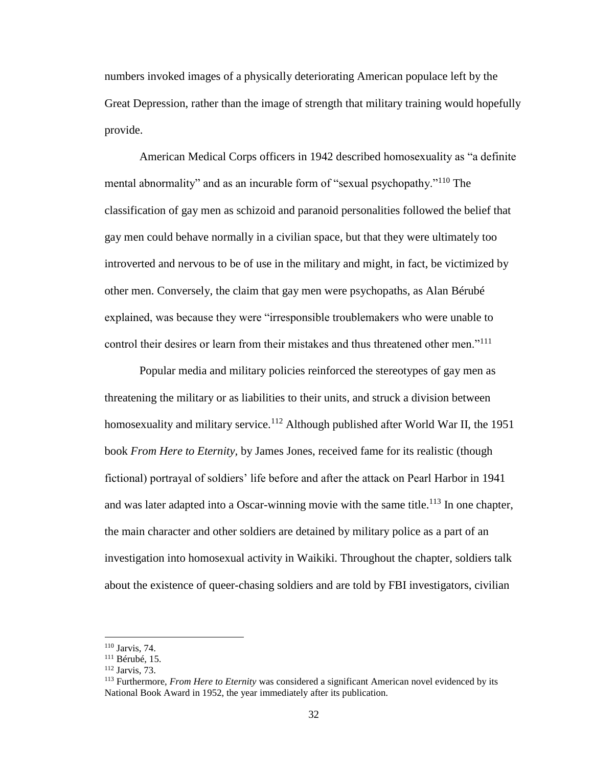numbers invoked images of a physically deteriorating American populace left by the Great Depression, rather than the image of strength that military training would hopefully provide.

American Medical Corps officers in 1942 described homosexuality as "a definite mental abnormality" and as an incurable form of "sexual psychopathy."[110] The classification of gay men as schizoid and paranoid personalities followed the belief that gay men could behave normally in a civilian space, but that they were ultimately too introverted and nervous to be of use in the military and might, in fact, be victimized by other men. Conversely, the claim that gay men were psychopaths, as Alan Bérubé explained, was because they were "irresponsible troublemakers who were unable to control their desires or learn from their mistakes and thus threatened other men."[111]

Popular media and military policies reinforced the stereotypes of gay men as threatening the military or as liabilities to their units, and struck a division between homosexuality and military service.[112] Although published after World War II, the 1951 book *From Here to Eternity*, by James Jones, received fame for its realistic (though fictional) portrayal of soldiers' life before and after the attack on Pearl Harbor in 1941 and was later adapted into a Oscar-winning movie with the same title.[113] In one chapter, the main character and other soldiers are detained by military police as a part of an investigation into homosexual activity in Waikiki. Throughout the chapter, soldiers talk about the existence of queer-chasing soldiers and are told by FBI investigators, civilian

---

[110] Jarvis, 74.

[111] Bérubé, 15.

[112] Jarvis, 73.

[113] Furthermore, *From Here to Eternity* was considered a significant American novel evidenced by its National Book Award in 1952, the year immediately after its publication.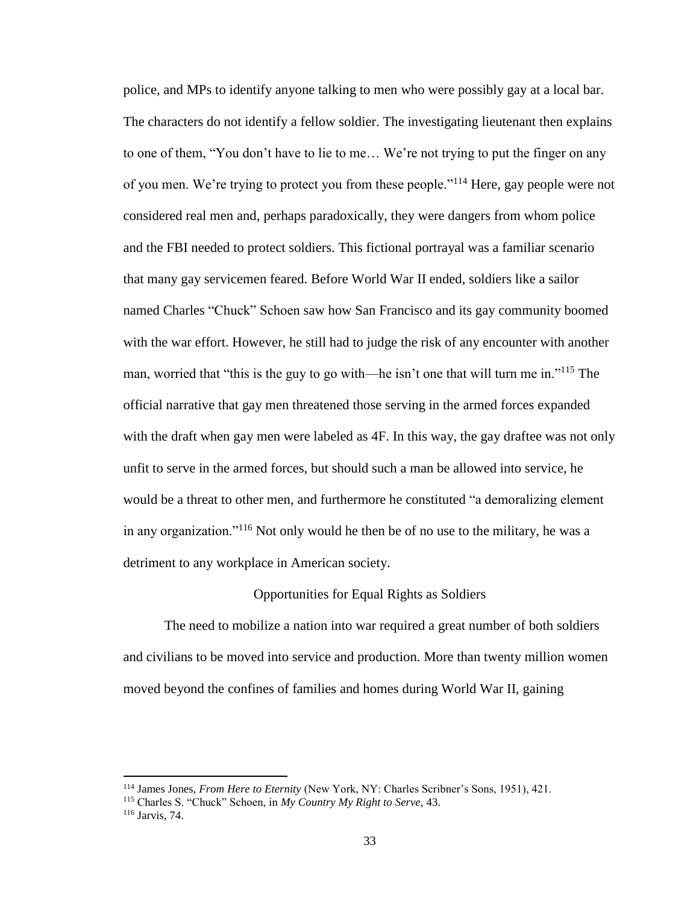police, and MPs to identify anyone talking to men who were possibly gay at a local bar. The characters do not identify a fellow soldier. The investigating lieutenant then explains to one of them, "You don't have to lie to me… We're not trying to put the finger on any of you men. We're trying to protect you from these people."[114] Here, gay people were not considered real men and, perhaps paradoxically, they were dangers from whom police and the FBI needed to protect soldiers. This fictional portrayal was a familiar scenario that many gay servicemen feared. Before World War II ended, soldiers like a sailor named Charles "Chuck" Schoen saw how San Francisco and its gay community boomed with the war effort. However, he still had to judge the risk of any encounter with another man, worried that "this is the guy to go with—he isn't one that will turn me in."[115] The official narrative that gay men threatened those serving in the armed forces expanded with the draft when gay men were labeled as 4F. In this way, the gay draftee was not only unfit to serve in the armed forces, but should such a man be allowed into service, he would be a threat to other men, and furthermore he constituted "a demoralizing element in any organization."[116] Not only would he then be of no use to the military, he was a detriment to any workplace in American society.

## Opportunities for Equal Rights as Soldiers

The need to mobilize a nation into war required a great number of both soldiers and civilians to be moved into service and production. More than twenty million women moved beyond the confines of families and homes during World War II, gaining

[114] James Jones, *From Here to Eternity* (New York, NY: Charles Scribner's Sons, 1951), 421.

[115] Charles S. "Chuck" Schoen, in *My Country My Right to Serve*, 43.

[116] Jarvis, 74.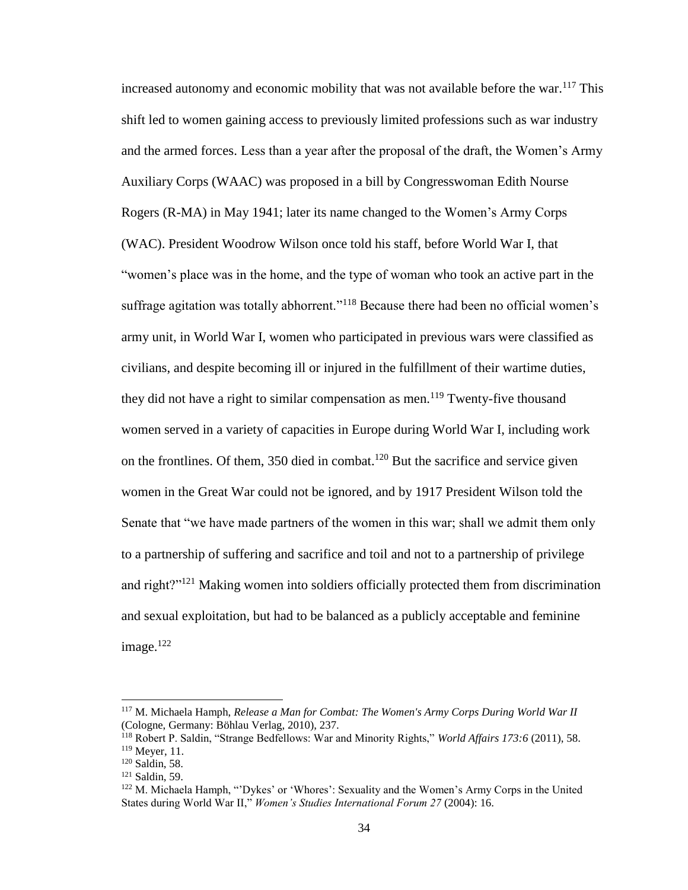increased autonomy and economic mobility that was not available before the war.[117] This shift led to women gaining access to previously limited professions such as war industry and the armed forces. Less than a year after the proposal of the draft, the Women's Army Auxiliary Corps (WAAC) was proposed in a bill by Congresswoman Edith Nourse Rogers (R-MA) in May 1941; later its name changed to the Women's Army Corps (WAC). President Woodrow Wilson once told his staff, before World War I, that "women's place was in the home, and the type of woman who took an active part in the suffrage agitation was totally abhorrent."[118] Because there had been no official women's army unit, in World War I, women who participated in previous wars were classified as civilians, and despite becoming ill or injured in the fulfillment of their wartime duties, they did not have a right to similar compensation as men.[119] Twenty-five thousand women served in a variety of capacities in Europe during World War I, including work on the frontlines. Of them, 350 died in combat.[120] But the sacrifice and service given women in the Great War could not be ignored, and by 1917 President Wilson told the Senate that "we have made partners of the women in this war; shall we admit them only to a partnership of suffering and sacrifice and toil and not to a partnership of privilege and right?"[121] Making women into soldiers officially protected them from discrimination and sexual exploitation, but had to be balanced as a publicly acceptable and feminine image.[122]

---

[117] M. Michaela Hamph, *Release a Man for Combat: The Women's Army Corps During World War II* (Cologne, Germany: Böhlau Verlag, 2010), 237.

[118] Robert P. Saldin, "Strange Bedfellows: War and Minority Rights," *World Affairs 173:6* (2011), 58.

[119] Meyer, 11.

[120] Saldin, 58.

[121] Saldin, 59.

[122] M. Michaela Hamph, "'Dykes' or 'Whores': Sexuality and the Women's Army Corps in the United States during World War II," *Women's Studies International Forum 27* (2004): 16.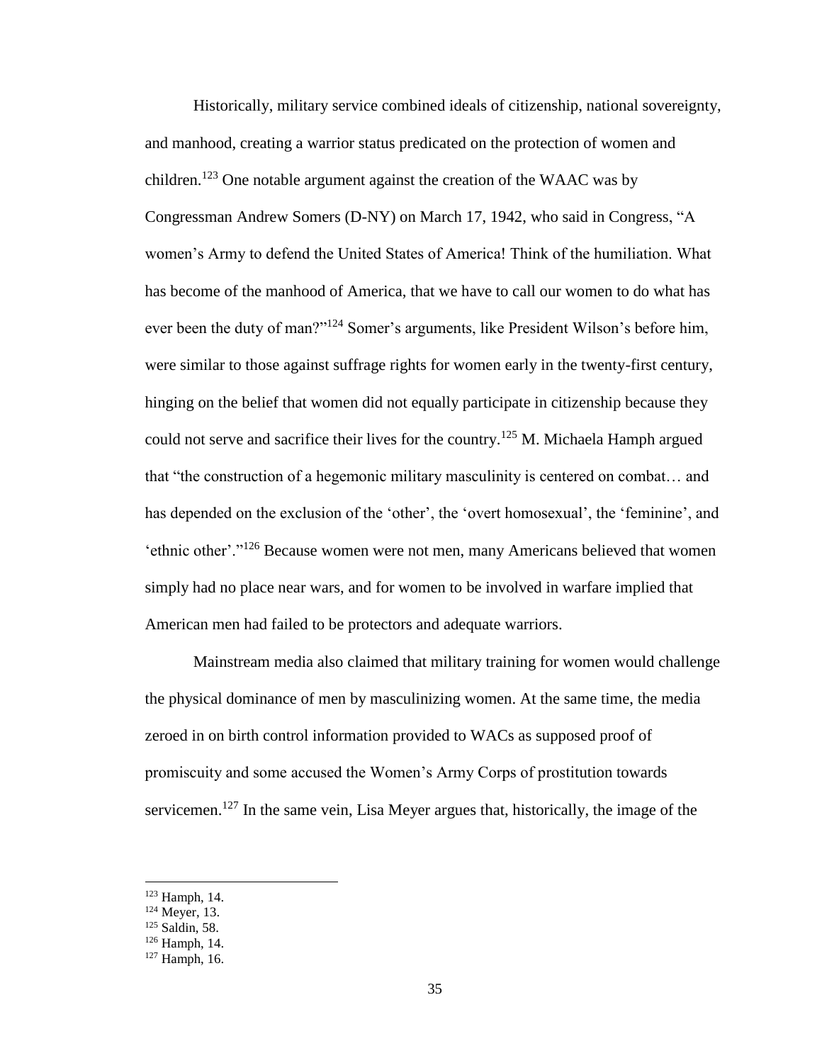Historically, military service combined ideals of citizenship, national sovereignty, and manhood, creating a warrior status predicated on the protection of women and children.[123] One notable argument against the creation of the WAAC was by Congressman Andrew Somers (D-NY) on March 17, 1942, who said in Congress, "A women's Army to defend the United States of America! Think of the humiliation. What has become of the manhood of America, that we have to call our women to do what has ever been the duty of man?"[124] Somer's arguments, like President Wilson's before him, were similar to those against suffrage rights for women early in the twenty-first century, hinging on the belief that women did not equally participate in citizenship because they could not serve and sacrifice their lives for the country.[125] M. Michaela Hamph argued that "the construction of a hegemonic military masculinity is centered on combat… and has depended on the exclusion of the 'other', the 'overt homosexual', the 'feminine', and 'ethnic other'."[126] Because women were not men, many Americans believed that women simply had no place near wars, and for women to be involved in warfare implied that American men had failed to be protectors and adequate warriors.

Mainstream media also claimed that military training for women would challenge the physical dominance of men by masculinizing women. At the same time, the media zeroed in on birth control information provided to WACs as supposed proof of promiscuity and some accused the Women's Army Corps of prostitution towards servicemen.[127] In the same vein, Lisa Meyer argues that, historically, the image of the

---

[123] Hamph, 14.
[124] Meyer, 13.
[125] Saldin, 58.
[126] Hamph, 14.
[127] Hamph, 16.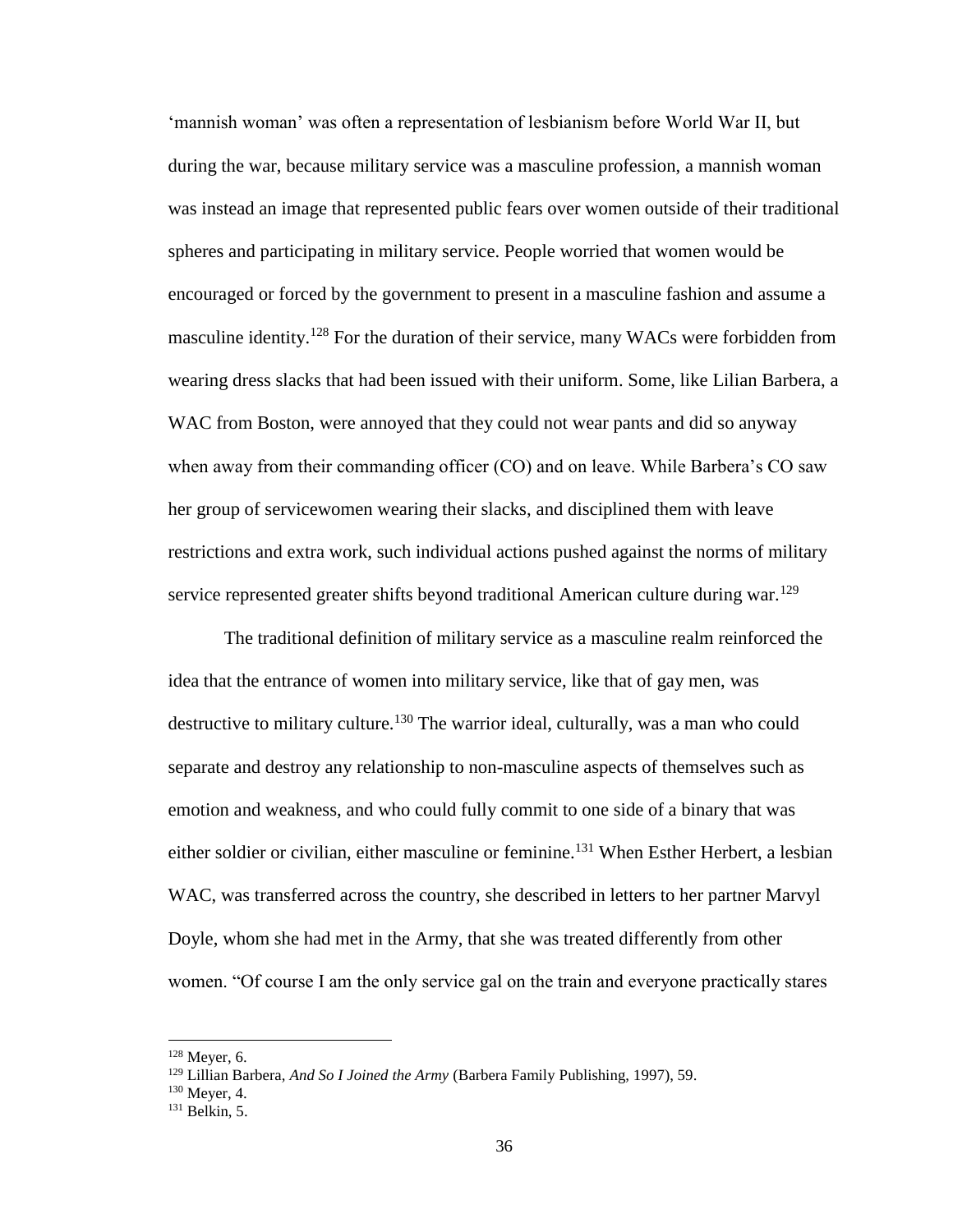'mannish woman' was often a representation of lesbianism before World War II, but during the war, because military service was a masculine profession, a mannish woman was instead an image that represented public fears over women outside of their traditional spheres and participating in military service. People worried that women would be encouraged or forced by the government to present in a masculine fashion and assume a masculine identity.[128] For the duration of their service, many WACs were forbidden from wearing dress slacks that had been issued with their uniform. Some, like Lilian Barbera, a WAC from Boston, were annoyed that they could not wear pants and did so anyway when away from their commanding officer (CO) and on leave. While Barbera's CO saw her group of servicewomen wearing their slacks, and disciplined them with leave restrictions and extra work, such individual actions pushed against the norms of military service represented greater shifts beyond traditional American culture during war.[129]

The traditional definition of military service as a masculine realm reinforced the idea that the entrance of women into military service, like that of gay men, was destructive to military culture.[130] The warrior ideal, culturally, was a man who could separate and destroy any relationship to non-masculine aspects of themselves such as emotion and weakness, and who could fully commit to one side of a binary that was either soldier or civilian, either masculine or feminine.[131] When Esther Herbert, a lesbian WAC, was transferred across the country, she described in letters to her partner Marvyl Doyle, whom she had met in the Army, that she was treated differently from other women. "Of course I am the only service gal on the train and everyone practically stares

---

[128] Meyer, 6.

[129] Lillian Barbera, *And So I Joined the Army* (Barbera Family Publishing, 1997), 59.

[130] Meyer, 4.

[131] Belkin, 5.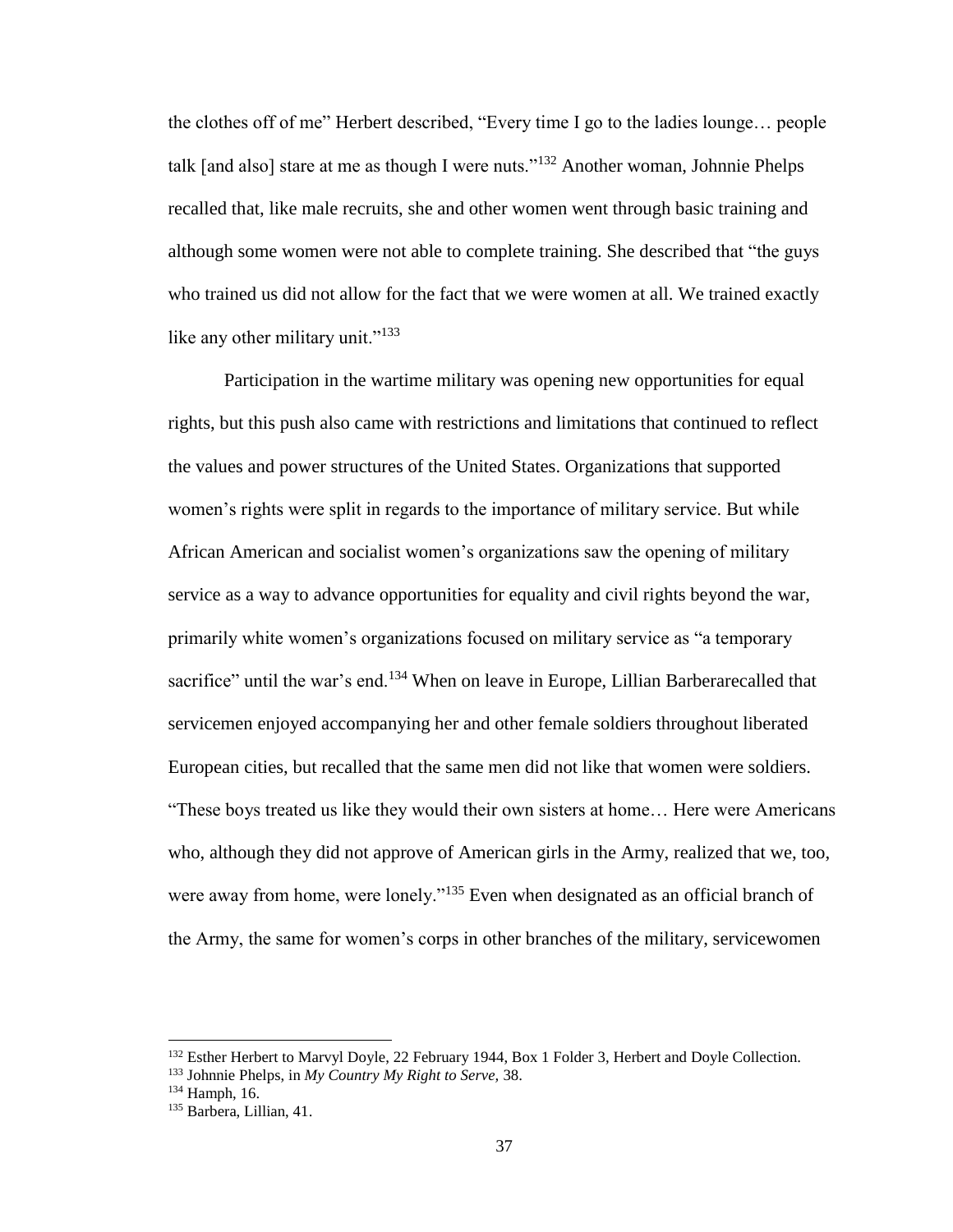the clothes off of me" Herbert described, "Every time I go to the ladies lounge… people talk [and also] stare at me as though I were nuts."[132] Another woman, Johnnie Phelps recalled that, like male recruits, she and other women went through basic training and although some women were not able to complete training. She described that "the guys who trained us did not allow for the fact that we were women at all. We trained exactly like any other military unit."[133]

Participation in the wartime military was opening new opportunities for equal rights, but this push also came with restrictions and limitations that continued to reflect the values and power structures of the United States. Organizations that supported women's rights were split in regards to the importance of military service. But while African American and socialist women's organizations saw the opening of military service as a way to advance opportunities for equality and civil rights beyond the war, primarily white women's organizations focused on military service as "a temporary sacrifice" until the war's end.[134] When on leave in Europe, Lillian Barberarecalled that servicemen enjoyed accompanying her and other female soldiers throughout liberated European cities, but recalled that the same men did not like that women were soldiers. "These boys treated us like they would their own sisters at home… Here were Americans who, although they did not approve of American girls in the Army, realized that we, too, were away from home, were lonely."[135] Even when designated as an official branch of the Army, the same for women's corps in other branches of the military, servicewomen

---

[132] Esther Herbert to Marvyl Doyle, 22 February 1944, Box 1 Folder 3, Herbert and Doyle Collection.

[133] Johnnie Phelps, in *My Country My Right to Serve*, 38.

[134] Hamph, 16.

[135] Barbera, Lillian, 41.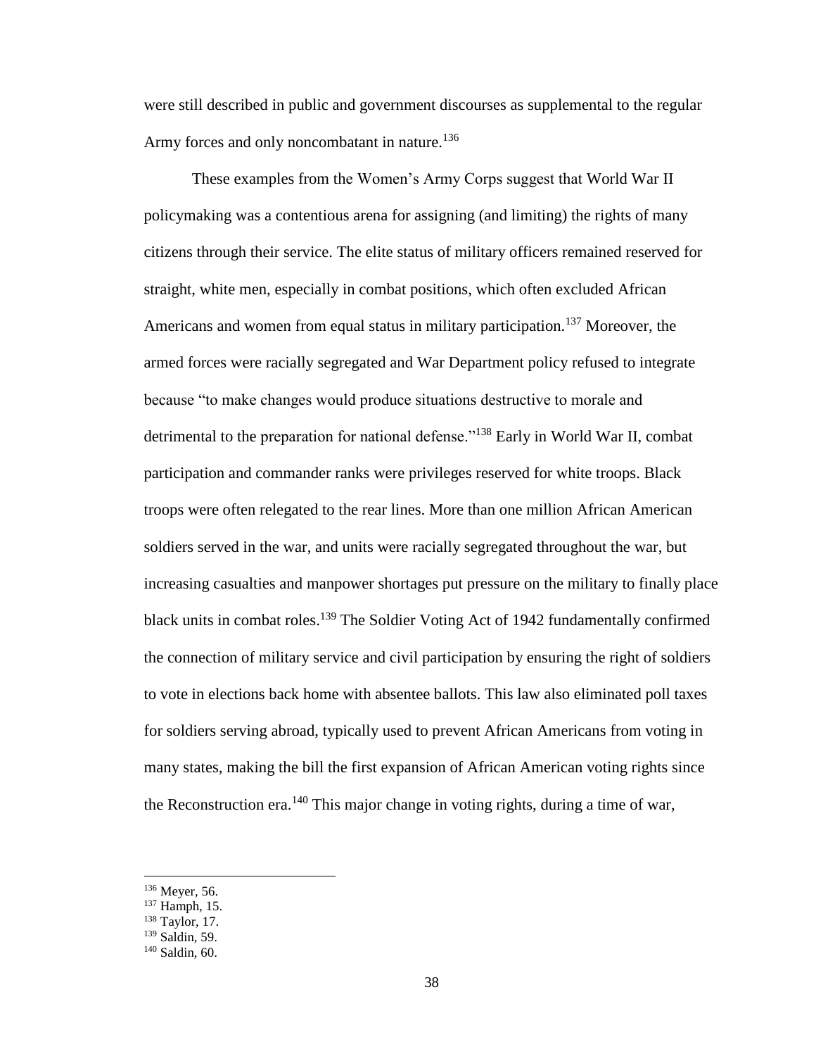were still described in public and government discourses as supplemental to the regular Army forces and only noncombatant in nature.[136]

These examples from the Women's Army Corps suggest that World War II policymaking was a contentious arena for assigning (and limiting) the rights of many citizens through their service. The elite status of military officers remained reserved for straight, white men, especially in combat positions, which often excluded African Americans and women from equal status in military participation.[137] Moreover, the armed forces were racially segregated and War Department policy refused to integrate because "to make changes would produce situations destructive to morale and detrimental to the preparation for national defense."[138] Early in World War II, combat participation and commander ranks were privileges reserved for white troops. Black troops were often relegated to the rear lines. More than one million African American soldiers served in the war, and units were racially segregated throughout the war, but increasing casualties and manpower shortages put pressure on the military to finally place black units in combat roles.[139] The Soldier Voting Act of 1942 fundamentally confirmed the connection of military service and civil participation by ensuring the right of soldiers to vote in elections back home with absentee ballots. This law also eliminated poll taxes for soldiers serving abroad, typically used to prevent African Americans from voting in many states, making the bill the first expansion of African American voting rights since the Reconstruction era.[140] This major change in voting rights, during a time of war,

---

[136] Meyer, 56.
[137] Hamph, 15.
[138] Taylor, 17.
[139] Saldin, 59.
[140] Saldin, 60.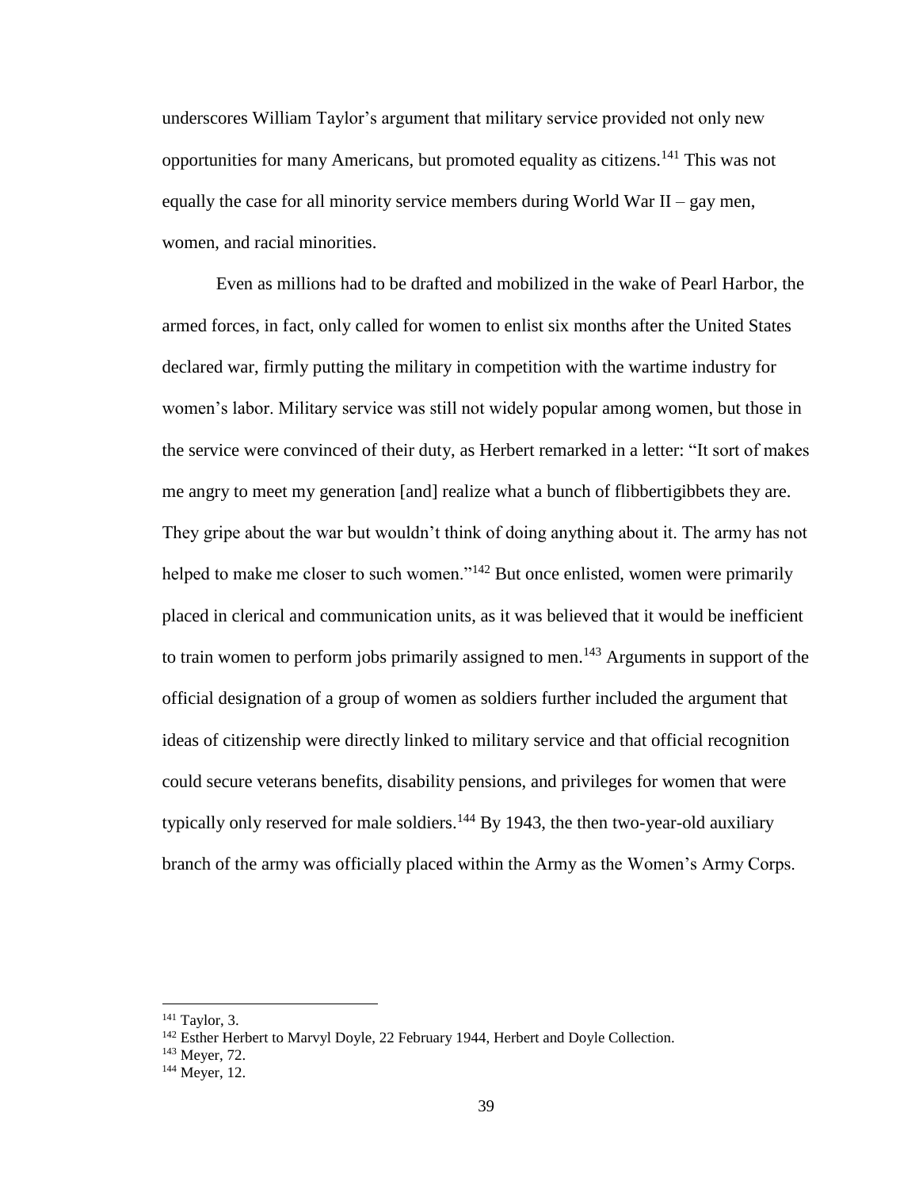underscores William Taylor's argument that military service provided not only new opportunities for many Americans, but promoted equality as citizens.[141] This was not equally the case for all minority service members during World War II – gay men, women, and racial minorities.

Even as millions had to be drafted and mobilized in the wake of Pearl Harbor, the armed forces, in fact, only called for women to enlist six months after the United States declared war, firmly putting the military in competition with the wartime industry for women's labor. Military service was still not widely popular among women, but those in the service were convinced of their duty, as Herbert remarked in a letter: "It sort of makes me angry to meet my generation [and] realize what a bunch of flibbertigibbets they are. They gripe about the war but wouldn't think of doing anything about it. The army has not helped to make me closer to such women."[142] But once enlisted, women were primarily placed in clerical and communication units, as it was believed that it would be inefficient to train women to perform jobs primarily assigned to men.[143] Arguments in support of the official designation of a group of women as soldiers further included the argument that ideas of citizenship were directly linked to military service and that official recognition could secure veterans benefits, disability pensions, and privileges for women that were typically only reserved for male soldiers.[144] By 1943, the then two-year-old auxiliary branch of the army was officially placed within the Army as the Women's Army Corps.

---

[141] Taylor, 3.

[142] Esther Herbert to Marvyl Doyle, 22 February 1944, Herbert and Doyle Collection.

[143] Meyer, 72.

[144] Meyer, 12.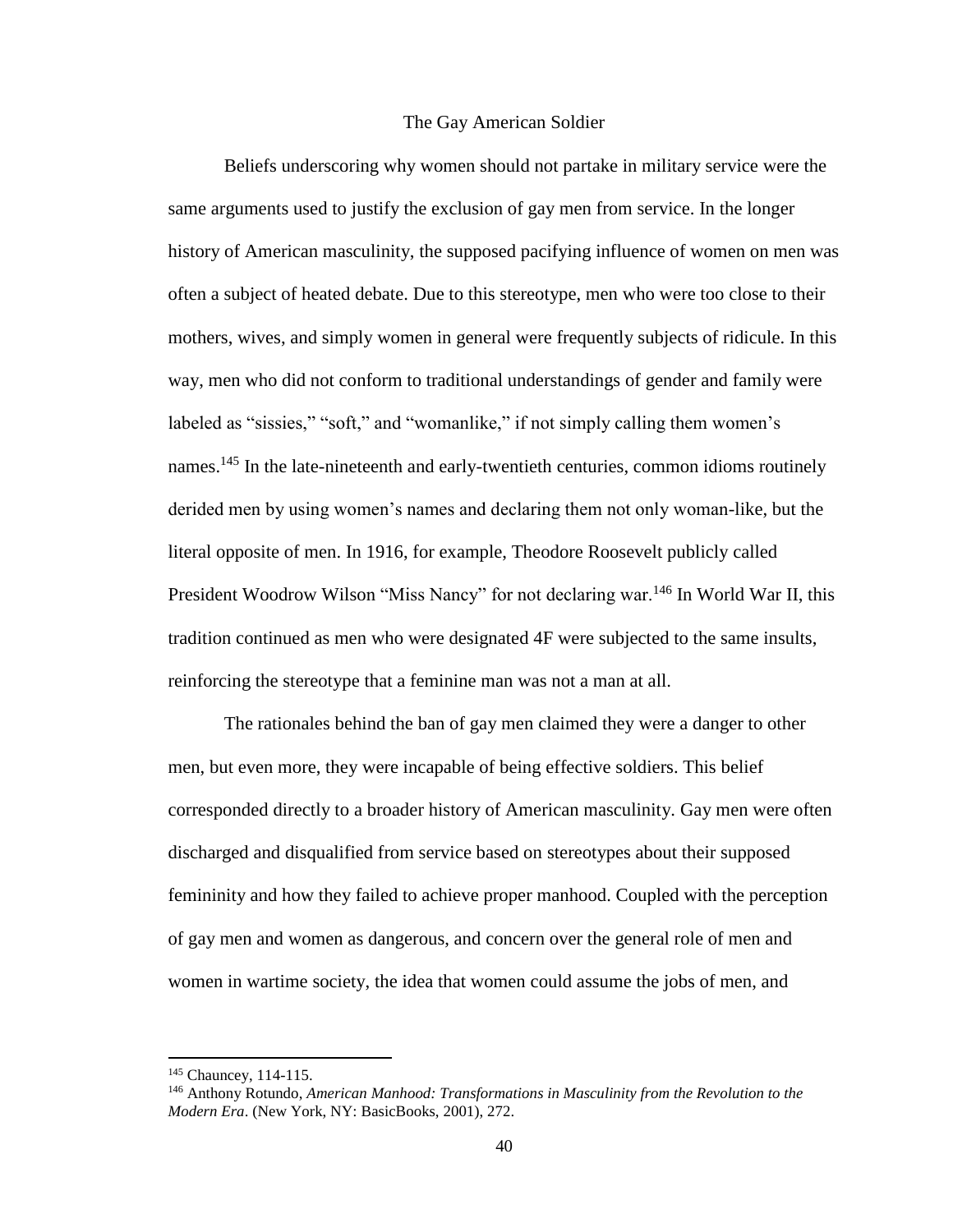## The Gay American Soldier

Beliefs underscoring why women should not partake in military service were the same arguments used to justify the exclusion of gay men from service. In the longer history of American masculinity, the supposed pacifying influence of women on men was often a subject of heated debate. Due to this stereotype, men who were too close to their mothers, wives, and simply women in general were frequently subjects of ridicule. In this way, men who did not conform to traditional understandings of gender and family were labeled as "sissies," "soft," and "womanlike," if not simply calling them women's names.[145] In the late-nineteenth and early-twentieth centuries, common idioms routinely derided men by using women's names and declaring them not only woman-like, but the literal opposite of men. In 1916, for example, Theodore Roosevelt publicly called President Woodrow Wilson "Miss Nancy" for not declaring war.[146] In World War II, this tradition continued as men who were designated 4F were subjected to the same insults, reinforcing the stereotype that a feminine man was not a man at all.

The rationales behind the ban of gay men claimed they were a danger to other men, but even more, they were incapable of being effective soldiers. This belief corresponded directly to a broader history of American masculinity. Gay men were often discharged and disqualified from service based on stereotypes about their supposed femininity and how they failed to achieve proper manhood. Coupled with the perception of gay men and women as dangerous, and concern over the general role of men and women in wartime society, the idea that women could assume the jobs of men, and

---

[145] Chauncey, 114-115.

[146] Anthony Rotundo, *American Manhood: Transformations in Masculinity from the Revolution to the Modern Era*. (New York, NY: BasicBooks, 2001), 272.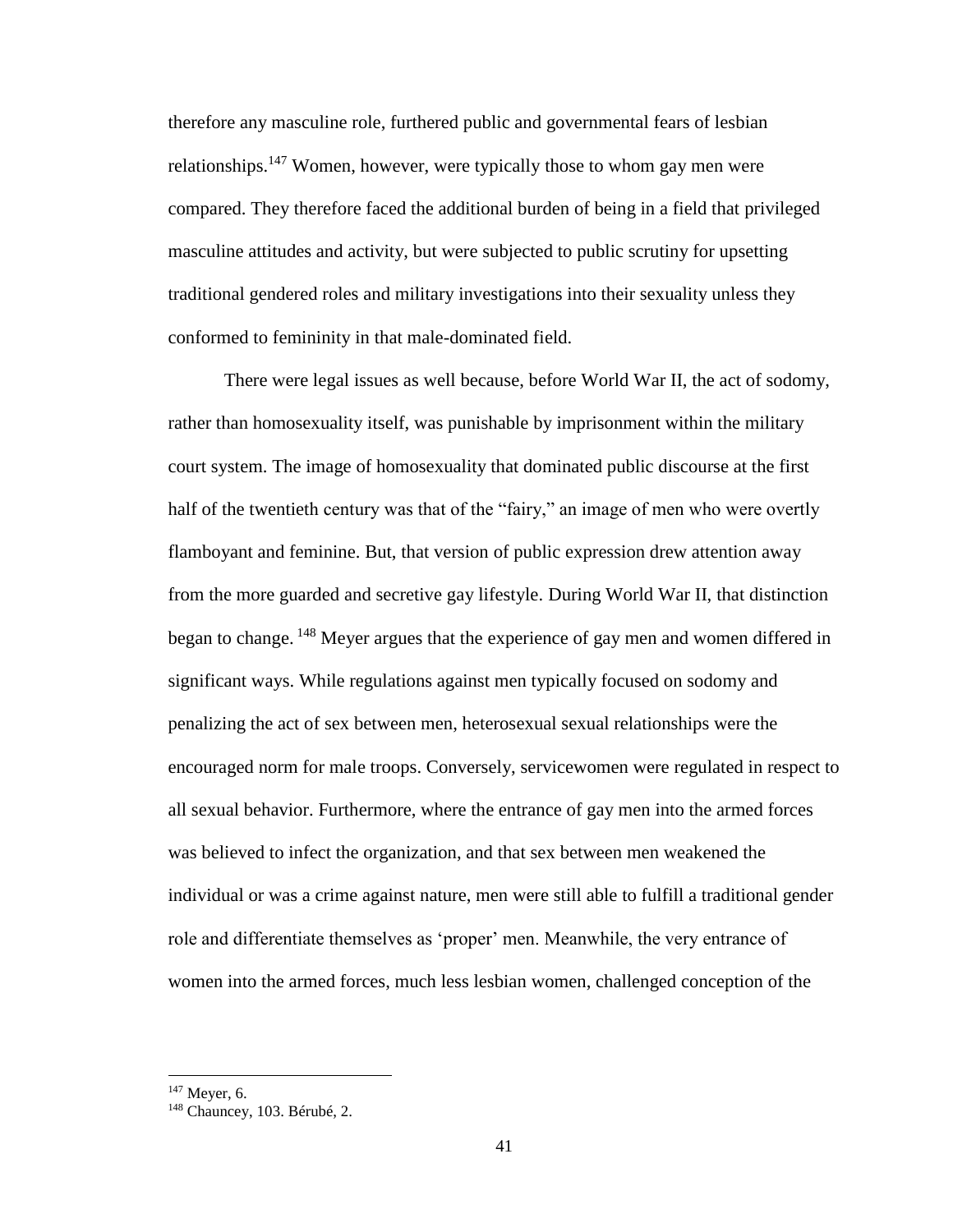therefore any masculine role, furthered public and governmental fears of lesbian relationships.[147] Women, however, were typically those to whom gay men were compared. They therefore faced the additional burden of being in a field that privileged masculine attitudes and activity, but were subjected to public scrutiny for upsetting traditional gendered roles and military investigations into their sexuality unless they conformed to femininity in that male-dominated field.

There were legal issues as well because, before World War II, the act of sodomy, rather than homosexuality itself, was punishable by imprisonment within the military court system. The image of homosexuality that dominated public discourse at the first half of the twentieth century was that of the "fairy," an image of men who were overtly flamboyant and feminine. But, that version of public expression drew attention away from the more guarded and secretive gay lifestyle. During World War II, that distinction began to change. [148] Meyer argues that the experience of gay men and women differed in significant ways. While regulations against men typically focused on sodomy and penalizing the act of sex between men, heterosexual sexual relationships were the encouraged norm for male troops. Conversely, servicewomen were regulated in respect to all sexual behavior. Furthermore, where the entrance of gay men into the armed forces was believed to infect the organization, and that sex between men weakened the individual or was a crime against nature, men were still able to fulfill a traditional gender role and differentiate themselves as 'proper' men. Meanwhile, the very entrance of women into the armed forces, much less lesbian women, challenged conception of the

[147] Meyer, 6.

[148] Chauncey, 103. Bérubé, 2.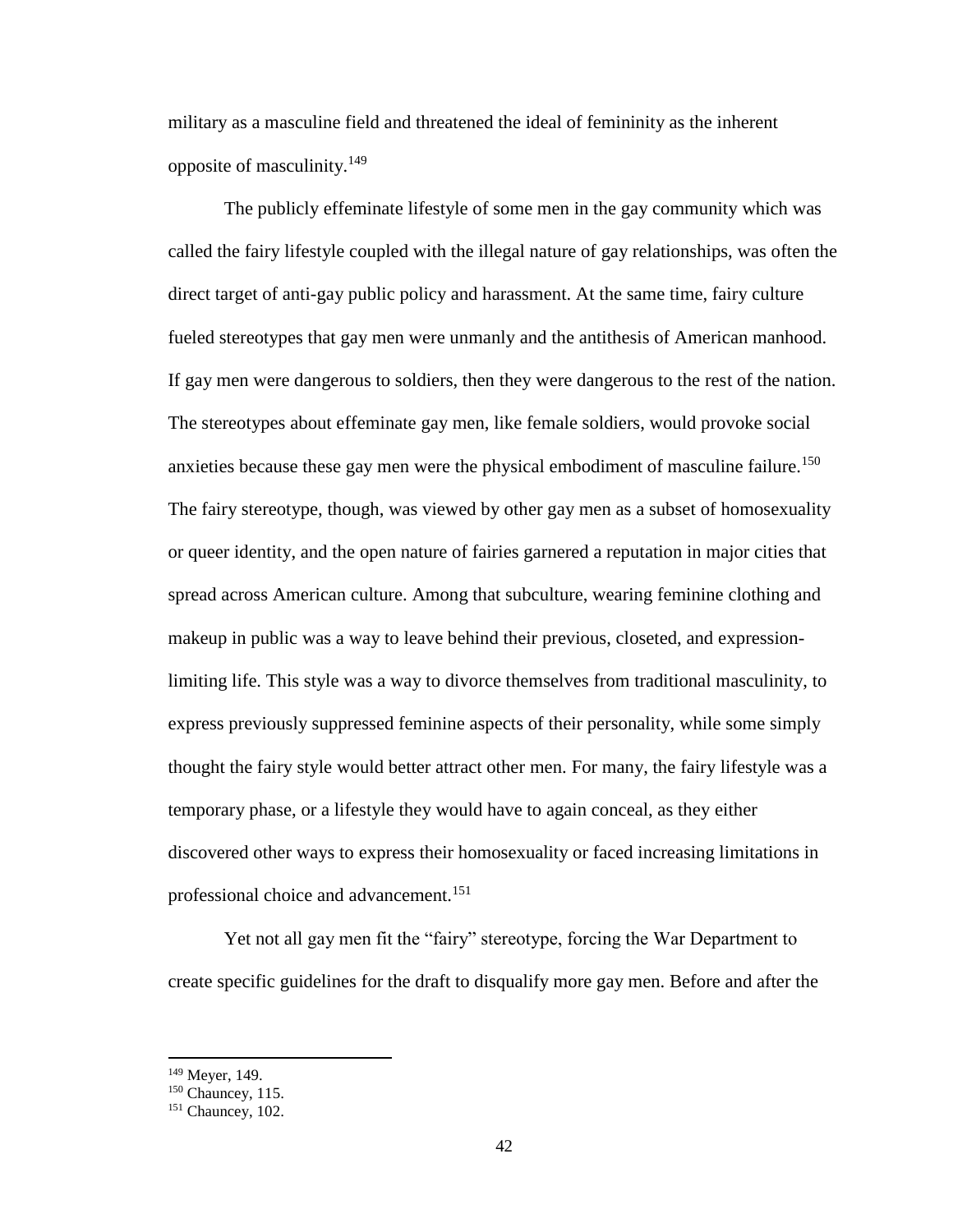military as a masculine field and threatened the ideal of femininity as the inherent opposite of masculinity.[149]

The publicly effeminate lifestyle of some men in the gay community which was called the fairy lifestyle coupled with the illegal nature of gay relationships, was often the direct target of anti-gay public policy and harassment. At the same time, fairy culture fueled stereotypes that gay men were unmanly and the antithesis of American manhood. If gay men were dangerous to soldiers, then they were dangerous to the rest of the nation. The stereotypes about effeminate gay men, like female soldiers, would provoke social anxieties because these gay men were the physical embodiment of masculine failure.[150] The fairy stereotype, though, was viewed by other gay men as a subset of homosexuality or queer identity, and the open nature of fairies garnered a reputation in major cities that spread across American culture. Among that subculture, wearing feminine clothing and makeup in public was a way to leave behind their previous, closeted, and expression-limiting life. This style was a way to divorce themselves from traditional masculinity, to express previously suppressed feminine aspects of their personality, while some simply thought the fairy style would better attract other men. For many, the fairy lifestyle was a temporary phase, or a lifestyle they would have to again conceal, as they either discovered other ways to express their homosexuality or faced increasing limitations in professional choice and advancement.[151]

Yet not all gay men fit the "fairy" stereotype, forcing the War Department to create specific guidelines for the draft to disqualify more gay men. Before and after the

---

[149] Meyer, 149.

[150] Chauncey, 115.

[151] Chauncey, 102.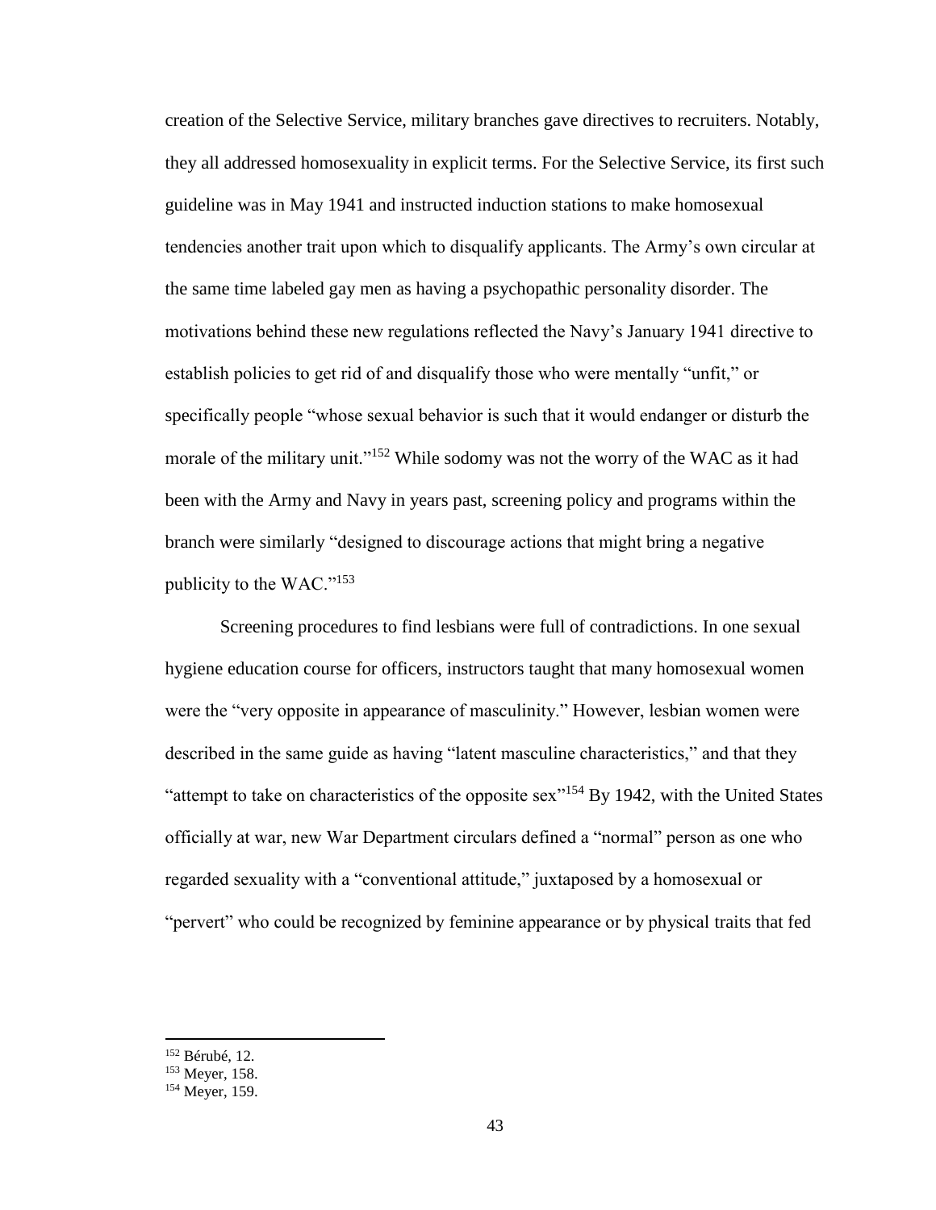creation of the Selective Service, military branches gave directives to recruiters. Notably, they all addressed homosexuality in explicit terms. For the Selective Service, its first such guideline was in May 1941 and instructed induction stations to make homosexual tendencies another trait upon which to disqualify applicants. The Army's own circular at the same time labeled gay men as having a psychopathic personality disorder. The motivations behind these new regulations reflected the Navy's January 1941 directive to establish policies to get rid of and disqualify those who were mentally "unfit," or specifically people "whose sexual behavior is such that it would endanger or disturb the morale of the military unit."[152] While sodomy was not the worry of the WAC as it had been with the Army and Navy in years past, screening policy and programs within the branch were similarly "designed to discourage actions that might bring a negative publicity to the WAC."[153]

Screening procedures to find lesbians were full of contradictions. In one sexual hygiene education course for officers, instructors taught that many homosexual women were the "very opposite in appearance of masculinity." However, lesbian women were described in the same guide as having "latent masculine characteristics," and that they "attempt to take on characteristics of the opposite sex"[154] By 1942, with the United States officially at war, new War Department circulars defined a "normal" person as one who regarded sexuality with a "conventional attitude," juxtaposed by a homosexual or "pervert" who could be recognized by feminine appearance or by physical traits that fed

---

[152] Bérubé, 12.

[153] Meyer, 158.

[154] Meyer, 159.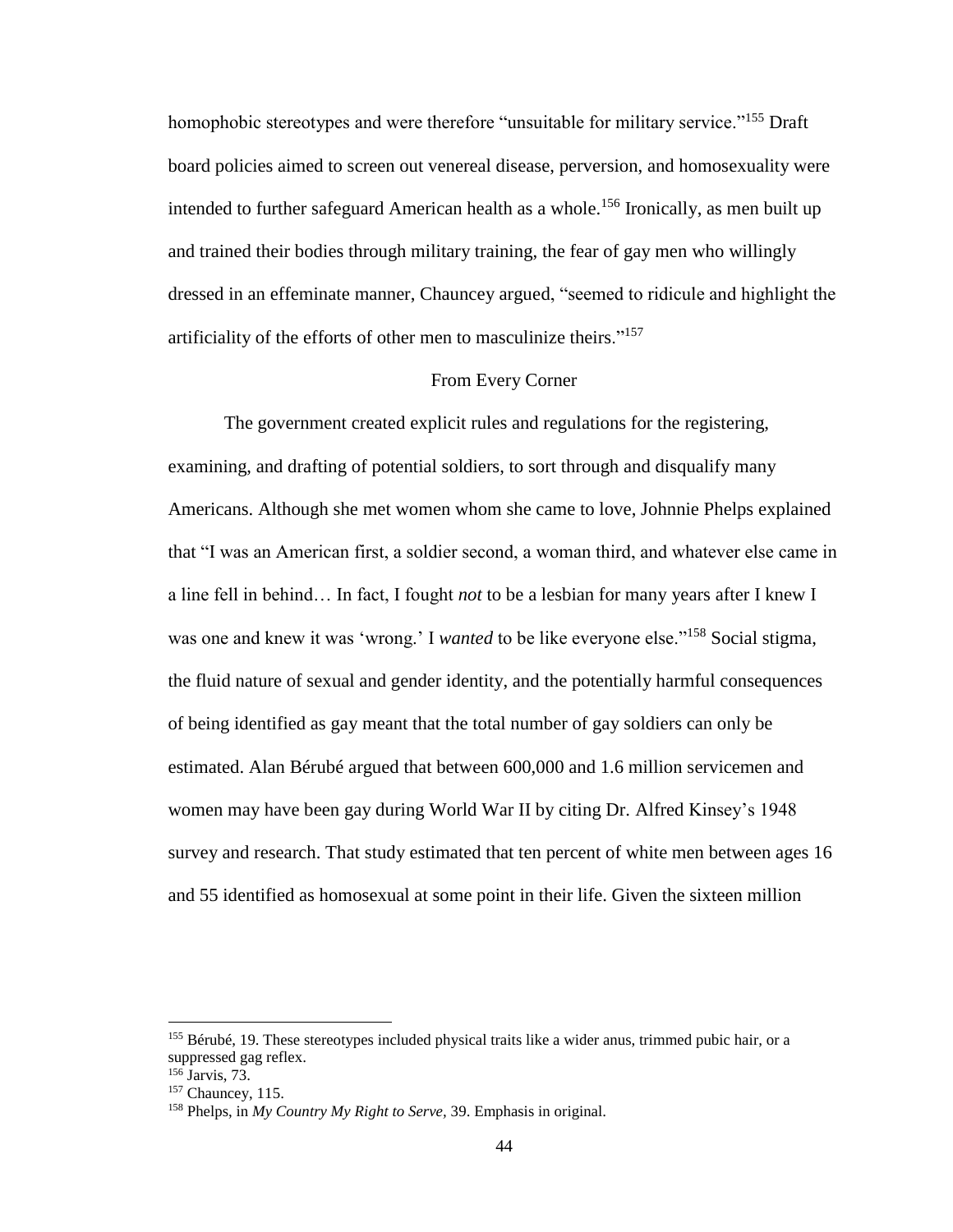homophobic stereotypes and were therefore "unsuitable for military service."[155] Draft board policies aimed to screen out venereal disease, perversion, and homosexuality were intended to further safeguard American health as a whole.[156] Ironically, as men built up and trained their bodies through military training, the fear of gay men who willingly dressed in an effeminate manner, Chauncey argued, "seemed to ridicule and highlight the artificiality of the efforts of other men to masculinize theirs."[157]

## From Every Corner

The government created explicit rules and regulations for the registering, examining, and drafting of potential soldiers, to sort through and disqualify many Americans. Although she met women whom she came to love, Johnnie Phelps explained that "I was an American first, a soldier second, a woman third, and whatever else came in a line fell in behind… In fact, I fought *not* to be a lesbian for many years after I knew I was one and knew it was 'wrong.' I *wanted* to be like everyone else."[158] Social stigma, the fluid nature of sexual and gender identity, and the potentially harmful consequences of being identified as gay meant that the total number of gay soldiers can only be estimated. Alan Bérubé argued that between 600,000 and 1.6 million servicemen and women may have been gay during World War II by citing Dr. Alfred Kinsey's 1948 survey and research. That study estimated that ten percent of white men between ages 16 and 55 identified as homosexual at some point in their life. Given the sixteen million

---

[155] Bérubé, 19. These stereotypes included physical traits like a wider anus, trimmed pubic hair, or a suppressed gag reflex.

[156] Jarvis, 73.

[157] Chauncey, 115.

[158] Phelps, in *My Country My Right to Serve*, 39. Emphasis in original.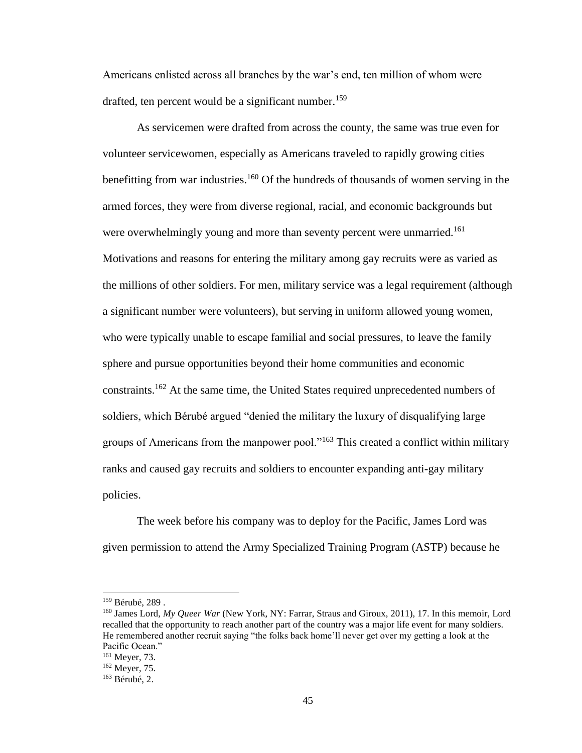Americans enlisted across all branches by the war's end, ten million of whom were drafted, ten percent would be a significant number.[159]

As servicemen were drafted from across the county, the same was true even for volunteer servicewomen, especially as Americans traveled to rapidly growing cities benefitting from war industries.[160] Of the hundreds of thousands of women serving in the armed forces, they were from diverse regional, racial, and economic backgrounds but were overwhelmingly young and more than seventy percent were unmarried.[161] Motivations and reasons for entering the military among gay recruits were as varied as the millions of other soldiers. For men, military service was a legal requirement (although a significant number were volunteers), but serving in uniform allowed young women, who were typically unable to escape familial and social pressures, to leave the family sphere and pursue opportunities beyond their home communities and economic constraints.[162] At the same time, the United States required unprecedented numbers of soldiers, which Bérubé argued "denied the military the luxury of disqualifying large groups of Americans from the manpower pool."[163] This created a conflict within military ranks and caused gay recruits and soldiers to encounter expanding anti-gay military policies.

The week before his company was to deploy for the Pacific, James Lord was given permission to attend the Army Specialized Training Program (ASTP) because he

---

[159] Bérubé, 289 .

[160] James Lord, *My Queer War* (New York, NY: Farrar, Straus and Giroux, 2011), 17. In this memoir, Lord recalled that the opportunity to reach another part of the country was a major life event for many soldiers. He remembered another recruit saying "the folks back home'll never get over my getting a look at the Pacific Ocean."

[161] Meyer, 73.

[162] Meyer, 75.

[163] Bérubé, 2.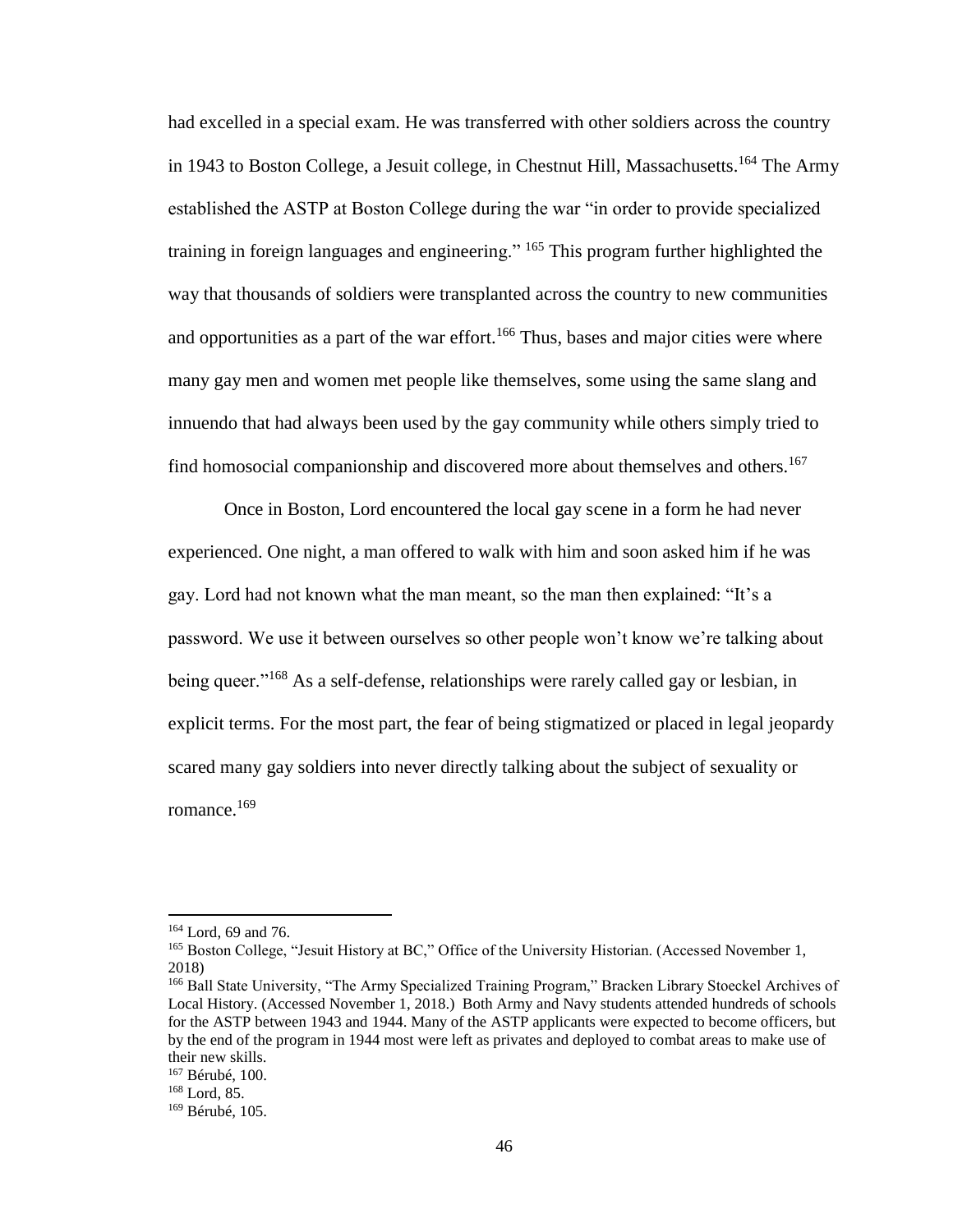had excelled in a special exam. He was transferred with other soldiers across the country in 1943 to Boston College, a Jesuit college, in Chestnut Hill, Massachusetts.[164] The Army established the ASTP at Boston College during the war "in order to provide specialized training in foreign languages and engineering." [165] This program further highlighted the way that thousands of soldiers were transplanted across the country to new communities and opportunities as a part of the war effort.[166] Thus, bases and major cities were where many gay men and women met people like themselves, some using the same slang and innuendo that had always been used by the gay community while others simply tried to find homosocial companionship and discovered more about themselves and others.[167]

Once in Boston, Lord encountered the local gay scene in a form he had never experienced. One night, a man offered to walk with him and soon asked him if he was gay. Lord had not known what the man meant, so the man then explained: "It's a password. We use it between ourselves so other people won't know we're talking about being queer."[168] As a self-defense, relationships were rarely called gay or lesbian, in explicit terms. For the most part, the fear of being stigmatized or placed in legal jeopardy scared many gay soldiers into never directly talking about the subject of sexuality or romance.[169]

---

[164] Lord, 69 and 76.

[165] Boston College, "Jesuit History at BC," Office of the University Historian. (Accessed November 1, 2018)

[166] Ball State University, "The Army Specialized Training Program," Bracken Library Stoeckel Archives of Local History. (Accessed November 1, 2018.) Both Army and Navy students attended hundreds of schools for the ASTP between 1943 and 1944. Many of the ASTP applicants were expected to become officers, but by the end of the program in 1944 most were left as privates and deployed to combat areas to make use of their new skills.

[167] Bérubé, 100.

[168] Lord, 85.

[169] Bérubé, 105.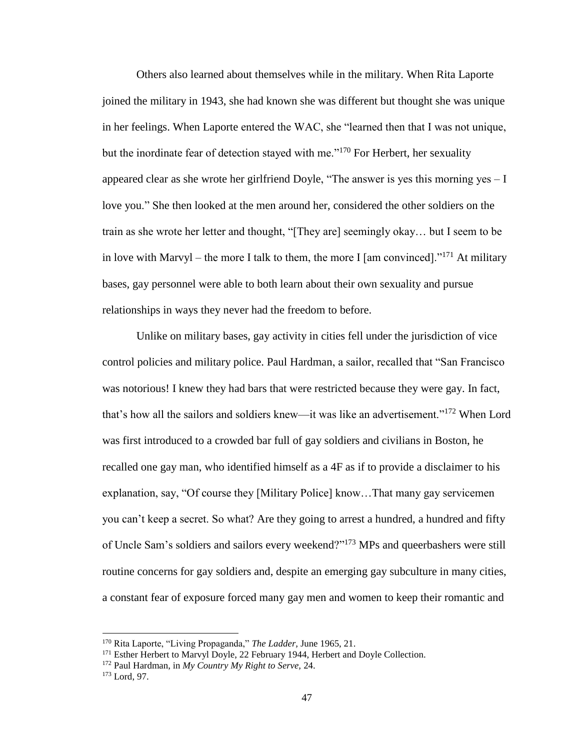Others also learned about themselves while in the military. When Rita Laporte joined the military in 1943, she had known she was different but thought she was unique in her feelings. When Laporte entered the WAC, she "learned then that I was not unique, but the inordinate fear of detection stayed with me."[170] For Herbert, her sexuality appeared clear as she wrote her girlfriend Doyle, "The answer is yes this morning yes – I love you." She then looked at the men around her, considered the other soldiers on the train as she wrote her letter and thought, "[They are] seemingly okay… but I seem to be in love with Marvyl – the more I talk to them, the more I [am convinced]."[171] At military bases, gay personnel were able to both learn about their own sexuality and pursue relationships in ways they never had the freedom to before.

Unlike on military bases, gay activity in cities fell under the jurisdiction of vice control policies and military police. Paul Hardman, a sailor, recalled that "San Francisco was notorious! I knew they had bars that were restricted because they were gay. In fact, that's how all the sailors and soldiers knew—it was like an advertisement."[172] When Lord was first introduced to a crowded bar full of gay soldiers and civilians in Boston, he recalled one gay man, who identified himself as a 4F as if to provide a disclaimer to his explanation, say, "Of course they [Military Police] know…That many gay servicemen you can't keep a secret. So what? Are they going to arrest a hundred, a hundred and fifty of Uncle Sam's soldiers and sailors every weekend?"[173] MPs and queerbashers were still routine concerns for gay soldiers and, despite an emerging gay subculture in many cities, a constant fear of exposure forced many gay men and women to keep their romantic and

---

[170] Rita Laporte, "Living Propaganda," *The Ladder,* June 1965, 21.

[171] Esther Herbert to Marvyl Doyle, 22 February 1944, Herbert and Doyle Collection.

[172] Paul Hardman, in *My Country My Right to Serve,* 24.

[173] Lord, 97.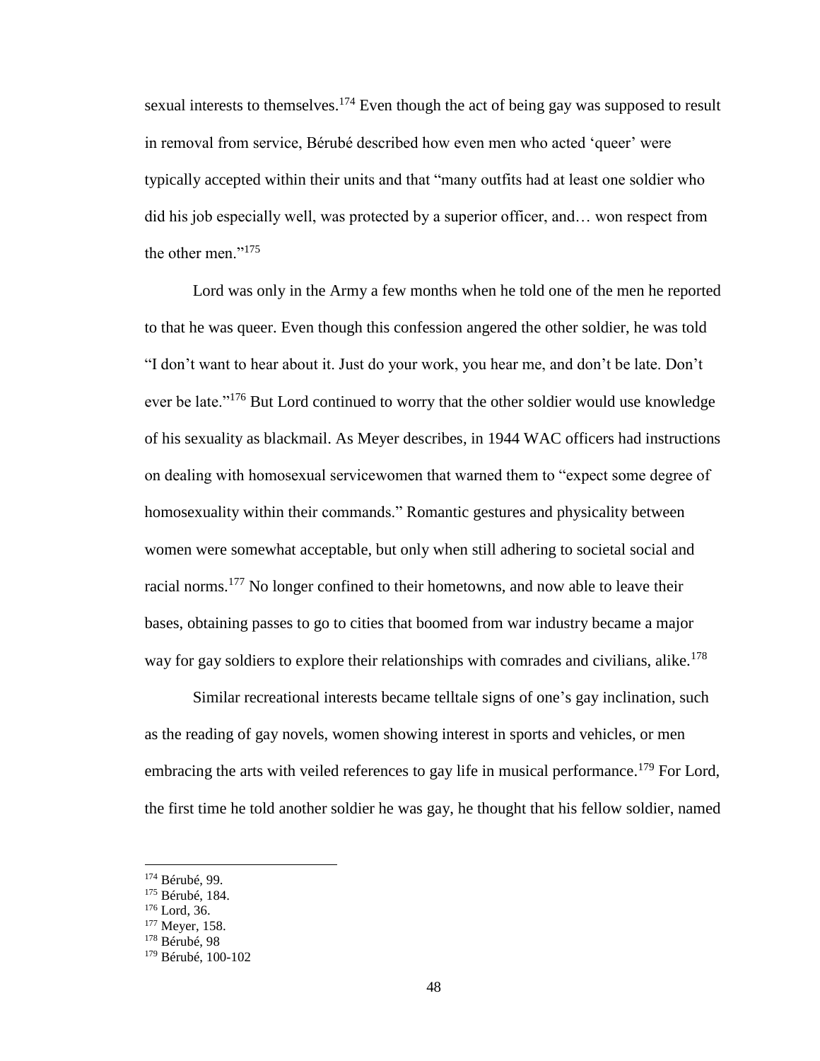sexual interests to themselves.[174] Even though the act of being gay was supposed to result in removal from service, Bérubé described how even men who acted 'queer' were typically accepted within their units and that "many outfits had at least one soldier who did his job especially well, was protected by a superior officer, and… won respect from the other men."[175]

Lord was only in the Army a few months when he told one of the men he reported to that he was queer. Even though this confession angered the other soldier, he was told "I don't want to hear about it. Just do your work, you hear me, and don't be late. Don't ever be late."[176] But Lord continued to worry that the other soldier would use knowledge of his sexuality as blackmail. As Meyer describes, in 1944 WAC officers had instructions on dealing with homosexual servicewomen that warned them to "expect some degree of homosexuality within their commands." Romantic gestures and physicality between women were somewhat acceptable, but only when still adhering to societal social and racial norms.[177] No longer confined to their hometowns, and now able to leave their bases, obtaining passes to go to cities that boomed from war industry became a major way for gay soldiers to explore their relationships with comrades and civilians, alike.[178]

Similar recreational interests became telltale signs of one's gay inclination, such as the reading of gay novels, women showing interest in sports and vehicles, or men embracing the arts with veiled references to gay life in musical performance.[179] For Lord, the first time he told another soldier he was gay, he thought that his fellow soldier, named

---

[174] Bérubé, 99.
[175] Bérubé, 184.
[176] Lord, 36.
[177] Meyer, 158.
[178] Bérubé, 98
[179] Bérubé, 100-102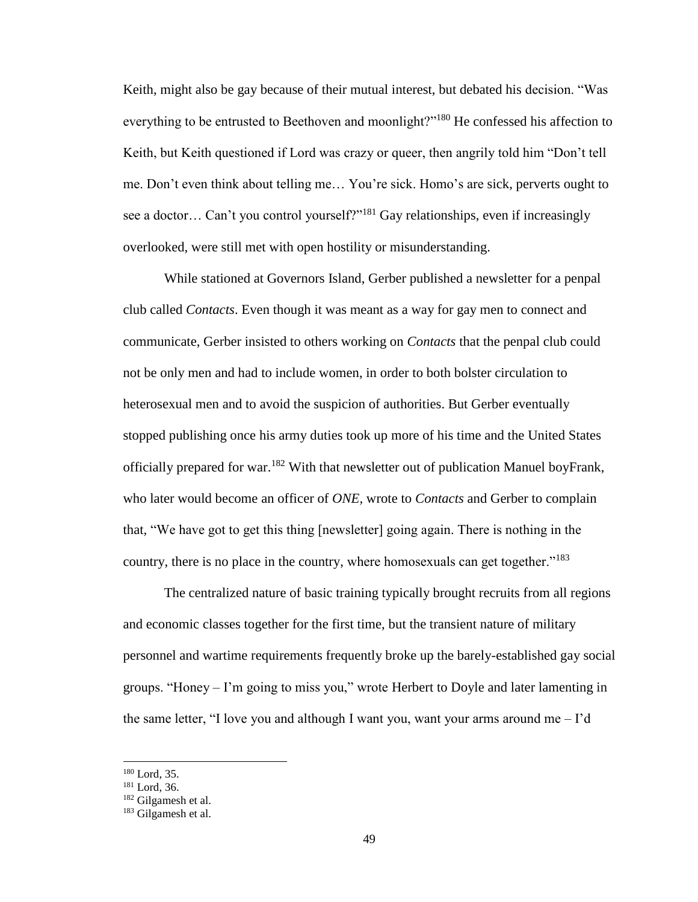Keith, might also be gay because of their mutual interest, but debated his decision. "Was everything to be entrusted to Beethoven and moonlight?"[180] He confessed his affection to Keith, but Keith questioned if Lord was crazy or queer, then angrily told him "Don't tell me. Don't even think about telling me… You're sick. Homo's are sick, perverts ought to see a doctor… Can't you control yourself?"[181] Gay relationships, even if increasingly overlooked, were still met with open hostility or misunderstanding.

While stationed at Governors Island, Gerber published a newsletter for a penpal club called *Contacts*. Even though it was meant as a way for gay men to connect and communicate, Gerber insisted to others working on *Contacts* that the penpal club could not be only men and had to include women, in order to both bolster circulation to heterosexual men and to avoid the suspicion of authorities. But Gerber eventually stopped publishing once his army duties took up more of his time and the United States officially prepared for war.[182] With that newsletter out of publication Manuel boyFrank, who later would become an officer of *ONE*, wrote to *Contacts* and Gerber to complain that, "We have got to get this thing [newsletter] going again. There is nothing in the country, there is no place in the country, where homosexuals can get together."[183]

The centralized nature of basic training typically brought recruits from all regions and economic classes together for the first time, but the transient nature of military personnel and wartime requirements frequently broke up the barely-established gay social groups. "Honey – I'm going to miss you," wrote Herbert to Doyle and later lamenting in the same letter, "I love you and although I want you, want your arms around me – I'd

---

[180] Lord, 35.

[181] Lord, 36.

[182] Gilgamesh et al.

[183] Gilgamesh et al.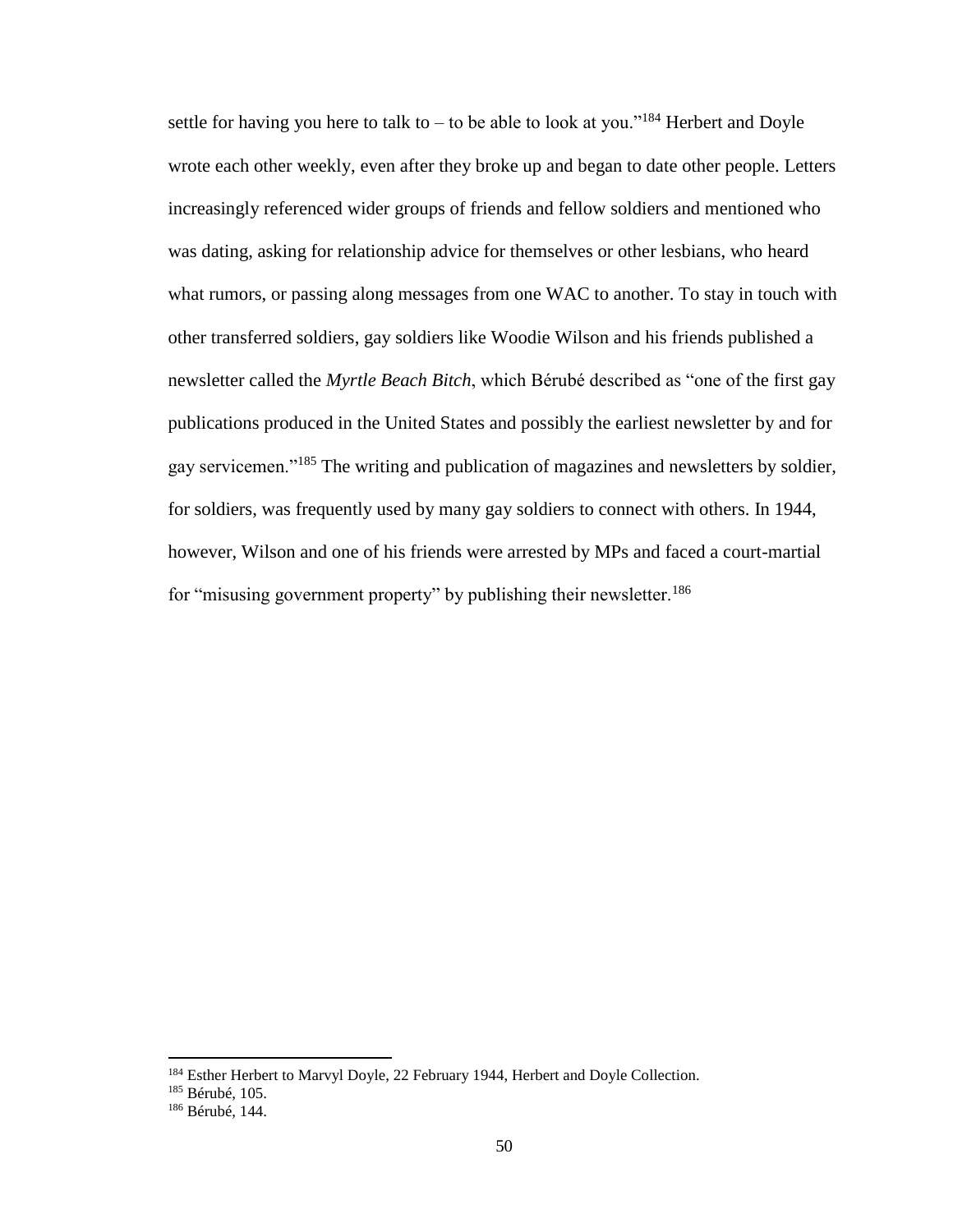settle for having you here to talk to – to be able to look at you."[184] Herbert and Doyle wrote each other weekly, even after they broke up and began to date other people. Letters increasingly referenced wider groups of friends and fellow soldiers and mentioned who was dating, asking for relationship advice for themselves or other lesbians, who heard what rumors, or passing along messages from one WAC to another. To stay in touch with other transferred soldiers, gay soldiers like Woodie Wilson and his friends published a newsletter called the *Myrtle Beach Bitch*, which Bérubé described as "one of the first gay publications produced in the United States and possibly the earliest newsletter by and for gay servicemen."[185] The writing and publication of magazines and newsletters by soldier, for soldiers, was frequently used by many gay soldiers to connect with others. In 1944, however, Wilson and one of his friends were arrested by MPs and faced a court-martial for "misusing government property" by publishing their newsletter.[186]

---

[184] Esther Herbert to Marvyl Doyle, 22 February 1944, Herbert and Doyle Collection.

[185] Bérubé, 105.

[186] Bérubé, 144.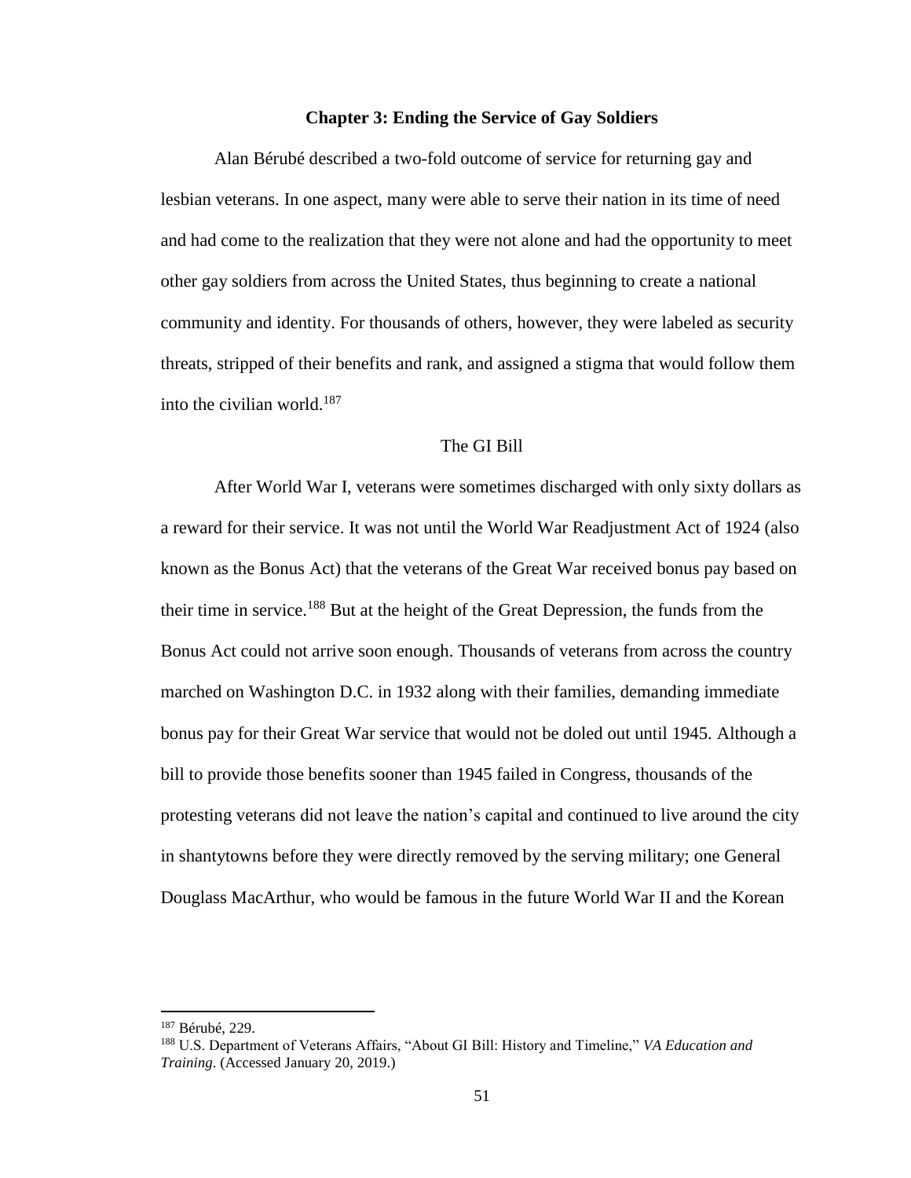## Chapter 3: Ending the Service of Gay Soldiers

Alan Bérubé described a two-fold outcome of service for returning gay and lesbian veterans. In one aspect, many were able to serve their nation in its time of need and had come to the realization that they were not alone and had the opportunity to meet other gay soldiers from across the United States, thus beginning to create a national community and identity. For thousands of others, however, they were labeled as security threats, stripped of their benefits and rank, and assigned a stigma that would follow them into the civilian world.[187]

### The GI Bill

After World War I, veterans were sometimes discharged with only sixty dollars as a reward for their service. It was not until the World War Readjustment Act of 1924 (also known as the Bonus Act) that the veterans of the Great War received bonus pay based on their time in service.[188] But at the height of the Great Depression, the funds from the Bonus Act could not arrive soon enough. Thousands of veterans from across the country marched on Washington D.C. in 1932 along with their families, demanding immediate bonus pay for their Great War service that would not be doled out until 1945. Although a bill to provide those benefits sooner than 1945 failed in Congress, thousands of the protesting veterans did not leave the nation's capital and continued to live around the city in shantytowns before they were directly removed by the serving military; one General Douglass MacArthur, who would be famous in the future World War II and the Korean

---

[187] Bérubé, 229.

[188] U.S. Department of Veterans Affairs, "About GI Bill: History and Timeline," *VA Education and Training*. (Accessed January 20, 2019.)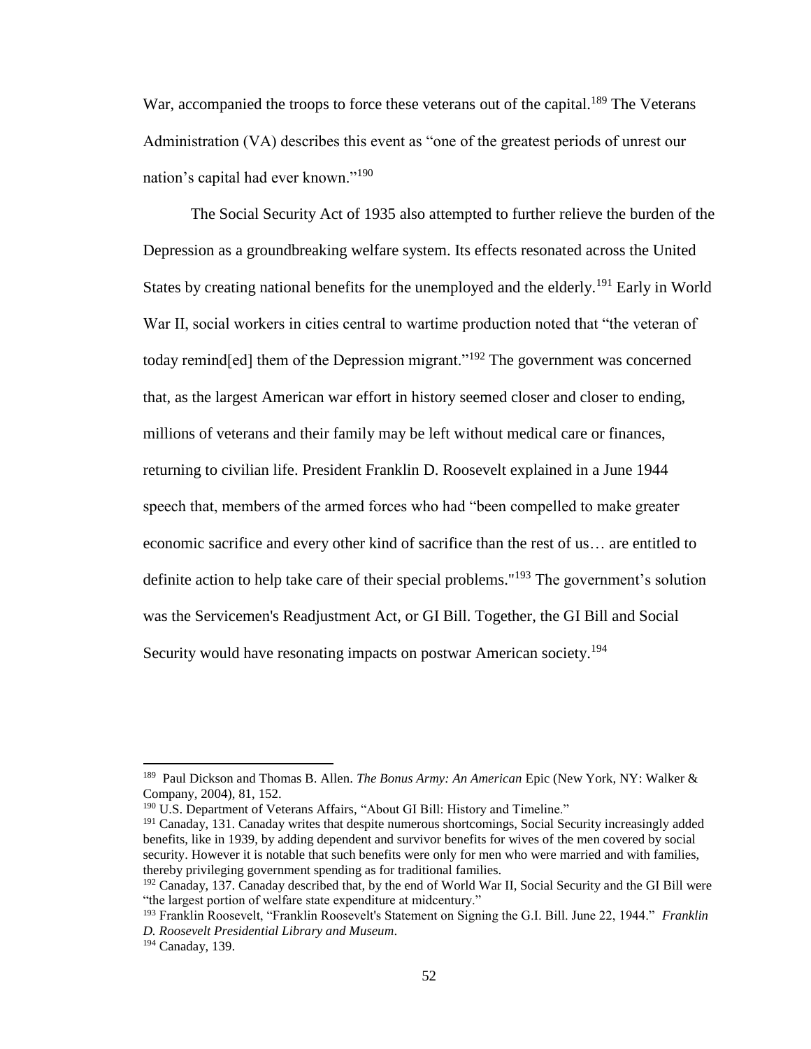War, accompanied the troops to force these veterans out of the capital.[189] The Veterans Administration (VA) describes this event as "one of the greatest periods of unrest our nation's capital had ever known."[190]

The Social Security Act of 1935 also attempted to further relieve the burden of the Depression as a groundbreaking welfare system. Its effects resonated across the United States by creating national benefits for the unemployed and the elderly.[191] Early in World War II, social workers in cities central to wartime production noted that "the veteran of today remind[ed] them of the Depression migrant."[192] The government was concerned that, as the largest American war effort in history seemed closer and closer to ending, millions of veterans and their family may be left without medical care or finances, returning to civilian life. President Franklin D. Roosevelt explained in a June 1944 speech that, members of the armed forces who had "been compelled to make greater economic sacrifice and every other kind of sacrifice than the rest of us… are entitled to definite action to help take care of their special problems."[193] The government's solution was the Servicemen's Readjustment Act, or GI Bill. Together, the GI Bill and Social Security would have resonating impacts on postwar American society.[194]

---

[189] Paul Dickson and Thomas B. Allen. *The Bonus Army: An American* Epic (New York, NY: Walker & Company, 2004), 81, 152.

[190] U.S. Department of Veterans Affairs, "About GI Bill: History and Timeline."

[191] Canaday, 131. Canaday writes that despite numerous shortcomings, Social Security increasingly added benefits, like in 1939, by adding dependent and survivor benefits for wives of the men covered by social security. However it is notable that such benefits were only for men who were married and with families, thereby privileging government spending as for traditional families.

[192] Canaday, 137. Canaday described that, by the end of World War II, Social Security and the GI Bill were "the largest portion of welfare state expenditure at midcentury."

[193] Franklin Roosevelt, "Franklin Roosevelt's Statement on Signing the G.I. Bill. June 22, 1944." *Franklin D. Roosevelt Presidential Library and Museum*.

[194] Canaday, 139.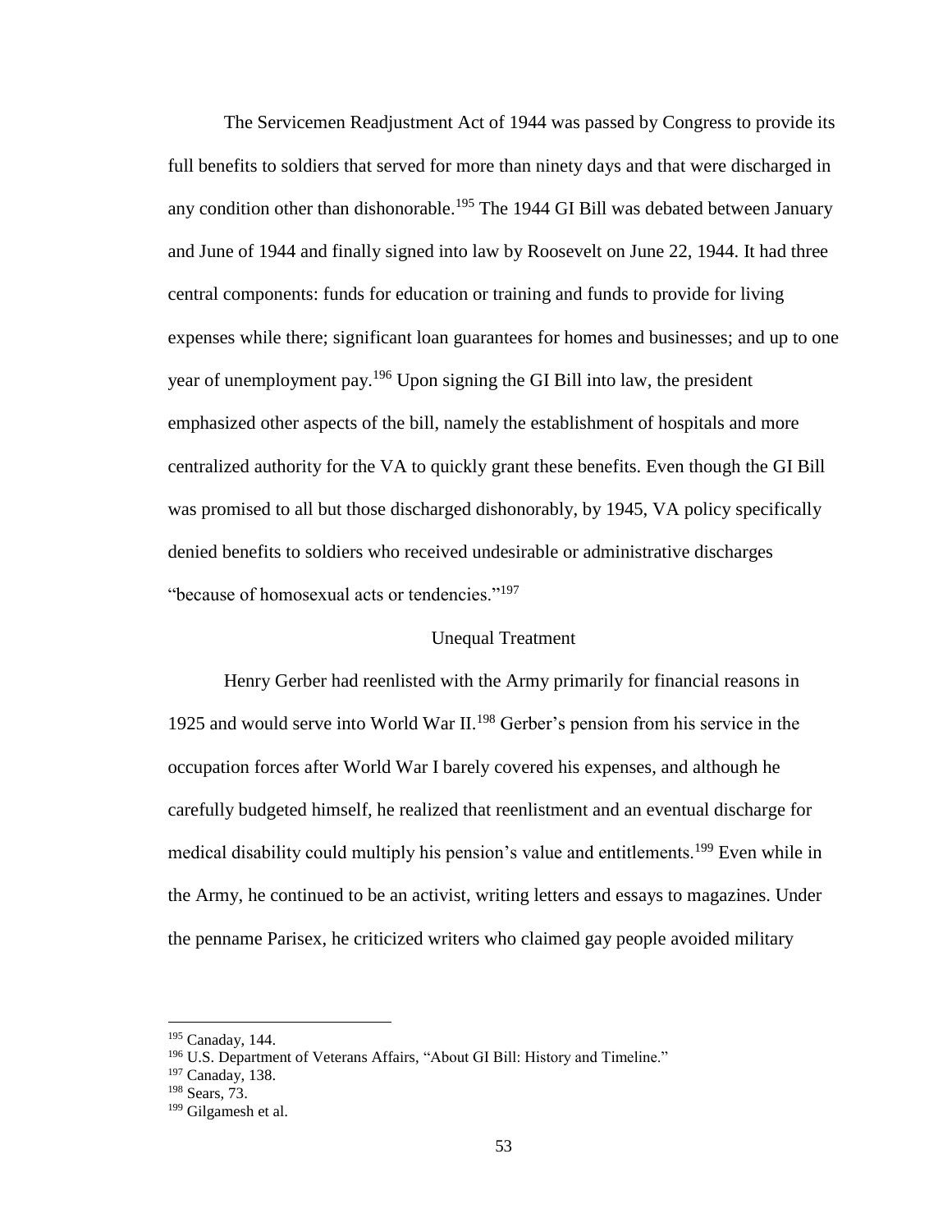The Servicemen Readjustment Act of 1944 was passed by Congress to provide its full benefits to soldiers that served for more than ninety days and that were discharged in any condition other than dishonorable.[195] The 1944 GI Bill was debated between January and June of 1944 and finally signed into law by Roosevelt on June 22, 1944. It had three central components: funds for education or training and funds to provide for living expenses while there; significant loan guarantees for homes and businesses; and up to one year of unemployment pay.[196] Upon signing the GI Bill into law, the president emphasized other aspects of the bill, namely the establishment of hospitals and more centralized authority for the VA to quickly grant these benefits. Even though the GI Bill was promised to all but those discharged dishonorably, by 1945, VA policy specifically denied benefits to soldiers who received undesirable or administrative discharges "because of homosexual acts or tendencies."[197]

## Unequal Treatment

Henry Gerber had reenlisted with the Army primarily for financial reasons in 1925 and would serve into World War II.[198] Gerber's pension from his service in the occupation forces after World War I barely covered his expenses, and although he carefully budgeted himself, he realized that reenlistment and an eventual discharge for medical disability could multiply his pension's value and entitlements.[199] Even while in the Army, he continued to be an activist, writing letters and essays to magazines. Under the penname Parisex, he criticized writers who claimed gay people avoided military

---

[195] Canaday, 144.

[196] U.S. Department of Veterans Affairs, "About GI Bill: History and Timeline."

[197] Canaday, 138.

[198] Sears, 73.

[199] Gilgamesh et al.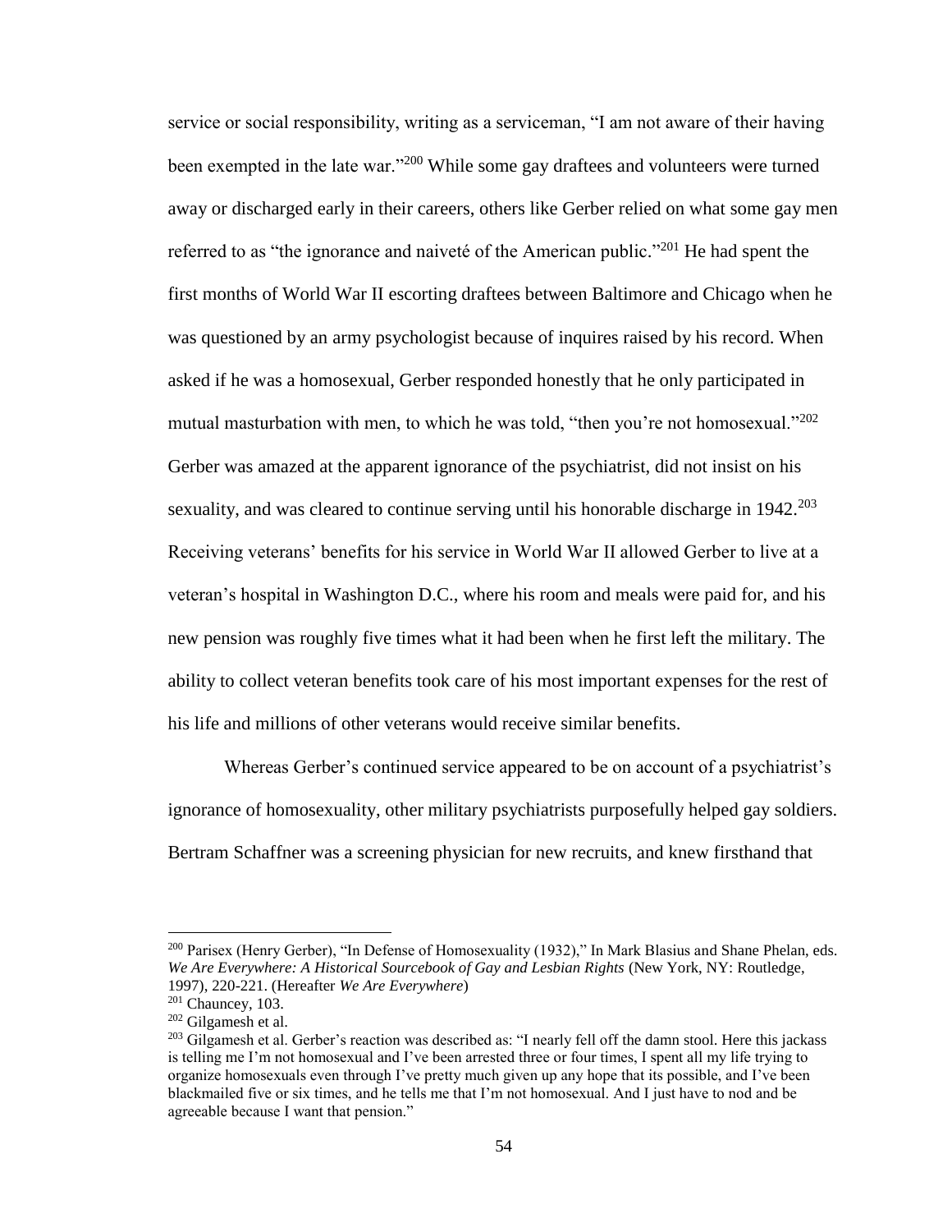service or social responsibility, writing as a serviceman, "I am not aware of their having been exempted in the late war."[200] While some gay draftees and volunteers were turned away or discharged early in their careers, others like Gerber relied on what some gay men referred to as "the ignorance and naiveté of the American public."[201] He had spent the first months of World War II escorting draftees between Baltimore and Chicago when he was questioned by an army psychologist because of inquires raised by his record. When asked if he was a homosexual, Gerber responded honestly that he only participated in mutual masturbation with men, to which he was told, "then you're not homosexual."[202] Gerber was amazed at the apparent ignorance of the psychiatrist, did not insist on his sexuality, and was cleared to continue serving until his honorable discharge in 1942.[203] Receiving veterans' benefits for his service in World War II allowed Gerber to live at a veteran's hospital in Washington D.C., where his room and meals were paid for, and his new pension was roughly five times what it had been when he first left the military. The ability to collect veteran benefits took care of his most important expenses for the rest of his life and millions of other veterans would receive similar benefits.

Whereas Gerber's continued service appeared to be on account of a psychiatrist's ignorance of homosexuality, other military psychiatrists purposefully helped gay soldiers. Bertram Schaffner was a screening physician for new recruits, and knew firsthand that

---

[200] Parisex (Henry Gerber), "In Defense of Homosexuality (1932)," In Mark Blasius and Shane Phelan, eds. *We Are Everywhere: A Historical Sourcebook of Gay and Lesbian Rights* (New York, NY: Routledge, 1997), 220-221. (Hereafter *We Are Everywhere*)

[201] Chauncey, 103.

[202] Gilgamesh et al.

[203] Gilgamesh et al. Gerber's reaction was described as: "I nearly fell off the damn stool. Here this jackass is telling me I'm not homosexual and I've been arrested three or four times, I spent all my life trying to organize homosexuals even through I've pretty much given up any hope that its possible, and I've been blackmailed five or six times, and he tells me that I'm not homosexual. And I just have to nod and be agreeable because I want that pension."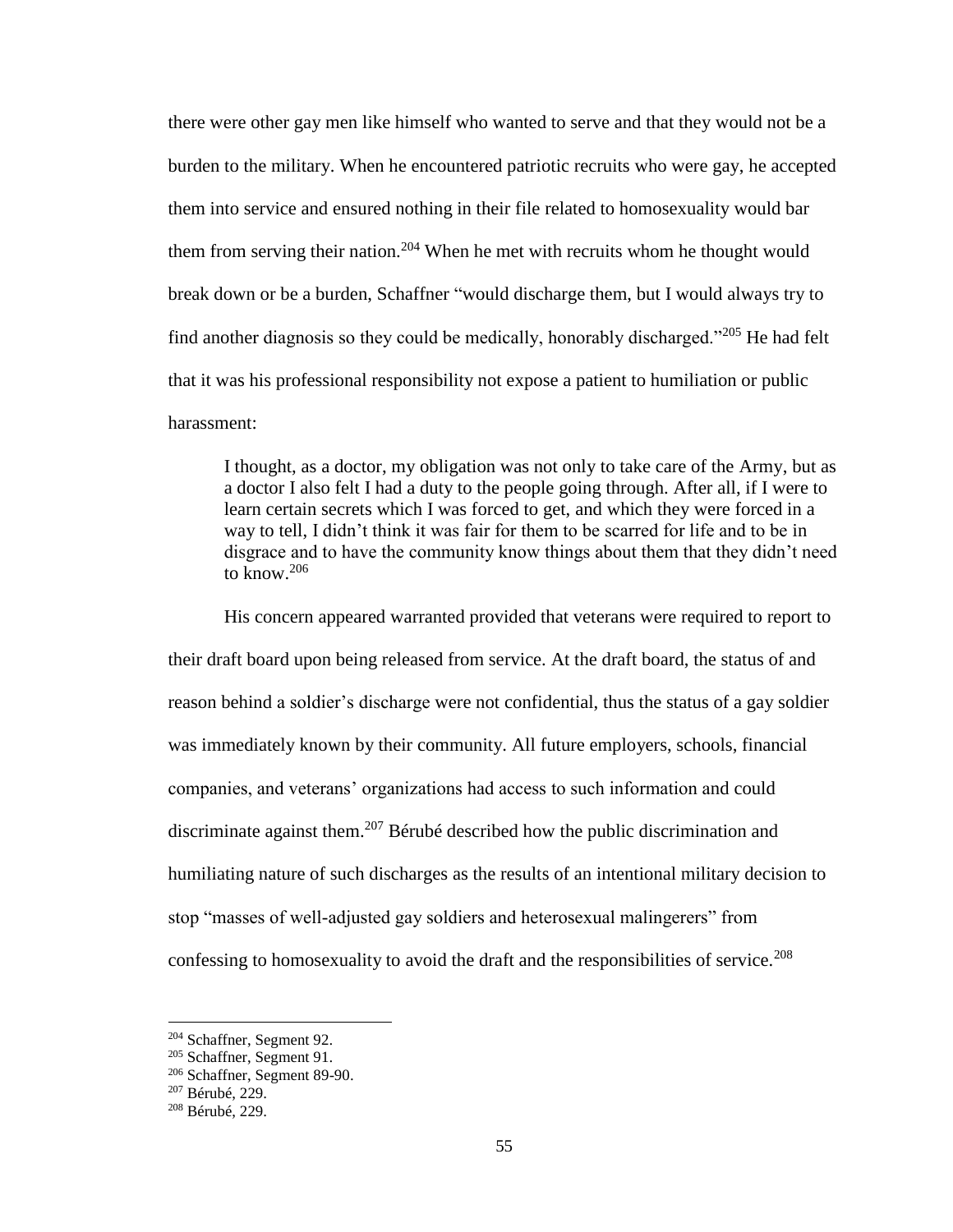there were other gay men like himself who wanted to serve and that they would not be a burden to the military. When he encountered patriotic recruits who were gay, he accepted them into service and ensured nothing in their file related to homosexuality would bar them from serving their nation.[204] When he met with recruits whom he thought would break down or be a burden, Schaffner "would discharge them, but I would always try to find another diagnosis so they could be medically, honorably discharged."[205] He had felt that it was his professional responsibility not expose a patient to humiliation or public harassment:

> I thought, as a doctor, my obligation was not only to take care of the Army, but as a doctor I also felt I had a duty to the people going through. After all, if I were to learn certain secrets which I was forced to get, and which they were forced in a way to tell, I didn't think it was fair for them to be scarred for life and to be in disgrace and to have the community know things about them that they didn't need to know.[206]

His concern appeared warranted provided that veterans were required to report to their draft board upon being released from service. At the draft board, the status of and reason behind a soldier's discharge were not confidential, thus the status of a gay soldier was immediately known by their community. All future employers, schools, financial companies, and veterans' organizations had access to such information and could discriminate against them.[207] Bérubé described how the public discrimination and humiliating nature of such discharges as the results of an intentional military decision to stop "masses of well-adjusted gay soldiers and heterosexual malingerers" from confessing to homosexuality to avoid the draft and the responsibilities of service.[208]

---

[204] Schaffner, Segment 92.
[205] Schaffner, Segment 91.
[206] Schaffner, Segment 89-90.
[207] Bérubé, 229.
[208] Bérubé, 229.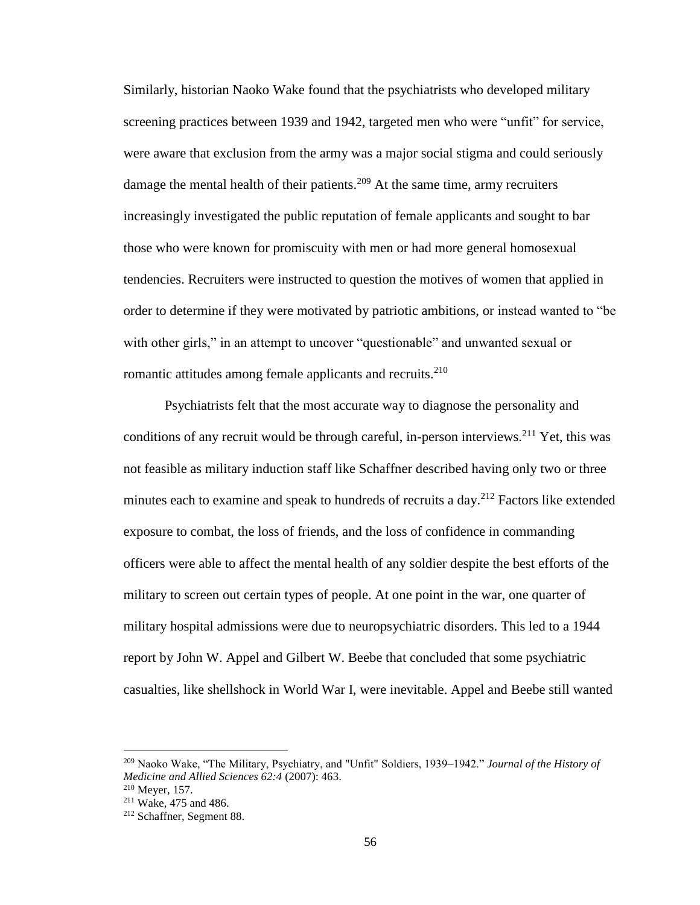Similarly, historian Naoko Wake found that the psychiatrists who developed military screening practices between 1939 and 1942, targeted men who were "unfit" for service, were aware that exclusion from the army was a major social stigma and could seriously damage the mental health of their patients.[209] At the same time, army recruiters increasingly investigated the public reputation of female applicants and sought to bar those who were known for promiscuity with men or had more general homosexual tendencies. Recruiters were instructed to question the motives of women that applied in order to determine if they were motivated by patriotic ambitions, or instead wanted to "be with other girls," in an attempt to uncover "questionable" and unwanted sexual or romantic attitudes among female applicants and recruits.[210]

Psychiatrists felt that the most accurate way to diagnose the personality and conditions of any recruit would be through careful, in-person interviews.[211] Yet, this was not feasible as military induction staff like Schaffner described having only two or three minutes each to examine and speak to hundreds of recruits a day.[212] Factors like extended exposure to combat, the loss of friends, and the loss of confidence in commanding officers were able to affect the mental health of any soldier despite the best efforts of the military to screen out certain types of people. At one point in the war, one quarter of military hospital admissions were due to neuropsychiatric disorders. This led to a 1944 report by John W. Appel and Gilbert W. Beebe that concluded that some psychiatric casualties, like shellshock in World War I, were inevitable. Appel and Beebe still wanted

---

[209] Naoko Wake, "The Military, Psychiatry, and "Unfit" Soldiers, 1939–1942." *Journal of the History of Medicine and Allied Sciences 62:4* (2007): 463.

[210] Meyer, 157.

[211] Wake, 475 and 486.

[212] Schaffner, Segment 88.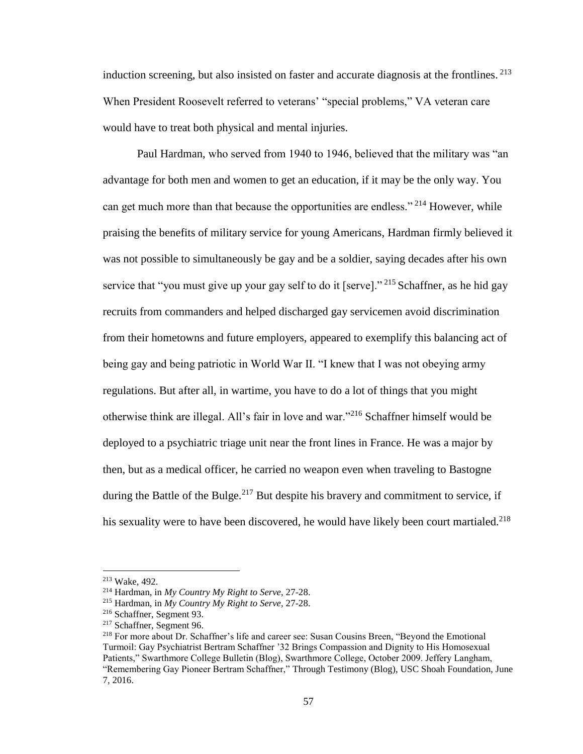induction screening, but also insisted on faster and accurate diagnosis at the frontlines. [213] When President Roosevelt referred to veterans' "special problems," VA veteran care would have to treat both physical and mental injuries.

Paul Hardman, who served from 1940 to 1946, believed that the military was "an advantage for both men and women to get an education, if it may be the only way. You can get much more than that because the opportunities are endless." [214] However, while praising the benefits of military service for young Americans, Hardman firmly believed it was not possible to simultaneously be gay and be a soldier, saying decades after his own service that "you must give up your gay self to do it [serve]." [215] Schaffner, as he hid gay recruits from commanders and helped discharged gay servicemen avoid discrimination from their hometowns and future employers, appeared to exemplify this balancing act of being gay and being patriotic in World War II. "I knew that I was not obeying army regulations. But after all, in wartime, you have to do a lot of things that you might otherwise think are illegal. All's fair in love and war."[216] Schaffner himself would be deployed to a psychiatric triage unit near the front lines in France. He was a major by then, but as a medical officer, he carried no weapon even when traveling to Bastogne during the Battle of the Bulge.[217] But despite his bravery and commitment to service, if his sexuality were to have been discovered, he would have likely been court martialed.[218]

---

[213] Wake, 492.

[214] Hardman, in *My Country My Right to Serve*, 27-28.

[215] Hardman, in *My Country My Right to Serve*, 27-28.

[216] Schaffner, Segment 93.

[217] Schaffner, Segment 96.

[218] For more about Dr. Schaffner's life and career see: Susan Cousins Breen, "Beyond the Emotional Turmoil: Gay Psychiatrist Bertram Schaffner '32 Brings Compassion and Dignity to His Homosexual Patients," Swarthmore College Bulletin (Blog), Swarthmore College, October 2009. Jeffery Langham, "Remembering Gay Pioneer Bertram Schaffner," Through Testimony (Blog), USC Shoah Foundation, June 7, 2016.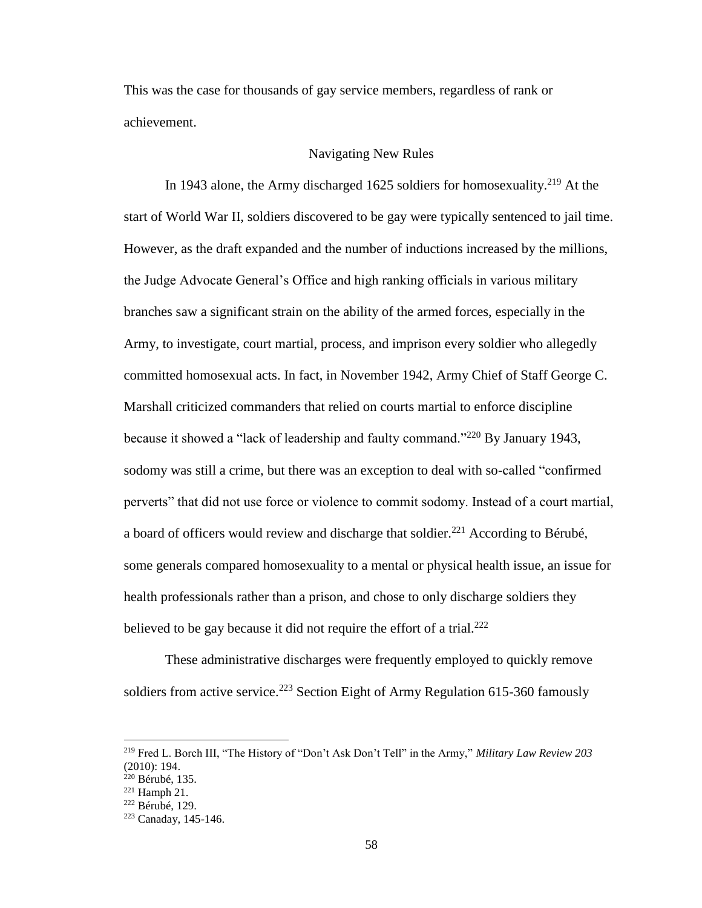This was the case for thousands of gay service members, regardless of rank or achievement.

## Navigating New Rules

In 1943 alone, the Army discharged 1625 soldiers for homosexuality.[219] At the start of World War II, soldiers discovered to be gay were typically sentenced to jail time. However, as the draft expanded and the number of inductions increased by the millions, the Judge Advocate General's Office and high ranking officials in various military branches saw a significant strain on the ability of the armed forces, especially in the Army, to investigate, court martial, process, and imprison every soldier who allegedly committed homosexual acts. In fact, in November 1942, Army Chief of Staff George C. Marshall criticized commanders that relied on courts martial to enforce discipline because it showed a "lack of leadership and faulty command."[220] By January 1943, sodomy was still a crime, but there was an exception to deal with so-called "confirmed perverts" that did not use force or violence to commit sodomy. Instead of a court martial, a board of officers would review and discharge that soldier.[221] According to Bérubé, some generals compared homosexuality to a mental or physical health issue, an issue for health professionals rather than a prison, and chose to only discharge soldiers they believed to be gay because it did not require the effort of a trial.[222]

These administrative discharges were frequently employed to quickly remove soldiers from active service.[223] Section Eight of Army Regulation 615-360 famously

---

[219] Fred L. Borch III, "The History of "Don't Ask Don't Tell" in the Army," *Military Law Review 203* (2010): 194.

[220] Bérubé, 135.

[221] Hamph 21.

[222] Bérubé, 129.

[223] Canaday, 145-146.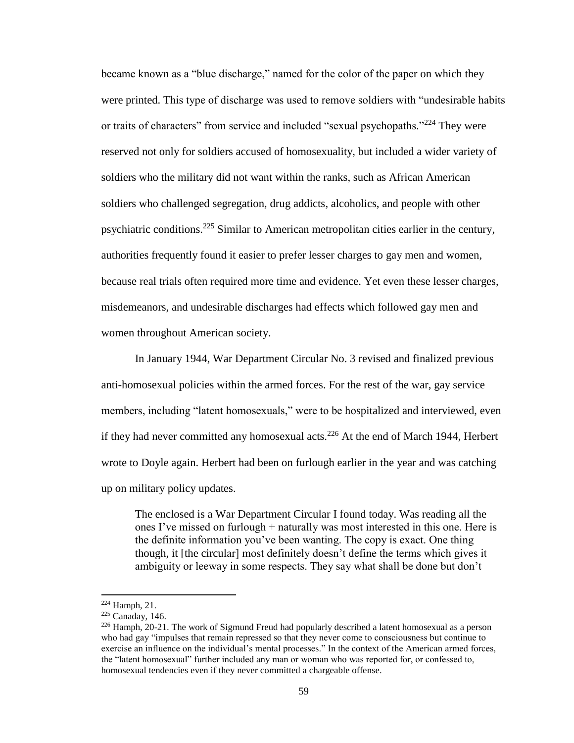became known as a "blue discharge," named for the color of the paper on which they were printed. This type of discharge was used to remove soldiers with "undesirable habits or traits of characters" from service and included "sexual psychopaths."[224] They were reserved not only for soldiers accused of homosexuality, but included a wider variety of soldiers who the military did not want within the ranks, such as African American soldiers who challenged segregation, drug addicts, alcoholics, and people with other psychiatric conditions.[225] Similar to American metropolitan cities earlier in the century, authorities frequently found it easier to prefer lesser charges to gay men and women, because real trials often required more time and evidence. Yet even these lesser charges, misdemeanors, and undesirable discharges had effects which followed gay men and women throughout American society.

In January 1944, War Department Circular No. 3 revised and finalized previous anti-homosexual policies within the armed forces. For the rest of the war, gay service members, including "latent homosexuals," were to be hospitalized and interviewed, even if they had never committed any homosexual acts.[226] At the end of March 1944, Herbert wrote to Doyle again. Herbert had been on furlough earlier in the year and was catching up on military policy updates.

> The enclosed is a War Department Circular I found today. Was reading all the ones I've missed on furlough + naturally was most interested in this one. Here is the definite information you've been wanting. The copy is exact. One thing though, it [the circular] most definitely doesn't define the terms which gives it ambiguity or leeway in some respects. They say what shall be done but don't

---

[224] Hamph, 21.

[225] Canaday, 146.

[226] Hamph, 20-21. The work of Sigmund Freud had popularly described a latent homosexual as a person who had gay "impulses that remain repressed so that they never come to consciousness but continue to exercise an influence on the individual's mental processes." In the context of the American armed forces, the "latent homosexual" further included any man or woman who was reported for, or confessed to, homosexual tendencies even if they never committed a chargeable offense.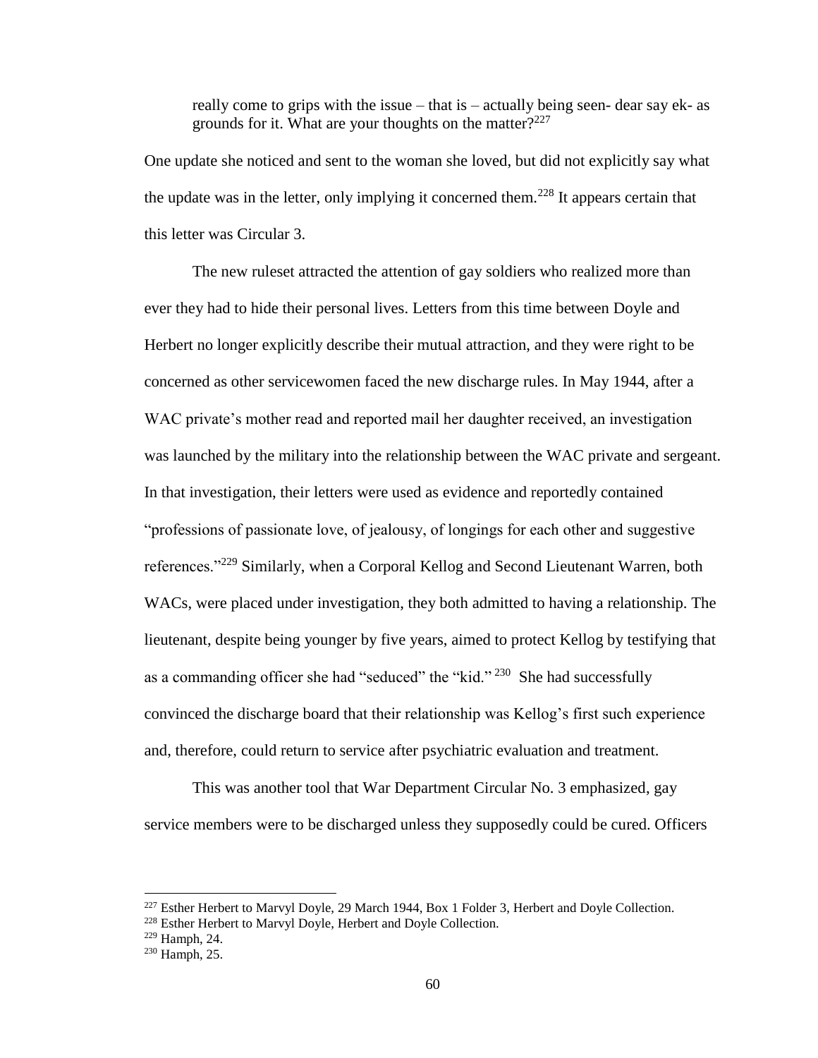> really come to grips with the issue – that is – actually being seen- dear say ek- as grounds for it. What are your thoughts on the matter?[227]

One update she noticed and sent to the woman she loved, but did not explicitly say what the update was in the letter, only implying it concerned them.[228] It appears certain that this letter was Circular 3.

The new ruleset attracted the attention of gay soldiers who realized more than ever they had to hide their personal lives. Letters from this time between Doyle and Herbert no longer explicitly describe their mutual attraction, and they were right to be concerned as other servicewomen faced the new discharge rules. In May 1944, after a WAC private's mother read and reported mail her daughter received, an investigation was launched by the military into the relationship between the WAC private and sergeant. In that investigation, their letters were used as evidence and reportedly contained "professions of passionate love, of jealousy, of longings for each other and suggestive references."[229] Similarly, when a Corporal Kellog and Second Lieutenant Warren, both WACs, were placed under investigation, they both admitted to having a relationship. The lieutenant, despite being younger by five years, aimed to protect Kellog by testifying that as a commanding officer she had "seduced" the "kid."[230] She had successfully convinced the discharge board that their relationship was Kellog's first such experience and, therefore, could return to service after psychiatric evaluation and treatment.

This was another tool that War Department Circular No. 3 emphasized, gay service members were to be discharged unless they supposedly could be cured. Officers

---

[227] Esther Herbert to Marvyl Doyle, 29 March 1944, Box 1 Folder 3, Herbert and Doyle Collection.

[228] Esther Herbert to Marvyl Doyle, Herbert and Doyle Collection.

[229] Hamph, 24.

[230] Hamph, 25.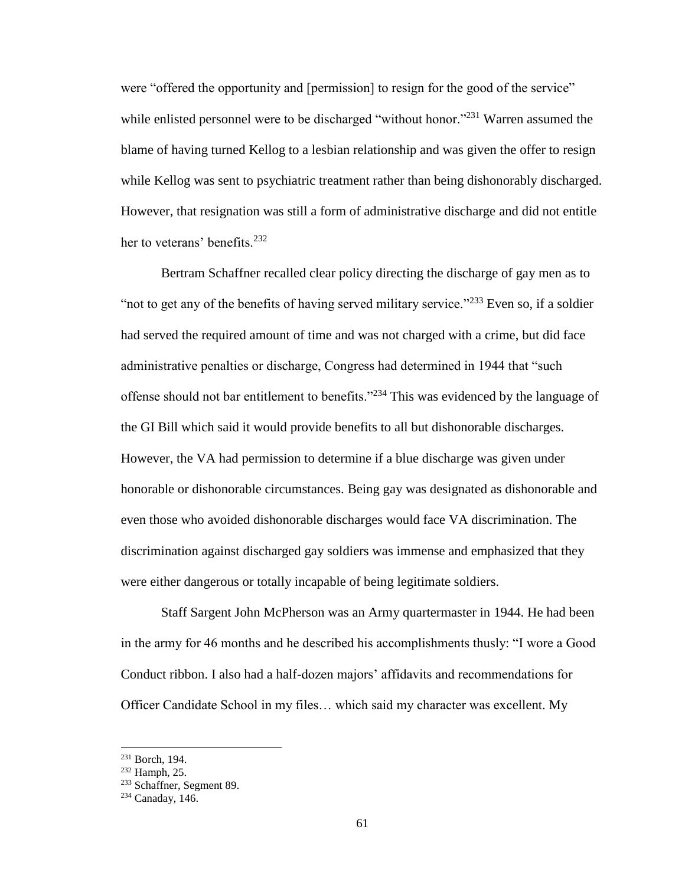were "offered the opportunity and [permission] to resign for the good of the service" while enlisted personnel were to be discharged "without honor."[231] Warren assumed the blame of having turned Kellog to a lesbian relationship and was given the offer to resign while Kellog was sent to psychiatric treatment rather than being dishonorably discharged. However, that resignation was still a form of administrative discharge and did not entitle her to veterans' benefits.[232]

Bertram Schaffner recalled clear policy directing the discharge of gay men as to "not to get any of the benefits of having served military service."[233] Even so, if a soldier had served the required amount of time and was not charged with a crime, but did face administrative penalties or discharge, Congress had determined in 1944 that "such offense should not bar entitlement to benefits."[234] This was evidenced by the language of the GI Bill which said it would provide benefits to all but dishonorable discharges. However, the VA had permission to determine if a blue discharge was given under honorable or dishonorable circumstances. Being gay was designated as dishonorable and even those who avoided dishonorable discharges would face VA discrimination. The discrimination against discharged gay soldiers was immense and emphasized that they were either dangerous or totally incapable of being legitimate soldiers.

Staff Sargent John McPherson was an Army quartermaster in 1944. He had been in the army for 46 months and he described his accomplishments thusly: "I wore a Good Conduct ribbon. I also had a half-dozen majors' affidavits and recommendations for Officer Candidate School in my files… which said my character was excellent. My

---

[231] Borch, 194.

[232] Hamph, 25.

[233] Schaffner, Segment 89.

[234] Canaday, 146.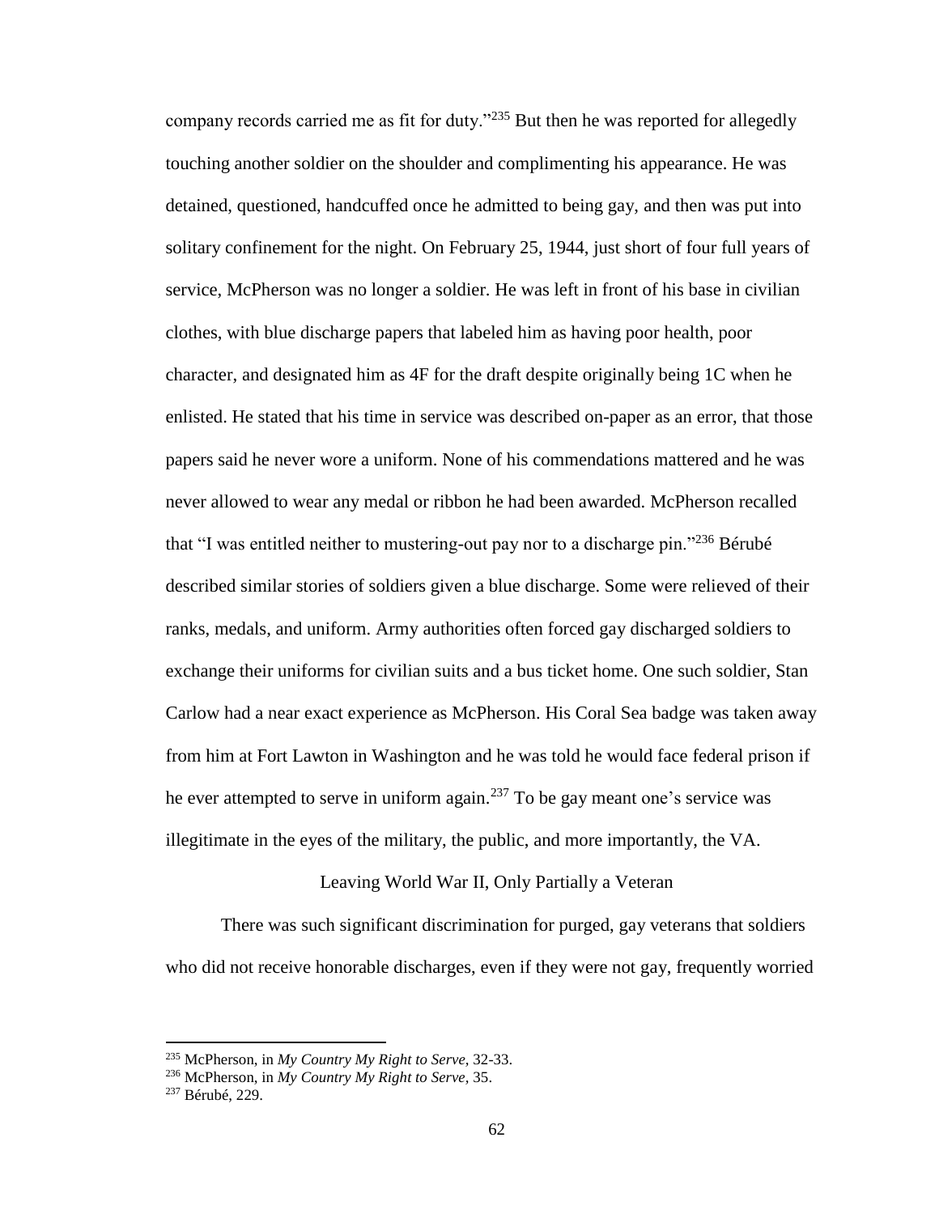company records carried me as fit for duty."[235] But then he was reported for allegedly touching another soldier on the shoulder and complimenting his appearance. He was detained, questioned, handcuffed once he admitted to being gay, and then was put into solitary confinement for the night. On February 25, 1944, just short of four full years of service, McPherson was no longer a soldier. He was left in front of his base in civilian clothes, with blue discharge papers that labeled him as having poor health, poor character, and designated him as 4F for the draft despite originally being 1C when he enlisted. He stated that his time in service was described on-paper as an error, that those papers said he never wore a uniform. None of his commendations mattered and he was never allowed to wear any medal or ribbon he had been awarded. McPherson recalled that "I was entitled neither to mustering-out pay nor to a discharge pin."[236] Bérubé described similar stories of soldiers given a blue discharge. Some were relieved of their ranks, medals, and uniform. Army authorities often forced gay discharged soldiers to exchange their uniforms for civilian suits and a bus ticket home. One such soldier, Stan Carlow had a near exact experience as McPherson. His Coral Sea badge was taken away from him at Fort Lawton in Washington and he was told he would face federal prison if he ever attempted to serve in uniform again.[237] To be gay meant one's service was illegitimate in the eyes of the military, the public, and more importantly, the VA.

## Leaving World War II, Only Partially a Veteran

There was such significant discrimination for purged, gay veterans that soldiers who did not receive honorable discharges, even if they were not gay, frequently worried

---

[235] McPherson, in *My Country My Right to Serve*, 32-33.

[236] McPherson, in *My Country My Right to Serve*, 35.

[237] Bérubé, 229.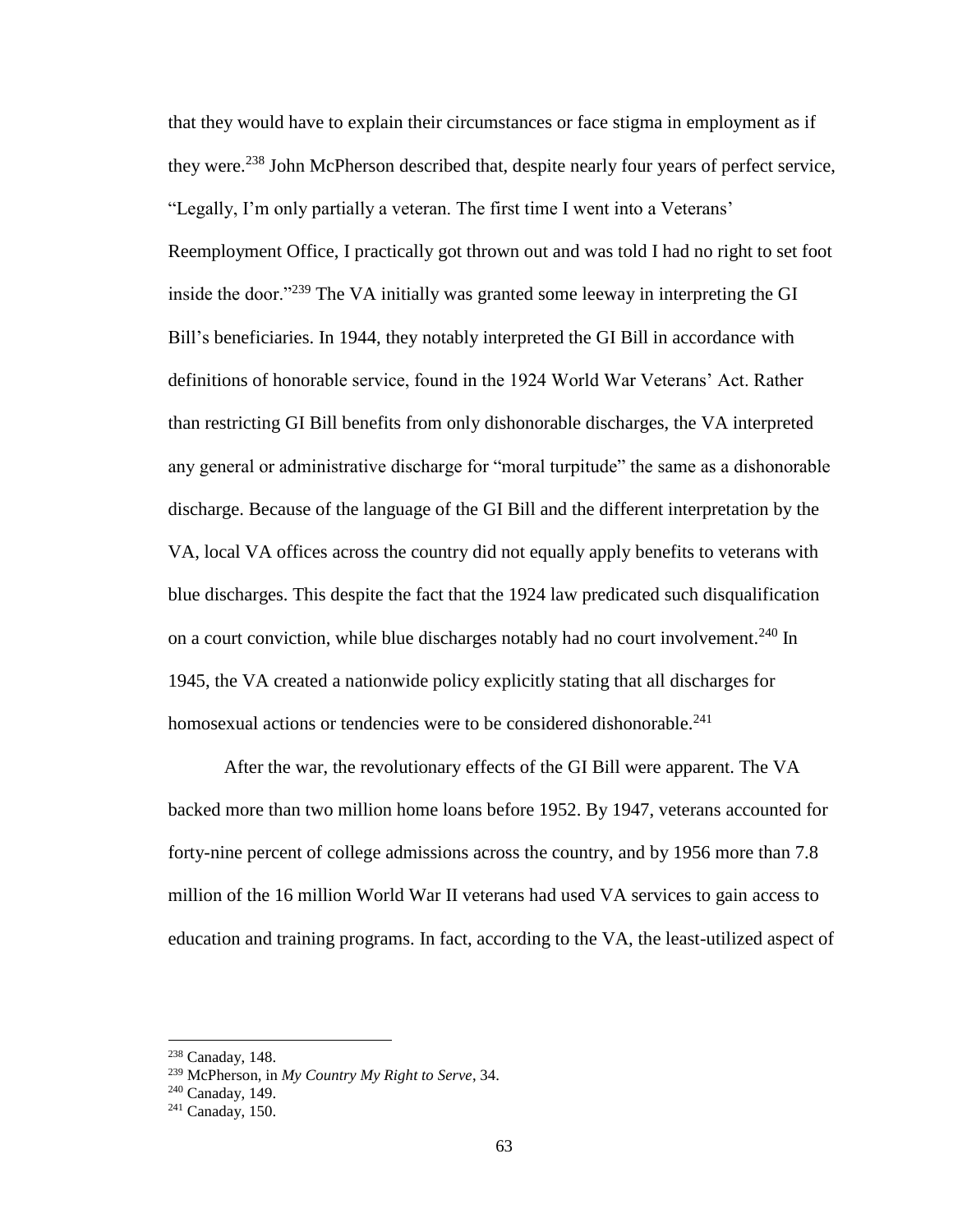that they would have to explain their circumstances or face stigma in employment as if they were.[238] John McPherson described that, despite nearly four years of perfect service, "Legally, I'm only partially a veteran. The first time I went into a Veterans' Reemployment Office, I practically got thrown out and was told I had no right to set foot inside the door."[239] The VA initially was granted some leeway in interpreting the GI Bill's beneficiaries. In 1944, they notably interpreted the GI Bill in accordance with definitions of honorable service, found in the 1924 World War Veterans' Act. Rather than restricting GI Bill benefits from only dishonorable discharges, the VA interpreted any general or administrative discharge for "moral turpitude" the same as a dishonorable discharge. Because of the language of the GI Bill and the different interpretation by the VA, local VA offices across the country did not equally apply benefits to veterans with blue discharges. This despite the fact that the 1924 law predicated such disqualification on a court conviction, while blue discharges notably had no court involvement.[240] In 1945, the VA created a nationwide policy explicitly stating that all discharges for homosexual actions or tendencies were to be considered dishonorable.[241]

After the war, the revolutionary effects of the GI Bill were apparent. The VA backed more than two million home loans before 1952. By 1947, veterans accounted for forty-nine percent of college admissions across the country, and by 1956 more than 7.8 million of the 16 million World War II veterans had used VA services to gain access to education and training programs. In fact, according to the VA, the least-utilized aspect of

---

[238] Canaday, 148.

[239] McPherson, in *My Country My Right to Serve*, 34.

[240] Canaday, 149.

[241] Canaday, 150.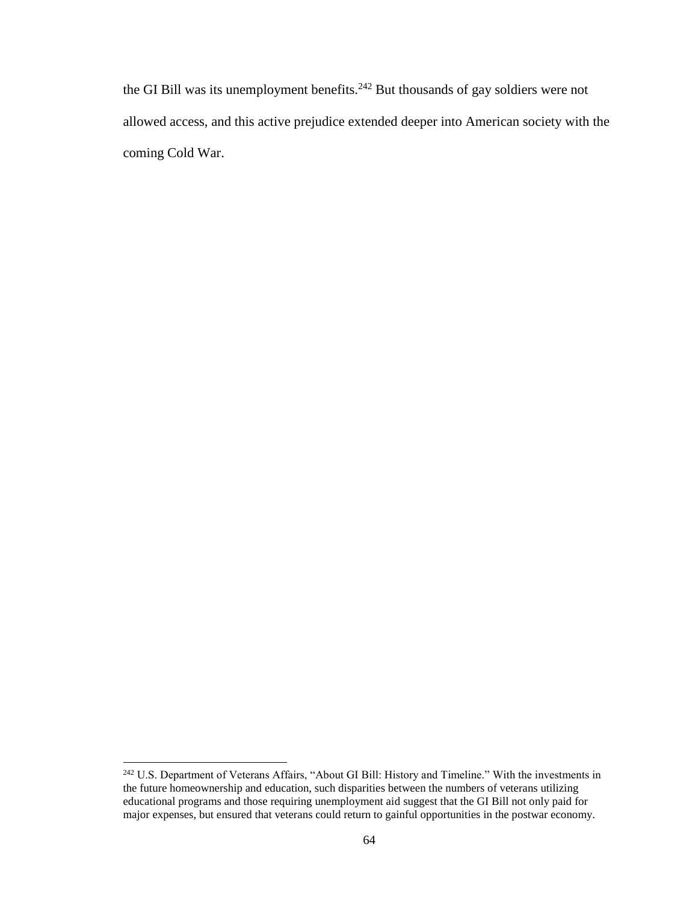the GI Bill was its unemployment benefits.[242] But thousands of gay soldiers were not allowed access, and this active prejudice extended deeper into American society with the coming Cold War.

[242] U.S. Department of Veterans Affairs, "About GI Bill: History and Timeline." With the investments in the future homeownership and education, such disparities between the numbers of veterans utilizing educational programs and those requiring unemployment aid suggest that the GI Bill not only paid for major expenses, but ensured that veterans could return to gainful opportunities in the postwar economy.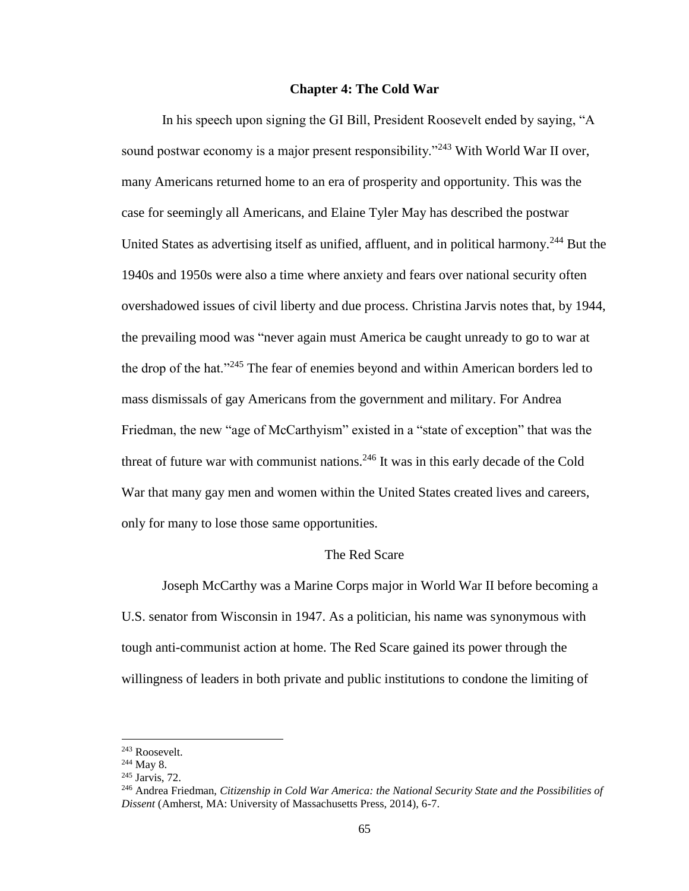## Chapter 4: The Cold War

In his speech upon signing the GI Bill, President Roosevelt ended by saying, "A sound postwar economy is a major present responsibility."[243] With World War II over, many Americans returned home to an era of prosperity and opportunity. This was the case for seemingly all Americans, and Elaine Tyler May has described the postwar United States as advertising itself as unified, affluent, and in political harmony.[244] But the 1940s and 1950s were also a time where anxiety and fears over national security often overshadowed issues of civil liberty and due process. Christina Jarvis notes that, by 1944, the prevailing mood was "never again must America be caught unready to go to war at the drop of the hat."[245] The fear of enemies beyond and within American borders led to mass dismissals of gay Americans from the government and military. For Andrea Friedman, the new "age of McCarthyism" existed in a "state of exception" that was the threat of future war with communist nations.[246] It was in this early decade of the Cold War that many gay men and women within the United States created lives and careers, only for many to lose those same opportunities.

### The Red Scare

Joseph McCarthy was a Marine Corps major in World War II before becoming a U.S. senator from Wisconsin in 1947. As a politician, his name was synonymous with tough anti-communist action at home. The Red Scare gained its power through the willingness of leaders in both private and public institutions to condone the limiting of

---

[243] Roosevelt.

[244] May 8.

[245] Jarvis, 72.

[246] Andrea Friedman, *Citizenship in Cold War America: the National Security State and the Possibilities of Dissent* (Amherst, MA: University of Massachusetts Press, 2014), 6-7.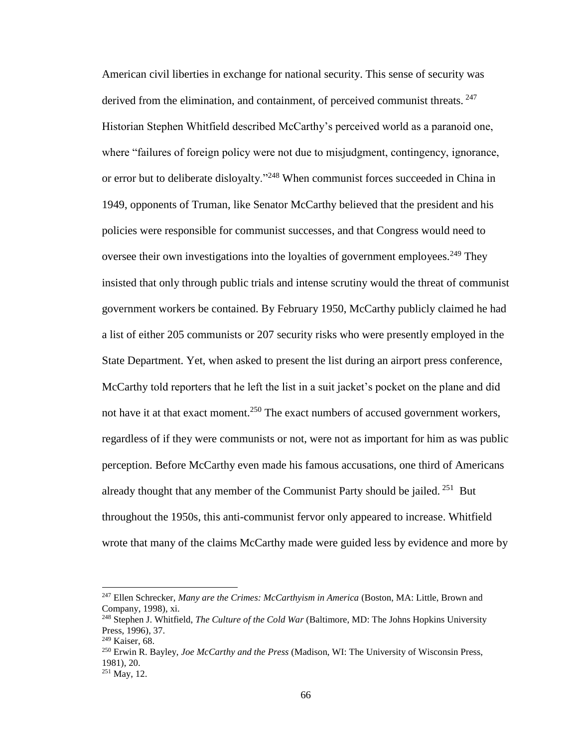American civil liberties in exchange for national security. This sense of security was derived from the elimination, and containment, of perceived communist threats. [247] Historian Stephen Whitfield described McCarthy's perceived world as a paranoid one, where "failures of foreign policy were not due to misjudgment, contingency, ignorance, or error but to deliberate disloyalty."[248] When communist forces succeeded in China in 1949, opponents of Truman, like Senator McCarthy believed that the president and his policies were responsible for communist successes, and that Congress would need to oversee their own investigations into the loyalties of government employees.[249] They insisted that only through public trials and intense scrutiny would the threat of communist government workers be contained. By February 1950, McCarthy publicly claimed he had a list of either 205 communists or 207 security risks who were presently employed in the State Department. Yet, when asked to present the list during an airport press conference, McCarthy told reporters that he left the list in a suit jacket's pocket on the plane and did not have it at that exact moment.[250] The exact numbers of accused government workers, regardless of if they were communists or not, were not as important for him as was public perception. Before McCarthy even made his famous accusations, one third of Americans already thought that any member of the Communist Party should be jailed. [251] But throughout the 1950s, this anti-communist fervor only appeared to increase. Whitfield wrote that many of the claims McCarthy made were guided less by evidence and more by

---

[247] Ellen Schrecker, *Many are the Crimes: McCarthyism in America* (Boston, MA: Little, Brown and Company, 1998), xi.

[248] Stephen J. Whitfield, *The Culture of the Cold War* (Baltimore, MD: The Johns Hopkins University Press, 1996), 37.

[249] Kaiser, 68.

[250] Erwin R. Bayley, *Joe McCarthy and the Press* (Madison, WI: The University of Wisconsin Press, 1981), 20.

[251] May, 12.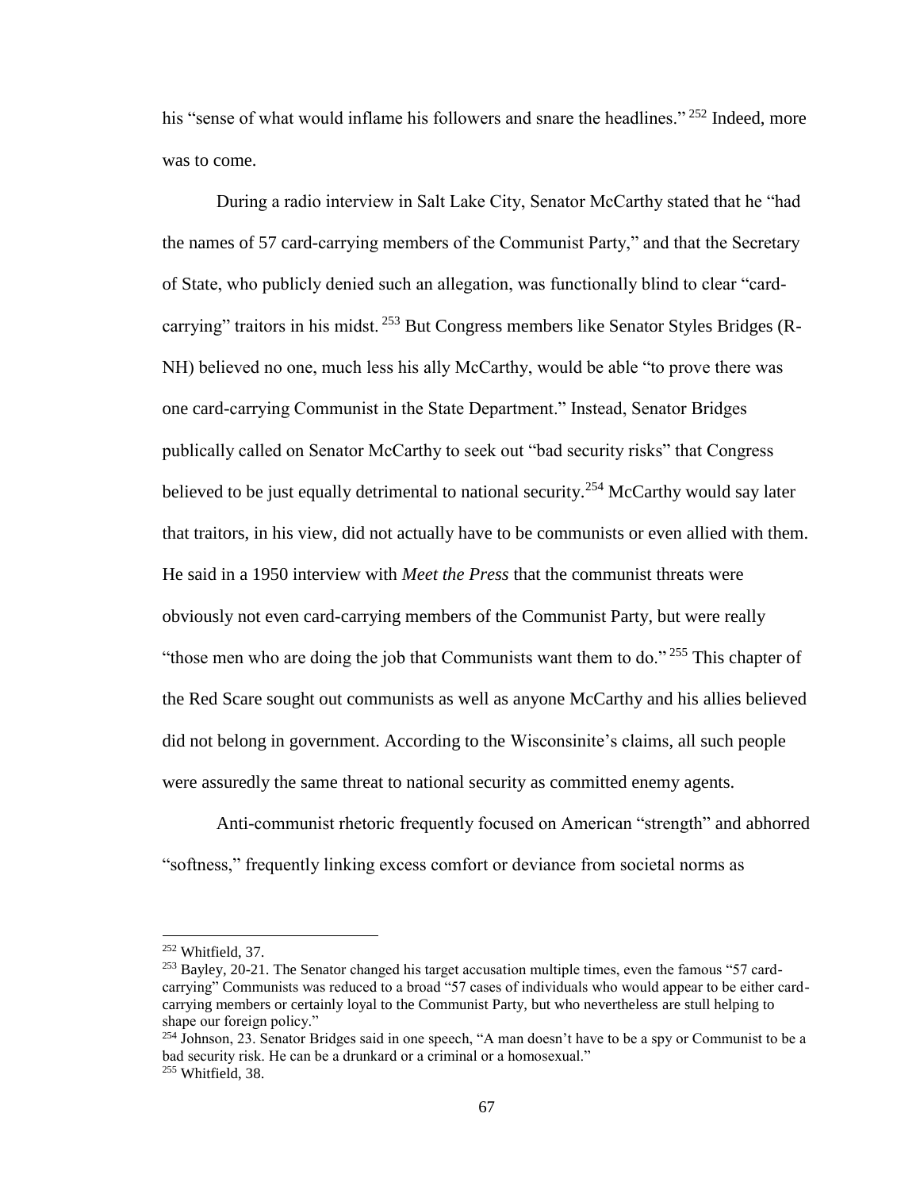his "sense of what would inflame his followers and snare the headlines." [252] Indeed, more was to come.

During a radio interview in Salt Lake City, Senator McCarthy stated that he "had the names of 57 card-carrying members of the Communist Party," and that the Secretary of State, who publicly denied such an allegation, was functionally blind to clear "card-carrying" traitors in his midst. [253] But Congress members like Senator Styles Bridges (R-NH) believed no one, much less his ally McCarthy, would be able "to prove there was one card-carrying Communist in the State Department." Instead, Senator Bridges publically called on Senator McCarthy to seek out "bad security risks" that Congress believed to be just equally detrimental to national security.[254] McCarthy would say later that traitors, in his view, did not actually have to be communists or even allied with them. He said in a 1950 interview with *Meet the Press* that the communist threats were obviously not even card-carrying members of the Communist Party, but were really "those men who are doing the job that Communists want them to do." [255] This chapter of the Red Scare sought out communists as well as anyone McCarthy and his allies believed did not belong in government. According to the Wisconsinite's claims, all such people were assuredly the same threat to national security as committed enemy agents.

Anti-communist rhetoric frequently focused on American "strength" and abhorred "softness," frequently linking excess comfort or deviance from societal norms as

---

[252] Whitfield, 37.

[253] Bayley, 20-21. The Senator changed his target accusation multiple times, even the famous "57 card-carrying" Communists was reduced to a broad "57 cases of individuals who would appear to be either card-carrying members or certainly loyal to the Communist Party, but who nevertheless are stull helping to shape our foreign policy."

[254] Johnson, 23. Senator Bridges said in one speech, "A man doesn't have to be a spy or Communist to be a bad security risk. He can be a drunkard or a criminal or a homosexual."

[255] Whitfield, 38.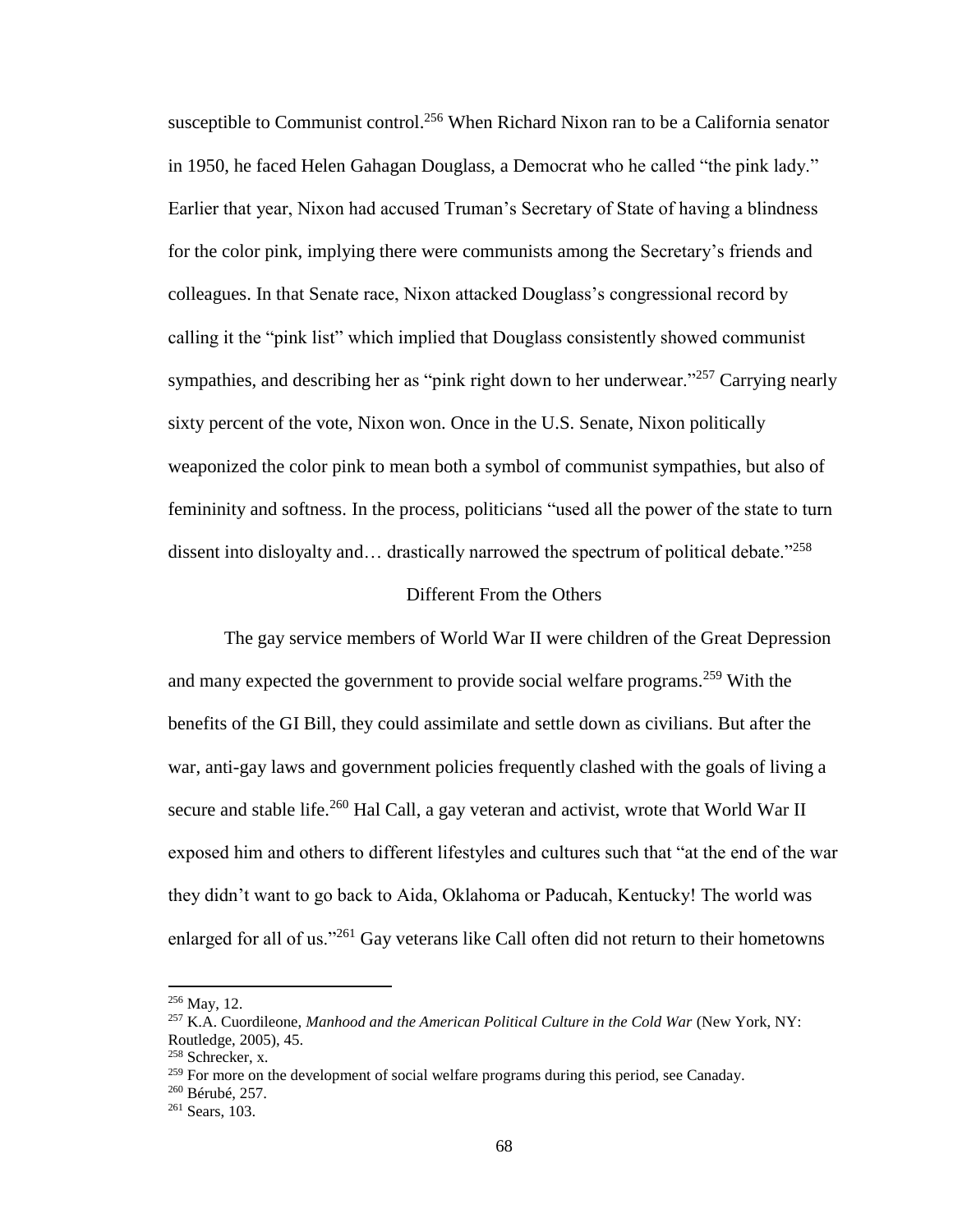susceptible to Communist control.[256] When Richard Nixon ran to be a California senator in 1950, he faced Helen Gahagan Douglass, a Democrat who he called "the pink lady." Earlier that year, Nixon had accused Truman's Secretary of State of having a blindness for the color pink, implying there were communists among the Secretary's friends and colleagues. In that Senate race, Nixon attacked Douglass's congressional record by calling it the "pink list" which implied that Douglass consistently showed communist sympathies, and describing her as "pink right down to her underwear."[257] Carrying nearly sixty percent of the vote, Nixon won. Once in the U.S. Senate, Nixon politically weaponized the color pink to mean both a symbol of communist sympathies, but also of femininity and softness. In the process, politicians "used all the power of the state to turn dissent into disloyalty and… drastically narrowed the spectrum of political debate."[258]

## Different From the Others

The gay service members of World War II were children of the Great Depression and many expected the government to provide social welfare programs.[259] With the benefits of the GI Bill, they could assimilate and settle down as civilians. But after the war, anti-gay laws and government policies frequently clashed with the goals of living a secure and stable life.[260] Hal Call, a gay veteran and activist, wrote that World War II exposed him and others to different lifestyles and cultures such that "at the end of the war they didn't want to go back to Aida, Oklahoma or Paducah, Kentucky! The world was enlarged for all of us."[261] Gay veterans like Call often did not return to their hometowns

---

[256] May, 12.

[257] K.A. Cuordileone, *Manhood and the American Political Culture in the Cold War* (New York, NY: Routledge, 2005), 45.

[258] Schrecker, x.

[259] For more on the development of social welfare programs during this period, see Canaday.

[260] Bérubé, 257.

[261] Sears, 103.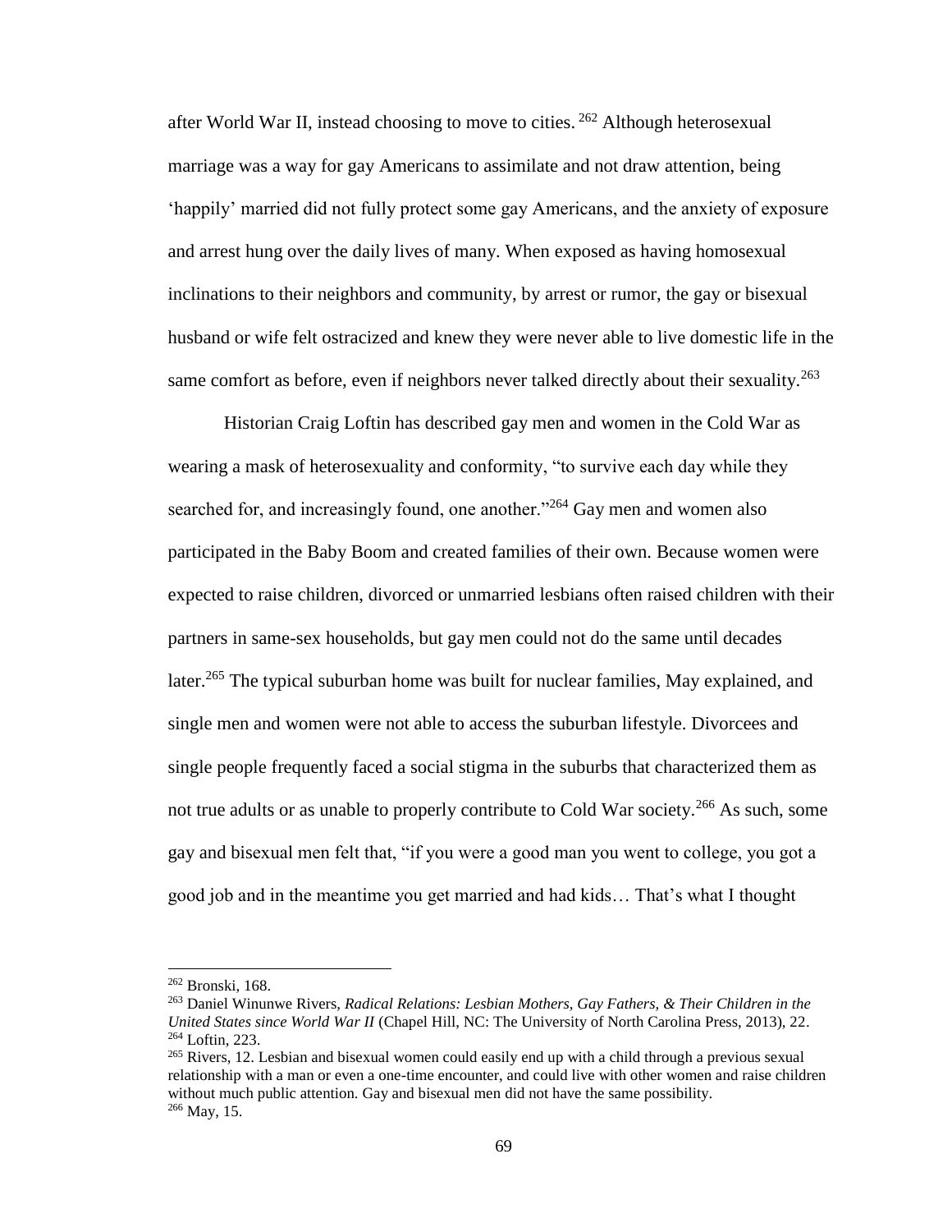after World War II, instead choosing to move to cities. [262] Although heterosexual marriage was a way for gay Americans to assimilate and not draw attention, being 'happily' married did not fully protect some gay Americans, and the anxiety of exposure and arrest hung over the daily lives of many. When exposed as having homosexual inclinations to their neighbors and community, by arrest or rumor, the gay or bisexual husband or wife felt ostracized and knew they were never able to live domestic life in the same comfort as before, even if neighbors never talked directly about their sexuality.[263]

Historian Craig Loftin has described gay men and women in the Cold War as wearing a mask of heterosexuality and conformity, "to survive each day while they searched for, and increasingly found, one another."[264] Gay men and women also participated in the Baby Boom and created families of their own. Because women were expected to raise children, divorced or unmarried lesbians often raised children with their partners in same-sex households, but gay men could not do the same until decades later.[265] The typical suburban home was built for nuclear families, May explained, and single men and women were not able to access the suburban lifestyle. Divorcees and single people frequently faced a social stigma in the suburbs that characterized them as not true adults or as unable to properly contribute to Cold War society.[266] As such, some gay and bisexual men felt that, "if you were a good man you went to college, you got a good job and in the meantime you get married and had kids… That's what I thought

---

[262] Bronski, 168.

[263] Daniel Winunwe Rivers, *Radical Relations: Lesbian Mothers, Gay Fathers, & Their Children in the United States since World War II* (Chapel Hill, NC: The University of North Carolina Press, 2013), 22.

[264] Loftin, 223.

[265] Rivers, 12. Lesbian and bisexual women could easily end up with a child through a previous sexual relationship with a man or even a one-time encounter, and could live with other women and raise children without much public attention. Gay and bisexual men did not have the same possibility.

[266] May, 15.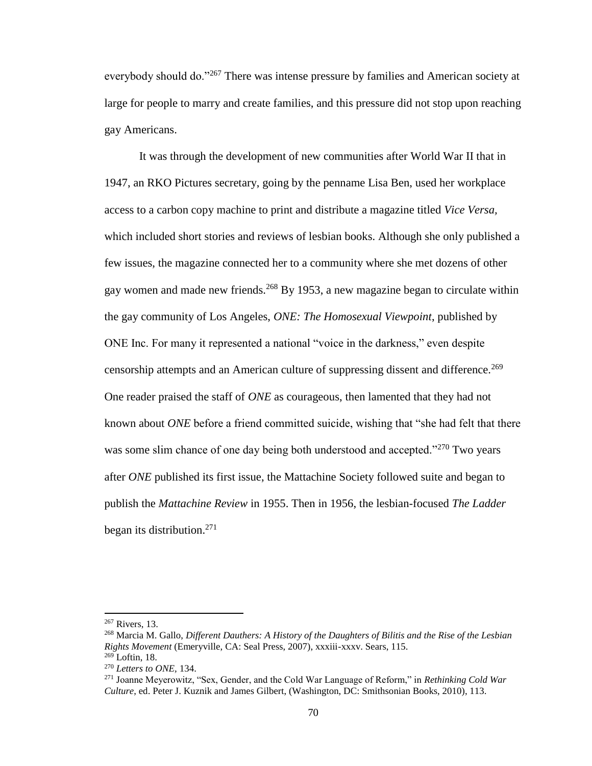everybody should do."[267] There was intense pressure by families and American society at large for people to marry and create families, and this pressure did not stop upon reaching gay Americans.

It was through the development of new communities after World War II that in 1947, an RKO Pictures secretary, going by the penname Lisa Ben, used her workplace access to a carbon copy machine to print and distribute a magazine titled *Vice Versa*, which included short stories and reviews of lesbian books. Although she only published a few issues, the magazine connected her to a community where she met dozens of other gay women and made new friends.[268] By 1953, a new magazine began to circulate within the gay community of Los Angeles, *ONE: The Homosexual Viewpoint*, published by ONE Inc. For many it represented a national "voice in the darkness," even despite censorship attempts and an American culture of suppressing dissent and difference.[269] One reader praised the staff of *ONE* as courageous, then lamented that they had not known about *ONE* before a friend committed suicide, wishing that "she had felt that there was some slim chance of one day being both understood and accepted."[270] Two years after *ONE* published its first issue, the Mattachine Society followed suite and began to publish the *Mattachine Review* in 1955. Then in 1956, the lesbian-focused *The Ladder* began its distribution.[271]

---

[267] Rivers, 13.

[268] Marcia M. Gallo, *Different Dauthers: A History of the Daughters of Bilitis and the Rise of the Lesbian Rights Movement* (Emeryville, CA: Seal Press, 2007), xxxiii-xxxv. Sears, 115.

[269] Loftin, 18.

[270] *Letters to ONE*, 134.

[271] Joanne Meyerowitz, "Sex, Gender, and the Cold War Language of Reform," in *Rethinking Cold War Culture*, ed. Peter J. Kuznik and James Gilbert, (Washington, DC: Smithsonian Books, 2010), 113.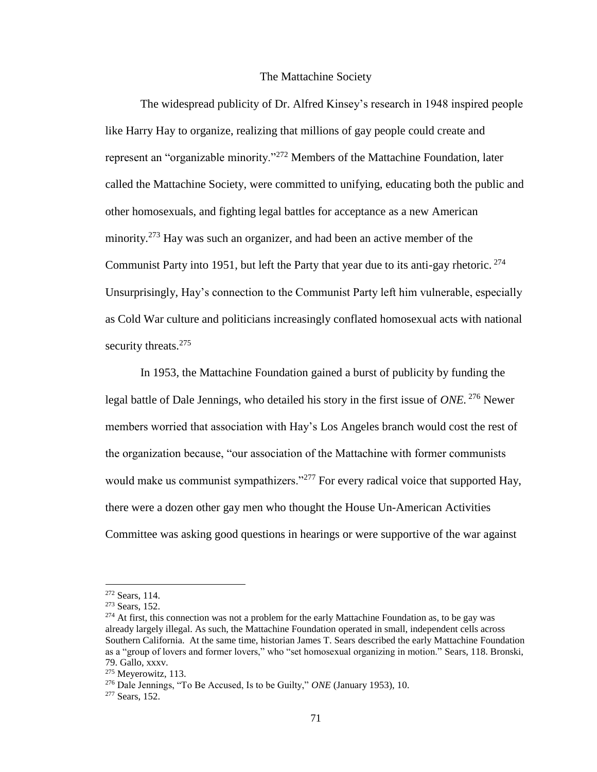## The Mattachine Society

The widespread publicity of Dr. Alfred Kinsey's research in 1948 inspired people like Harry Hay to organize, realizing that millions of gay people could create and represent an "organizable minority."[272] Members of the Mattachine Foundation, later called the Mattachine Society, were committed to unifying, educating both the public and other homosexuals, and fighting legal battles for acceptance as a new American minority.[273] Hay was such an organizer, and had been an active member of the Communist Party into 1951, but left the Party that year due to its anti-gay rhetoric.[274] Unsurprisingly, Hay's connection to the Communist Party left him vulnerable, especially as Cold War culture and politicians increasingly conflated homosexual acts with national security threats.[275]

In 1953, the Mattachine Foundation gained a burst of publicity by funding the legal battle of Dale Jennings, who detailed his story in the first issue of *ONE*.[276] Newer members worried that association with Hay's Los Angeles branch would cost the rest of the organization because, "our association of the Mattachine with former communists would make us communist sympathizers."[277] For every radical voice that supported Hay, there were a dozen other gay men who thought the House Un-American Activities Committee was asking good questions in hearings or were supportive of the war against

---

[272] Sears, 114.

[273] Sears, 152.

[274] At first, this connection was not a problem for the early Mattachine Foundation as, to be gay was already largely illegal. As such, the Mattachine Foundation operated in small, independent cells across Southern California. At the same time, historian James T. Sears described the early Mattachine Foundation as a "group of lovers and former lovers," who "set homosexual organizing in motion." Sears, 118. Bronski, 79. Gallo, xxxv.

[275] Meyerowitz, 113.

[276] Dale Jennings, "To Be Accused, Is to be Guilty," *ONE* (January 1953), 10.

[277] Sears, 152.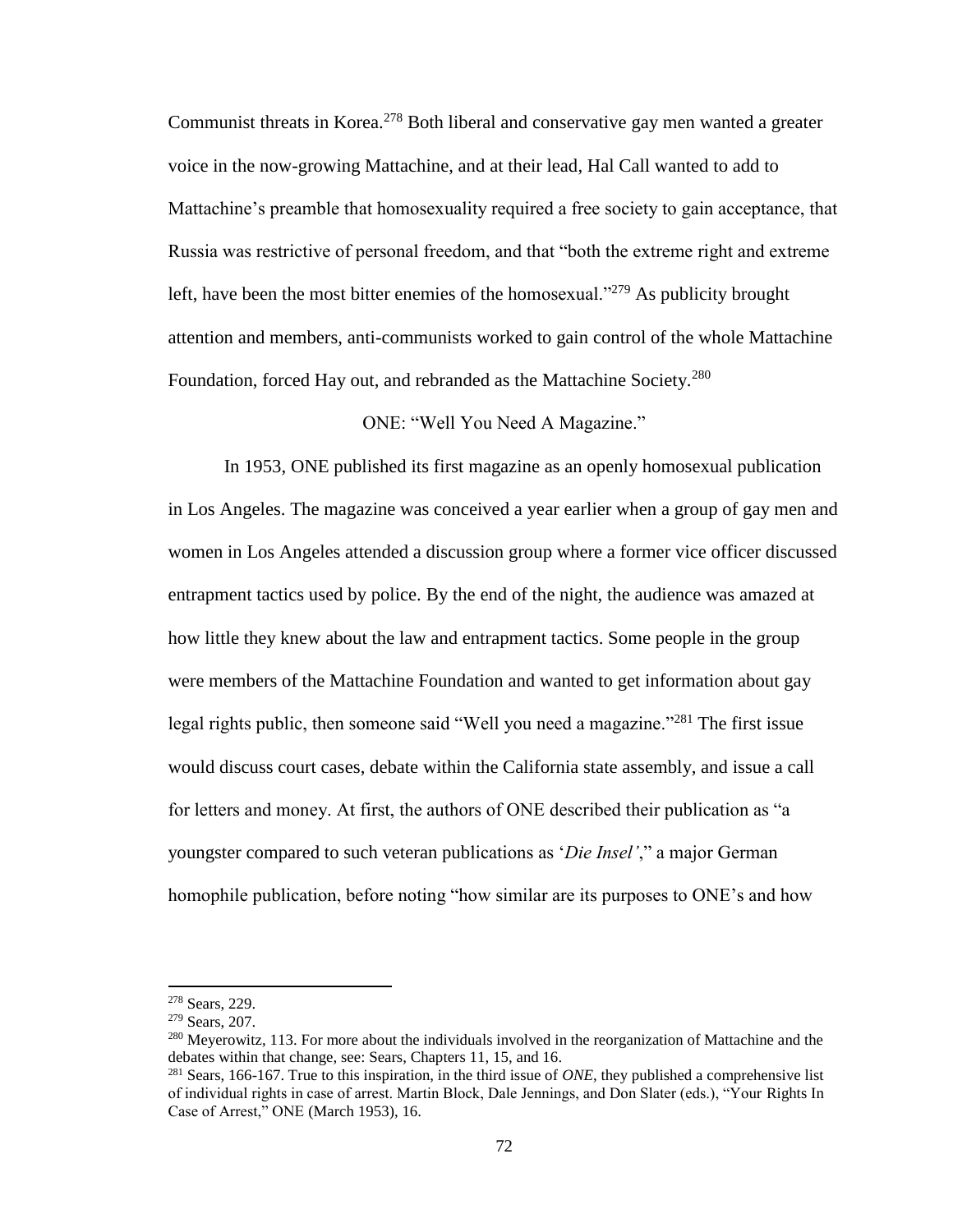Communist threats in Korea.[278] Both liberal and conservative gay men wanted a greater voice in the now-growing Mattachine, and at their lead, Hal Call wanted to add to Mattachine's preamble that homosexuality required a free society to gain acceptance, that Russia was restrictive of personal freedom, and that "both the extreme right and extreme left, have been the most bitter enemies of the homosexual."[279] As publicity brought attention and members, anti-communists worked to gain control of the whole Mattachine Foundation, forced Hay out, and rebranded as the Mattachine Society.[280]

## ONE: "Well You Need A Magazine."

In 1953, ONE published its first magazine as an openly homosexual publication in Los Angeles. The magazine was conceived a year earlier when a group of gay men and women in Los Angeles attended a discussion group where a former vice officer discussed entrapment tactics used by police. By the end of the night, the audience was amazed at how little they knew about the law and entrapment tactics. Some people in the group were members of the Mattachine Foundation and wanted to get information about gay legal rights public, then someone said "Well you need a magazine."[281] The first issue would discuss court cases, debate within the California state assembly, and issue a call for letters and money. At first, the authors of ONE described their publication as "a youngster compared to such veteran publications as '*Die Insel'*," a major German homophile publication, before noting "how similar are its purposes to ONE's and how

---

[278] Sears, 229.

[279] Sears, 207.

[280] Meyerowitz, 113. For more about the individuals involved in the reorganization of Mattachine and the debates within that change, see: Sears, Chapters 11, 15, and 16.

[281] Sears, 166-167. True to this inspiration, in the third issue of *ONE*, they published a comprehensive list of individual rights in case of arrest. Martin Block, Dale Jennings, and Don Slater (eds.), "Your Rights In Case of Arrest," ONE (March 1953), 16.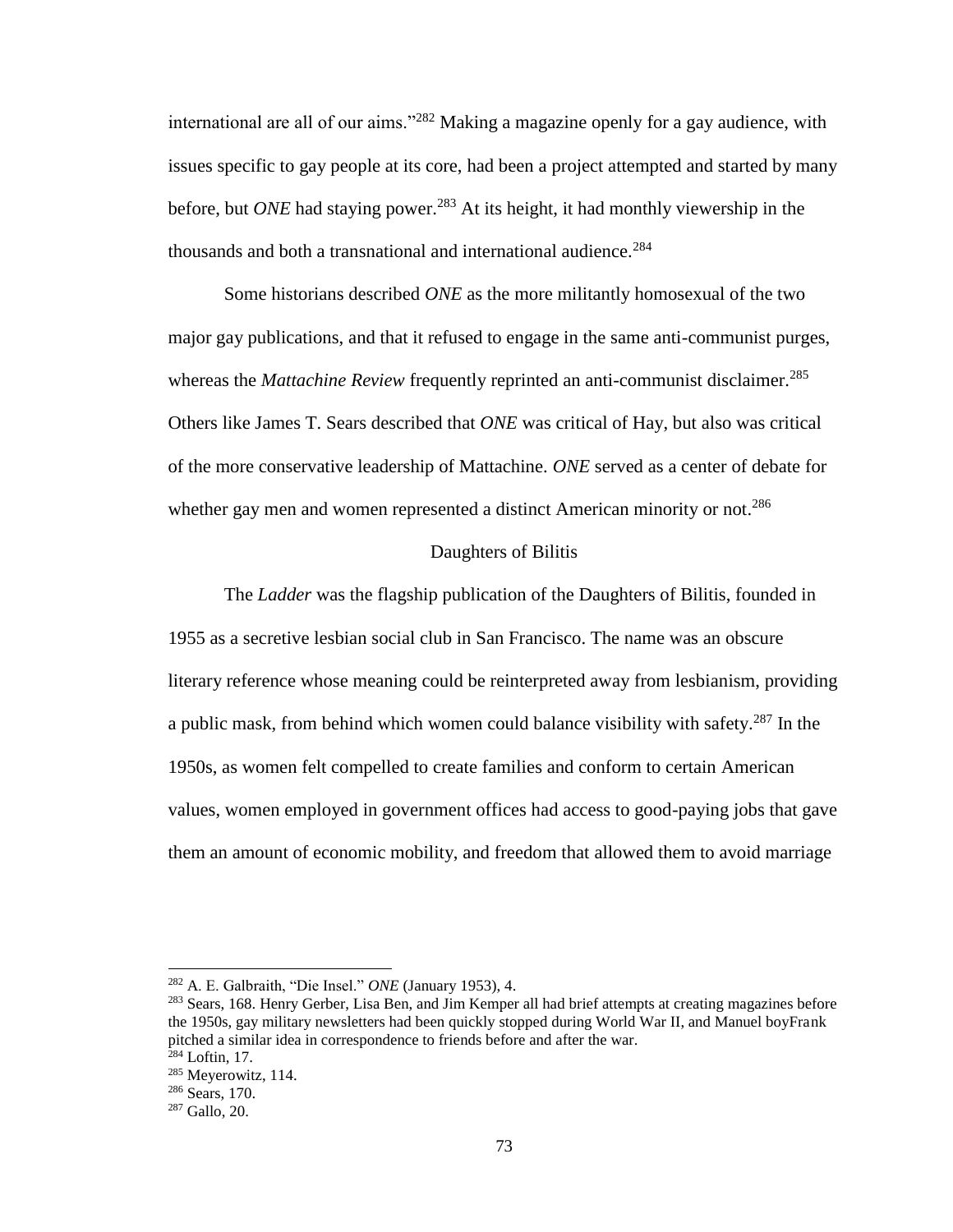international are all of our aims."[282] Making a magazine openly for a gay audience, with issues specific to gay people at its core, had been a project attempted and started by many before, but *ONE* had staying power.[283] At its height, it had monthly viewership in the thousands and both a transnational and international audience.[284]

Some historians described *ONE* as the more militantly homosexual of the two major gay publications, and that it refused to engage in the same anti-communist purges, whereas the *Mattachine Review* frequently reprinted an anti-communist disclaimer.[285] Others like James T. Sears described that *ONE* was critical of Hay, but also was critical of the more conservative leadership of Mattachine. *ONE* served as a center of debate for whether gay men and women represented a distinct American minority or not.[286]

### Daughters of Bilitis

The *Ladder* was the flagship publication of the Daughters of Bilitis, founded in 1955 as a secretive lesbian social club in San Francisco. The name was an obscure literary reference whose meaning could be reinterpreted away from lesbianism, providing a public mask, from behind which women could balance visibility with safety.[287] In the 1950s, as women felt compelled to create families and conform to certain American values, women employed in government offices had access to good-paying jobs that gave them an amount of economic mobility, and freedom that allowed them to avoid marriage

---

[282] A. E. Galbraith, "Die Insel." *ONE* (January 1953), 4.

[283] Sears, 168. Henry Gerber, Lisa Ben, and Jim Kemper all had brief attempts at creating magazines before the 1950s, gay military newsletters had been quickly stopped during World War II, and Manuel boyFrank pitched a similar idea in correspondence to friends before and after the war.

[284] Loftin, 17.

[285] Meyerowitz, 114.

[286] Sears, 170.

[287] Gallo, 20.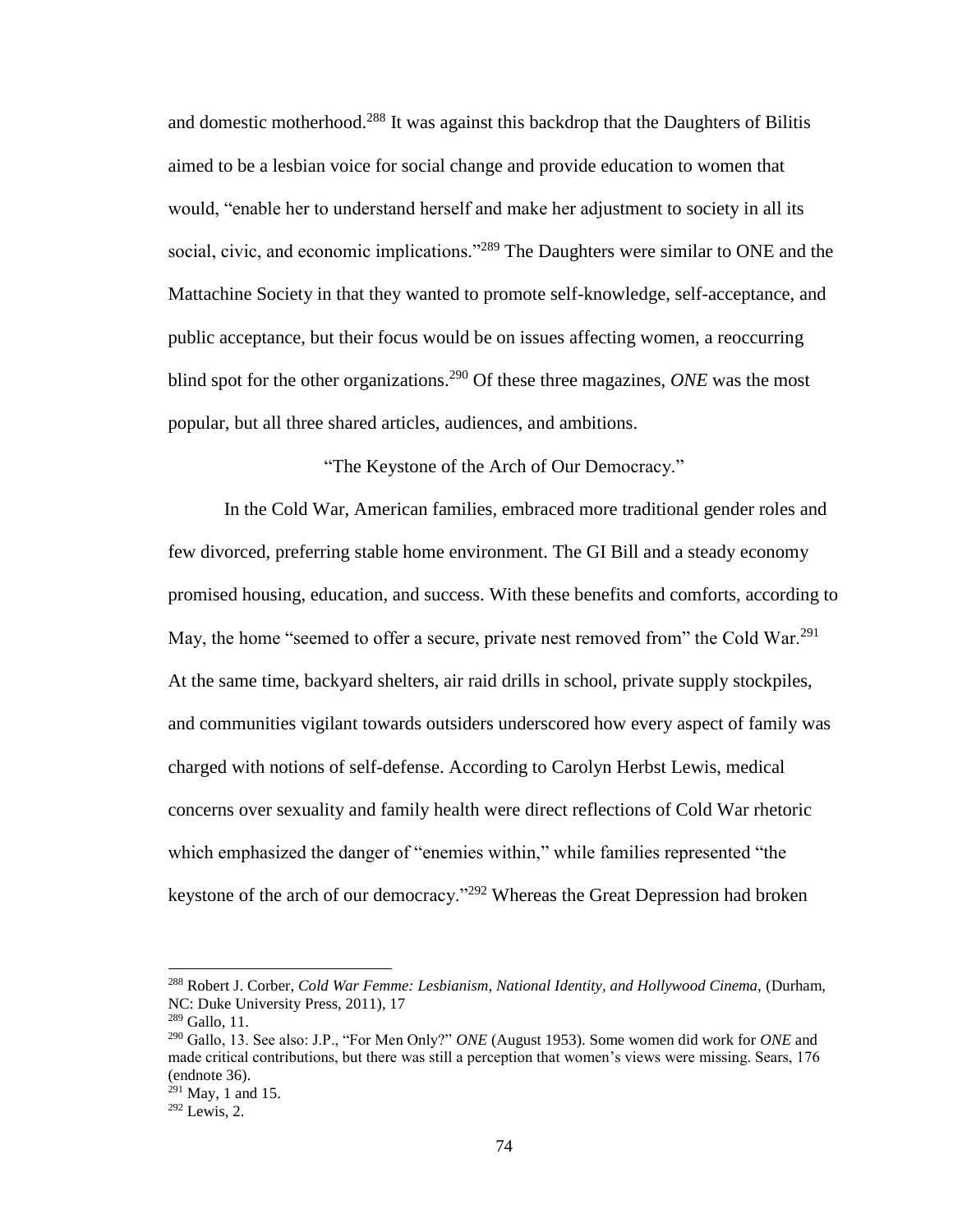and domestic motherhood.[288] It was against this backdrop that the Daughters of Bilitis aimed to be a lesbian voice for social change and provide education to women that would, "enable her to understand herself and make her adjustment to society in all its social, civic, and economic implications."[289] The Daughters were similar to ONE and the Mattachine Society in that they wanted to promote self-knowledge, self-acceptance, and public acceptance, but their focus would be on issues affecting women, a reoccurring blind spot for the other organizations.[290] Of these three magazines, *ONE* was the most popular, but all three shared articles, audiences, and ambitions.

"The Keystone of the Arch of Our Democracy."

In the Cold War, American families, embraced more traditional gender roles and few divorced, preferring stable home environment. The GI Bill and a steady economy promised housing, education, and success. With these benefits and comforts, according to May, the home "seemed to offer a secure, private nest removed from" the Cold War.[291] At the same time, backyard shelters, air raid drills in school, private supply stockpiles, and communities vigilant towards outsiders underscored how every aspect of family was charged with notions of self-defense. According to Carolyn Herbst Lewis, medical concerns over sexuality and family health were direct reflections of Cold War rhetoric which emphasized the danger of "enemies within," while families represented "the keystone of the arch of our democracy."[292] Whereas the Great Depression had broken

---

[288] Robert J. Corber, *Cold War Femme: Lesbianism, National Identity, and Hollywood Cinema,* (Durham, NC: Duke University Press, 2011), 17

[289] Gallo, 11.

[290] Gallo, 13. See also: J.P., "For Men Only?" *ONE* (August 1953). Some women did work for *ONE* and made critical contributions, but there was still a perception that women's views were missing. Sears, 176 (endnote 36).

[291] May, 1 and 15.

[292] Lewis, 2.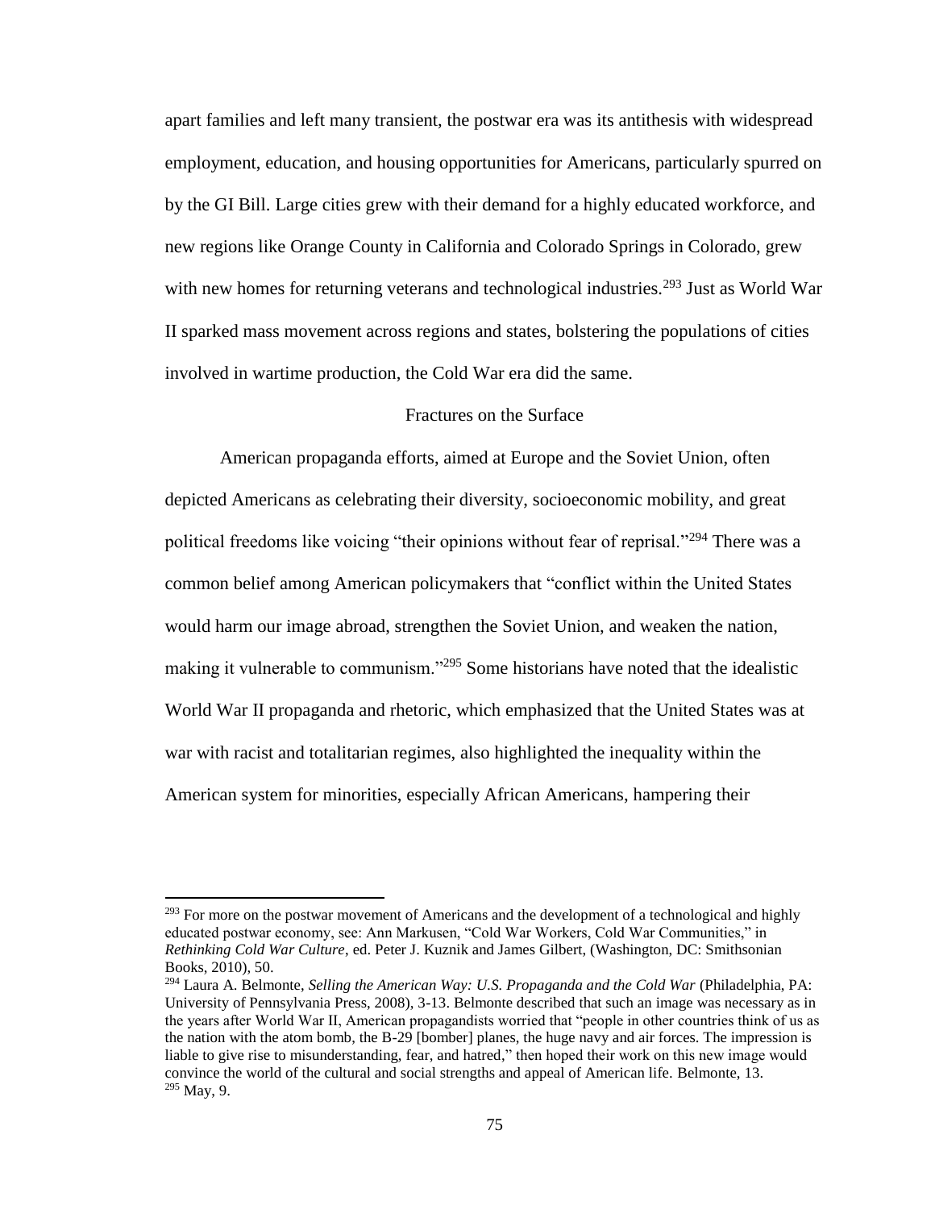apart families and left many transient, the postwar era was its antithesis with widespread employment, education, and housing opportunities for Americans, particularly spurred on by the GI Bill. Large cities grew with their demand for a highly educated workforce, and new regions like Orange County in California and Colorado Springs in Colorado, grew with new homes for returning veterans and technological industries.[293] Just as World War II sparked mass movement across regions and states, bolstering the populations of cities involved in wartime production, the Cold War era did the same.

## Fractures on the Surface

American propaganda efforts, aimed at Europe and the Soviet Union, often depicted Americans as celebrating their diversity, socioeconomic mobility, and great political freedoms like voicing "their opinions without fear of reprisal."[294] There was a common belief among American policymakers that "conflict within the United States would harm our image abroad, strengthen the Soviet Union, and weaken the nation, making it vulnerable to communism."[295] Some historians have noted that the idealistic World War II propaganda and rhetoric, which emphasized that the United States was at war with racist and totalitarian regimes, also highlighted the inequality within the American system for minorities, especially African Americans, hampering their

---

[293] For more on the postwar movement of Americans and the development of a technological and highly educated postwar economy, see: Ann Markusen, "Cold War Workers, Cold War Communities," in *Rethinking Cold War Culture*, ed. Peter J. Kuznik and James Gilbert, (Washington, DC: Smithsonian Books, 2010), 50.

[294] Laura A. Belmonte, *Selling the American Way: U.S. Propaganda and the Cold War* (Philadelphia, PA: University of Pennsylvania Press, 2008), 3-13. Belmonte described that such an image was necessary as in the years after World War II, American propagandists worried that "people in other countries think of us as the nation with the atom bomb, the B-29 [bomber] planes, the huge navy and air forces. The impression is liable to give rise to misunderstanding, fear, and hatred," then hoped their work on this new image would convince the world of the cultural and social strengths and appeal of American life. Belmonte, 13.

[295] May, 9.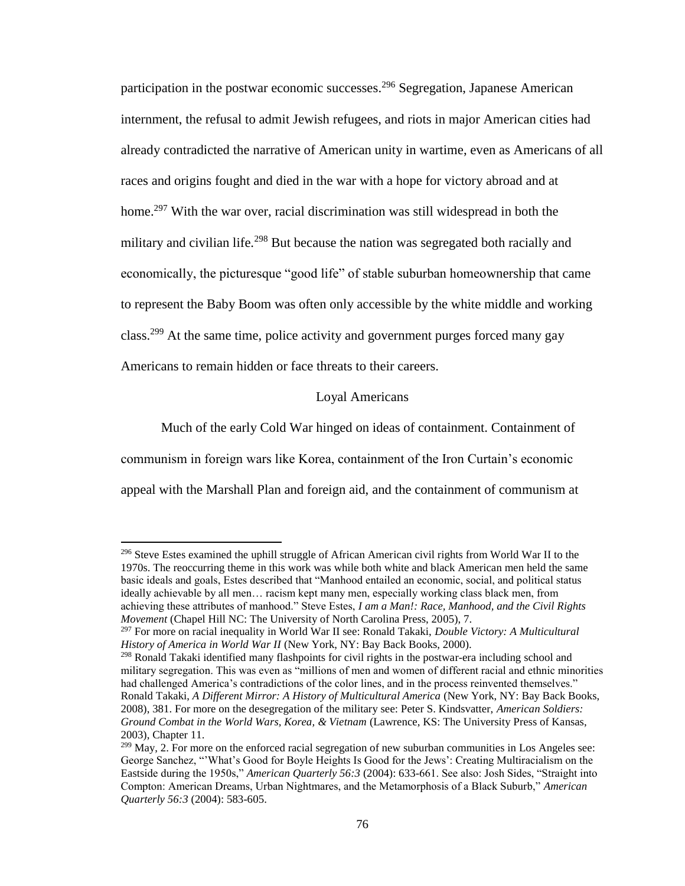participation in the postwar economic successes.[296] Segregation, Japanese American internment, the refusal to admit Jewish refugees, and riots in major American cities had already contradicted the narrative of American unity in wartime, even as Americans of all races and origins fought and died in the war with a hope for victory abroad and at home.[297] With the war over, racial discrimination was still widespread in both the military and civilian life.[298] But because the nation was segregated both racially and economically, the picturesque "good life" of stable suburban homeownership that came to represent the Baby Boom was often only accessible by the white middle and working class.[299] At the same time, police activity and government purges forced many gay Americans to remain hidden or face threats to their careers.

## Loyal Americans

Much of the early Cold War hinged on ideas of containment. Containment of communism in foreign wars like Korea, containment of the Iron Curtain's economic appeal with the Marshall Plan and foreign aid, and the containment of communism at

---

[296] Steve Estes examined the uphill struggle of African American civil rights from World War II to the 1970s. The reoccurring theme in this work was while both white and black American men held the same basic ideals and goals, Estes described that "Manhood entailed an economic, social, and political status ideally achievable by all men… racism kept many men, especially working class black men, from achieving these attributes of manhood." Steve Estes, *I am a Man!: Race, Manhood, and the Civil Rights Movement* (Chapel Hill NC: The University of North Carolina Press, 2005), 7.

[297] For more on racial inequality in World War II see: Ronald Takaki, *Double Victory: A Multicultural History of America in World War II* (New York, NY: Bay Back Books, 2000).

[298] Ronald Takaki identified many flashpoints for civil rights in the postwar-era including school and military segregation. This was even as "millions of men and women of different racial and ethnic minorities had challenged America's contradictions of the color lines, and in the process reinvented themselves." Ronald Takaki, *A Different Mirror: A History of Multicultural America* (New York, NY: Bay Back Books, 2008), 381. For more on the desegregation of the military see: Peter S. Kindsvatter, *American Soldiers: Ground Combat in the World Wars, Korea, & Vietnam* (Lawrence, KS: The University Press of Kansas, 2003), Chapter 11.

[299] May, 2. For more on the enforced racial segregation of new suburban communities in Los Angeles see: George Sanchez, "'What's Good for Boyle Heights Is Good for the Jews': Creating Multiracialism on the Eastside during the 1950s," *American Quarterly 56:3* (2004): 633-661. See also: Josh Sides, "Straight into Compton: American Dreams, Urban Nightmares, and the Metamorphosis of a Black Suburb," *American Quarterly 56:3* (2004): 583-605.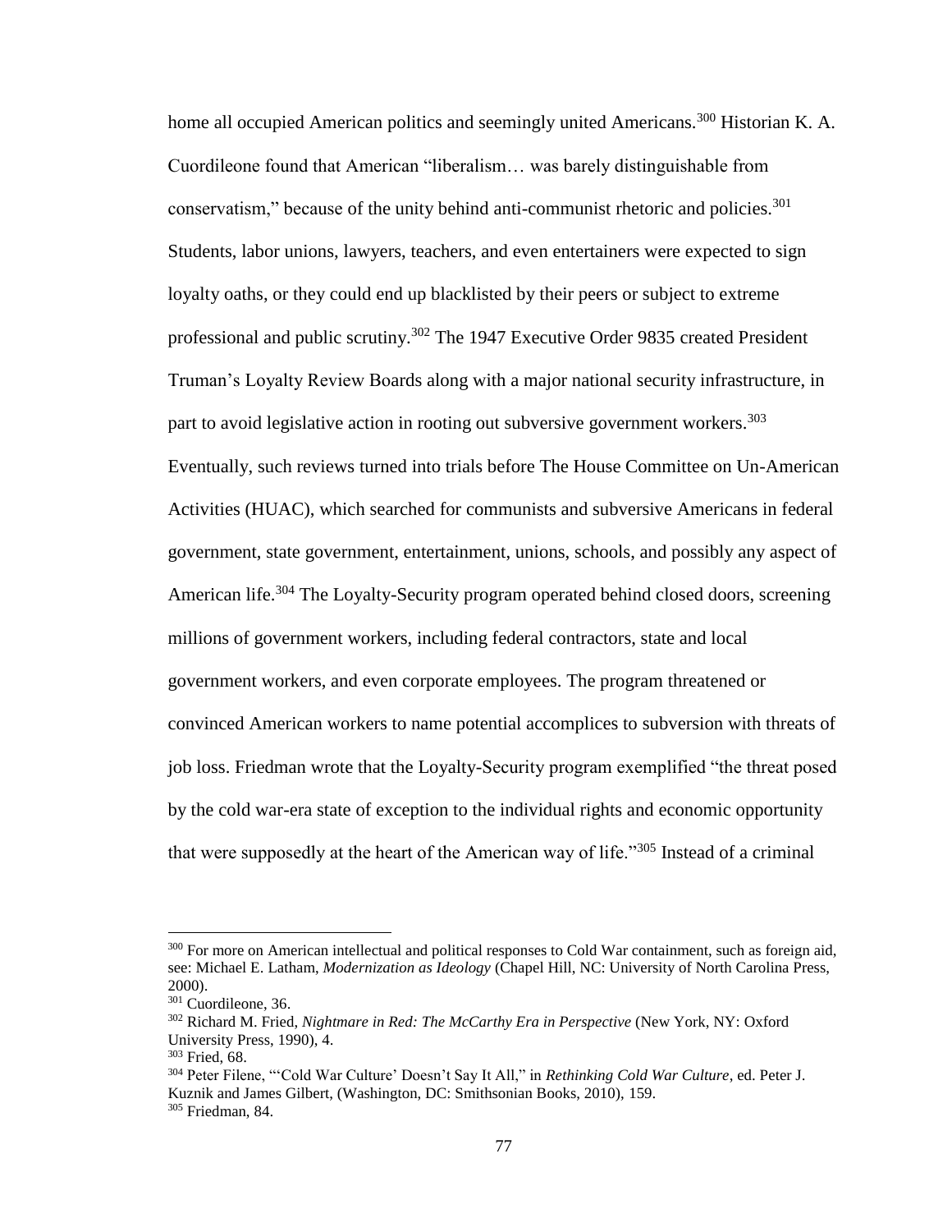home all occupied American politics and seemingly united Americans.[300] Historian K. A. Cuordileone found that American "liberalism… was barely distinguishable from conservatism," because of the unity behind anti-communist rhetoric and policies.[301] Students, labor unions, lawyers, teachers, and even entertainers were expected to sign loyalty oaths, or they could end up blacklisted by their peers or subject to extreme professional and public scrutiny.[302] The 1947 Executive Order 9835 created President Truman's Loyalty Review Boards along with a major national security infrastructure, in part to avoid legislative action in rooting out subversive government workers.[303] Eventually, such reviews turned into trials before The House Committee on Un-American Activities (HUAC), which searched for communists and subversive Americans in federal government, state government, entertainment, unions, schools, and possibly any aspect of American life.[304] The Loyalty-Security program operated behind closed doors, screening millions of government workers, including federal contractors, state and local government workers, and even corporate employees. The program threatened or convinced American workers to name potential accomplices to subversion with threats of job loss. Friedman wrote that the Loyalty-Security program exemplified "the threat posed by the cold war-era state of exception to the individual rights and economic opportunity that were supposedly at the heart of the American way of life."[305] Instead of a criminal

---

[300] For more on American intellectual and political responses to Cold War containment, such as foreign aid, see: Michael E. Latham, *Modernization as Ideology* (Chapel Hill, NC: University of North Carolina Press, 2000).

[301] Cuordileone, 36.

[302] Richard M. Fried, *Nightmare in Red: The McCarthy Era in Perspective* (New York, NY: Oxford University Press, 1990), 4.

[303] Fried, 68.

[304] Peter Filene, "'Cold War Culture' Doesn't Say It All," in *Rethinking Cold War Culture*, ed. Peter J. Kuznik and James Gilbert, (Washington, DC: Smithsonian Books, 2010), 159.

[305] Friedman, 84.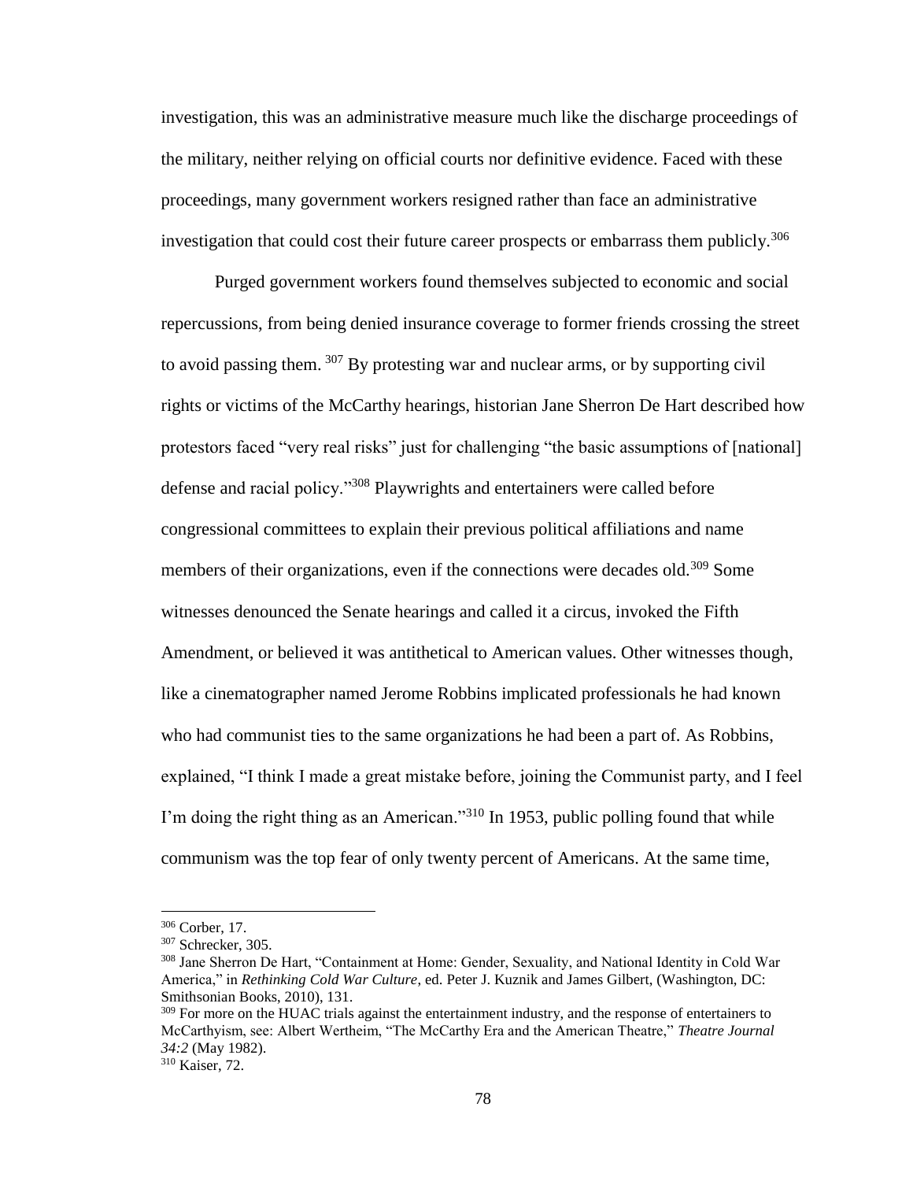investigation, this was an administrative measure much like the discharge proceedings of the military, neither relying on official courts nor definitive evidence. Faced with these proceedings, many government workers resigned rather than face an administrative investigation that could cost their future career prospects or embarrass them publicly.[306]

Purged government workers found themselves subjected to economic and social repercussions, from being denied insurance coverage to former friends crossing the street to avoid passing them. [307] By protesting war and nuclear arms, or by supporting civil rights or victims of the McCarthy hearings, historian Jane Sherron De Hart described how protestors faced "very real risks" just for challenging "the basic assumptions of [national] defense and racial policy."[308] Playwrights and entertainers were called before congressional committees to explain their previous political affiliations and name members of their organizations, even if the connections were decades old.[309] Some witnesses denounced the Senate hearings and called it a circus, invoked the Fifth Amendment, or believed it was antithetical to American values. Other witnesses though, like a cinematographer named Jerome Robbins implicated professionals he had known who had communist ties to the same organizations he had been a part of. As Robbins, explained, "I think I made a great mistake before, joining the Communist party, and I feel I'm doing the right thing as an American."[310] In 1953, public polling found that while communism was the top fear of only twenty percent of Americans. At the same time,

---

[306] Corber, 17.

[307] Schrecker, 305.

[308] Jane Sherron De Hart, "Containment at Home: Gender, Sexuality, and National Identity in Cold War America," in *Rethinking Cold War Culture*, ed. Peter J. Kuznik and James Gilbert, (Washington, DC: Smithsonian Books, 2010), 131.

[309] For more on the HUAC trials against the entertainment industry, and the response of entertainers to McCarthyism, see: Albert Wertheim, "The McCarthy Era and the American Theatre," *Theatre Journal 34:2* (May 1982).

[310] Kaiser, 72.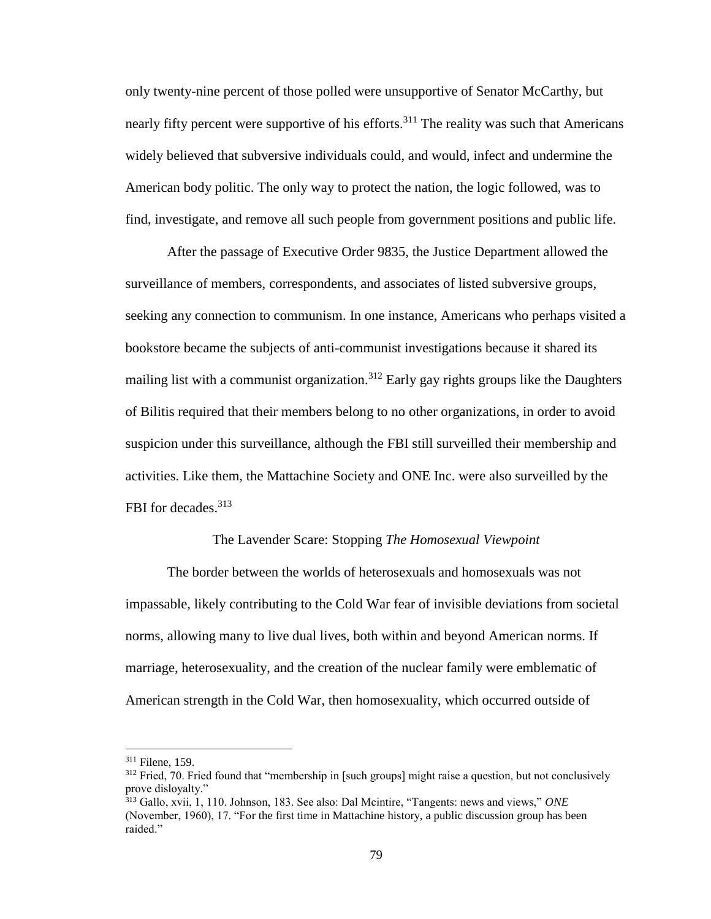only twenty-nine percent of those polled were unsupportive of Senator McCarthy, but nearly fifty percent were supportive of his efforts.[311] The reality was such that Americans widely believed that subversive individuals could, and would, infect and undermine the American body politic. The only way to protect the nation, the logic followed, was to find, investigate, and remove all such people from government positions and public life.

After the passage of Executive Order 9835, the Justice Department allowed the surveillance of members, correspondents, and associates of listed subversive groups, seeking any connection to communism. In one instance, Americans who perhaps visited a bookstore became the subjects of anti-communist investigations because it shared its mailing list with a communist organization.[312] Early gay rights groups like the Daughters of Bilitis required that their members belong to no other organizations, in order to avoid suspicion under this surveillance, although the FBI still surveilled their membership and activities. Like them, the Mattachine Society and ONE Inc. were also surveilled by the FBI for decades.[313]

### The Lavender Scare: Stopping *The Homosexual Viewpoint*

The border between the worlds of heterosexuals and homosexuals was not impassable, likely contributing to the Cold War fear of invisible deviations from societal norms, allowing many to live dual lives, both within and beyond American norms. If marriage, heterosexuality, and the creation of the nuclear family were emblematic of American strength in the Cold War, then homosexuality, which occurred outside of

---

[311] Filene, 159.

[312] Fried, 70. Fried found that "membership in [such groups] might raise a question, but not conclusively prove disloyalty."

[313] Gallo, xvii, 1, 110. Johnson, 183. See also: Dal Mcintire, "Tangents: news and views," *ONE* (November, 1960), 17. "For the first time in Mattachine history, a public discussion group has been raided."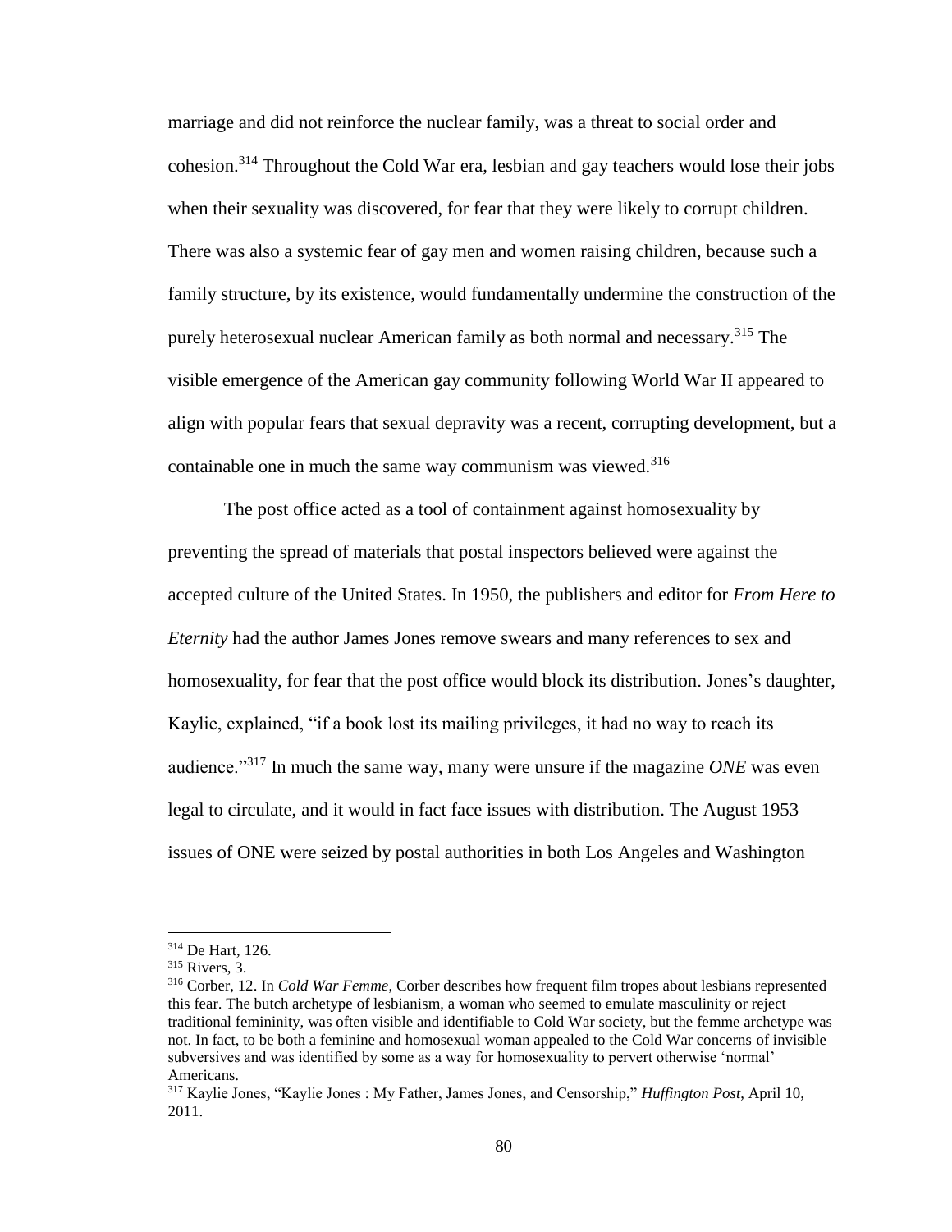marriage and did not reinforce the nuclear family, was a threat to social order and cohesion.[314] Throughout the Cold War era, lesbian and gay teachers would lose their jobs when their sexuality was discovered, for fear that they were likely to corrupt children. There was also a systemic fear of gay men and women raising children, because such a family structure, by its existence, would fundamentally undermine the construction of the purely heterosexual nuclear American family as both normal and necessary.[315] The visible emergence of the American gay community following World War II appeared to align with popular fears that sexual depravity was a recent, corrupting development, but a containable one in much the same way communism was viewed.[316]

The post office acted as a tool of containment against homosexuality by preventing the spread of materials that postal inspectors believed were against the accepted culture of the United States. In 1950, the publishers and editor for *From Here to Eternity* had the author James Jones remove swears and many references to sex and homosexuality, for fear that the post office would block its distribution. Jones's daughter, Kaylie, explained, "if a book lost its mailing privileges, it had no way to reach its audience."[317] In much the same way, many were unsure if the magazine *ONE* was even legal to circulate, and it would in fact face issues with distribution. The August 1953 issues of ONE were seized by postal authorities in both Los Angeles and Washington

---

[314] De Hart, 126.

[315] Rivers, 3.

[316] Corber, 12. In *Cold War Femme*, Corber describes how frequent film tropes about lesbians represented this fear. The butch archetype of lesbianism, a woman who seemed to emulate masculinity or reject traditional femininity, was often visible and identifiable to Cold War society, but the femme archetype was not. In fact, to be both a feminine and homosexual woman appealed to the Cold War concerns of invisible subversives and was identified by some as a way for homosexuality to pervert otherwise 'normal' Americans.

[317] Kaylie Jones, "Kaylie Jones : My Father, James Jones, and Censorship," *Huffington Post*, April 10, 2011.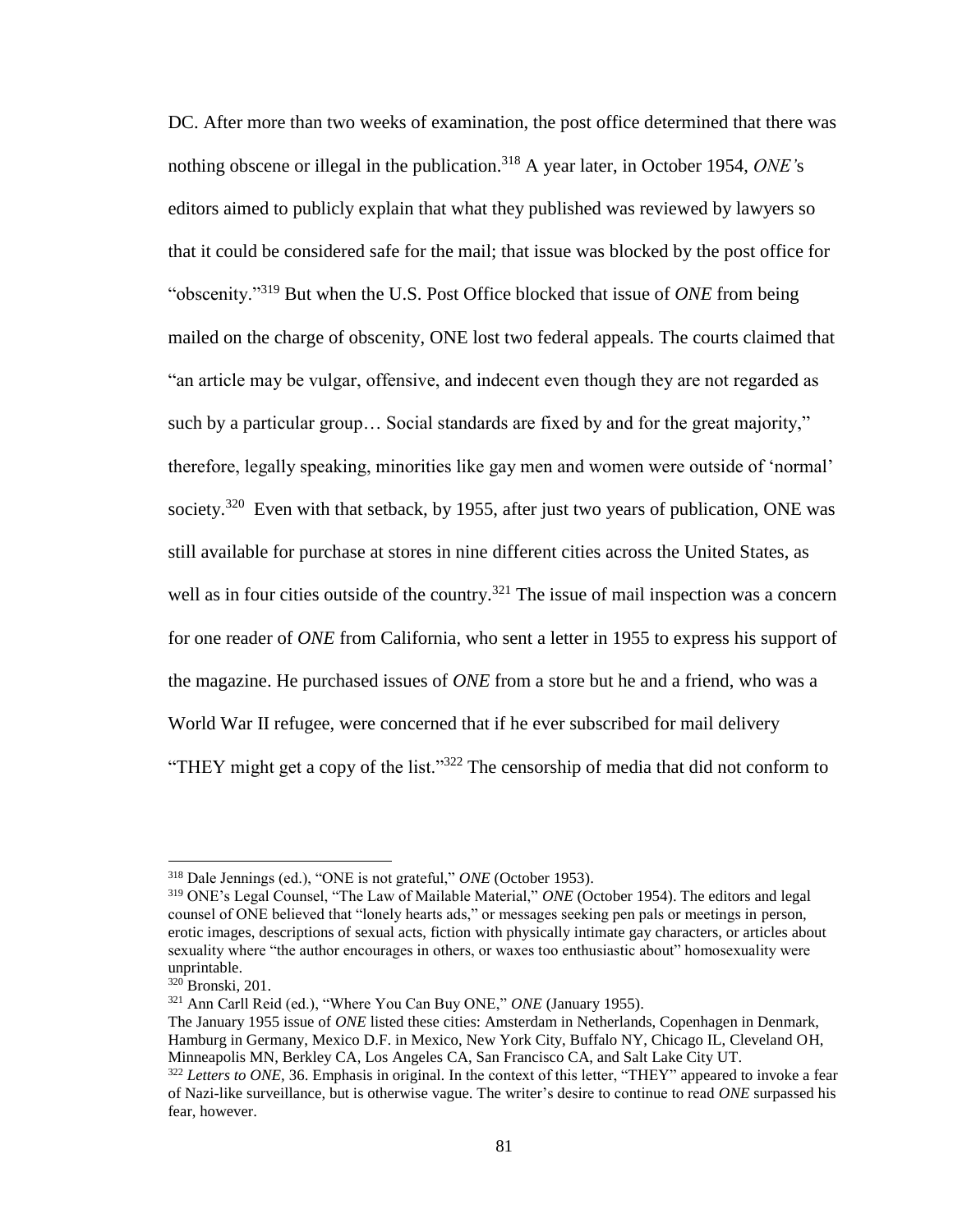DC. After more than two weeks of examination, the post office determined that there was nothing obscene or illegal in the publication.[318] A year later, in October 1954, *ONE'*s editors aimed to publicly explain that what they published was reviewed by lawyers so that it could be considered safe for the mail; that issue was blocked by the post office for "obscenity."[319] But when the U.S. Post Office blocked that issue of *ONE* from being mailed on the charge of obscenity, ONE lost two federal appeals. The courts claimed that "an article may be vulgar, offensive, and indecent even though they are not regarded as such by a particular group… Social standards are fixed by and for the great majority," therefore, legally speaking, minorities like gay men and women were outside of 'normal' society.[320] Even with that setback, by 1955, after just two years of publication, ONE was still available for purchase at stores in nine different cities across the United States, as well as in four cities outside of the country.[321] The issue of mail inspection was a concern for one reader of *ONE* from California, who sent a letter in 1955 to express his support of the magazine. He purchased issues of *ONE* from a store but he and a friend, who was a World War II refugee, were concerned that if he ever subscribed for mail delivery "THEY might get a copy of the list."[322] The censorship of media that did not conform to

---

[318] Dale Jennings (ed.), "ONE is not grateful," *ONE* (October 1953).

[319] ONE's Legal Counsel, "The Law of Mailable Material," *ONE* (October 1954). The editors and legal counsel of ONE believed that "lonely hearts ads," or messages seeking pen pals or meetings in person, erotic images, descriptions of sexual acts, fiction with physically intimate gay characters, or articles about sexuality where "the author encourages in others, or waxes too enthusiastic about" homosexuality were unprintable.

[320] Bronski, 201.

[321] Ann Carll Reid (ed.), "Where You Can Buy ONE," *ONE* (January 1955).
The January 1955 issue of *ONE* listed these cities: Amsterdam in Netherlands, Copenhagen in Denmark, Hamburg in Germany, Mexico D.F. in Mexico, New York City, Buffalo NY, Chicago IL, Cleveland OH, Minneapolis MN, Berkley CA, Los Angeles CA, San Francisco CA, and Salt Lake City UT.

[322] *Letters to ONE*, 36. Emphasis in original. In the context of this letter, "THEY" appeared to invoke a fear of Nazi-like surveillance, but is otherwise vague. The writer's desire to continue to read *ONE* surpassed his fear, however.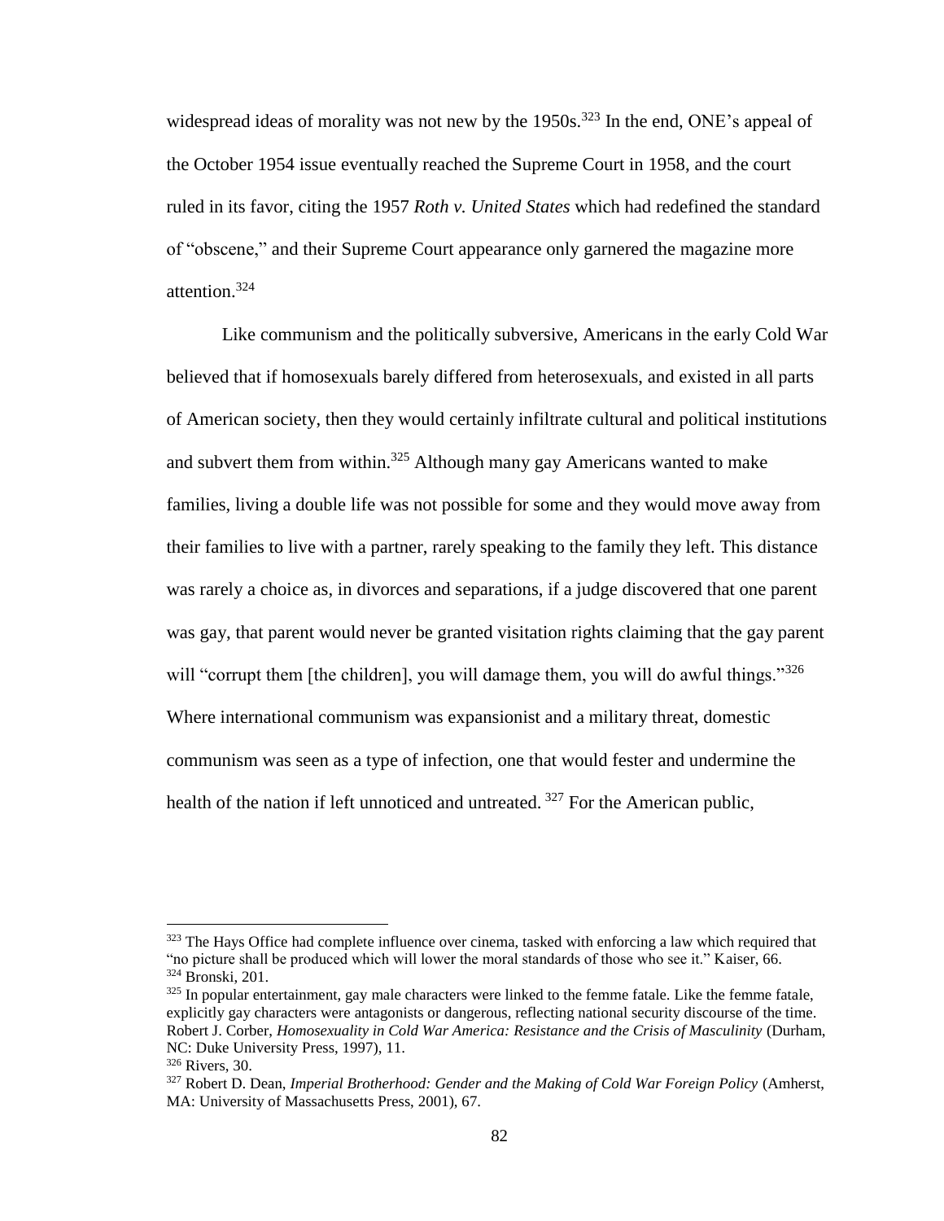widespread ideas of morality was not new by the 1950s.[323] In the end, ONE's appeal of the October 1954 issue eventually reached the Supreme Court in 1958, and the court ruled in its favor, citing the 1957 *Roth v. United States* which had redefined the standard of "obscene," and their Supreme Court appearance only garnered the magazine more attention.[324]

Like communism and the politically subversive, Americans in the early Cold War believed that if homosexuals barely differed from heterosexuals, and existed in all parts of American society, then they would certainly infiltrate cultural and political institutions and subvert them from within.[325] Although many gay Americans wanted to make families, living a double life was not possible for some and they would move away from their families to live with a partner, rarely speaking to the family they left. This distance was rarely a choice as, in divorces and separations, if a judge discovered that one parent was gay, that parent would never be granted visitation rights claiming that the gay parent will "corrupt them [the children], you will damage them, you will do awful things."[326] Where international communism was expansionist and a military threat, domestic communism was seen as a type of infection, one that would fester and undermine the health of the nation if left unnoticed and untreated.[327] For the American public,

---

[323] The Hays Office had complete influence over cinema, tasked with enforcing a law which required that "no picture shall be produced which will lower the moral standards of those who see it." Kaiser, 66.

[324] Bronski, 201.

[325] In popular entertainment, gay male characters were linked to the femme fatale. Like the femme fatale, explicitly gay characters were antagonists or dangerous, reflecting national security discourse of the time. Robert J. Corber, *Homosexuality in Cold War America: Resistance and the Crisis of Masculinity* (Durham, NC: Duke University Press, 1997), 11.

[326] Rivers, 30.

[327] Robert D. Dean, *Imperial Brotherhood: Gender and the Making of Cold War Foreign Policy* (Amherst, MA: University of Massachusetts Press, 2001), 67.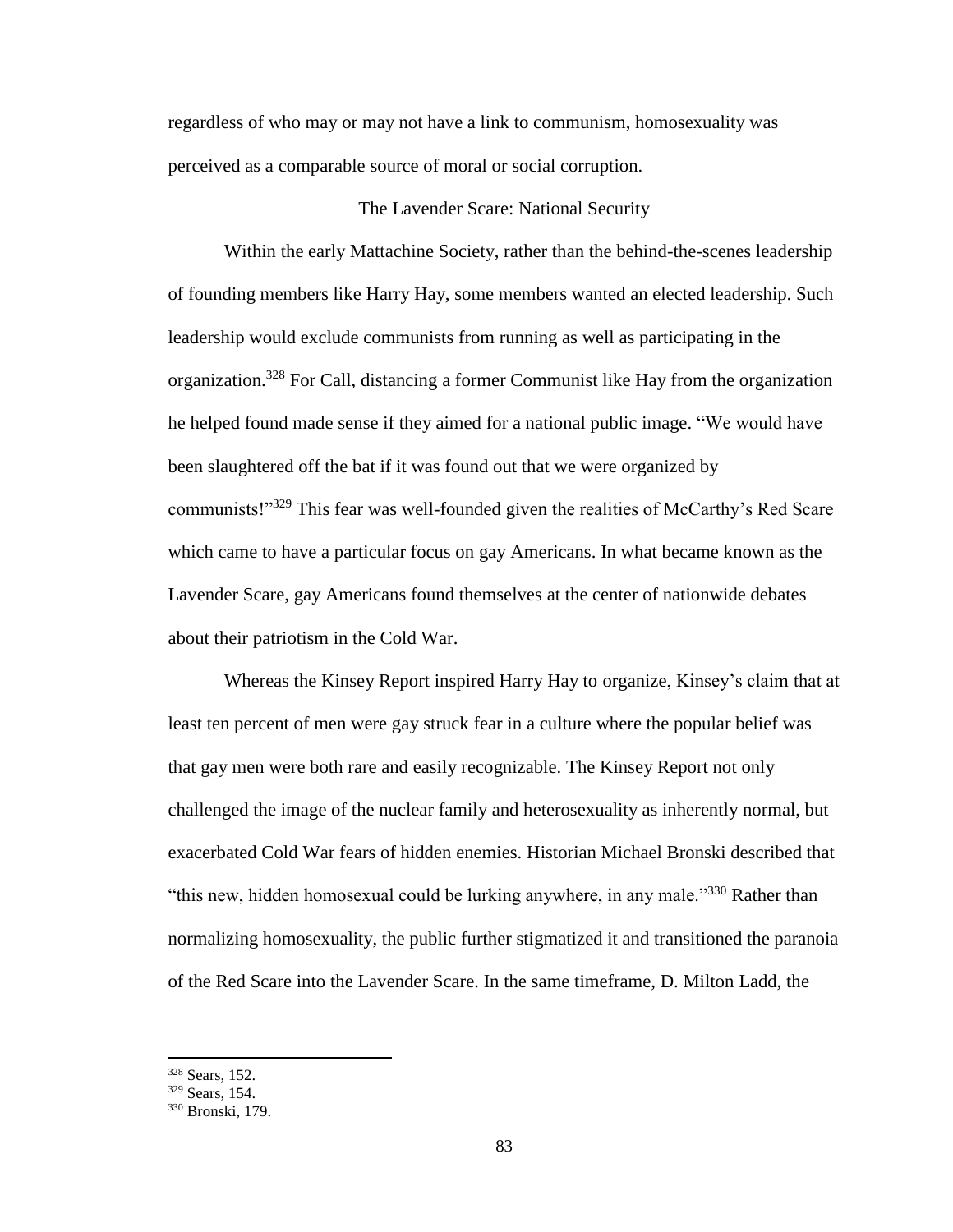regardless of who may or may not have a link to communism, homosexuality was perceived as a comparable source of moral or social corruption.

## The Lavender Scare: National Security

Within the early Mattachine Society, rather than the behind-the-scenes leadership of founding members like Harry Hay, some members wanted an elected leadership. Such leadership would exclude communists from running as well as participating in the organization.[328] For Call, distancing a former Communist like Hay from the organization he helped found made sense if they aimed for a national public image. "We would have been slaughtered off the bat if it was found out that we were organized by communists!"[329] This fear was well-founded given the realities of McCarthy's Red Scare which came to have a particular focus on gay Americans. In what became known as the Lavender Scare, gay Americans found themselves at the center of nationwide debates about their patriotism in the Cold War.

Whereas the Kinsey Report inspired Harry Hay to organize, Kinsey's claim that at least ten percent of men were gay struck fear in a culture where the popular belief was that gay men were both rare and easily recognizable. The Kinsey Report not only challenged the image of the nuclear family and heterosexuality as inherently normal, but exacerbated Cold War fears of hidden enemies. Historian Michael Bronski described that "this new, hidden homosexual could be lurking anywhere, in any male."[330] Rather than normalizing homosexuality, the public further stigmatized it and transitioned the paranoia of the Red Scare into the Lavender Scare. In the same timeframe, D. Milton Ladd, the

---

[328] Sears, 152.

[329] Sears, 154.

[330] Bronski, 179.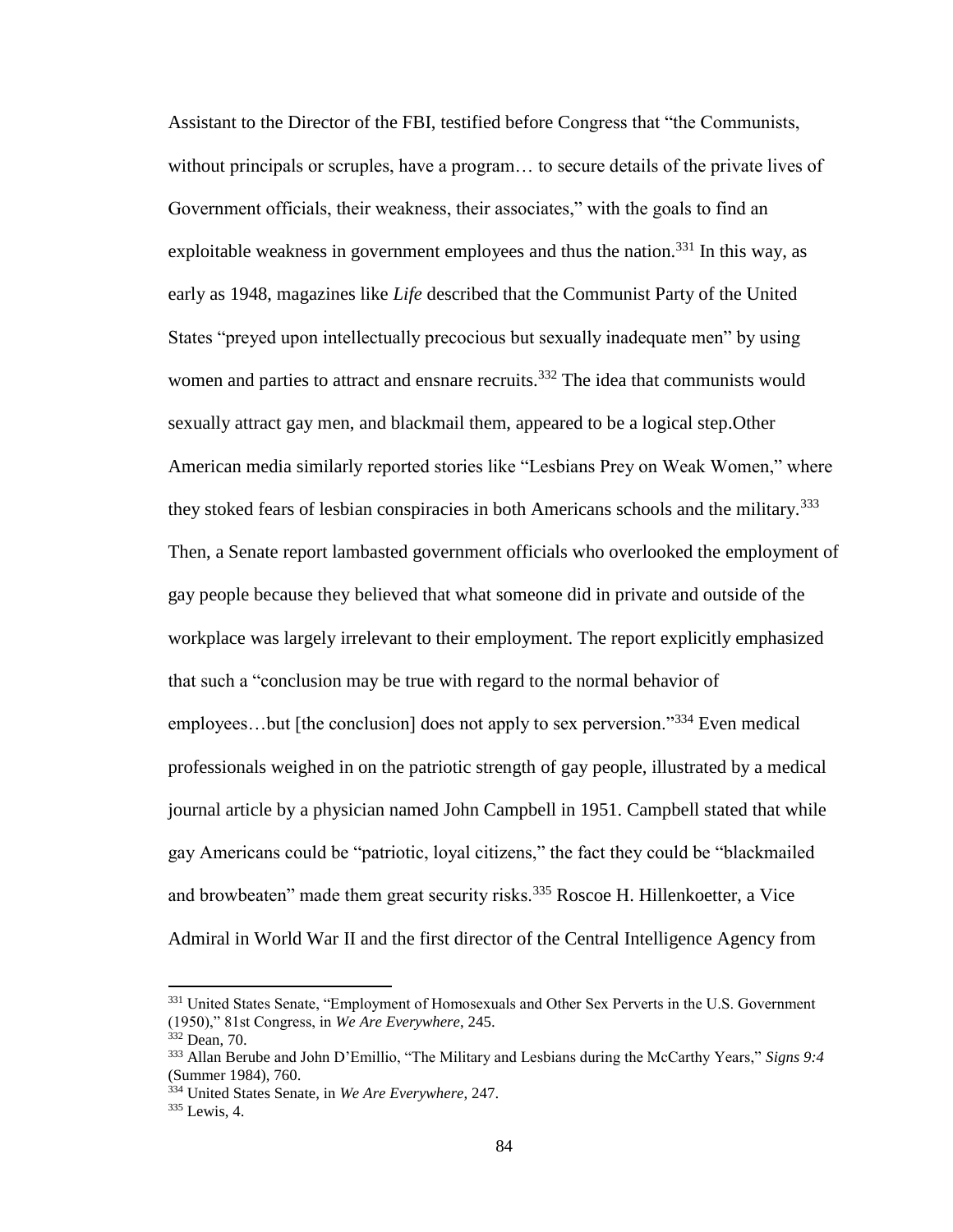Assistant to the Director of the FBI, testified before Congress that "the Communists, without principals or scruples, have a program… to secure details of the private lives of Government officials, their weakness, their associates," with the goals to find an exploitable weakness in government employees and thus the nation.[331] In this way, as early as 1948, magazines like *Life* described that the Communist Party of the United States "preyed upon intellectually precocious but sexually inadequate men" by using women and parties to attract and ensnare recruits.[332] The idea that communists would sexually attract gay men, and blackmail them, appeared to be a logical step.Other American media similarly reported stories like "Lesbians Prey on Weak Women," where they stoked fears of lesbian conspiracies in both Americans schools and the military.[333] Then, a Senate report lambasted government officials who overlooked the employment of gay people because they believed that what someone did in private and outside of the workplace was largely irrelevant to their employment. The report explicitly emphasized that such a "conclusion may be true with regard to the normal behavior of employees…but [the conclusion] does not apply to sex perversion."[334] Even medical professionals weighed in on the patriotic strength of gay people, illustrated by a medical journal article by a physician named John Campbell in 1951. Campbell stated that while gay Americans could be "patriotic, loyal citizens," the fact they could be "blackmailed and browbeaten" made them great security risks.[335] Roscoe H. Hillenkoetter, a Vice Admiral in World War II and the first director of the Central Intelligence Agency from

---

[331] United States Senate, "Employment of Homosexuals and Other Sex Perverts in the U.S. Government (1950)," 81st Congress, in *We Are Everywhere*, 245.

[332] Dean, 70.

[333] Allan Berube and John D'Emillio, "The Military and Lesbians during the McCarthy Years," *Signs 9:4* (Summer 1984), 760.

[334] United States Senate, in *We Are Everywhere*, 247.

[335] Lewis, 4.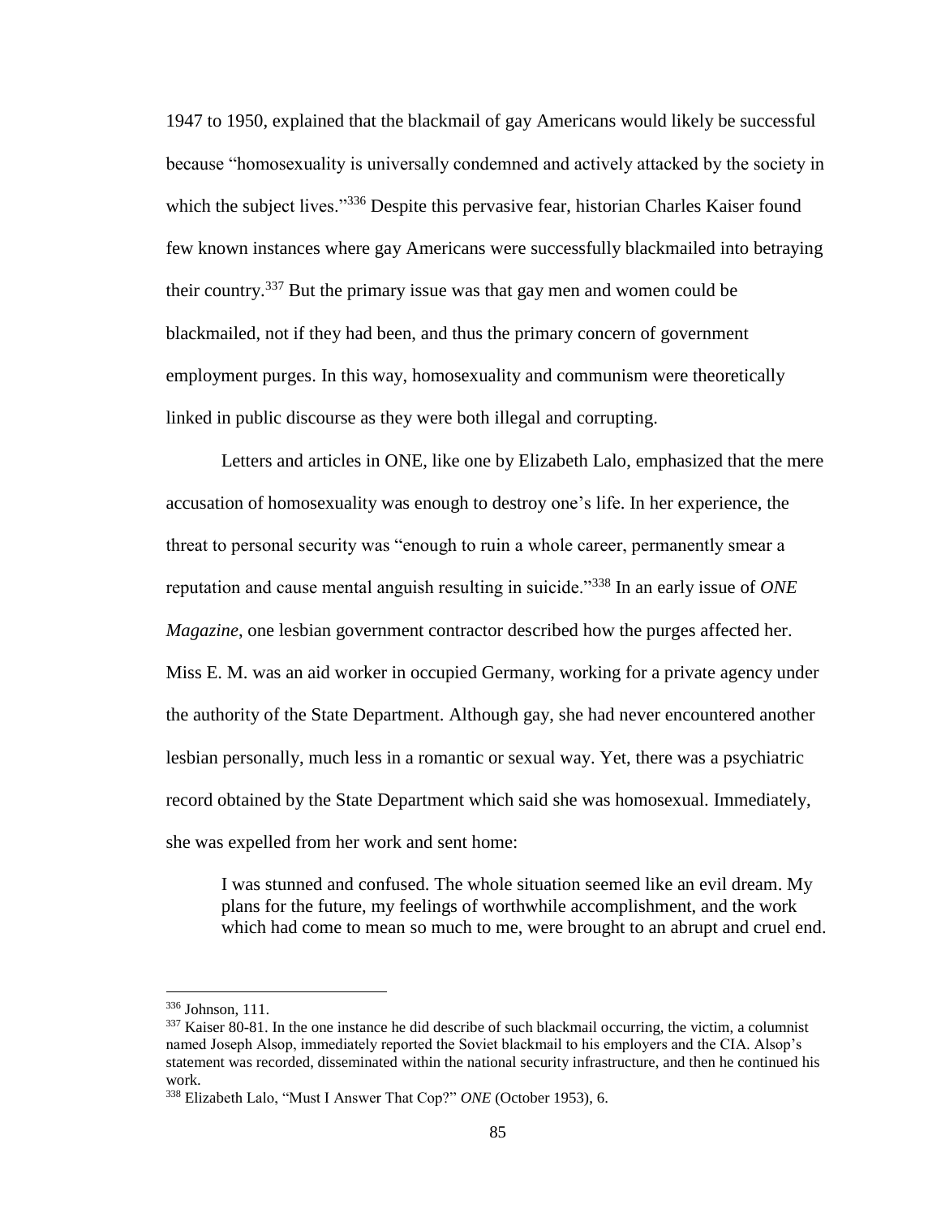1947 to 1950, explained that the blackmail of gay Americans would likely be successful because "homosexuality is universally condemned and actively attacked by the society in which the subject lives."[336] Despite this pervasive fear, historian Charles Kaiser found few known instances where gay Americans were successfully blackmailed into betraying their country.[337] But the primary issue was that gay men and women could be blackmailed, not if they had been, and thus the primary concern of government employment purges. In this way, homosexuality and communism were theoretically linked in public discourse as they were both illegal and corrupting.

Letters and articles in ONE, like one by Elizabeth Lalo, emphasized that the mere accusation of homosexuality was enough to destroy one's life. In her experience, the threat to personal security was "enough to ruin a whole career, permanently smear a reputation and cause mental anguish resulting in suicide."[338] In an early issue of *ONE Magazine*, one lesbian government contractor described how the purges affected her. Miss E. M. was an aid worker in occupied Germany, working for a private agency under the authority of the State Department. Although gay, she had never encountered another lesbian personally, much less in a romantic or sexual way. Yet, there was a psychiatric record obtained by the State Department which said she was homosexual. Immediately, she was expelled from her work and sent home:

> I was stunned and confused. The whole situation seemed like an evil dream. My plans for the future, my feelings of worthwhile accomplishment, and the work which had come to mean so much to me, were brought to an abrupt and cruel end.

---

[336] Johnson, 111.

[337] Kaiser 80-81. In the one instance he did describ of such blackmail occurring, the victim, a columnist named Joseph Alsop, immediately reported the Soviet blackmail to his employers and the CIA. Alsop's statement was recorded, disseminated within the national security infrastructure, and then he continued his work.

[338] Elizabeth Lalo, "Must I Answer That Cop?" *ONE* (October 1953), 6.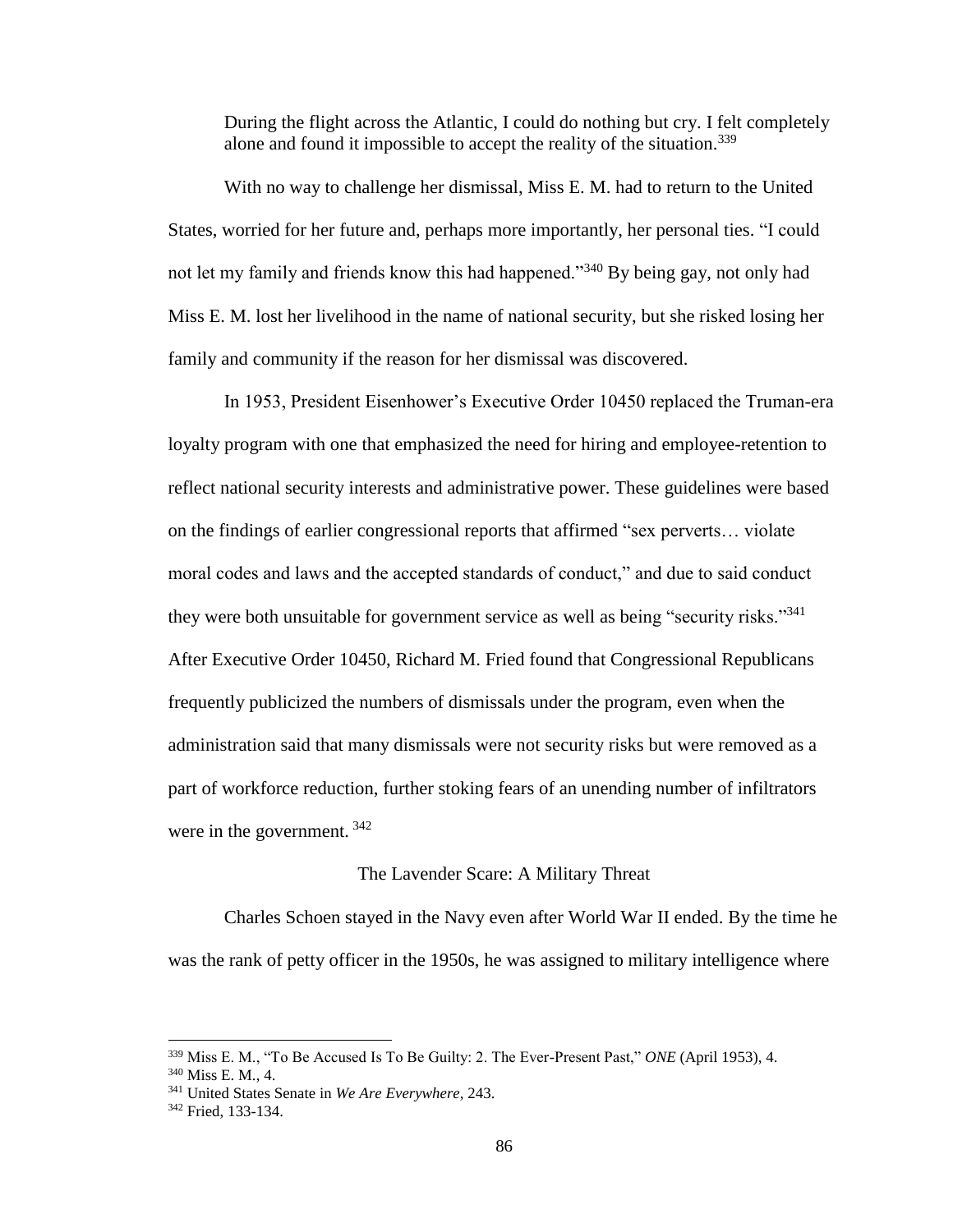> During the flight across the Atlantic, I could do nothing but cry. I felt completely alone and found it impossible to accept the reality of the situation.[339]

With no way to challenge her dismissal, Miss E. M. had to return to the United States, worried for her future and, perhaps more importantly, her personal ties. "I could not let my family and friends know this had happened."[340] By being gay, not only had Miss E. M. lost her livelihood in the name of national security, but she risked losing her family and community if the reason for her dismissal was discovered.

In 1953, President Eisenhower's Executive Order 10450 replaced the Truman-era loyalty program with one that emphasized the need for hiring and employee-retention to reflect national security interests and administrative power. These guidelines were based on the findings of earlier congressional reports that affirmed "sex perverts… violate moral codes and laws and the accepted standards of conduct," and due to said conduct they were both unsuitable for government service as well as being "security risks."[341] After Executive Order 10450, Richard M. Fried found that Congressional Republicans frequently publicized the numbers of dismissals under the program, even when the administration said that many dismissals were not security risks but were removed as a part of workforce reduction, further stoking fears of an unending number of infiltrators were in the government. [342]

## The Lavender Scare: A Military Threat

Charles Schoen stayed in the Navy even after World War II ended. By the time he was the rank of petty officer in the 1950s, he was assigned to military intelligence where

---

[339] Miss E. M., "To Be Accused Is To Be Guilty: 2. The Ever-Present Past," *ONE* (April 1953), 4.

[340] Miss E. M., 4.

[341] United States Senate in *We Are Everywhere*, 243.

[342] Fried, 133-134.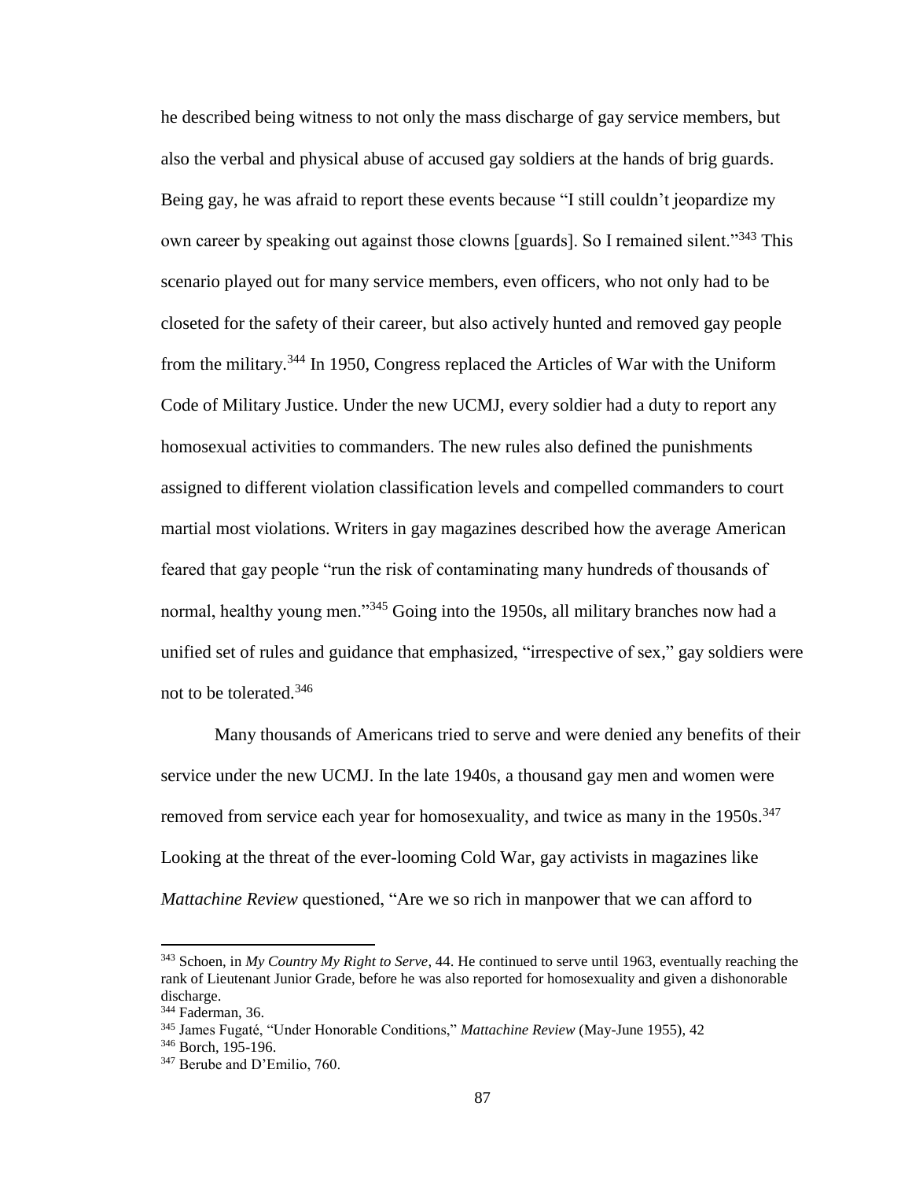he described being witness to not only the mass discharge of gay service members, but also the verbal and physical abuse of accused gay soldiers at the hands of brig guards. Being gay, he was afraid to report these events because "I still couldn't jeopardize my own career by speaking out against those clowns [guards]. So I remained silent."[343] This scenario played out for many service members, even officers, who not only had to be closeted for the safety of their career, but also actively hunted and removed gay people from the military.[344] In 1950, Congress replaced the Articles of War with the Uniform Code of Military Justice. Under the new UCMJ, every soldier had a duty to report any homosexual activities to commanders. The new rules also defined the punishments assigned to different violation classification levels and compelled commanders to court martial most violations. Writers in gay magazines described how the average American feared that gay people "run the risk of contaminating many hundreds of thousands of normal, healthy young men."[345] Going into the 1950s, all military branches now had a unified set of rules and guidance that emphasized, "irrespective of sex," gay soldiers were not to be tolerated.[346]

Many thousands of Americans tried to serve and were denied any benefits of their service under the new UCMJ. In the late 1940s, a thousand gay men and women were removed from service each year for homosexuality, and twice as many in the 1950s.[347] Looking at the threat of the ever-looming Cold War, gay activists in magazines like *Mattachine Review* questioned, "Are we so rich in manpower that we can afford to

---

[343] Schoen, in *My Country My Right to Serve*, 44. He continued to serve until 1963, eventually reaching the rank of Lieutenant Junior Grade, before he was also reported for homosexuality and given a dishonorable discharge.

[344] Faderman, 36.

[345] James Fugaté, "Under Honorable Conditions," *Mattachine Review* (May-June 1955), 42

[346] Borch, 195-196.

[347] Berube and D'Emilio, 760.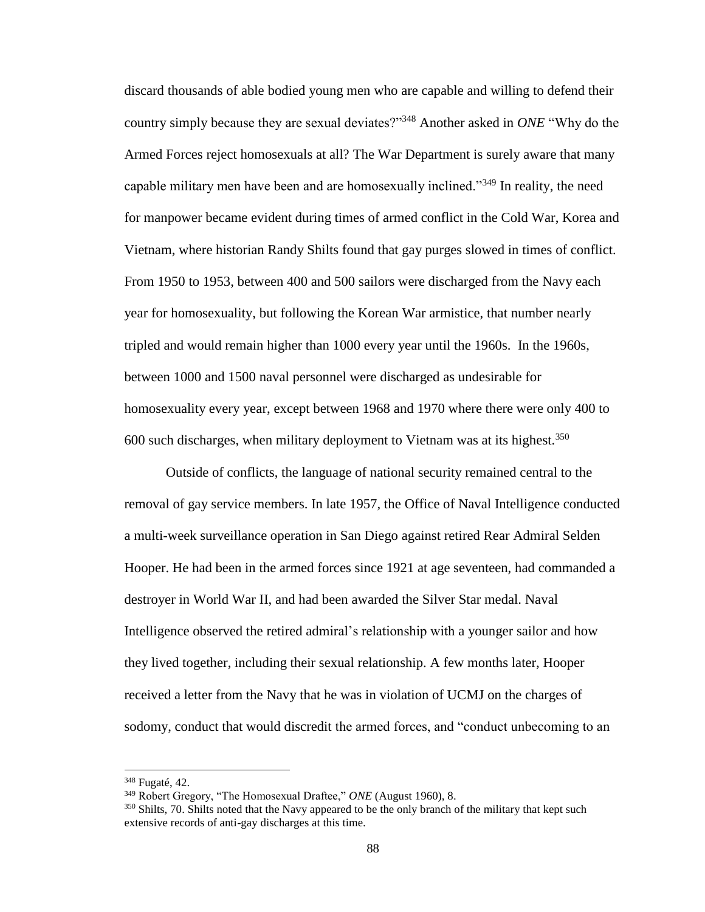discard thousands of able bodied young men who are capable and willing to defend their country simply because they are sexual deviates?"[348] Another asked in *ONE* "Why do the Armed Forces reject homosexuals at all? The War Department is surely aware that many capable military men have been and are homosexually inclined."[349] In reality, the need for manpower became evident during times of armed conflict in the Cold War, Korea and Vietnam, where historian Randy Shilts found that gay purges slowed in times of conflict. From 1950 to 1953, between 400 and 500 sailors were discharged from the Navy each year for homosexuality, but following the Korean War armistice, that number nearly tripled and would remain higher than 1000 every year until the 1960s. In the 1960s, between 1000 and 1500 naval personnel were discharged as undesirable for homosexuality every year, except between 1968 and 1970 where there were only 400 to 600 such discharges, when military deployment to Vietnam was at its highest.[350]

Outside of conflicts, the language of national security remained central to the removal of gay service members. In late 1957, the Office of Naval Intelligence conducted a multi-week surveillance operation in San Diego against retired Rear Admiral Selden Hooper. He had been in the armed forces since 1921 at age seventeen, had commanded a destroyer in World War II, and had been awarded the Silver Star medal. Naval Intelligence observed the retired admiral's relationship with a younger sailor and how they lived together, including their sexual relationship. A few months later, Hooper received a letter from the Navy that he was in violation of UCMJ on the charges of sodomy, conduct that would discredit the armed forces, and "conduct unbecoming to an

---

[348] Fugaté, 42.

[349] Robert Gregory, "The Homosexual Draftee," *ONE* (August 1960), 8.

[350] Shilts, 70. Shilts noted that the Navy appeared to be the only branch of the military that kept such extensive records of anti-gay discharges at this time.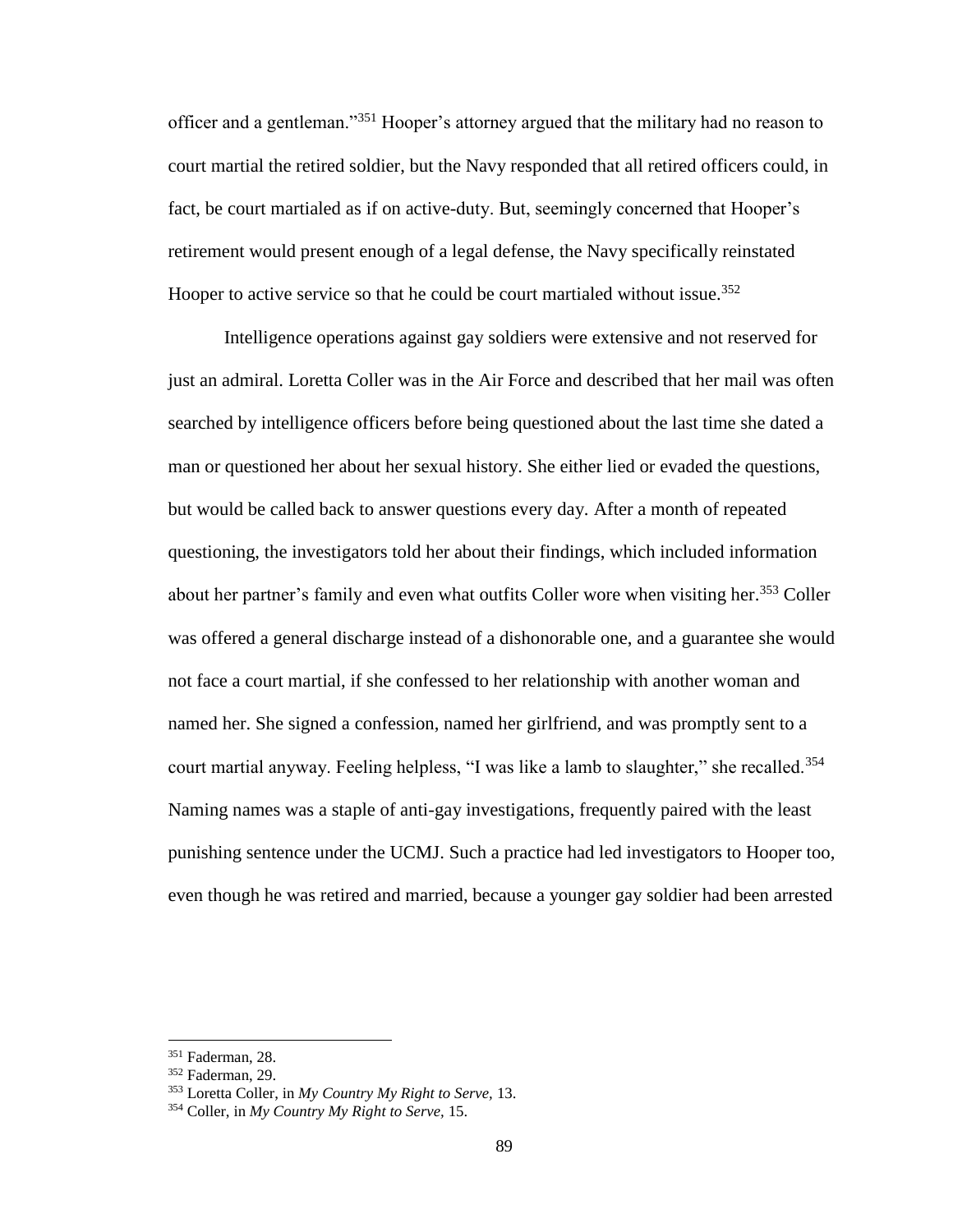officer and a gentleman."[351] Hooper's attorney argued that the military had no reason to court martial the retired soldier, but the Navy responded that all retired officers could, in fact, be court martialed as if on active-duty. But, seemingly concerned that Hooper's retirement would present enough of a legal defense, the Navy specifically reinstated Hooper to active service so that he could be court martialed without issue.[352]

Intelligence operations against gay soldiers were extensive and not reserved for just an admiral. Loretta Coller was in the Air Force and described that her mail was often searched by intelligence officers before being questioned about the last time she dated a man or questioned her about her sexual history. She either lied or evaded the questions, but would be called back to answer questions every day. After a month of repeated questioning, the investigators told her about their findings, which included information about her partner's family and even what outfits Coller wore when visiting her.[353] Coller was offered a general discharge instead of a dishonorable one, and a guarantee she would not face a court martial, if she confessed to her relationship with another woman and named her. She signed a confession, named her girlfriend, and was promptly sent to a court martial anyway. Feeling helpless, "I was like a lamb to slaughter," she recalled.[354] Naming names was a staple of anti-gay investigations, frequently paired with the least punishing sentence under the UCMJ. Such a practice had led investigators to Hooper too, even though he was retired and married, because a younger gay soldier had been arrested

---

[351] Faderman, 28.

[352] Faderman, 29.

[353] Loretta Coller, in *My Country My Right to Serve,* 13.

[354] Coller, in *My Country My Right to Serve,* 15.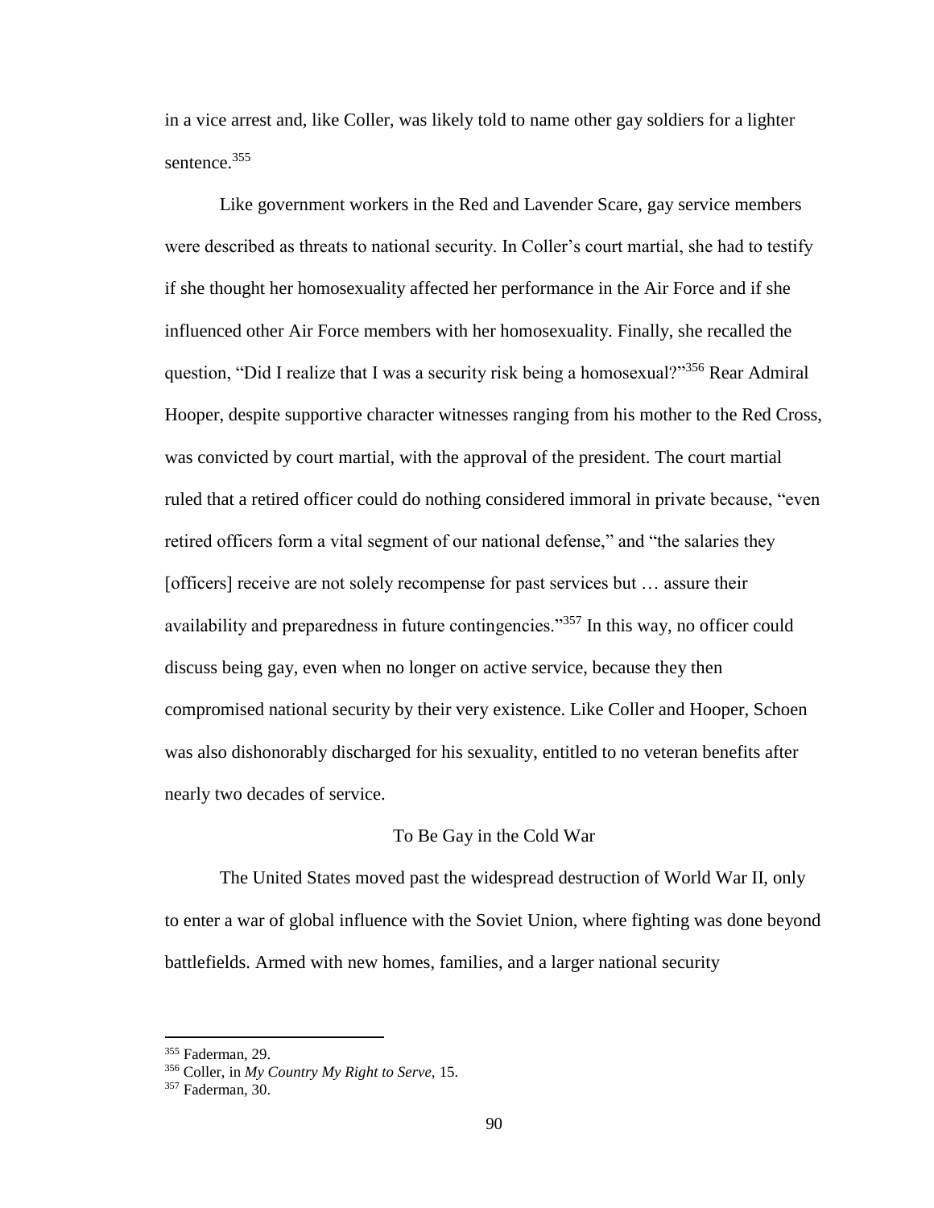in a vice arrest and, like Coller, was likely told to name other gay soldiers for a lighter sentence.[355]

Like government workers in the Red and Lavender Scare, gay service members were described as threats to national security. In Coller's court martial, she had to testify if she thought her homosexuality affected her performance in the Air Force and if she influenced other Air Force members with her homosexuality. Finally, she recalled the question, "Did I realize that I was a security risk being a homosexual?"[356] Rear Admiral Hooper, despite supportive character witnesses ranging from his mother to the Red Cross, was convicted by court martial, with the approval of the president. The court martial ruled that a retired officer could do nothing considered immoral in private because, "even retired officers form a vital segment of our national defense," and "the salaries they [officers] receive are not solely recompense for past services but … assure their availability and preparedness in future contingencies."[357] In this way, no officer could discuss being gay, even when no longer on active service, because they then compromised national security by their very existence. Like Coller and Hooper, Schoen was also dishonorably discharged for his sexuality, entitled to no veteran benefits after nearly two decades of service.

## To Be Gay in the Cold War

The United States moved past the widespread destruction of World War II, only to enter a war of global influence with the Soviet Union, where fighting was done beyond battlefields. Armed with new homes, families, and a larger national security

[355] Faderman, 29.

[356] Coller, in *My Country My Right to Serve,* 15.

[357] Faderman, 30.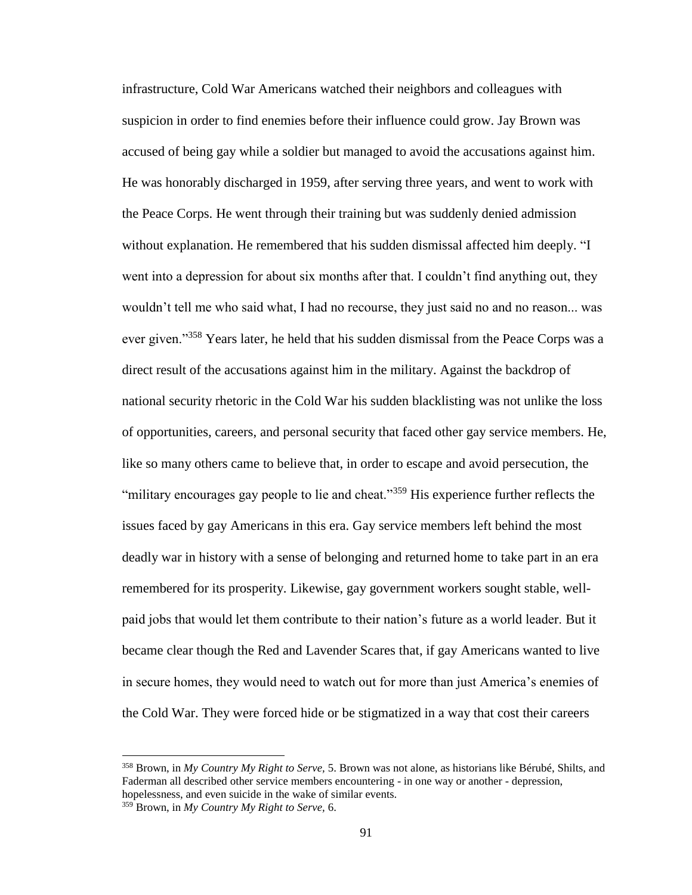infrastructure, Cold War Americans watched their neighbors and colleagues with suspicion in order to find enemies before their influence could grow. Jay Brown was accused of being gay while a soldier but managed to avoid the accusations against him. He was honorably discharged in 1959, after serving three years, and went to work with the Peace Corps. He went through their training but was suddenly denied admission without explanation. He remembered that his sudden dismissal affected him deeply. "I went into a depression for about six months after that. I couldn't find anything out, they wouldn't tell me who said what, I had no recourse, they just said no and no reason... was ever given."[358] Years later, he held that his sudden dismissal from the Peace Corps was a direct result of the accusations against him in the military. Against the backdrop of national security rhetoric in the Cold War his sudden blacklisting was not unlike the loss of opportunities, careers, and personal security that faced other gay service members. He, like so many others came to believe that, in order to escape and avoid persecution, the "military encourages gay people to lie and cheat."[359] His experience further reflects the issues faced by gay Americans in this era. Gay service members left behind the most deadly war in history with a sense of belonging and returned home to take part in an era remembered for its prosperity. Likewise, gay government workers sought stable, well-paid jobs that would let them contribute to their nation's future as a world leader. But it became clear though the Red and Lavender Scares that, if gay Americans wanted to live in secure homes, they would need to watch out for more than just America's enemies of the Cold War. They were forced hide or be stigmatized in a way that cost their careers

---

[358] Brown, in *My Country My Right to Serve,* 5. Brown was not alone, as historians like Bérubé, Shilts, and Faderman all described other service members encountering - in one way or another - depression, hopelessness, and even suicide in the wake of similar events.

[359] Brown, in *My Country My Right to Serve,* 6.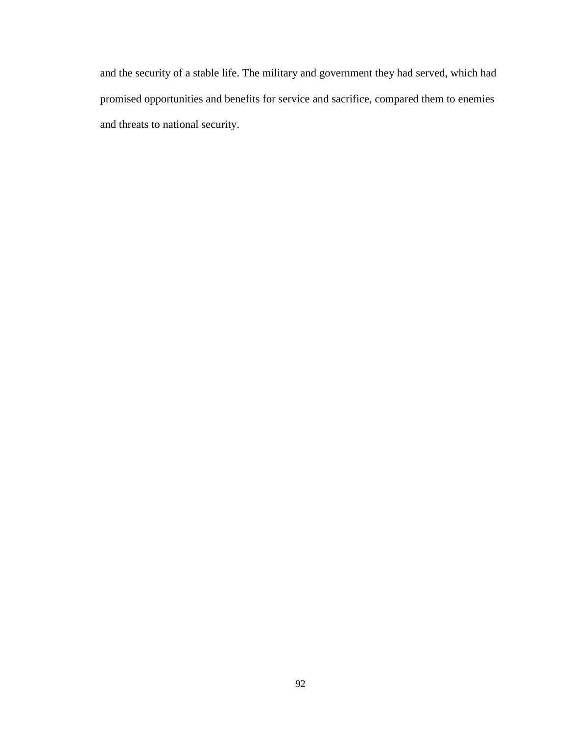and the security of a stable life. The military and government they had served, which had promised opportunities and benefits for service and sacrifice, compared them to enemies and threats to national security.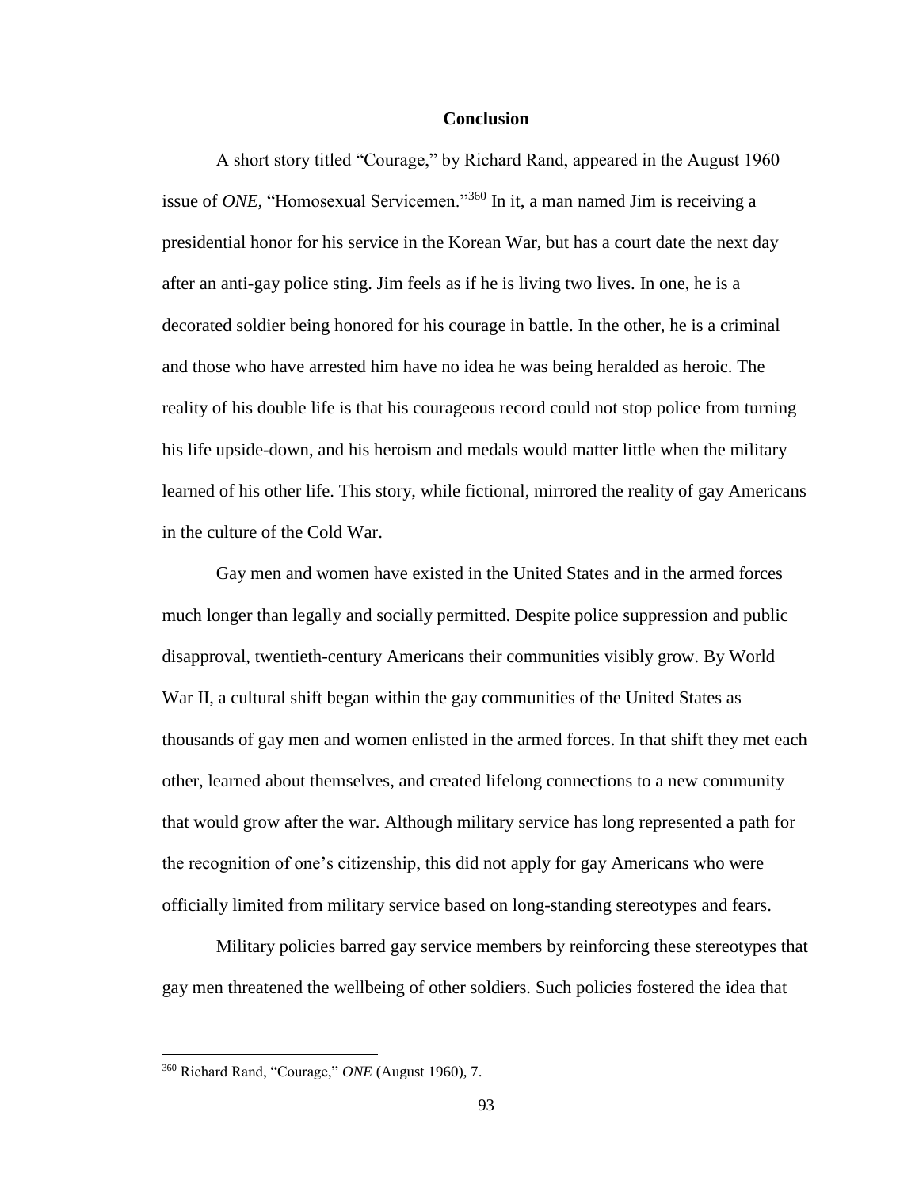# Conclusion

A short story titled "Courage," by Richard Rand, appeared in the August 1960 issue of *ONE*, "Homosexual Servicemen."[360] In it, a man named Jim is receiving a presidential honor for his service in the Korean War, but has a court date the next day after an anti-gay police sting. Jim feels as if he is living two lives. In one, he is a decorated soldier being honored for his courage in battle. In the other, he is a criminal and those who have arrested him have no idea he was being heralded as heroic. The reality of his double life is that his courageous record could not stop police from turning his life upside-down, and his heroism and medals would matter little when the military learned of his other life. This story, while fictional, mirrored the reality of gay Americans in the culture of the Cold War.

Gay men and women have existed in the United States and in the armed forces much longer than legally and socially permitted. Despite police suppression and public disapproval, twentieth-century Americans their communities visibly grow. By World War II, a cultural shift began within the gay communities of the United States as thousands of gay men and women enlisted in the armed forces. In that shift they met each other, learned about themselves, and created lifelong connections to a new community that would grow after the war. Although military service has long represented a path for the recognition of one's citizenship, this did not apply for gay Americans who were officially limited from military service based on long-standing stereotypes and fears.

Military policies barred gay service members by reinforcing these stereotypes that gay men threatened the wellbeing of other soldiers. Such policies fostered the idea that

---

[360] Richard Rand, "Courage," *ONE* (August 1960), 7.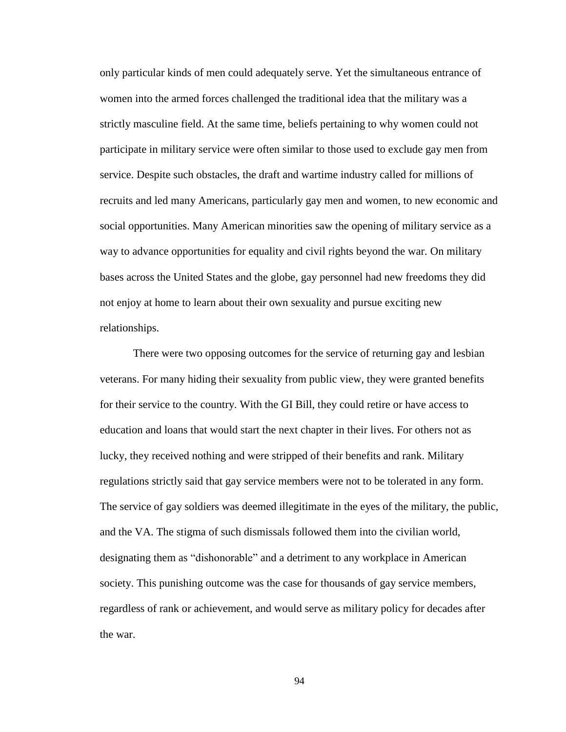only particular kinds of men could adequately serve. Yet the simultaneous entrance of women into the armed forces challenged the traditional idea that the military was a strictly masculine field. At the same time, beliefs pertaining to why women could not participate in military service were often similar to those used to exclude gay men from service. Despite such obstacles, the draft and wartime industry called for millions of recruits and led many Americans, particularly gay men and women, to new economic and social opportunities. Many American minorities saw the opening of military service as a way to advance opportunities for equality and civil rights beyond the war. On military bases across the United States and the globe, gay personnel had new freedoms they did not enjoy at home to learn about their own sexuality and pursue exciting new relationships.

There were two opposing outcomes for the service of returning gay and lesbian veterans. For many hiding their sexuality from public view, they were granted benefits for their service to the country. With the GI Bill, they could retire or have access to education and loans that would start the next chapter in their lives. For others not as lucky, they received nothing and were stripped of their benefits and rank. Military regulations strictly said that gay service members were not to be tolerated in any form. The service of gay soldiers was deemed illegitimate in the eyes of the military, the public, and the VA. The stigma of such dismissals followed them into the civilian world, designating them as "dishonorable" and a detriment to any workplace in American society. This punishing outcome was the case for thousands of gay service members, regardless of rank or achievement, and would serve as military policy for decades after the war.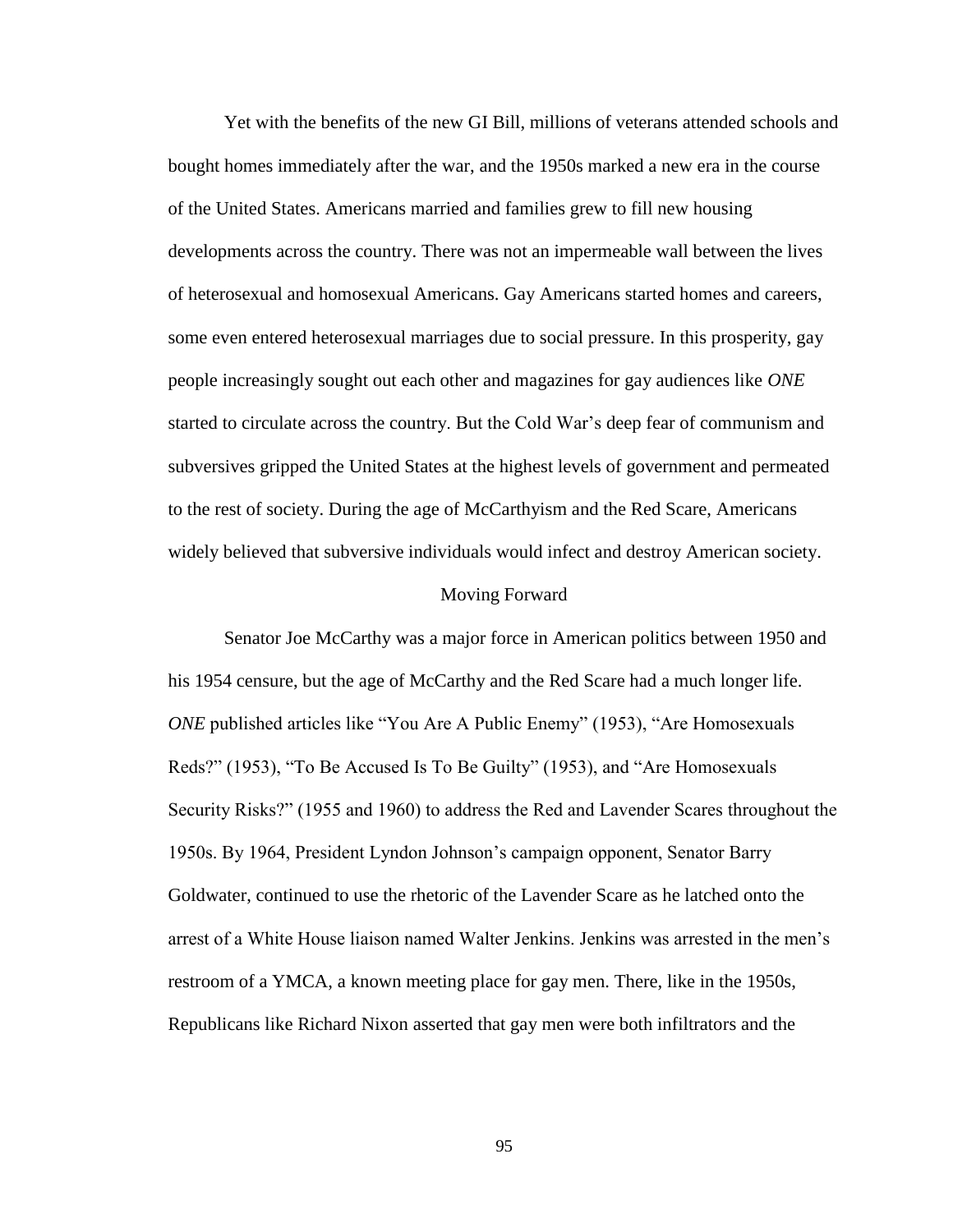Yet with the benefits of the new GI Bill, millions of veterans attended schools and bought homes immediately after the war, and the 1950s marked a new era in the course of the United States. Americans married and families grew to fill new housing developments across the country. There was not an impermeable wall between the lives of heterosexual and homosexual Americans. Gay Americans started homes and careers, some even entered heterosexual marriages due to social pressure. In this prosperity, gay people increasingly sought out each other and magazines for gay audiences like *ONE* started to circulate across the country. But the Cold War's deep fear of communism and subversives gripped the United States at the highest levels of government and permeated to the rest of society. During the age of McCarthyism and the Red Scare, Americans widely believed that subversive individuals would infect and destroy American society.

## Moving Forward

Senator Joe McCarthy was a major force in American politics between 1950 and his 1954 censure, but the age of McCarthy and the Red Scare had a much longer life. *ONE* published articles like "You Are A Public Enemy" (1953), "Are Homosexuals Reds?" (1953), "To Be Accused Is To Be Guilty" (1953), and "Are Homosexuals Security Risks?" (1955 and 1960) to address the Red and Lavender Scares throughout the 1950s. By 1964, President Lyndon Johnson's campaign opponent, Senator Barry Goldwater, continued to use the rhetoric of the Lavender Scare as he latched onto the arrest of a White House liaison named Walter Jenkins. Jenkins was arrested in the men's restroom of a YMCA, a known meeting place for gay men. There, like in the 1950s, Republicans like Richard Nixon asserted that gay men were both infiltrators and the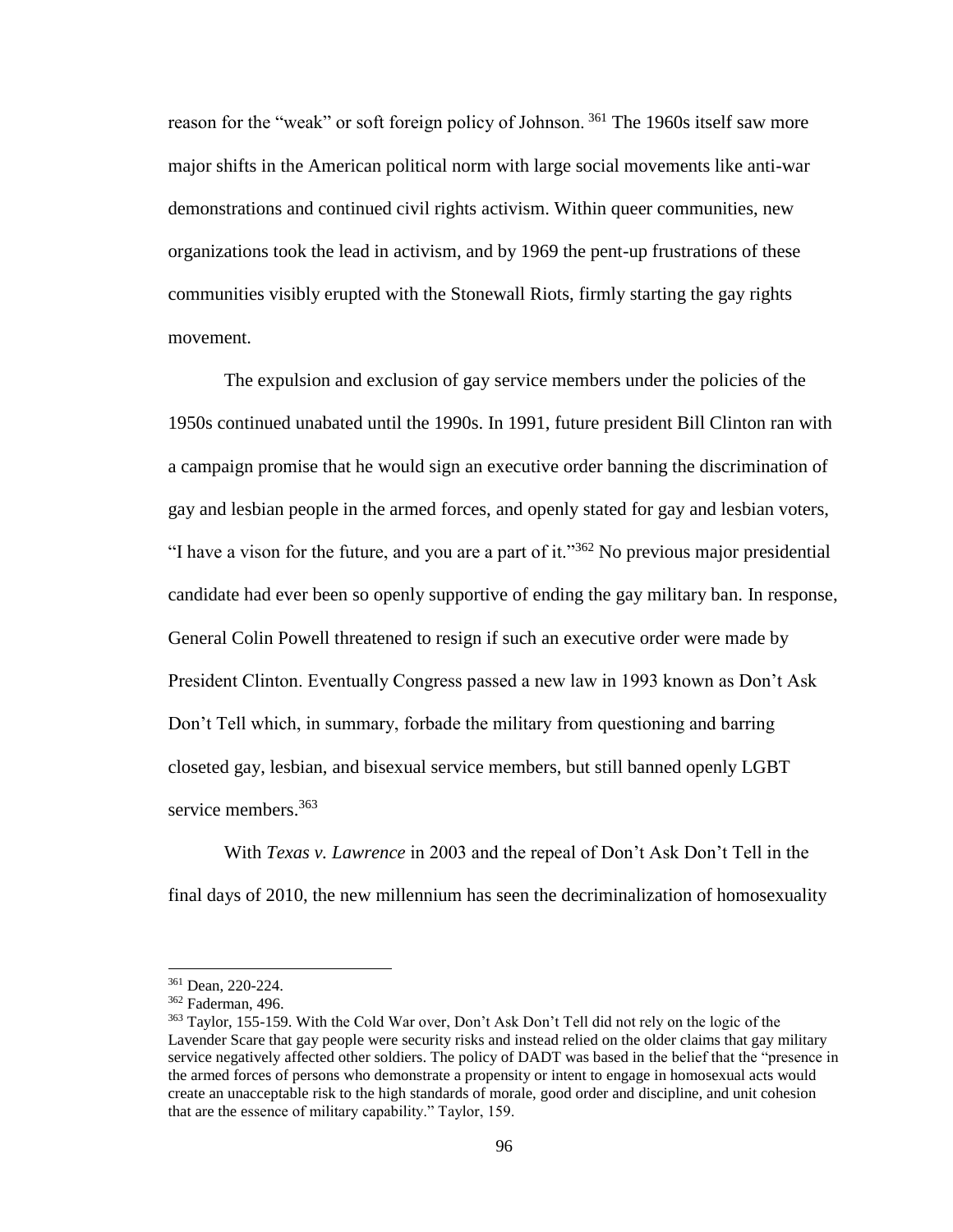reason for the "weak" or soft foreign policy of Johnson.[361] The 1960s itself saw more major shifts in the American political norm with large social movements like anti-war demonstrations and continued civil rights activism. Within queer communities, new organizations took the lead in activism, and by 1969 the pent-up frustrations of these communities visibly erupted with the Stonewall Riots, firmly starting the gay rights movement.

The expulsion and exclusion of gay service members under the policies of the 1950s continued unabated until the 1990s. In 1991, future president Bill Clinton ran with a campaign promise that he would sign an executive order banning the discrimination of gay and lesbian people in the armed forces, and openly stated for gay and lesbian voters, "I have a vison for the future, and you are a part of it."[362] No previous major presidential candidate had ever been so openly supportive of ending the gay military ban. In response, General Colin Powell threatened to resign if such an executive order were made by President Clinton. Eventually Congress passed a new law in 1993 known as Don't Ask Don't Tell which, in summary, forbade the military from questioning and barring closeted gay, lesbian, and bisexual service members, but still banned openly LGBT service members.[363]

With *Texas v. Lawrence* in 2003 and the repeal of Don't Ask Don't Tell in the final days of 2010, the new millennium has seen the decriminalization of homosexuality

---

[361] Dean, 220-224.

[362] Faderman, 496.

[363] Taylor, 155-159. With the Cold War over, Don't Ask Don't Tell did not rely on the logic of the Lavender Scare that gay people were security risks and instead relied on the older claims that gay military service negatively affected other soldiers. The policy of DADT was based in the belief that the "presence in the armed forces of persons who demonstrate a propensity or intent to engage in homosexual acts would create an unacceptable risk to the high standards of morale, good order and discipline, and unit cohesion that are the essence of military capability." Taylor, 159.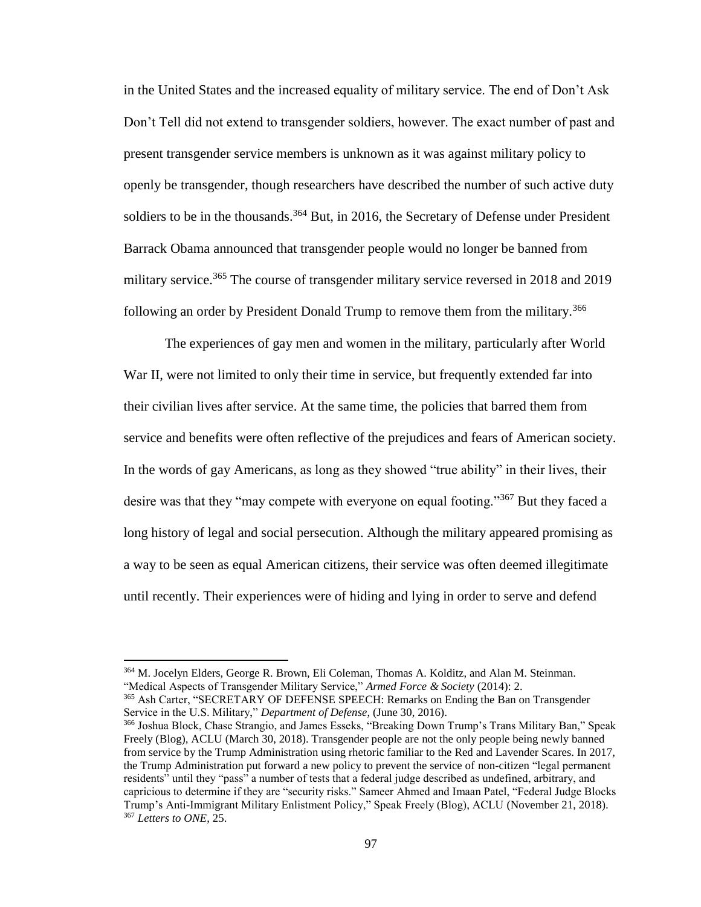in the United States and the increased equality of military service. The end of Don't Ask Don't Tell did not extend to transgender soldiers, however. The exact number of past and present transgender service members is unknown as it was against military policy to openly be transgender, though researchers have described the number of such active duty soldiers to be in the thousands.[364] But, in 2016, the Secretary of Defense under President Barrack Obama announced that transgender people would no longer be banned from military service.[365] The course of transgender military service reversed in 2018 and 2019 following an order by President Donald Trump to remove them from the military.[366]

The experiences of gay men and women in the military, particularly after World War II, were not limited to only their time in service, but frequently extended far into their civilian lives after service. At the same time, the policies that barred them from service and benefits were often reflective of the prejudices and fears of American society. In the words of gay Americans, as long as they showed "true ability" in their lives, their desire was that they "may compete with everyone on equal footing."[367] But they faced a long history of legal and social persecution. Although the military appeared promising as a way to be seen as equal American citizens, their service was often deemed illegitimate until recently. Their experiences were of hiding and lying in order to serve and defend

---

[364] M. Jocelyn Elders, George R. Brown, Eli Coleman, Thomas A. Kolditz, and Alan M. Steinman. "Medical Aspects of Transgender Military Service," *Armed Force & Society* (2014): 2.

[365] Ash Carter, "SECRETARY OF DEFENSE SPEECH: Remarks on Ending the Ban on Transgender Service in the U.S. Military," *Department of Defense*, (June 30, 2016).

[366] Joshua Block, Chase Strangio, and James Esseks, "Breaking Down Trump's Trans Military Ban," Speak Freely (Blog), ACLU (March 30, 2018). Transgender people are not the only people being newly banned from service by the Trump Administration using rhetoric familiar to the Red and Lavender Scares. In 2017, the Trump Administration put forward a new policy to prevent the service of non-citizen "legal permanent residents" until they "pass" a number of tests that a federal judge described as undefined, arbitrary, and capricious to determine if they are "security risks." Sameer Ahmed and Imaan Patel, "Federal Judge Blocks Trump's Anti-Immigrant Military Enlistment Policy," Speak Freely (Blog), ACLU (November 21, 2018).

[367] *Letters to ONE*, 25.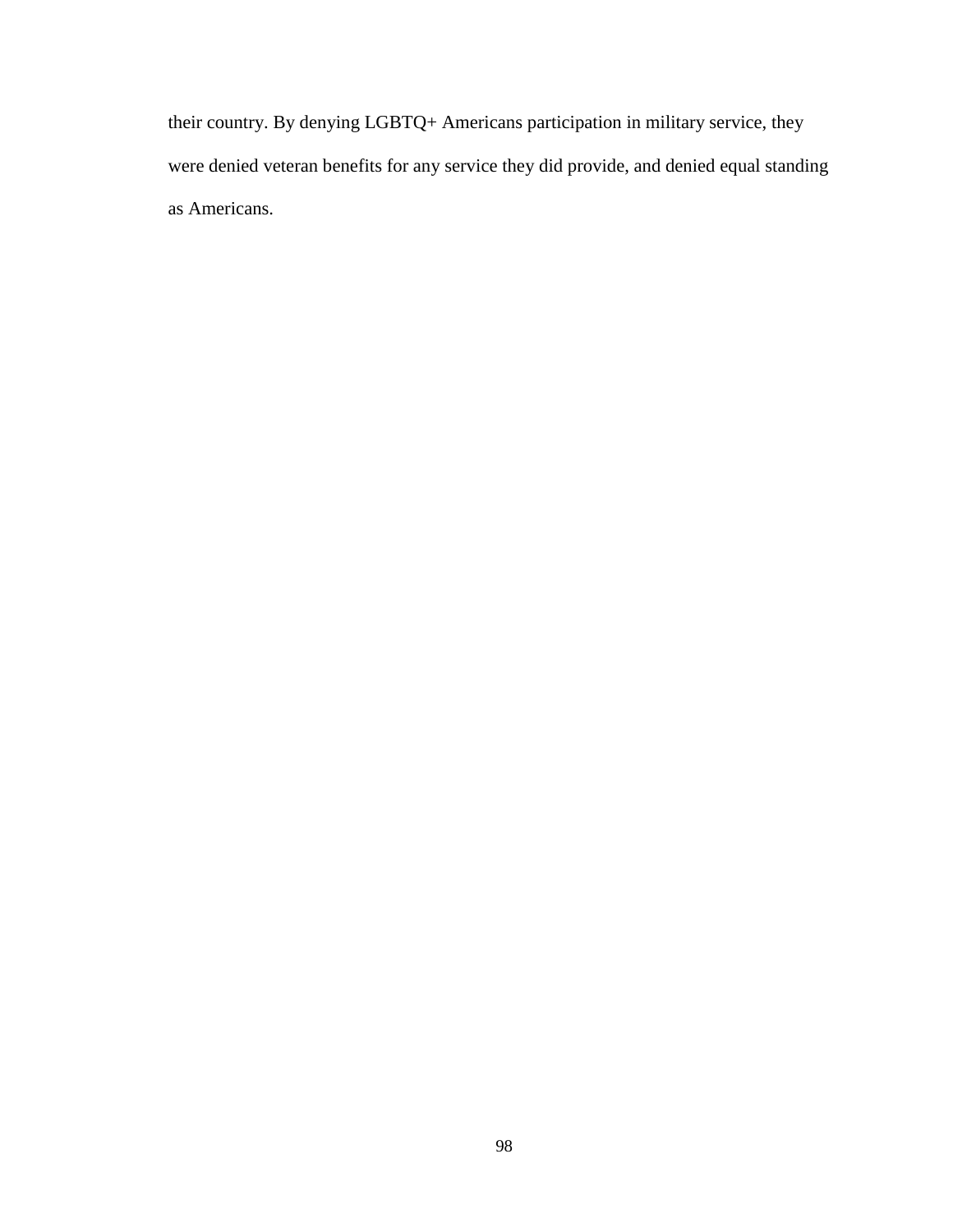their country. By denying LGBTQ+ Americans participation in military service, they were denied veteran benefits for any service they did provide, and denied equal standing as Americans.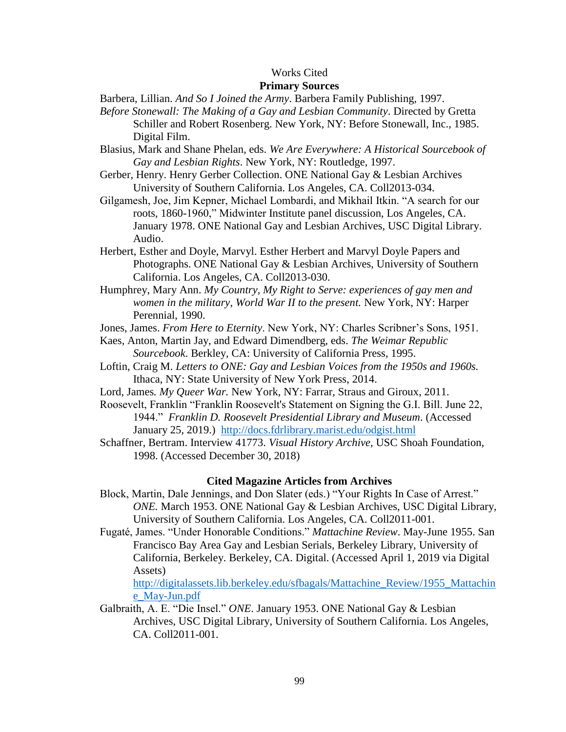# Works Cited

## Primary Sources

Barbera, Lillian. *And So I Joined the Army*. Barbera Family Publishing, 1997.

*Before Stonewall: The Making of a Gay and Lesbian Community*. Directed by Gretta Schiller and Robert Rosenberg. New York, NY: Before Stonewall, Inc., 1985. Digital Film.

Blasius, Mark and Shane Phelan, eds. *We Are Everywhere: A Historical Sourcebook of Gay and Lesbian Rights*. New York, NY: Routledge, 1997.

Gerber, Henry. Henry Gerber Collection. ONE National Gay & Lesbian Archives University of Southern California. Los Angeles, CA. Coll2013-034.

Gilgamesh, Joe, Jim Kepner, Michael Lombardi, and Mikhail Itkin. "A search for our roots, 1860-1960," Midwinter Institute panel discussion, Los Angeles, CA. January 1978. ONE National Gay and Lesbian Archives, USC Digital Library. Audio.

Herbert, Esther and Doyle, Marvyl. Esther Herbert and Marvyl Doyle Papers and Photographs. ONE National Gay & Lesbian Archives, University of Southern California. Los Angeles, CA. Coll2013-030.

Humphrey, Mary Ann. *My Country, My Right to Serve: experiences of gay men and women in the military, World War II to the present.* New York, NY: Harper Perennial, 1990.

Jones, James. *From Here to Eternity*. New York, NY: Charles Scribner's Sons, 1951.

Kaes, Anton, Martin Jay, and Edward Dimendberg, eds. *The Weimar Republic Sourcebook*. Berkley, CA: University of California Press, 1995.

Loftin, Craig M. *Letters to ONE: Gay and Lesbian Voices from the 1950s and 1960s.* Ithaca, NY: State University of New York Press, 2014.

Lord, James. *My Queer War.* New York, NY: Farrar, Straus and Giroux, 2011.

Roosevelt, Franklin "Franklin Roosevelt's Statement on Signing the G.I. Bill. June 22, 1944." *Franklin D. Roosevelt Presidential Library and Museum*. (Accessed January 25, 2019.) http://docs.fdrlibrary.marist.edu/odgist.html

Schaffner, Bertram. Interview 41773. *Visual History Archive*, USC Shoah Foundation, 1998. (Accessed December 30, 2018)

## Cited Magazine Articles from Archives

Block, Martin, Dale Jennings, and Don Slater (eds.) "Your Rights In Case of Arrest." *ONE.* March 1953. ONE National Gay & Lesbian Archives, USC Digital Library, University of Southern California. Los Angeles, CA. Coll2011-001.

Fugaté, James. "Under Honorable Conditions." *Mattachine Review*. May-June 1955. San Francisco Bay Area Gay and Lesbian Serials, Berkeley Library, University of California, Berkeley. Berkeley, CA. Digital. (Accessed April 1, 2019 via Digital Assets) http://digitalassets.lib.berkeley.edu/sfbagals/Mattachine_Review/1955_Mattachine_May-Jun.pdf

Galbraith, A. E. "Die Insel." *ONE*. January 1953. ONE National Gay & Lesbian Archives, USC Digital Library, University of Southern California. Los Angeles, CA. Coll2011-001.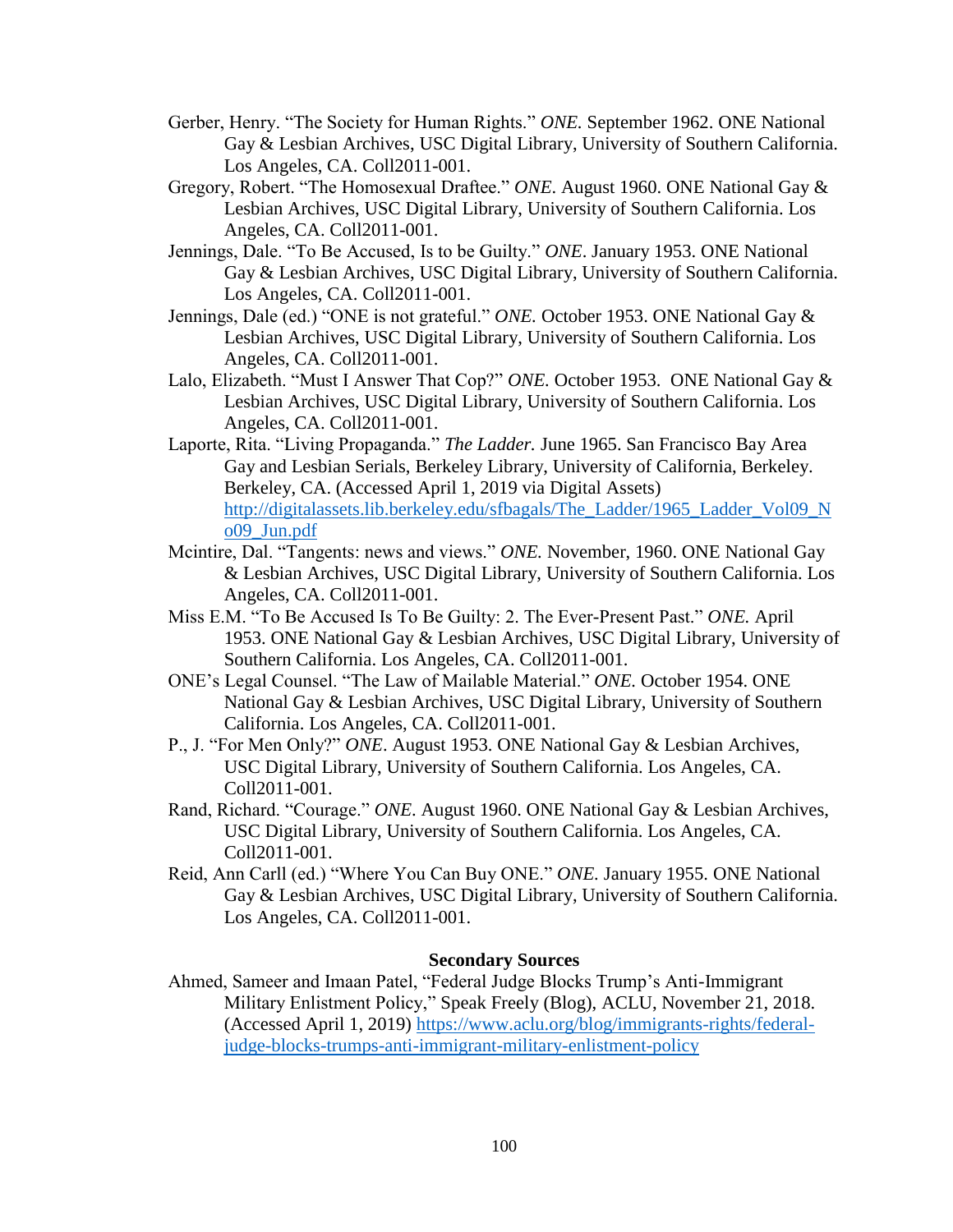Gerber, Henry. "The Society for Human Rights." *ONE.* September 1962. ONE National Gay & Lesbian Archives, USC Digital Library, University of Southern California. Los Angeles, CA. Coll2011-001.

Gregory, Robert. "The Homosexual Draftee." *ONE.* August 1960. ONE National Gay & Lesbian Archives, USC Digital Library, University of Southern California. Los Angeles, CA. Coll2011-001.

Jennings, Dale. "To Be Accused, Is to be Guilty." *ONE*. January 1953. ONE National Gay & Lesbian Archives, USC Digital Library, University of Southern California. Los Angeles, CA. Coll2011-001.

Jennings, Dale (ed.) "ONE is not grateful." *ONE.* October 1953. ONE National Gay & Lesbian Archives, USC Digital Library, University of Southern California. Los Angeles, CA. Coll2011-001.

Lalo, Elizabeth. "Must I Answer That Cop?" *ONE.* October 1953. ONE National Gay & Lesbian Archives, USC Digital Library, University of Southern California. Los Angeles, CA. Coll2011-001.

Laporte, Rita. "Living Propaganda." *The Ladder.* June 1965. San Francisco Bay Area Gay and Lesbian Serials, Berkeley Library, University of California, Berkeley. Berkeley, CA. (Accessed April 1, 2019 via Digital Assets) http://digitalassets.lib.berkeley.edu/sfbagals/The_Ladder/1965_Ladder_Vol09_No09_Jun.pdf

Mcintire, Dal. "Tangents: news and views." *ONE.* November, 1960. ONE National Gay & Lesbian Archives, USC Digital Library, University of Southern California. Los Angeles, CA. Coll2011-001.

Miss E.M. "To Be Accused Is To Be Guilty: 2. The Ever-Present Past." *ONE.* April 1953. ONE National Gay & Lesbian Archives, USC Digital Library, University of Southern California. Los Angeles, CA. Coll2011-001.

ONE's Legal Counsel. "The Law of Mailable Material." *ONE.* October 1954. ONE National Gay & Lesbian Archives, USC Digital Library, University of Southern California. Los Angeles, CA. Coll2011-001.

P., J. "For Men Only?" *ONE*. August 1953. ONE National Gay & Lesbian Archives, USC Digital Library, University of Southern California. Los Angeles, CA. Coll2011-001.

Rand, Richard. "Courage." *ONE.* August 1960. ONE National Gay & Lesbian Archives, USC Digital Library, University of Southern California. Los Angeles, CA. Coll2011-001.

Reid, Ann Carll (ed.) "Where You Can Buy ONE." *ONE.* January 1955. ONE National Gay & Lesbian Archives, USC Digital Library, University of Southern California. Los Angeles, CA. Coll2011-001.

### Secondary Sources

Ahmed, Sameer and Imaan Patel, "Federal Judge Blocks Trump's Anti-Immigrant Military Enlistment Policy," Speak Freely (Blog), ACLU, November 21, 2018. (Accessed April 1, 2019) https://www.aclu.org/blog/immigrants-rights/federal-judge-blocks-trumps-anti-immigrant-military-enlistment-policy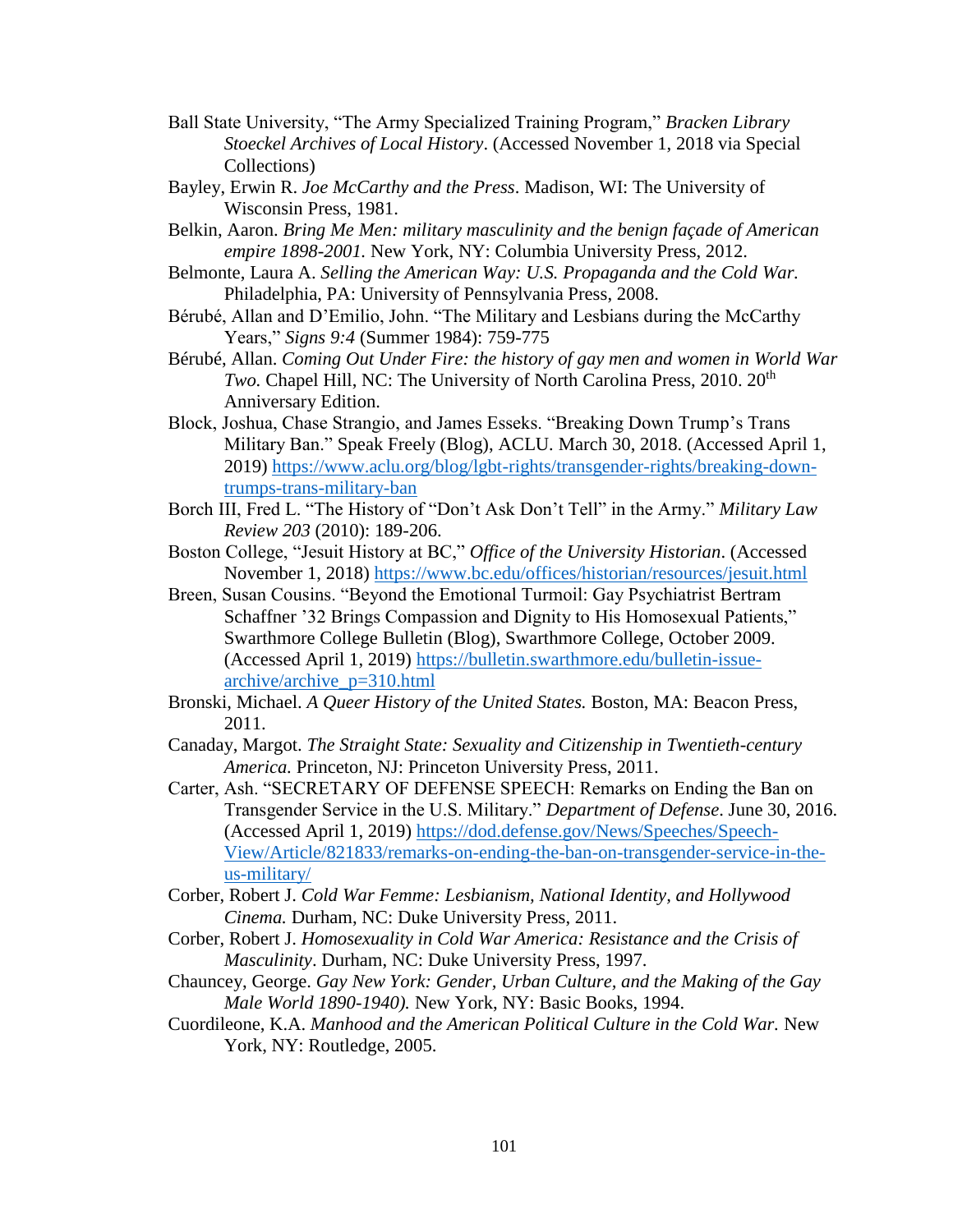Ball State University, "The Army Specialized Training Program," *Bracken Library Stoeckel Archives of Local History*. (Accessed November 1, 2018 via Special Collections)

Bayley, Erwin R. *Joe McCarthy and the Press*. Madison, WI: The University of Wisconsin Press, 1981.

Belkin, Aaron. *Bring Me Men: military masculinity and the benign façade of American empire 1898-2001.* New York, NY: Columbia University Press, 2012.

Belmonte, Laura A. *Selling the American Way: U.S. Propaganda and the Cold War.* Philadelphia, PA: University of Pennsylvania Press, 2008.

Bérubé, Allan and D'Emilio, John. "The Military and Lesbians during the McCarthy Years," *Signs 9:4* (Summer 1984): 759-775

Bérubé, Allan. *Coming Out Under Fire: the history of gay men and women in World War Two.* Chapel Hill, NC: The University of North Carolina Press, 2010. 20th Anniversary Edition.

Block, Joshua, Chase Strangio, and James Esseks. "Breaking Down Trump's Trans Military Ban." Speak Freely (Blog), ACLU. March 30, 2018. (Accessed April 1, 2019) https://www.aclu.org/blog/lgbt-rights/transgender-rights/breaking-down-trumps-trans-military-ban

Borch III, Fred L. "The History of "Don't Ask Don't Tell" in the Army." *Military Law Review 203* (2010): 189-206.

Boston College, "Jesuit History at BC," *Office of the University Historian*. (Accessed November 1, 2018) https://www.bc.edu/offices/historian/resources/jesuit.html

Breen, Susan Cousins. "Beyond the Emotional Turmoil: Gay Psychiatrist Bertram Schaffner '32 Brings Compassion and Dignity to His Homosexual Patients," Swarthmore College Bulletin (Blog), Swarthmore College, October 2009. (Accessed April 1, 2019) https://bulletin.swarthmore.edu/bulletin-issue-archive/archive_p=310.html

Bronski, Michael. *A Queer History of the United States.* Boston, MA: Beacon Press, 2011.

Canaday, Margot. *The Straight State: Sexuality and Citizenship in Twentieth-century America.* Princeton, NJ: Princeton University Press, 2011.

Carter, Ash. "SECRETARY OF DEFENSE SPEECH: Remarks on Ending the Ban on Transgender Service in the U.S. Military." *Department of Defense*. June 30, 2016. (Accessed April 1, 2019) https://dod.defense.gov/News/Speeches/Speech-View/Article/821833/remarks-on-ending-the-ban-on-transgender-service-in-the-us-military/

Corber, Robert J. *Cold War Femme: Lesbianism, National Identity, and Hollywood Cinema.* Durham, NC: Duke University Press, 2011.

Corber, Robert J. *Homosexuality in Cold War America: Resistance and the Crisis of Masculinity*. Durham, NC: Duke University Press, 1997.

Chauncey, George. *Gay New York: Gender, Urban Culture, and the Making of the Gay Male World 1890-1940).* New York, NY: Basic Books, 1994.

Cuordileone, K.A. *Manhood and the American Political Culture in the Cold War.* New York, NY: Routledge, 2005.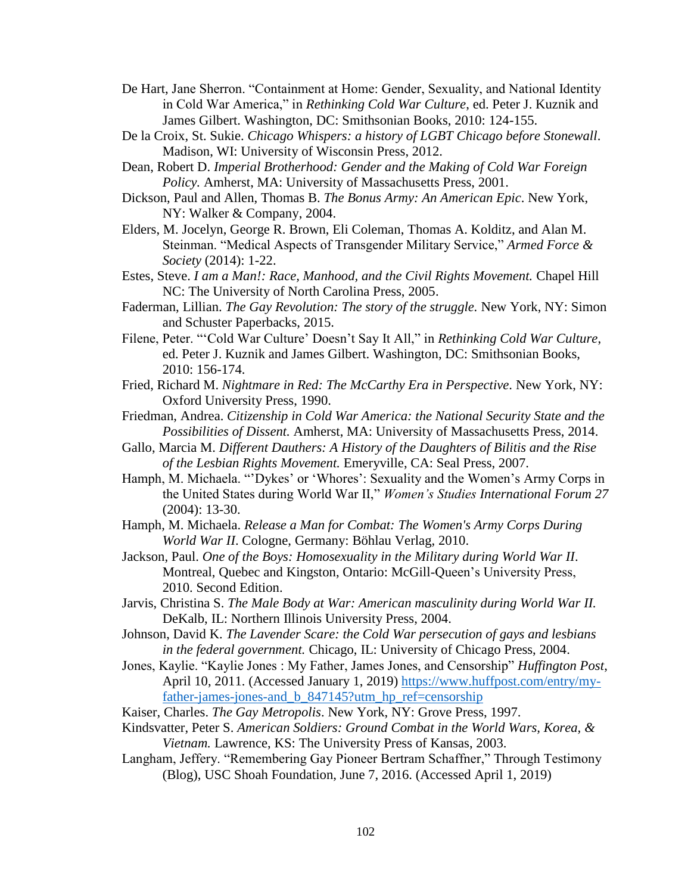De Hart, Jane Sherron. "Containment at Home: Gender, Sexuality, and National Identity in Cold War America," in *Rethinking Cold War Culture*, ed. Peter J. Kuznik and James Gilbert. Washington, DC: Smithsonian Books, 2010: 124-155.

De la Croix, St. Sukie. *Chicago Whispers: a history of LGBT Chicago before Stonewall*. Madison, WI: University of Wisconsin Press, 2012.

Dean, Robert D. *Imperial Brotherhood: Gender and the Making of Cold War Foreign Policy.* Amherst, MA: University of Massachusetts Press, 2001.

Dickson, Paul and Allen, Thomas B. *The Bonus Army: An American Epic*. New York, NY: Walker & Company, 2004.

Elders, M. Jocelyn, George R. Brown, Eli Coleman, Thomas A. Kolditz, and Alan M. Steinman. "Medical Aspects of Transgender Military Service," *Armed Force & Society* (2014): 1-22.

Estes, Steve. *I am a Man!: Race, Manhood, and the Civil Rights Movement.* Chapel Hill NC: The University of North Carolina Press, 2005.

Faderman, Lillian. *The Gay Revolution: The story of the struggle.* New York, NY: Simon and Schuster Paperbacks, 2015.

Filene, Peter. "'Cold War Culture' Doesn't Say It All," in *Rethinking Cold War Culture*, ed. Peter J. Kuznik and James Gilbert. Washington, DC: Smithsonian Books, 2010: 156-174.

Fried, Richard M. *Nightmare in Red: The McCarthy Era in Perspective*. New York, NY: Oxford University Press, 1990.

Friedman, Andrea. *Citizenship in Cold War America: the National Security State and the Possibilities of Dissent.* Amherst, MA: University of Massachusetts Press, 2014.

Gallo, Marcia M. *Different Dauthers: A History of the Daughters of Bilitis and the Rise of the Lesbian Rights Movement.* Emeryville, CA: Seal Press, 2007.

Hamph, M. Michaela. "'Dykes' or 'Whores': Sexuality and the Women's Army Corps in the United States during World War II," *Women's Studies International Forum 27* (2004): 13-30.

Hamph, M. Michaela. *Release a Man for Combat: The Women's Army Corps During World War II*. Cologne, Germany: Böhlau Verlag, 2010.

Jackson, Paul. *One of the Boys: Homosexuality in the Military during World War II*. Montreal, Quebec and Kingston, Ontario: McGill-Queen's University Press, 2010. Second Edition.

Jarvis, Christina S. *The Male Body at War: American masculinity during World War II.* DeKalb, IL: Northern Illinois University Press, 2004.

Johnson, David K. *The Lavender Scare: the Cold War persecution of gays and lesbians in the federal government.* Chicago, IL: University of Chicago Press, 2004.

Jones, Kaylie. "Kaylie Jones : My Father, James Jones, and Censorship" *Huffington Post*, April 10, 2011. (Accessed January 1, 2019) https://www.huffpost.com/entry/my-father-james-jones-and_b_847145?utm_hp_ref=censorship

Kaiser, Charles. *The Gay Metropolis*. New York, NY: Grove Press, 1997.

Kindsvatter, Peter S. *American Soldiers: Ground Combat in the World Wars, Korea, & Vietnam.* Lawrence, KS: The University Press of Kansas, 2003.

Langham, Jeffery. "Remembering Gay Pioneer Bertram Schaffner," Through Testimony (Blog), USC Shoah Foundation, June 7, 2016. (Accessed April 1, 2019)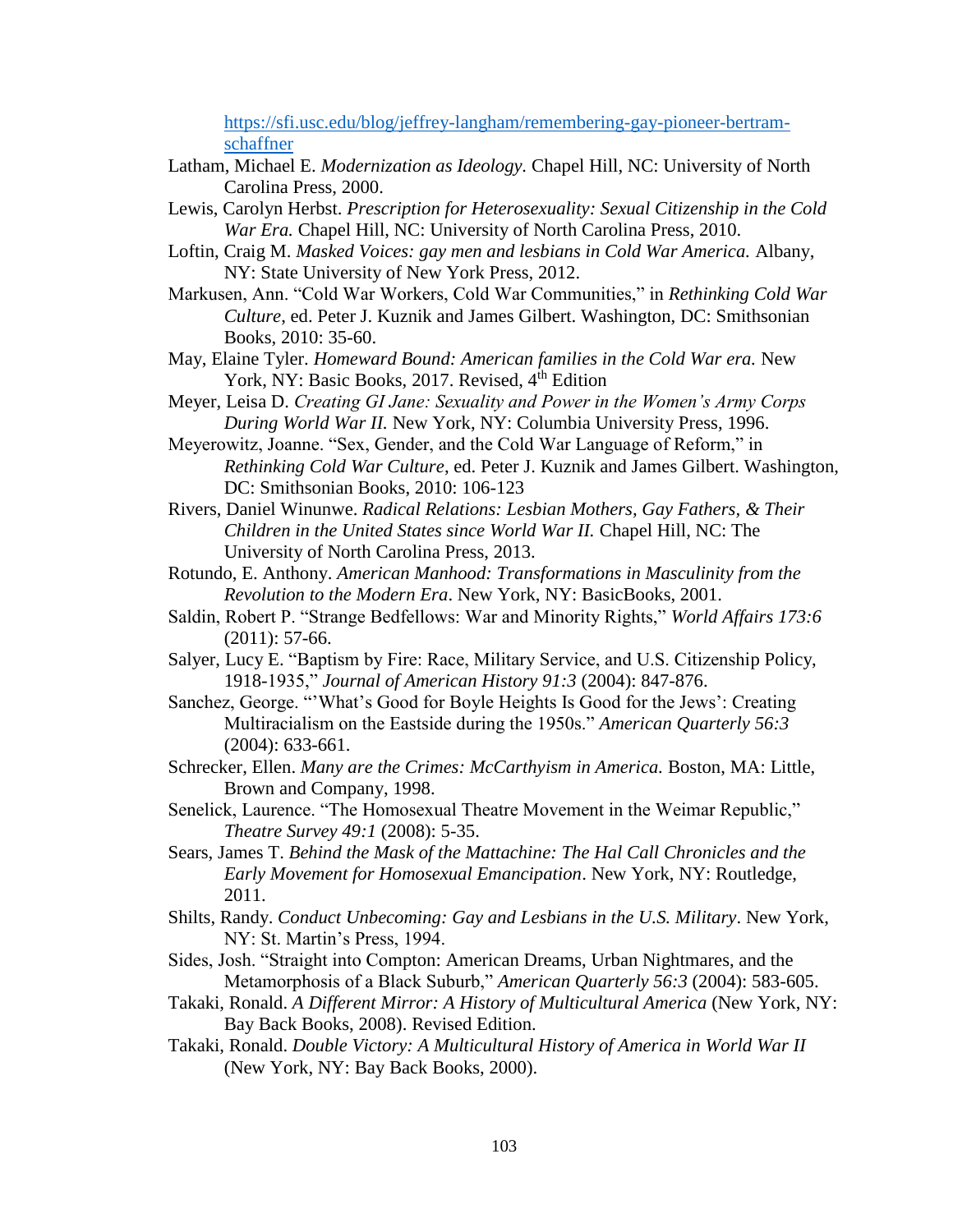https://sfi.usc.edu/blog/jeffrey-langham/remembering-gay-pioneer-bertram-schaffner

Latham, Michael E. *Modernization as Ideology.* Chapel Hill, NC: University of North Carolina Press, 2000.

Lewis, Carolyn Herbst. *Prescription for Heterosexuality: Sexual Citizenship in the Cold War Era.* Chapel Hill, NC: University of North Carolina Press, 2010.

Loftin, Craig M. *Masked Voices: gay men and lesbians in Cold War America.* Albany, NY: State University of New York Press, 2012.

Markusen, Ann. "Cold War Workers, Cold War Communities," in *Rethinking Cold War Culture*, ed. Peter J. Kuznik and James Gilbert. Washington, DC: Smithsonian Books, 2010: 35-60.

May, Elaine Tyler. *Homeward Bound: American families in the Cold War era.* New York, NY: Basic Books, 2017. Revised, 4th Edition

Meyer, Leisa D. *Creating GI Jane: Sexuality and Power in the Women's Army Corps During World War II.* New York, NY: Columbia University Press, 1996.

Meyerowitz, Joanne. "Sex, Gender, and the Cold War Language of Reform," in *Rethinking Cold War Culture*, ed. Peter J. Kuznik and James Gilbert. Washington, DC: Smithsonian Books, 2010: 106-123

Rivers, Daniel Winunwe. *Radical Relations: Lesbian Mothers, Gay Fathers, & Their Children in the United States since World War II.* Chapel Hill, NC: The University of North Carolina Press, 2013.

Rotundo, E. Anthony. *American Manhood: Transformations in Masculinity from the Revolution to the Modern Era*. New York, NY: BasicBooks, 2001.

Saldin, Robert P. "Strange Bedfellows: War and Minority Rights," *World Affairs 173:6* (2011): 57-66.

Salyer, Lucy E. "Baptism by Fire: Race, Military Service, and U.S. Citizenship Policy, 1918-1935," *Journal of American History 91:3* (2004): 847-876.

Sanchez, George. "'What's Good for Boyle Heights Is Good for the Jews': Creating Multiracialism on the Eastside during the 1950s." *American Quarterly 56:3* (2004): 633-661.

Schrecker, Ellen. *Many are the Crimes: McCarthyism in America.* Boston, MA: Little, Brown and Company, 1998.

Senelick, Laurence. "The Homosexual Theatre Movement in the Weimar Republic," *Theatre Survey 49:1* (2008): 5-35.

Sears, James T. *Behind the Mask of the Mattachine: The Hal Call Chronicles and the Early Movement for Homosexual Emancipation*. New York, NY: Routledge, 2011.

Shilts, Randy. *Conduct Unbecoming: Gay and Lesbians in the U.S. Military*. New York, NY: St. Martin's Press, 1994.

Sides, Josh. "Straight into Compton: American Dreams, Urban Nightmares, and the Metamorphosis of a Black Suburb," *American Quarterly 56:3* (2004): 583-605.

Takaki, Ronald. *A Different Mirror: A History of Multicultural America* (New York, NY: Bay Back Books, 2008). Revised Edition.

Takaki, Ronald. *Double Victory: A Multicultural History of America in World War II* (New York, NY: Bay Back Books, 2000).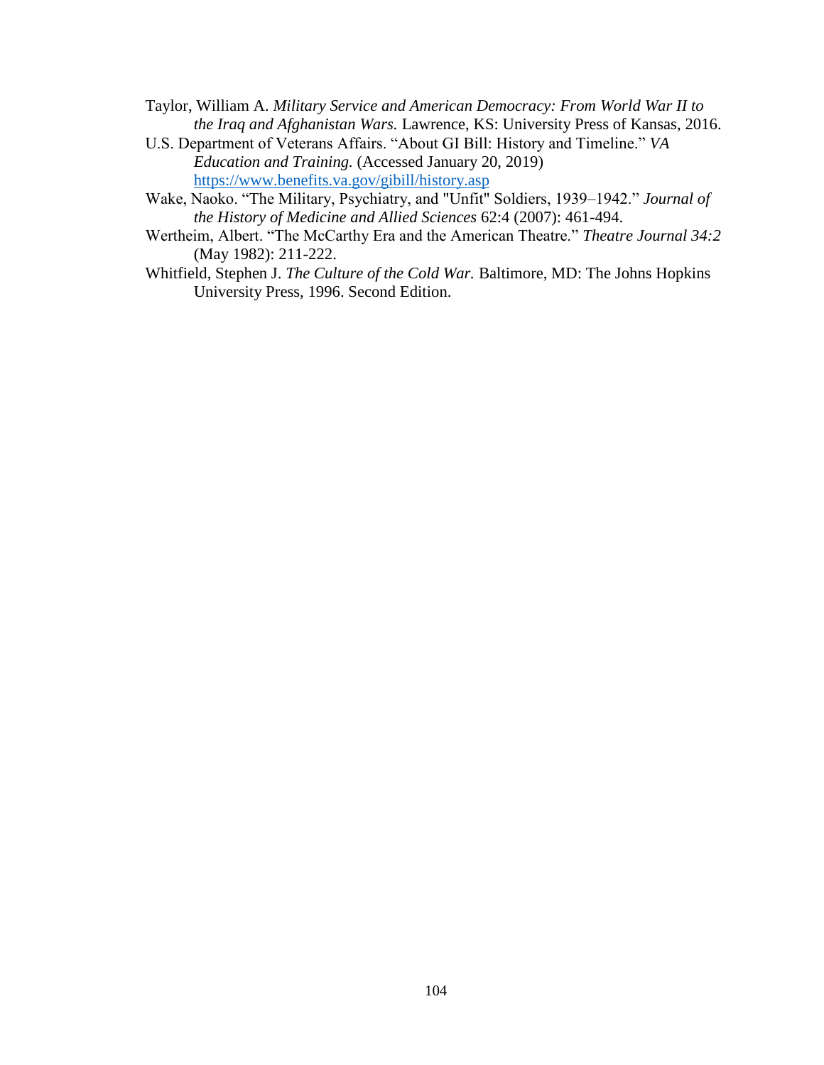Taylor, William A. *Military Service and American Democracy: From World War II to the Iraq and Afghanistan Wars.* Lawrence, KS: University Press of Kansas, 2016.

U.S. Department of Veterans Affairs. "About GI Bill: History and Timeline." *VA Education and Training.* (Accessed January 20, 2019) https://www.benefits.va.gov/gibill/history.asp

Wake, Naoko. "The Military, Psychiatry, and "Unfit" Soldiers, 1939–1942." *Journal of the History of Medicine and Allied Sciences* 62:4 (2007): 461-494.

Wertheim, Albert. "The McCarthy Era and the American Theatre." *Theatre Journal 34:2* (May 1982): 211-222.

Whitfield, Stephen J. *The Culture of the Cold War.* Baltimore, MD: The Johns Hopkins University Press, 1996. Second Edition.